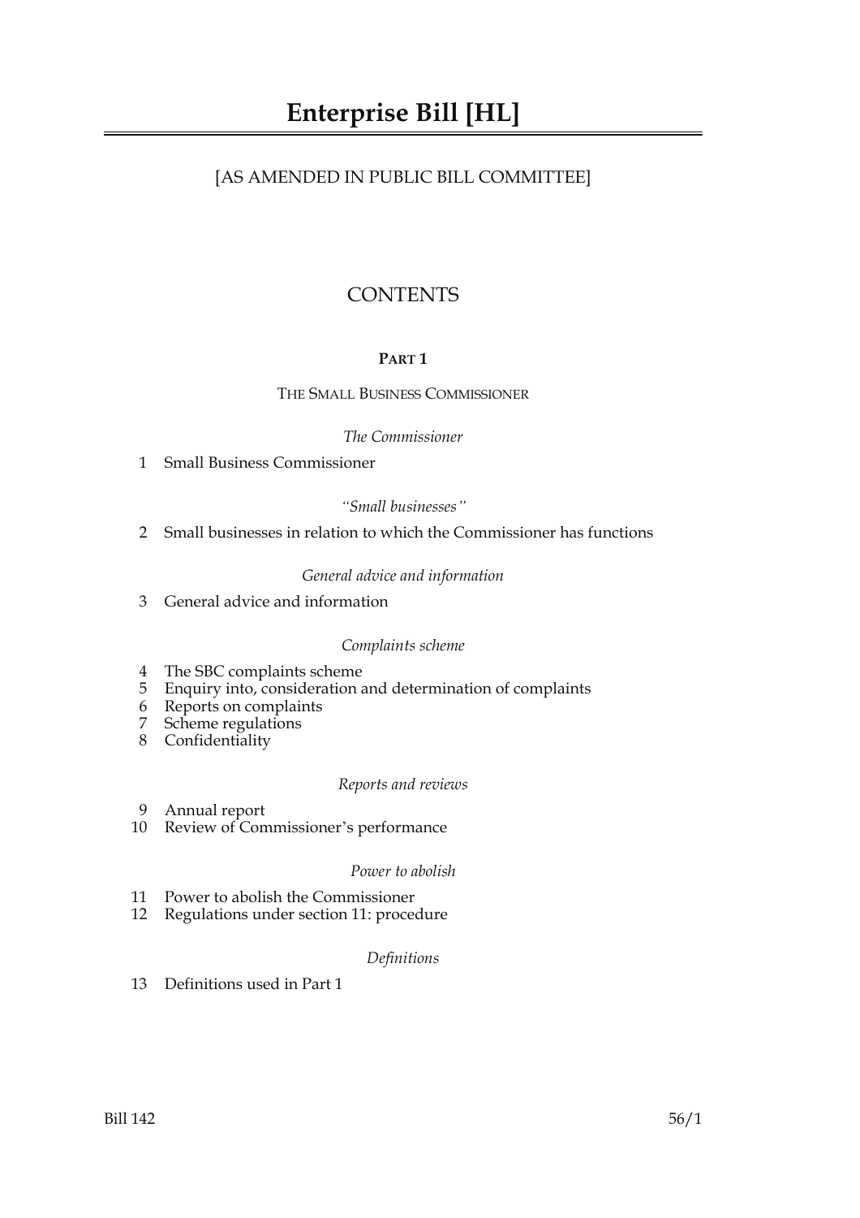# Enterprise Bill [HL]

[AS AMENDED IN PUBLIC BILL COMMITTEE]

## CONTENTS

### PART 1

THE SMALL BUSINESS COMMISSIONER

*The Commissioner*

1 Small Business Commissioner

*"Small businesses"*

2 Small businesses in relation to which the Commissioner has functions

*General advice and information*

3 General advice and information

*Complaints scheme*

4 The SBC complaints scheme
5 Enquiry into, consideration and determination of complaints
6 Reports on complaints
7 Scheme regulations
8 Confidentiality

*Reports and reviews*

9 Annual report
10 Review of Commissioner's performance

*Power to abolish*

11 Power to abolish the Commissioner
12 Regulations under section 11: procedure

*Definitions*

13 Definitions used in Part 1

Bill 142 56/1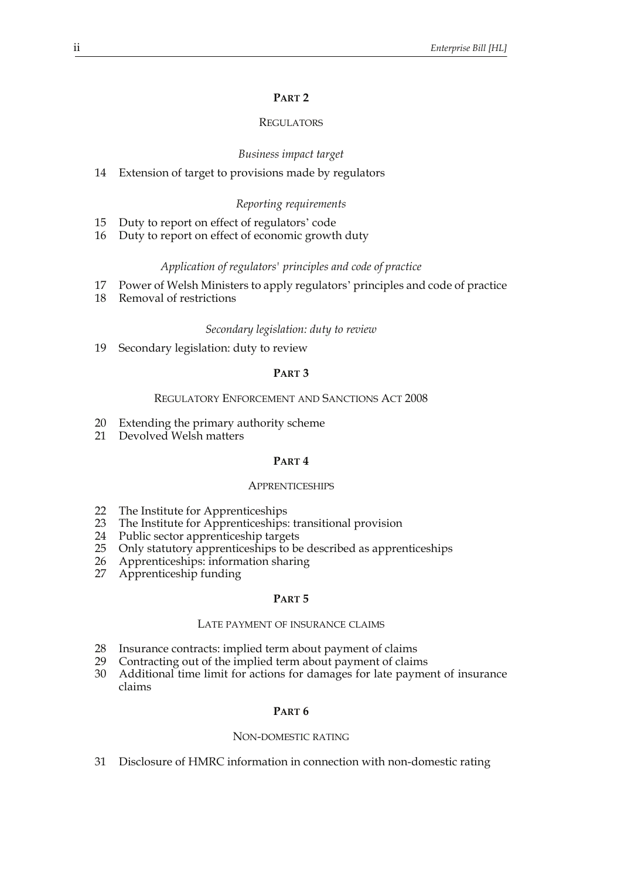## PART 2

### REGULATORS

*Business impact target*

14 Extension of target to provisions made by regulators

*Reporting requirements*

15 Duty to report on effect of regulators' code
16 Duty to report on effect of economic growth duty

*Application of regulators' principles and code of practice*

17 Power of Welsh Ministers to apply regulators' principles and code of practice
18 Removal of restrictions

*Secondary legislation: duty to review*

19 Secondary legislation: duty to review

## PART 3

### REGULATORY ENFORCEMENT AND SANCTIONS ACT 2008

20 Extending the primary authority scheme
21 Devolved Welsh matters

## PART 4

### APPRENTICESHIPS

22 The Institute for Apprenticeships
23 The Institute for Apprenticeships: transitional provision
24 Public sector apprenticeship targets
25 Only statutory apprenticeships to be described as apprenticeships
26 Apprenticeships: information sharing
27 Apprenticeship funding

## PART 5

### LATE PAYMENT OF INSURANCE CLAIMS

28 Insurance contracts: implied term about payment of claims
29 Contracting out of the implied term about payment of claims
30 Additional time limit for actions for damages for late payment of insurance claims

## PART 6

### NON-DOMESTIC RATING

31 Disclosure of HMRC information in connection with non-domestic rating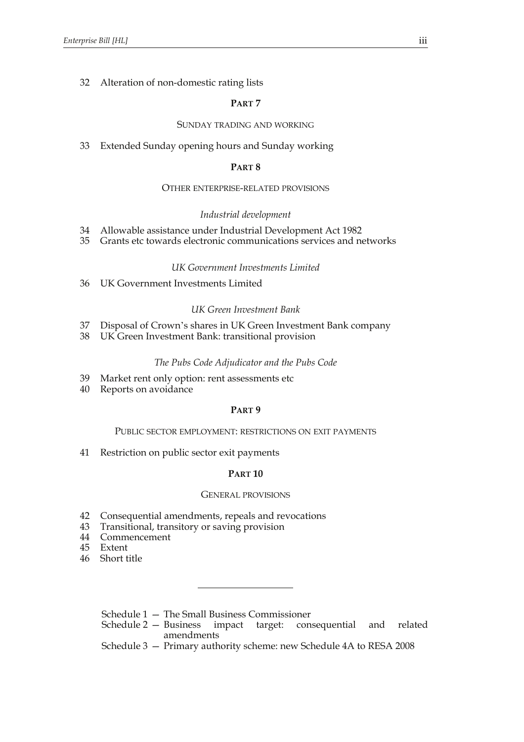32 Alteration of non-domestic rating lists

## PART 7

### SUNDAY TRADING AND WORKING

33 Extended Sunday opening hours and Sunday working

## PART 8

### OTHER ENTERPRISE-RELATED PROVISIONS

*Industrial development*

34 Allowable assistance under Industrial Development Act 1982
35 Grants etc towards electronic communications services and networks

*UK Government Investments Limited*

36 UK Government Investments Limited

*UK Green Investment Bank*

37 Disposal of Crown's shares in UK Green Investment Bank company
38 UK Green Investment Bank: transitional provision

*The Pubs Code Adjudicator and the Pubs Code*

39 Market rent only option: rent assessments etc
40 Reports on avoidance

## PART 9

### PUBLIC SECTOR EMPLOYMENT: RESTRICTIONS ON EXIT PAYMENTS

41 Restriction on public sector exit payments

## PART 10

### GENERAL PROVISIONS

42 Consequential amendments, repeals and revocations
43 Transitional, transitory or saving provision
44 Commencement
45 Extent
46 Short title

---

Schedule 1 — The Small Business Commissioner
Schedule 2 — Business impact target: consequential and related amendments
Schedule 3 — Primary authority scheme: new Schedule 4A to RESA 2008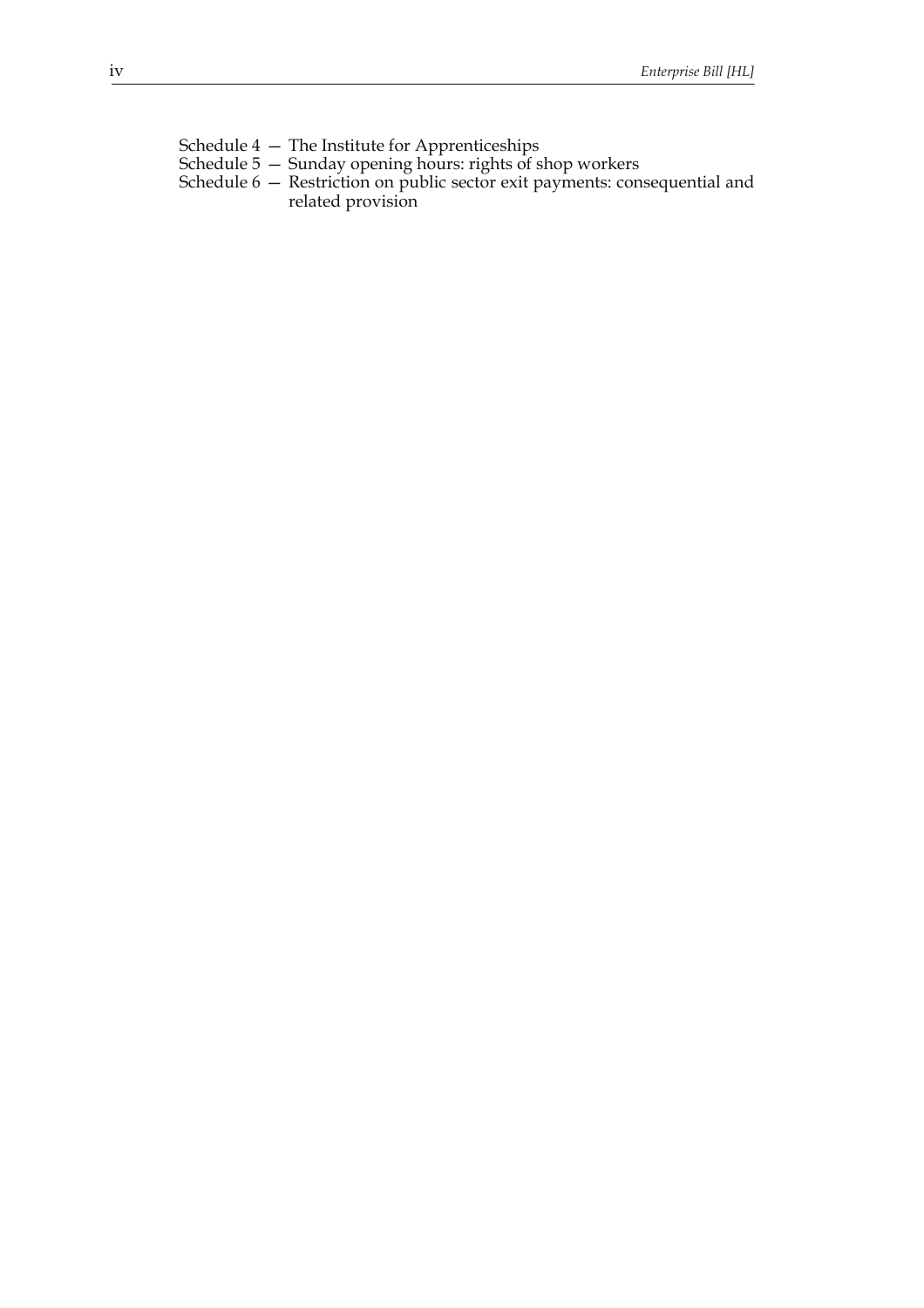Schedule 4 — The Institute for Apprenticeships
Schedule 5 — Sunday opening hours: rights of shop workers
Schedule 6 — Restriction on public sector exit payments: consequential and related provision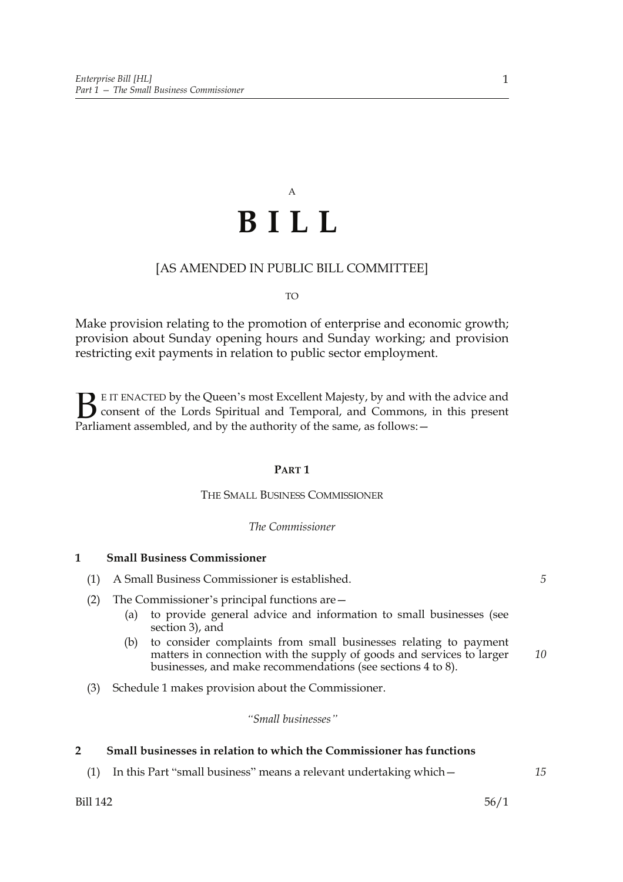A

# B I L L

[AS AMENDED IN PUBLIC BILL COMMITTEE]

TO

Make provision relating to the promotion of enterprise and economic growth; provision about Sunday opening hours and Sunday working; and provision restricting exit payments in relation to public sector employment.

BE IT ENACTED by the Queen's most Excellent Majesty, by and with the advice and consent of the Lords Spiritual and Temporal, and Commons, in this present Parliament assembled, and by the authority of the same, as follows:—

## PART 1

### THE SMALL BUSINESS COMMISSIONER

*The Commissioner*

**1 Small Business Commissioner**

(1) A Small Business Commissioner is established.

(2) The Commissioner's principal functions are—

(a) to provide general advice and information to small businesses (see section 3), and

(b) to consider complaints from small businesses relating to payment matters in connection with the supply of goods and services to larger businesses, and make recommendations (see sections 4 to 8).

(3) Schedule 1 makes provision about the Commissioner.

*"Small businesses"*

**2 Small businesses in relation to which the Commissioner has functions**

(1) In this Part "small business" means a relevant undertaking which—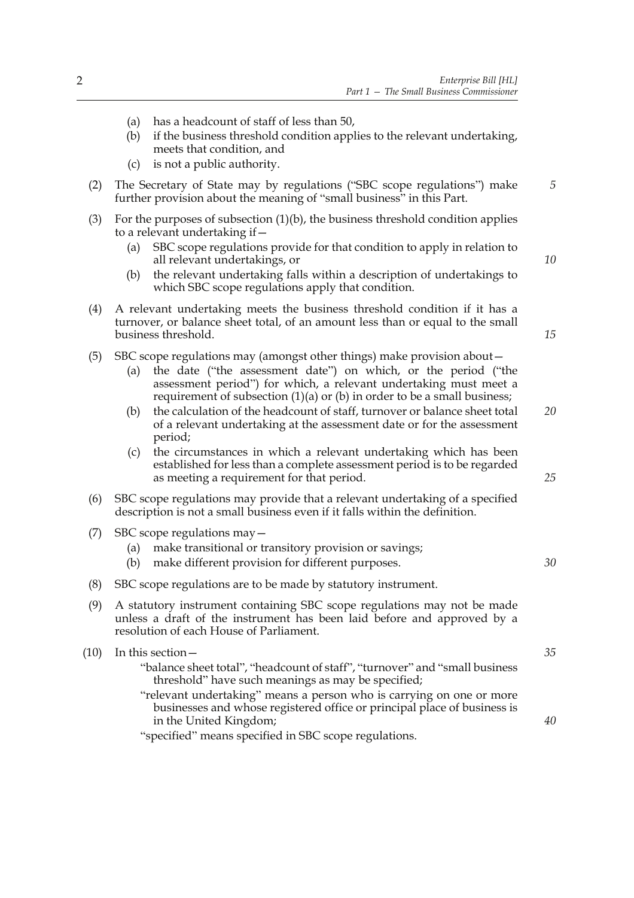(a) has a headcount of staff of less than 50,

(b) if the business threshold condition applies to the relevant undertaking, meets that condition, and

(c) is not a public authority.

(2) The Secretary of State may by regulations ("SBC scope regulations") make further provision about the meaning of "small business" in this Part.

(3) For the purposes of subsection (1)(b), the business threshold condition applies to a relevant undertaking if—

(a) SBC scope regulations provide for that condition to apply in relation to all relevant undertakings, or

(b) the relevant undertaking falls within a description of undertakings to which SBC scope regulations apply that condition.

(4) A relevant undertaking meets the business threshold condition if it has a turnover, or balance sheet total, of an amount less than or equal to the small business threshold.

(5) SBC scope regulations may (amongst other things) make provision about—

(a) the date ("the assessment date") on which, or the period ("the assessment period") for which, a relevant undertaking must meet a requirement of subsection (1)(a) or (b) in order to be a small business;

(b) the calculation of the headcount of staff, turnover or balance sheet total of a relevant undertaking at the assessment date or for the assessment period;

(c) the circumstances in which a relevant undertaking which has been established for less than a complete assessment period is to be regarded as meeting a requirement for that period.

(6) SBC scope regulations may provide that a relevant undertaking of a specified description is not a small business even if it falls within the definition.

(7) SBC scope regulations may—

(a) make transitional or transitory provision or savings;

(b) make different provision for different purposes.

(8) SBC scope regulations are to be made by statutory instrument.

(9) A statutory instrument containing SBC scope regulations may not be made unless a draft of the instrument has been laid before and approved by a resolution of each House of Parliament.

(10) In this section—

"balance sheet total", "headcount of staff", "turnover" and "small business threshold" have such meanings as may be specified;

"relevant undertaking" means a person who is carrying on one or more businesses and whose registered office or principal place of business is in the United Kingdom;

"specified" means specified in SBC scope regulations.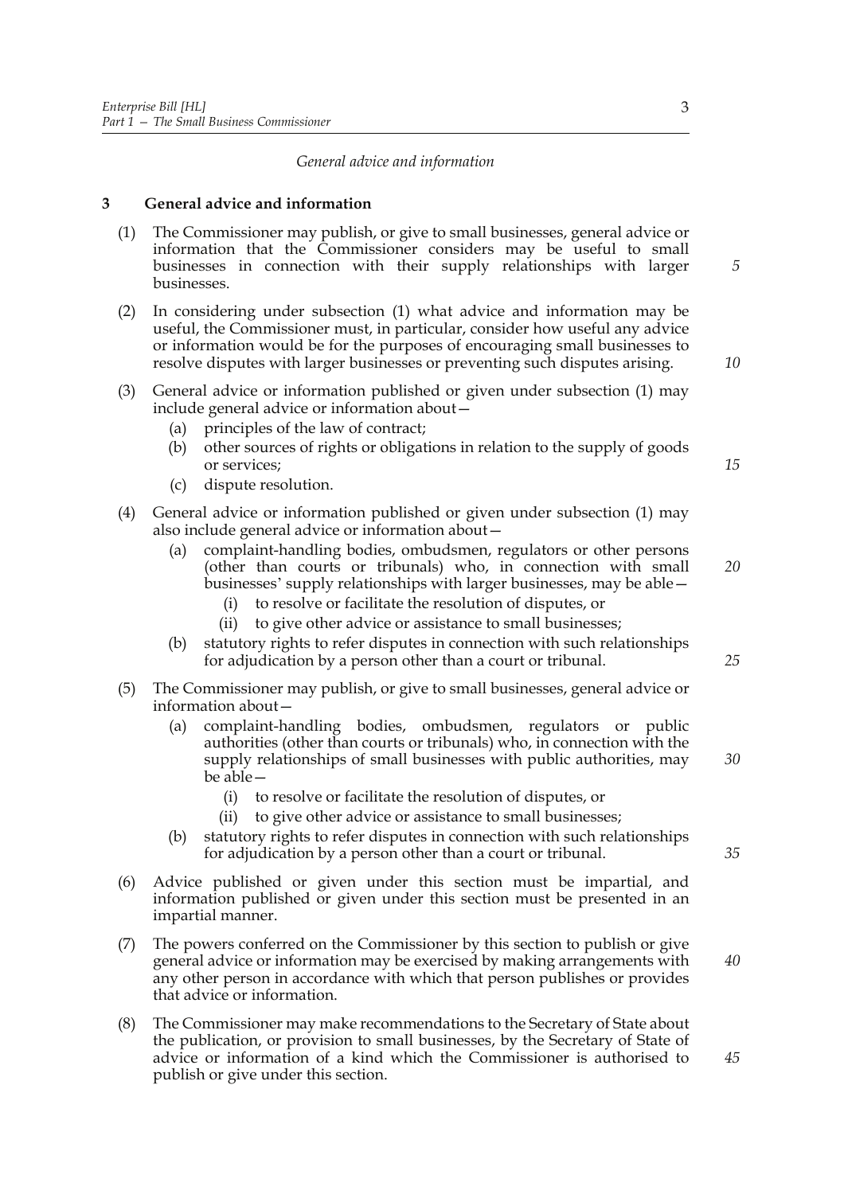*General advice and information*

**3 General advice and information**

(1) The Commissioner may publish, or give to small businesses, general advice or information that the Commissioner considers may be useful to small businesses in connection with their supply relationships with larger businesses.

(2) In considering under subsection (1) what advice and information may be useful, the Commissioner must, in particular, consider how useful any advice or information would be for the purposes of encouraging small businesses to resolve disputes with larger businesses or preventing such disputes arising.

(3) General advice or information published or given under subsection (1) may include general advice or information about—

- (a) principles of the law of contract;
- (b) other sources of rights or obligations in relation to the supply of goods or services;
- (c) dispute resolution.

(4) General advice or information published or given under subsection (1) may also include general advice or information about—

- (a) complaint-handling bodies, ombudsmen, regulators or other persons (other than courts or tribunals) who, in connection with small businesses' supply relationships with larger businesses, may be able—
  - (i) to resolve or facilitate the resolution of disputes, or
  - (ii) to give other advice or assistance to small businesses;
- (b) statutory rights to refer disputes in connection with such relationships for adjudication by a person other than a court or tribunal.

(5) The Commissioner may publish, or give to small businesses, general advice or information about—

- (a) complaint-handling bodies, ombudsmen, regulators or public authorities (other than courts or tribunals) who, in connection with the supply relationships of small businesses with public authorities, may be able—
  - (i) to resolve or facilitate the resolution of disputes, or
  - (ii) to give other advice or assistance to small businesses;
- (b) statutory rights to refer disputes in connection with such relationships for adjudication by a person other than a court or tribunal.

(6) Advice published or given under this section must be impartial, and information published or given under this section must be presented in an impartial manner.

(7) The powers conferred on the Commissioner by this section to publish or give general advice or information may be exercised by making arrangements with any other person in accordance with which that person publishes or provides that advice or information.

(8) The Commissioner may make recommendations to the Secretary of State about the publication, or provision to small businesses, by the Secretary of State of advice or information of a kind which the Commissioner is authorised to publish or give under this section.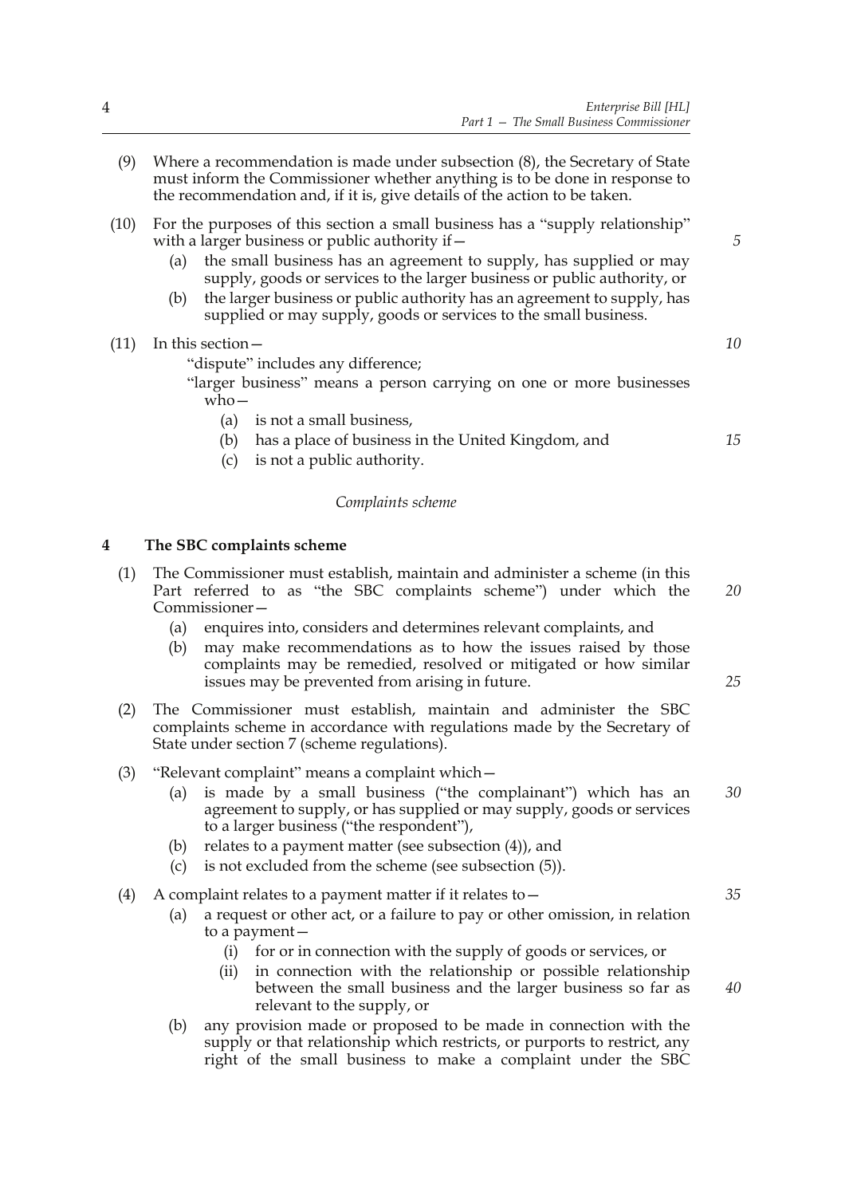(9) Where a recommendation is made under subsection (8), the Secretary of State must inform the Commissioner whether anything is to be done in response to the recommendation and, if it is, give details of the action to be taken.

(10) For the purposes of this section a small business has a "supply relationship" with a larger business or public authority if—

   (a) the small business has an agreement to supply, has supplied or may supply, goods or services to the larger business or public authority, or

   (b) the larger business or public authority has an agreement to supply, has supplied or may supply, goods or services to the small business.

(11) In this section—

   "dispute" includes any difference;

   "larger business" means a person carrying on one or more businesses who—

      (a) is not a small business,

      (b) has a place of business in the United Kingdom, and

      (c) is not a public authority.

*Complaints scheme*

### 4 The SBC complaints scheme

(1) The Commissioner must establish, maintain and administer a scheme (in this Part referred to as "the SBC complaints scheme") under which the Commissioner—

   (a) enquires into, considers and determines relevant complaints, and

   (b) may make recommendations as to how the issues raised by those complaints may be remedied, resolved or mitigated or how similar issues may be prevented from arising in future.

(2) The Commissioner must establish, maintain and administer the SBC complaints scheme in accordance with regulations made by the Secretary of State under section 7 (scheme regulations).

(3) "Relevant complaint" means a complaint which—

   (a) is made by a small business ("the complainant") which has an agreement to supply, or has supplied or may supply, goods or services to a larger business ("the respondent"),

   (b) relates to a payment matter (see subsection (4)), and

   (c) is not excluded from the scheme (see subsection (5)).

(4) A complaint relates to a payment matter if it relates to—

   (a) a request or other act, or a failure to pay or other omission, in relation to a payment—

      (i) for or in connection with the supply of goods or services, or

      (ii) in connection with the relationship or possible relationship between the small business and the larger business so far as relevant to the supply, or

   (b) any provision made or proposed to be made in connection with the supply or that relationship which restricts, or purports to restrict, any right of the small business to make a complaint under the SBC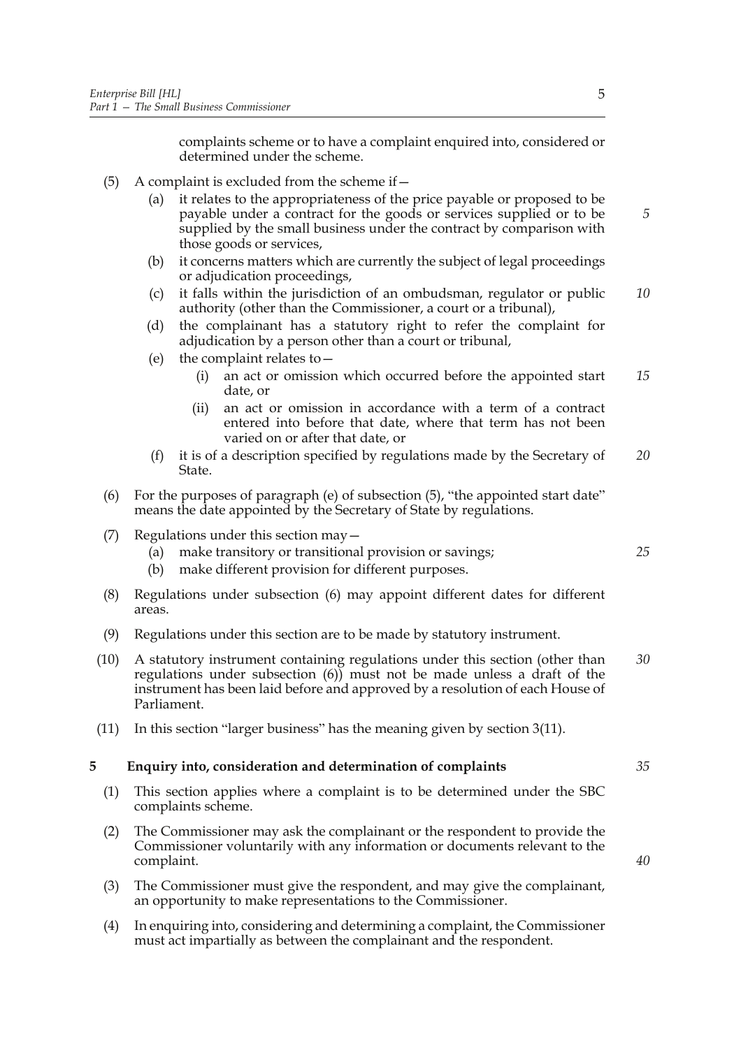complaints scheme or to have a complaint enquired into, considered or determined under the scheme.

(5) A complaint is excluded from the scheme if—

(a) it relates to the appropriateness of the price payable or proposed to be payable under a contract for the goods or services supplied or to be supplied by the small business under the contract by comparison with those goods or services,

(b) it concerns matters which are currently the subject of legal proceedings or adjudication proceedings,

(c) it falls within the jurisdiction of an ombudsman, regulator or public authority (other than the Commissioner, a court or a tribunal),

(d) the complainant has a statutory right to refer the complaint for adjudication by a person other than a court or tribunal,

(e) the complaint relates to—

(i) an act or omission which occurred before the appointed start date, or

(ii) an act or omission in accordance with a term of a contract entered into before that date, where that term has not been varied on or after that date, or

(f) it is of a description specified by regulations made by the Secretary of State.

(6) For the purposes of paragraph (e) of subsection (5), "the appointed start date" means the date appointed by the Secretary of State by regulations.

(7) Regulations under this section may—

(a) make transitory or transitional provision or savings;

(b) make different provision for different purposes.

(8) Regulations under subsection (6) may appoint different dates for different areas.

(9) Regulations under this section are to be made by statutory instrument.

(10) A statutory instrument containing regulations under this section (other than regulations under subsection (6)) must not be made unless a draft of the instrument has been laid before and approved by a resolution of each House of Parliament.

(11) In this section "larger business" has the meaning given by section 3(11).

## 5 Enquiry into, consideration and determination of complaints

(1) This section applies where a complaint is to be determined under the SBC complaints scheme.

(2) The Commissioner may ask the complainant or the respondent to provide the Commissioner voluntarily with any information or documents relevant to the complaint.

(3) The Commissioner must give the respondent, and may give the complainant, an opportunity to make representations to the Commissioner.

(4) In enquiring into, considering and determining a complaint, the Commissioner must act impartially as between the complainant and the respondent.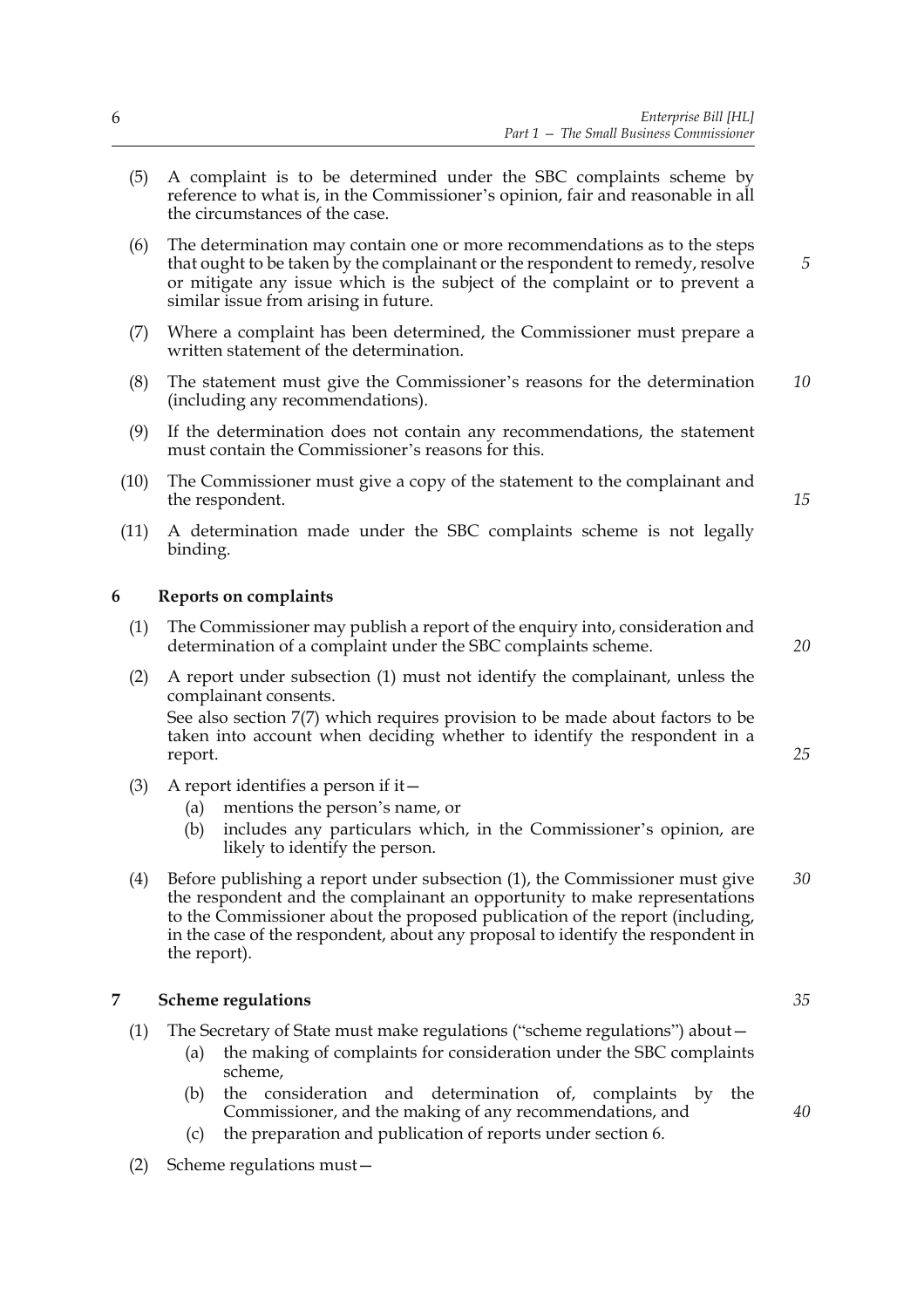(5) A complaint is to be determined under the SBC complaints scheme by reference to what is, in the Commissioner's opinion, fair and reasonable in all the circumstances of the case.

(6) The determination may contain one or more recommendations as to the steps that ought to be taken by the complainant or the respondent to remedy, resolve or mitigate any issue which is the subject of the complaint or to prevent a similar issue from arising in future.

(7) Where a complaint has been determined, the Commissioner must prepare a written statement of the determination.

(8) The statement must give the Commissioner's reasons for the determination (including any recommendations).

(9) If the determination does not contain any recommendations, the statement must contain the Commissioner's reasons for this.

(10) The Commissioner must give a copy of the statement to the complainant and the respondent.

(11) A determination made under the SBC complaints scheme is not legally binding.

### 6 Reports on complaints

(1) The Commissioner may publish a report of the enquiry into, consideration and determination of a complaint under the SBC complaints scheme.

(2) A report under subsection (1) must not identify the complainant, unless the complainant consents.
See also section 7(7) which requires provision to be made about factors to be taken into account when deciding whether to identify the respondent in a report.

(3) A report identifies a person if it—
  (a) mentions the person's name, or
  (b) includes any particulars which, in the Commissioner's opinion, are likely to identify the person.

(4) Before publishing a report under subsection (1), the Commissioner must give the respondent and the complainant an opportunity to make representations to the Commissioner about the proposed publication of the report (including, in the case of the respondent, about any proposal to identify the respondent in the report).

### 7 Scheme regulations

(1) The Secretary of State must make regulations ("scheme regulations") about—
  (a) the making of complaints for consideration under the SBC complaints scheme,
  (b) the consideration and determination of, complaints by the Commissioner, and the making of any recommendations, and
  (c) the preparation and publication of reports under section 6.

(2) Scheme regulations must—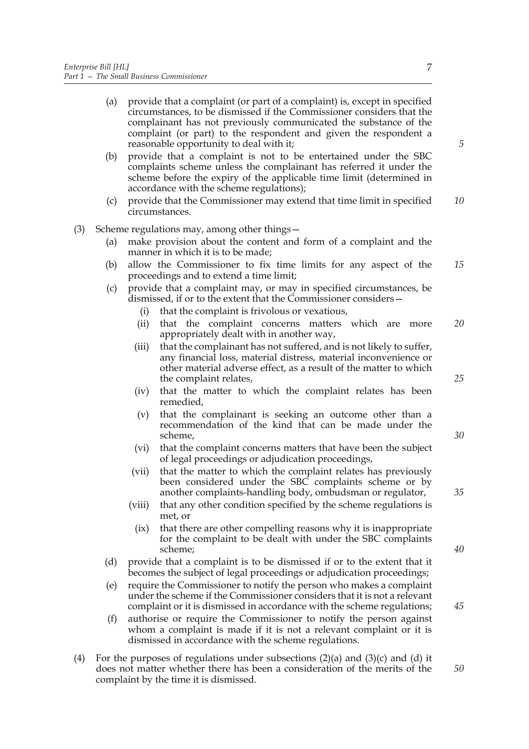(a) provide that a complaint (or part of a complaint) is, except in specified circumstances, to be dismissed if the Commissioner considers that the complainant has not previously communicated the substance of the complaint (or part) to the respondent and given the respondent a reasonable opportunity to deal with it;

(b) provide that a complaint is not to be entertained under the SBC complaints scheme unless the complainant has referred it under the scheme before the expiry of the applicable time limit (determined in accordance with the scheme regulations);

(c) provide that the Commissioner may extend that time limit in specified circumstances.

(3) Scheme regulations may, among other things—

(a) make provision about the content and form of a complaint and the manner in which it is to be made;

(b) allow the Commissioner to fix time limits for any aspect of the proceedings and to extend a time limit;

(c) provide that a complaint may, or may in specified circumstances, be dismissed, if or to the extent that the Commissioner considers—

(i) that the complaint is frivolous or vexatious,

(ii) that the complaint concerns matters which are more appropriately dealt with in another way,

(iii) that the complainant has not suffered, and is not likely to suffer, any financial loss, material distress, material inconvenience or other material adverse effect, as a result of the matter to which the complaint relates,

(iv) that the matter to which the complaint relates has been remedied,

(v) that the complainant is seeking an outcome other than a recommendation of the kind that can be made under the scheme,

(vi) that the complaint concerns matters that have been the subject of legal proceedings or adjudication proceedings,

(vii) that the matter to which the complaint relates has previously been considered under the SBC complaints scheme or by another complaints-handling body, ombudsman or regulator,

(viii) that any other condition specified by the scheme regulations is met, or

(ix) that there are other compelling reasons why it is inappropriate for the complaint to be dealt with under the SBC complaints scheme;

(d) provide that a complaint is to be dismissed if or to the extent that it becomes the subject of legal proceedings or adjudication proceedings;

(e) require the Commissioner to notify the person who makes a complaint under the scheme if the Commissioner considers that it is not a relevant complaint or it is dismissed in accordance with the scheme regulations;

(f) authorise or require the Commissioner to notify the person against whom a complaint is made if it is not a relevant complaint or it is dismissed in accordance with the scheme regulations.

(4) For the purposes of regulations under subsections (2)(a) and (3)(c) and (d) it does not matter whether there has been a consideration of the merits of the complaint by the time it is dismissed.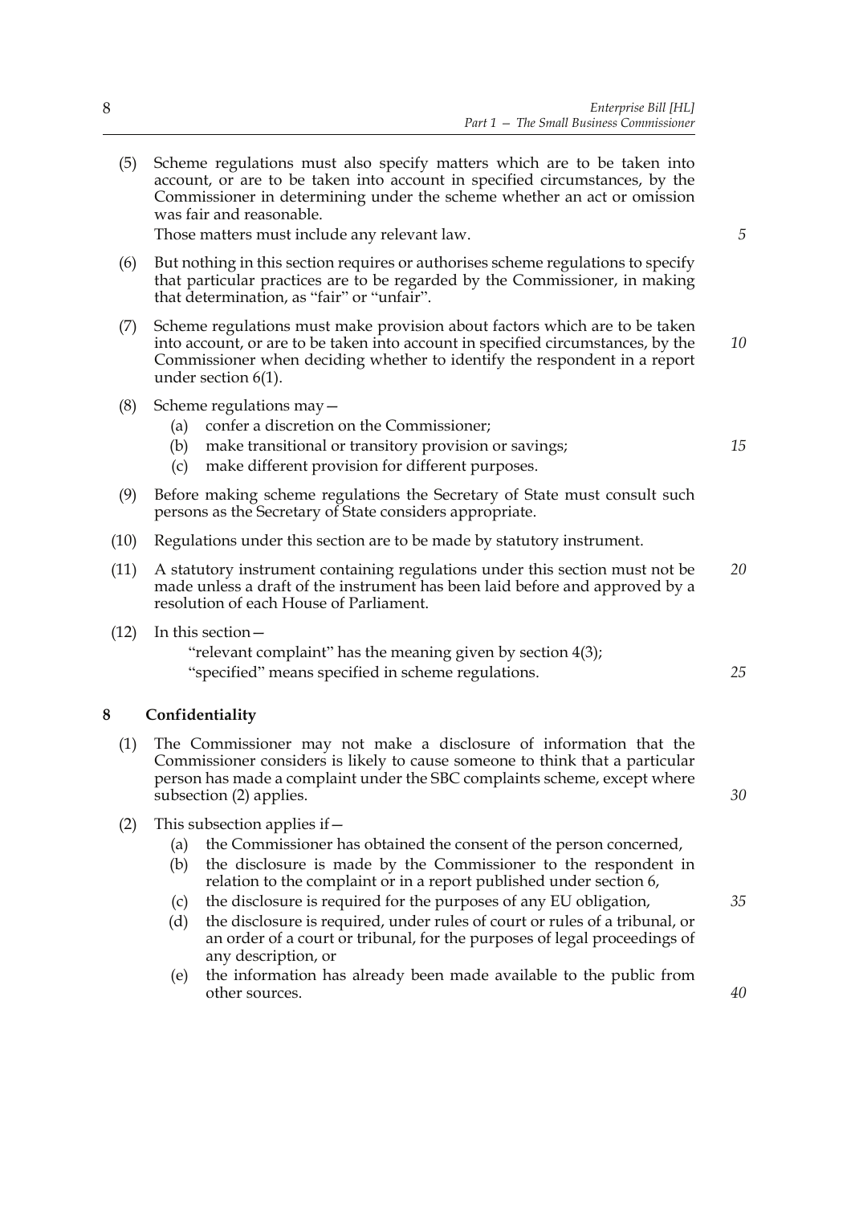(5) Scheme regulations must also specify matters which are to be taken into account, or are to be taken into account in specified circumstances, by the Commissioner in determining under the scheme whether an act or omission was fair and reasonable.

Those matters must include any relevant law.

(6) But nothing in this section requires or authorises scheme regulations to specify that particular practices are to be regarded by the Commissioner, in making that determination, as "fair" or "unfair".

(7) Scheme regulations must make provision about factors which are to be taken into account, or are to be taken into account in specified circumstances, by the Commissioner when deciding whether to identify the respondent in a report under section 6(1).

(8) Scheme regulations may—

(a) confer a discretion on the Commissioner;

(b) make transitional or transitory provision or savings;

(c) make different provision for different purposes.

(9) Before making scheme regulations the Secretary of State must consult such persons as the Secretary of State considers appropriate.

(10) Regulations under this section are to be made by statutory instrument.

(11) A statutory instrument containing regulations under this section must not be made unless a draft of the instrument has been laid before and approved by a resolution of each House of Parliament.

(12) In this section—

"relevant complaint" has the meaning given by section 4(3);

"specified" means specified in scheme regulations.

## 8 Confidentiality

(1) The Commissioner may not make a disclosure of information that the Commissioner considers is likely to cause someone to think that a particular person has made a complaint under the SBC complaints scheme, except where subsection (2) applies.

(2) This subsection applies if—

(a) the Commissioner has obtained the consent of the person concerned,

(b) the disclosure is made by the Commissioner to the respondent in relation to the complaint or in a report published under section 6,

(c) the disclosure is required for the purposes of any EU obligation,

(d) the disclosure is required, under rules of court or rules of a tribunal, or an order of a court or tribunal, for the purposes of legal proceedings of any description, or

(e) the information has already been made available to the public from other sources.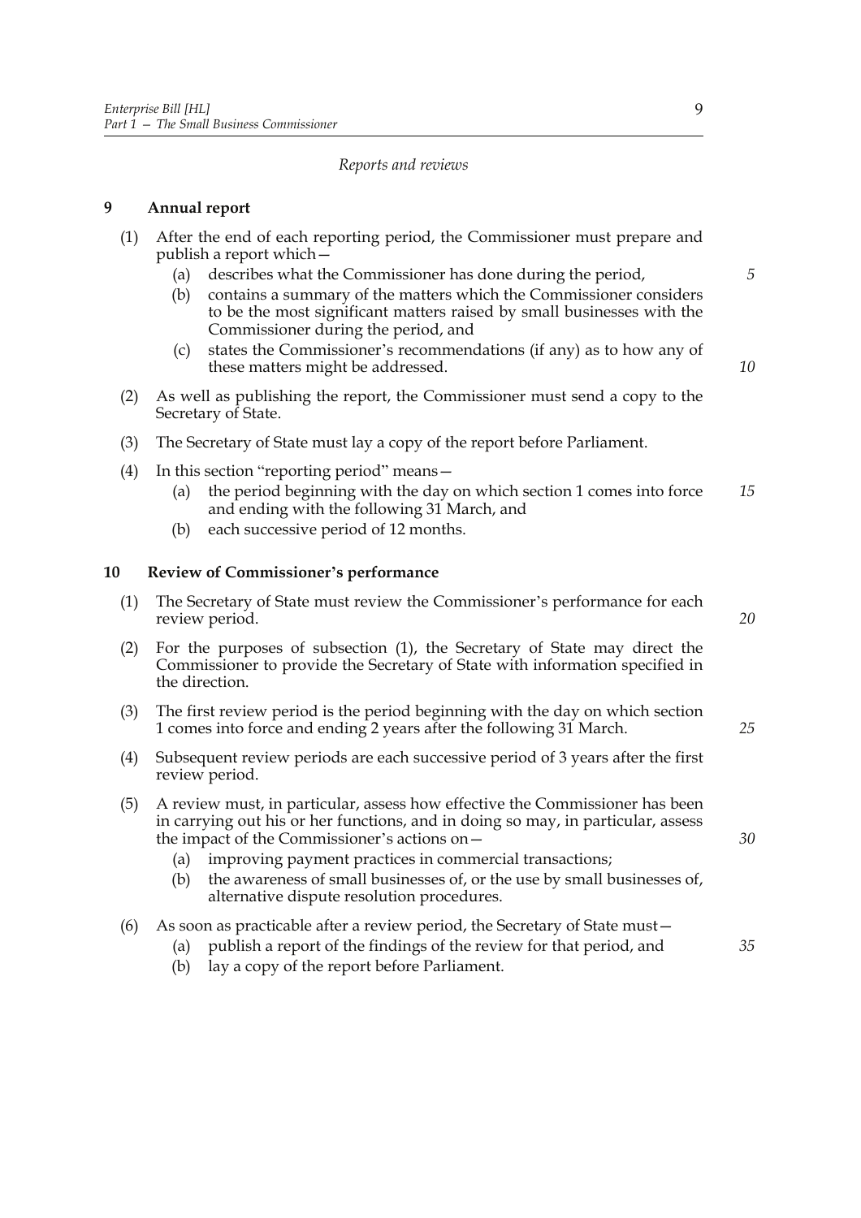*Reports and reviews*

**9 Annual report**

(1) After the end of each reporting period, the Commissioner must prepare and publish a report which—

(a) describes what the Commissioner has done during the period,

(b) contains a summary of the matters which the Commissioner considers to be the most significant matters raised by small businesses with the Commissioner during the period, and

(c) states the Commissioner's recommendations (if any) as to how any of these matters might be addressed.

(2) As well as publishing the report, the Commissioner must send a copy to the Secretary of State.

(3) The Secretary of State must lay a copy of the report before Parliament.

(4) In this section "reporting period" means—

(a) the period beginning with the day on which section 1 comes into force and ending with the following 31 March, and

(b) each successive period of 12 months.

**10 Review of Commissioner's performance**

(1) The Secretary of State must review the Commissioner's performance for each review period.

(2) For the purposes of subsection (1), the Secretary of State may direct the Commissioner to provide the Secretary of State with information specified in the direction.

(3) The first review period is the period beginning with the day on which section 1 comes into force and ending 2 years after the following 31 March.

(4) Subsequent review periods are each successive period of 3 years after the first review period.

(5) A review must, in particular, assess how effective the Commissioner has been in carrying out his or her functions, and in doing so may, in particular, assess the impact of the Commissioner's actions on—

(a) improving payment practices in commercial transactions;

(b) the awareness of small businesses of, or the use by small businesses of, alternative dispute resolution procedures.

(6) As soon as practicable after a review period, the Secretary of State must—

(a) publish a report of the findings of the review for that period, and

(b) lay a copy of the report before Parliament.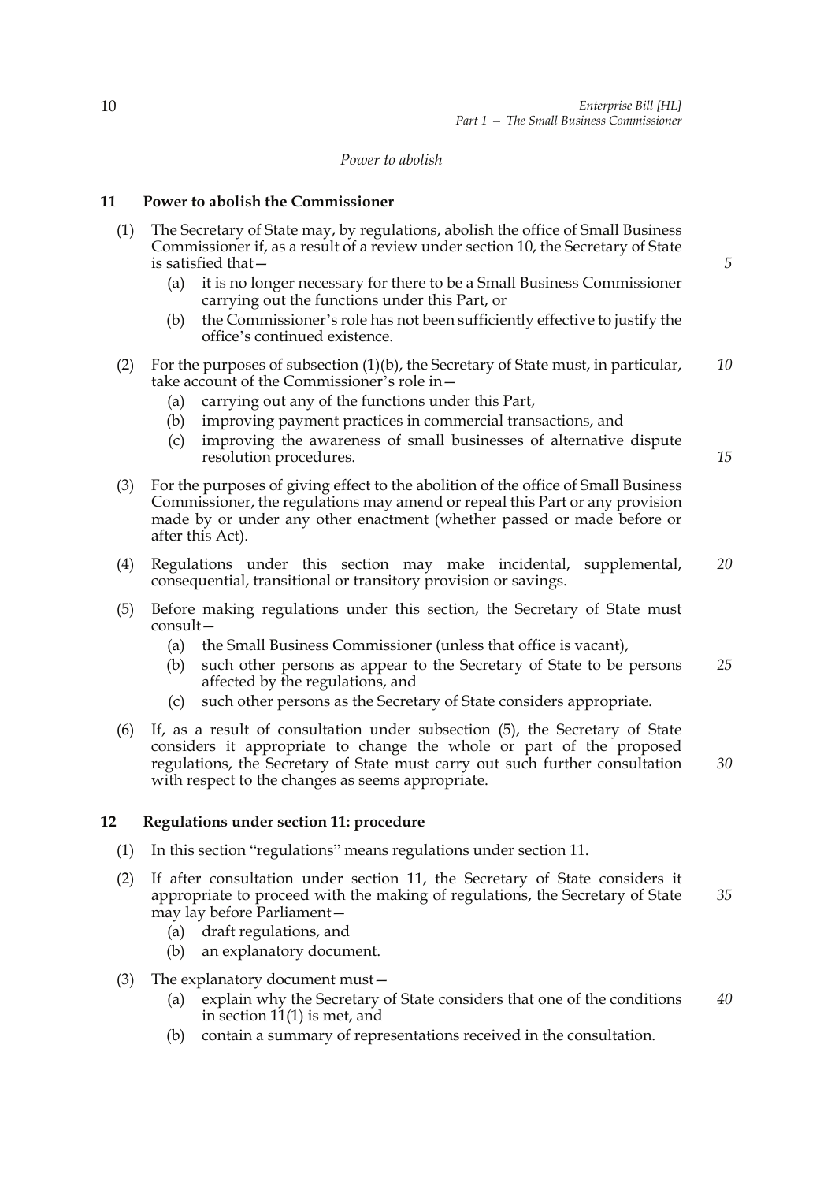*Power to abolish*

## 11 Power to abolish the Commissioner

(1) The Secretary of State may, by regulations, abolish the office of Small Business Commissioner if, as a result of a review under section 10, the Secretary of State is satisfied that—

  (a) it is no longer necessary for there to be a Small Business Commissioner carrying out the functions under this Part, or

  (b) the Commissioner's role has not been sufficiently effective to justify the office's continued existence.

(2) For the purposes of subsection (1)(b), the Secretary of State must, in particular, take account of the Commissioner's role in—

  (a) carrying out any of the functions under this Part,

  (b) improving payment practices in commercial transactions, and

  (c) improving the awareness of small businesses of alternative dispute resolution procedures.

(3) For the purposes of giving effect to the abolition of the office of Small Business Commissioner, the regulations may amend or repeal this Part or any provision made by or under any other enactment (whether passed or made before or after this Act).

(4) Regulations under this section may make incidental, supplemental, consequential, transitional or transitory provision or savings.

(5) Before making regulations under this section, the Secretary of State must consult—

  (a) the Small Business Commissioner (unless that office is vacant),

  (b) such other persons as appear to the Secretary of State to be persons affected by the regulations, and

  (c) such other persons as the Secretary of State considers appropriate.

(6) If, as a result of consultation under subsection (5), the Secretary of State considers it appropriate to change the whole or part of the proposed regulations, the Secretary of State must carry out such further consultation with respect to the changes as seems appropriate.

## 12 Regulations under section 11: procedure

(1) In this section "regulations" means regulations under section 11.

(2) If after consultation under section 11, the Secretary of State considers it appropriate to proceed with the making of regulations, the Secretary of State may lay before Parliament—

  (a) draft regulations, and

  (b) an explanatory document.

(3) The explanatory document must—

  (a) explain why the Secretary of State considers that one of the conditions in section 11(1) is met, and

  (b) contain a summary of representations received in the consultation.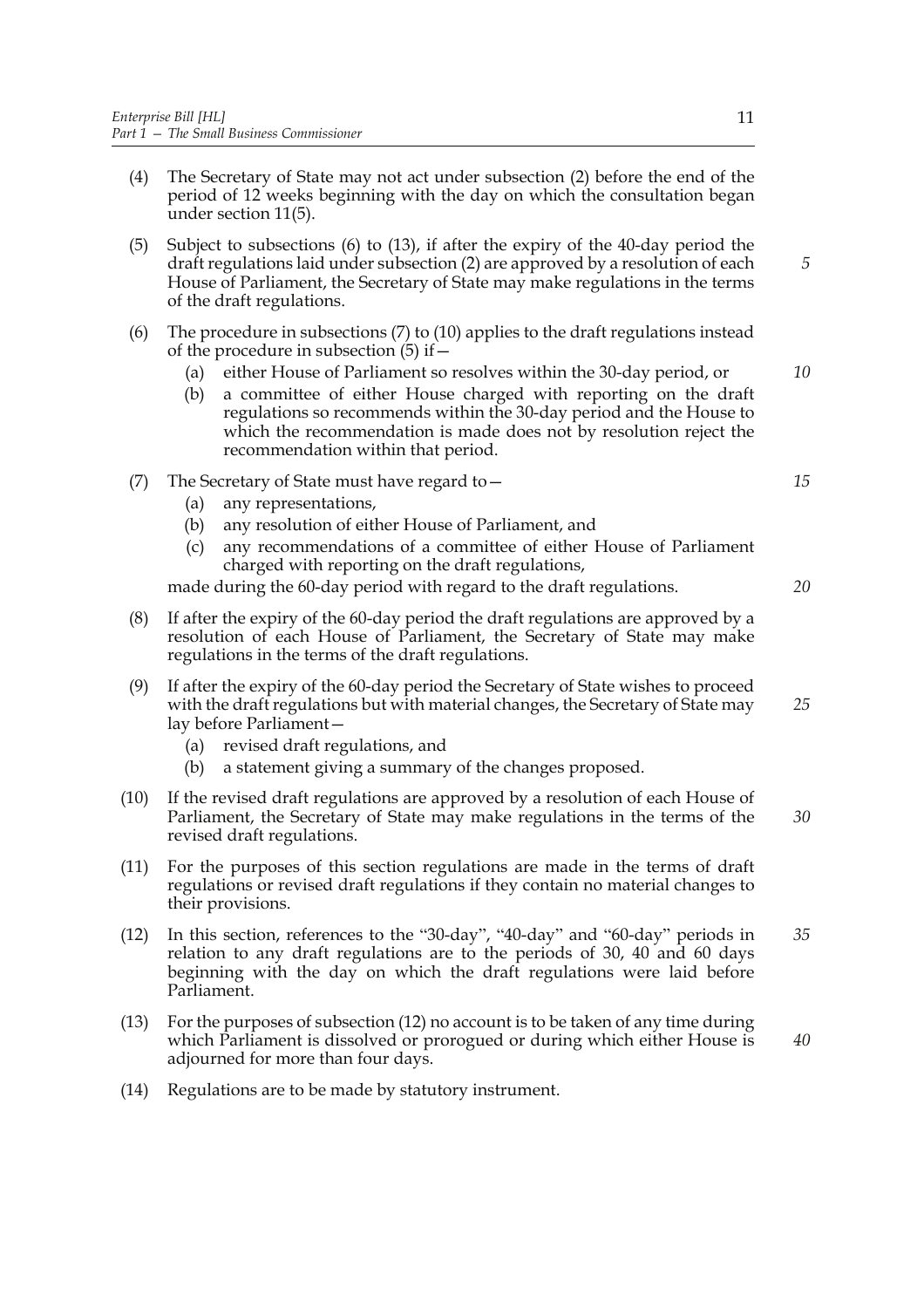(4) The Secretary of State may not act under subsection (2) before the end of the period of 12 weeks beginning with the day on which the consultation began under section 11(5).

(5) Subject to subsections (6) to (13), if after the expiry of the 40-day period the draft regulations laid under subsection (2) are approved by a resolution of each House of Parliament, the Secretary of State may make regulations in the terms of the draft regulations.

(6) The procedure in subsections (7) to (10) applies to the draft regulations instead of the procedure in subsection (5) if—

   (a) either House of Parliament so resolves within the 30-day period, or

   (b) a committee of either House charged with reporting on the draft regulations so recommends within the 30-day period and the House to which the recommendation is made does not by resolution reject the recommendation within that period.

(7) The Secretary of State must have regard to—

   (a) any representations,

   (b) any resolution of either House of Parliament, and

   (c) any recommendations of a committee of either House of Parliament charged with reporting on the draft regulations,

   made during the 60-day period with regard to the draft regulations.

(8) If after the expiry of the 60-day period the draft regulations are approved by a resolution of each House of Parliament, the Secretary of State may make regulations in the terms of the draft regulations.

(9) If after the expiry of the 60-day period the Secretary of State wishes to proceed with the draft regulations but with material changes, the Secretary of State may lay before Parliament—

   (a) revised draft regulations, and

   (b) a statement giving a summary of the changes proposed.

(10) If the revised draft regulations are approved by a resolution of each House of Parliament, the Secretary of State may make regulations in the terms of the revised draft regulations.

(11) For the purposes of this section regulations are made in the terms of draft regulations or revised draft regulations if they contain no material changes to their provisions.

(12) In this section, references to the "30-day", "40-day" and "60-day" periods in relation to any draft regulations are to the periods of 30, 40 and 60 days beginning with the day on which the draft regulations were laid before Parliament.

(13) For the purposes of subsection (12) no account is to be taken of any time during which Parliament is dissolved or prorogued or during which either House is adjourned for more than four days.

(14) Regulations are to be made by statutory instrument.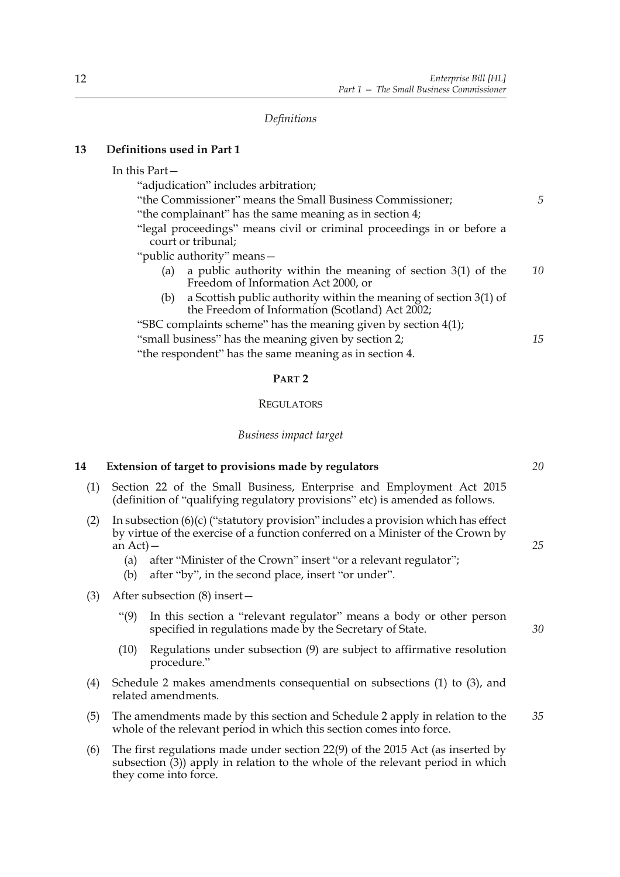*Definitions*

## 13 Definitions used in Part 1

In this Part—

"adjudication" includes arbitration;

"the Commissioner" means the Small Business Commissioner;

"the complainant" has the same meaning as in section 4;

"legal proceedings" means civil or criminal proceedings in or before a court or tribunal;

"public authority" means—

- (a) a public authority within the meaning of section 3(1) of the Freedom of Information Act 2000, or
- (b) a Scottish public authority within the meaning of section 3(1) of the Freedom of Information (Scotland) Act 2002;

"SBC complaints scheme" has the meaning given by section 4(1);

"small business" has the meaning given by section 2;

"the respondent" has the same meaning as in section 4.

# PART 2

## REGULATORS

*Business impact target*

## 14 Extension of target to provisions made by regulators

(1) Section 22 of the Small Business, Enterprise and Employment Act 2015 (definition of "qualifying regulatory provisions" etc) is amended as follows.

(2) In subsection (6)(c) ("statutory provision" includes a provision which has effect by virtue of the exercise of a function conferred on a Minister of the Crown by an Act)—

- (a) after "Minister of the Crown" insert "or a relevant regulator";
- (b) after "by", in the second place, insert "or under".

(3) After subsection (8) insert—

> "(9) In this section a "relevant regulator" means a body or other person specified in regulations made by the Secretary of State.
>
> (10) Regulations under subsection (9) are subject to affirmative resolution procedure."

(4) Schedule 2 makes amendments consequential on subsections (1) to (3), and related amendments.

(5) The amendments made by this section and Schedule 2 apply in relation to the whole of the relevant period in which this section comes into force.

(6) The first regulations made under section 22(9) of the 2015 Act (as inserted by subsection (3)) apply in relation to the whole of the relevant period in which they come into force.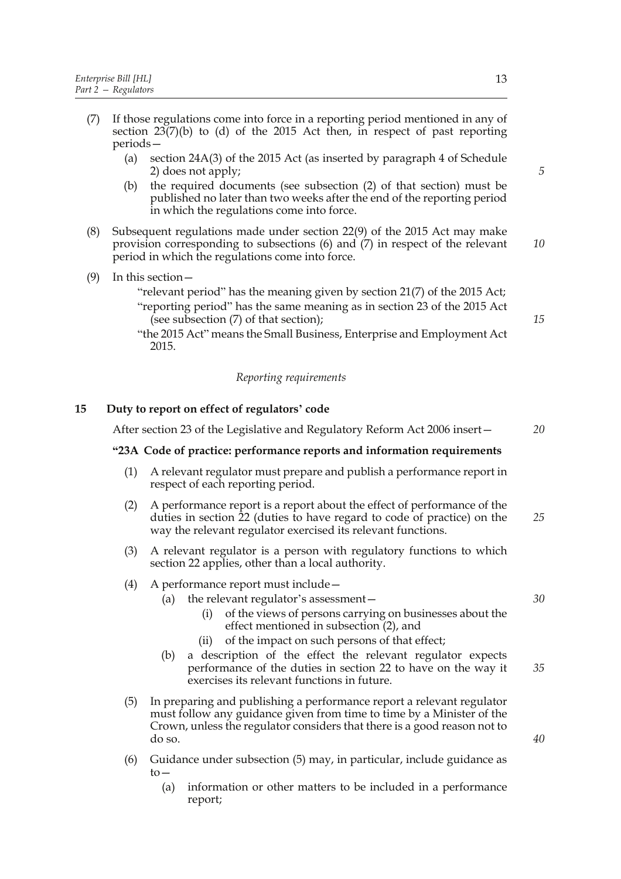(7) If those regulations come into force in a reporting period mentioned in any of section 23(7)(b) to (d) of the 2015 Act then, in respect of past reporting periods—

   (a) section 24A(3) of the 2015 Act (as inserted by paragraph 4 of Schedule 2) does not apply;

   (b) the required documents (see subsection (2) of that section) must be published no later than two weeks after the end of the reporting period in which the regulations come into force.

(8) Subsequent regulations made under section 22(9) of the 2015 Act may make provision corresponding to subsections (6) and (7) in respect of the relevant period in which the regulations come into force.

(9) In this section—

   "relevant period" has the meaning given by section 21(7) of the 2015 Act;

   "reporting period" has the same meaning as in section 23 of the 2015 Act (see subsection (7) of that section);

   "the 2015 Act" means the Small Business, Enterprise and Employment Act 2015.

*Reporting requirements*

**15 Duty to report on effect of regulators' code**

After section 23 of the Legislative and Regulatory Reform Act 2006 insert—

**"23A Code of practice: performance reports and information requirements**

(1) A relevant regulator must prepare and publish a performance report in respect of each reporting period.

(2) A performance report is a report about the effect of performance of the duties in section 22 (duties to have regard to code of practice) on the way the relevant regulator exercised its relevant functions.

(3) A relevant regulator is a person with regulatory functions to which section 22 applies, other than a local authority.

(4) A performance report must include—

   (a) the relevant regulator's assessment—

      (i) of the views of persons carrying on businesses about the effect mentioned in subsection (2), and

      (ii) of the impact on such persons of that effect;

   (b) a description of the effect the relevant regulator expects performance of the duties in section 22 to have on the way it exercises its relevant functions in future.

(5) In preparing and publishing a performance report a relevant regulator must follow any guidance given from time to time by a Minister of the Crown, unless the regulator considers that there is a good reason not to do so.

(6) Guidance under subsection (5) may, in particular, include guidance as to—

   (a) information or other matters to be included in a performance report;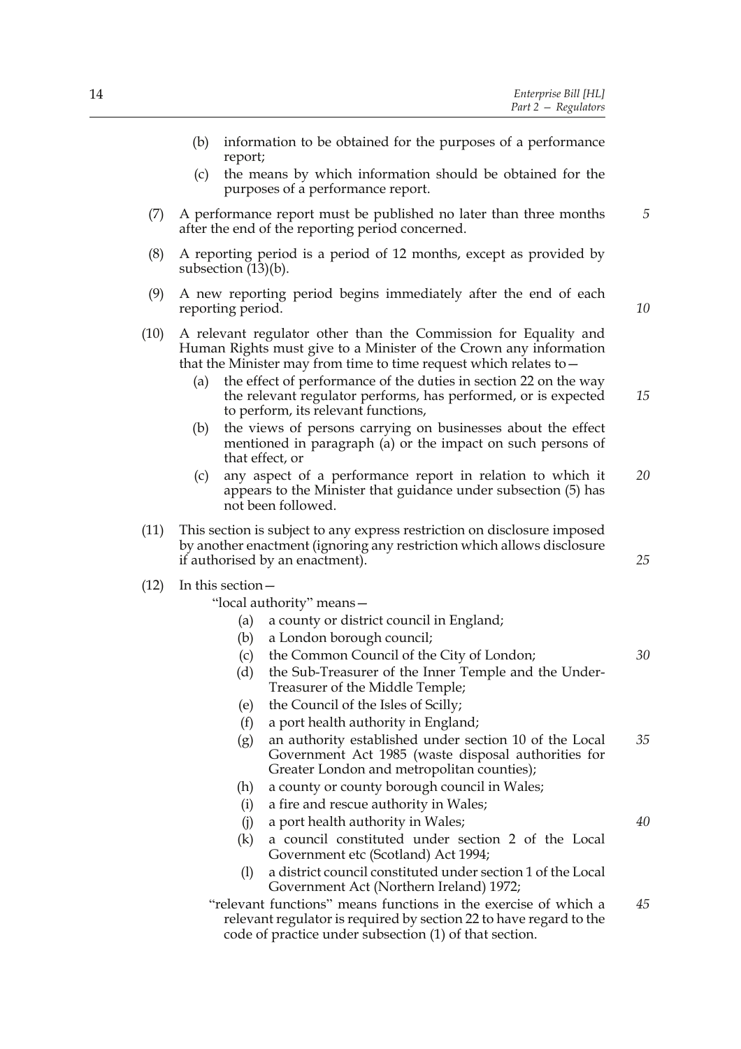(b) information to be obtained for the purposes of a performance report;

(c) the means by which information should be obtained for the purposes of a performance report.

(7) A performance report must be published no later than three months after the end of the reporting period concerned.

(8) A reporting period is a period of 12 months, except as provided by subsection (13)(b).

(9) A new reporting period begins immediately after the end of each reporting period.

(10) A relevant regulator other than the Commission for Equality and Human Rights must give to a Minister of the Crown any information that the Minister may from time to time request which relates to—

(a) the effect of performance of the duties in section 22 on the way the relevant regulator performs, has performed, or is expected to perform, its relevant functions,

(b) the views of persons carrying on businesses about the effect mentioned in paragraph (a) or the impact on such persons of that effect, or

(c) any aspect of a performance report in relation to which it appears to the Minister that guidance under subsection (5) has not been followed.

(11) This section is subject to any express restriction on disclosure imposed by another enactment (ignoring any restriction which allows disclosure if authorised by an enactment).

(12) In this section—

"local authority" means—

(a) a county or district council in England;

(b) a London borough council;

(c) the Common Council of the City of London;

(d) the Sub-Treasurer of the Inner Temple and the Under-Treasurer of the Middle Temple;

(e) the Council of the Isles of Scilly;

(f) a port health authority in England;

(g) an authority established under section 10 of the Local Government Act 1985 (waste disposal authorities for Greater London and metropolitan counties);

(h) a county or county borough council in Wales;

(i) a fire and rescue authority in Wales;

(j) a port health authority in Wales;

(k) a council constituted under section 2 of the Local Government etc (Scotland) Act 1994;

(l) a district council constituted under section 1 of the Local Government Act (Northern Ireland) 1972;

"relevant functions" means functions in the exercise of which a relevant regulator is required by section 22 to have regard to the code of practice under subsection (1) of that section.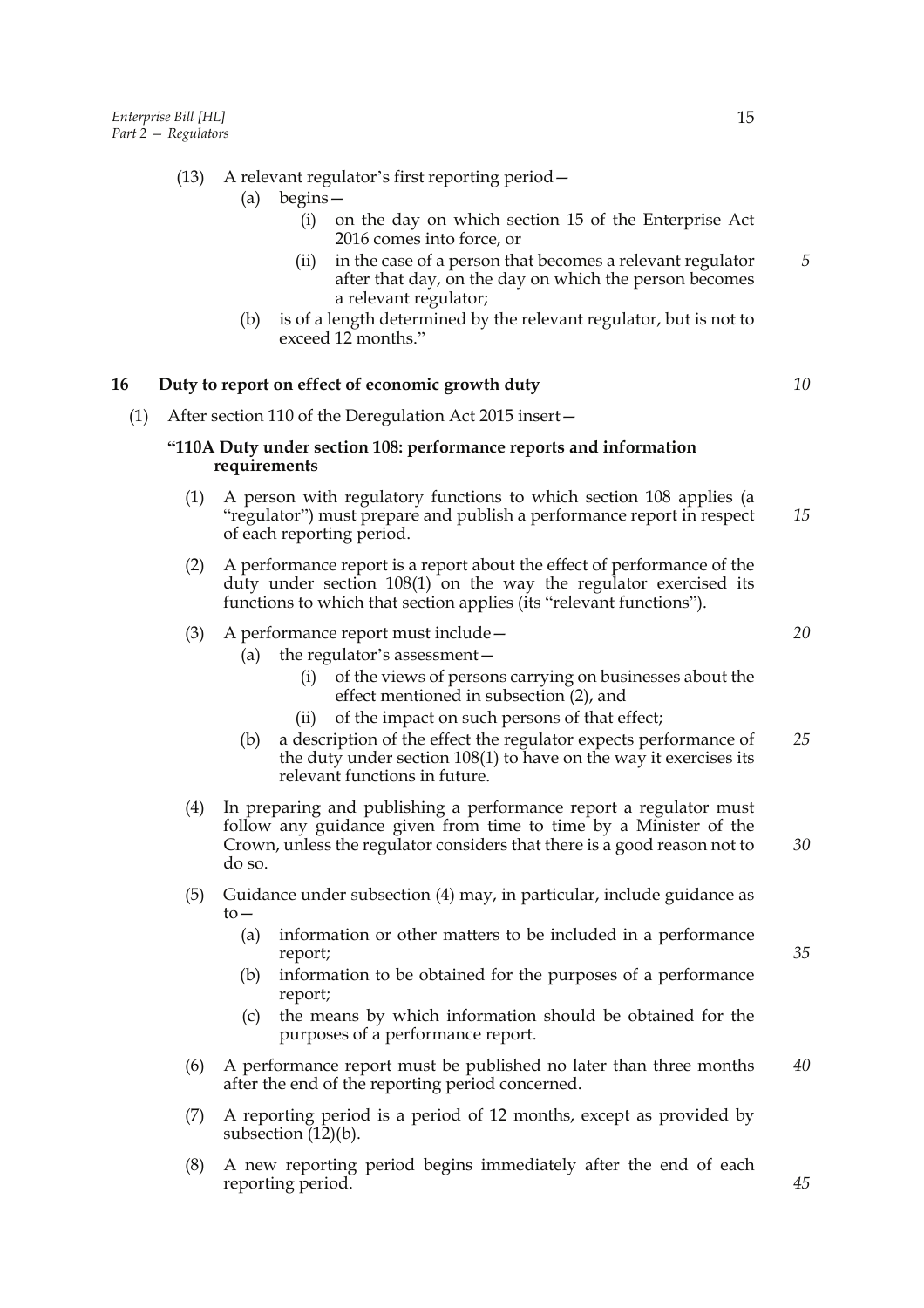(13) A relevant regulator's first reporting period—

   (a) begins—

      (i) on the day on which section 15 of the Enterprise Act 2016 comes into force, or

      (ii) in the case of a person that becomes a relevant regulator after that day, on the day on which the person becomes a relevant regulator;

   (b) is of a length determined by the relevant regulator, but is not to exceed 12 months."

### 16 Duty to report on effect of economic growth duty

(1) After section 110 of the Deregulation Act 2015 insert—

**"110A Duty under section 108: performance reports and information requirements**

(1) A person with regulatory functions to which section 108 applies (a "regulator") must prepare and publish a performance report in respect of each reporting period.

(2) A performance report is a report about the effect of performance of the duty under section 108(1) on the way the regulator exercised its functions to which that section applies (its "relevant functions").

(3) A performance report must include—

   (a) the regulator's assessment—

      (i) of the views of persons carrying on businesses about the effect mentioned in subsection (2), and

      (ii) of the impact on such persons of that effect;

   (b) a description of the effect the regulator expects performance of the duty under section 108(1) to have on the way it exercises its relevant functions in future.

(4) In preparing and publishing a performance report a regulator must follow any guidance given from time to time by a Minister of the Crown, unless the regulator considers that there is a good reason not to do so.

(5) Guidance under subsection (4) may, in particular, include guidance as to—

   (a) information or other matters to be included in a performance report;

   (b) information to be obtained for the purposes of a performance report;

   (c) the means by which information should be obtained for the purposes of a performance report.

(6) A performance report must be published no later than three months after the end of the reporting period concerned.

(7) A reporting period is a period of 12 months, except as provided by subsection (12)(b).

(8) A new reporting period begins immediately after the end of each reporting period.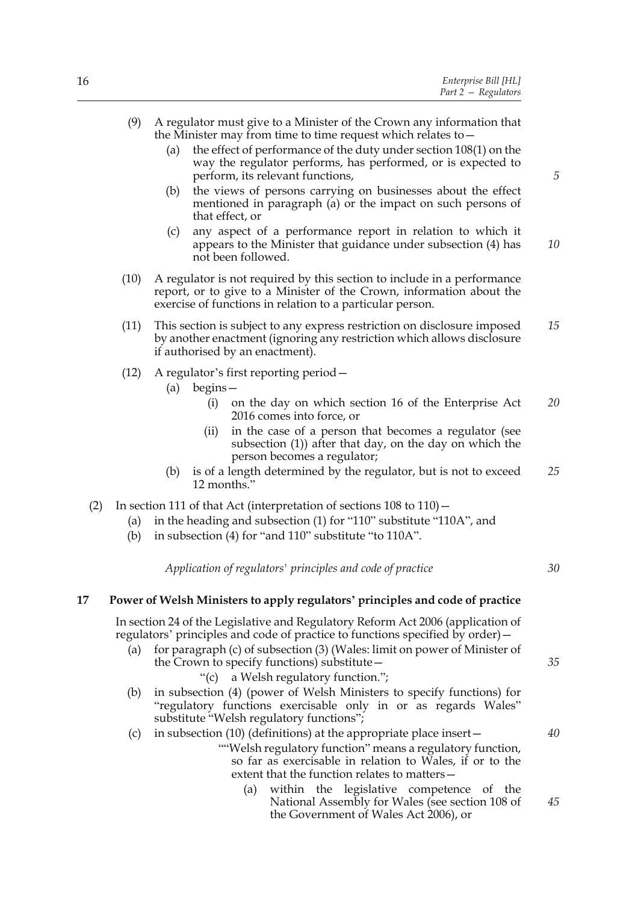(9) A regulator must give to a Minister of the Crown any information that the Minister may from time to time request which relates to—

   (a) the effect of performance of the duty under section 108(1) on the way the regulator performs, has performed, or is expected to perform, its relevant functions,

   (b) the views of persons carrying on businesses about the effect mentioned in paragraph (a) or the impact on such persons of that effect, or

   (c) any aspect of a performance report in relation to which it appears to the Minister that guidance under subsection (4) has not been followed.

(10) A regulator is not required by this section to include in a performance report, or to give to a Minister of the Crown, information about the exercise of functions in relation to a particular person.

(11) This section is subject to any express restriction on disclosure imposed by another enactment (ignoring any restriction which allows disclosure if authorised by an enactment).

(12) A regulator's first reporting period—

   (a) begins—

      (i) on the day on which section 16 of the Enterprise Act 2016 comes into force, or

      (ii) in the case of a person that becomes a regulator (see subsection (1)) after that day, on the day on which the person becomes a regulator;

   (b) is of a length determined by the regulator, but is not to exceed 12 months."

(2) In section 111 of that Act (interpretation of sections 108 to 110)—

   (a) in the heading and subsection (1) for "110" substitute "110A", and

   (b) in subsection (4) for "and 110" substitute "to 110A".

*Application of regulators' principles and code of practice*

### 17 Power of Welsh Ministers to apply regulators' principles and code of practice

In section 24 of the Legislative and Regulatory Reform Act 2006 (application of regulators' principles and code of practice to functions specified by order)—

   (a) for paragraph (c) of subsection (3) (Wales: limit on power of Minister of the Crown to specify functions) substitute—

      "(c) a Welsh regulatory function.";

   (b) in subsection (4) (power of Welsh Ministers to specify functions) for "regulatory functions exercisable only in or as regards Wales" substitute "Welsh regulatory functions";

   (c) in subsection (10) (definitions) at the appropriate place insert—

      ""Welsh regulatory function" means a regulatory function, so far as exercisable in relation to Wales, if or to the extent that the function relates to matters—

         (a) within the legislative competence of the National Assembly for Wales (see section 108 of the Government of Wales Act 2006), or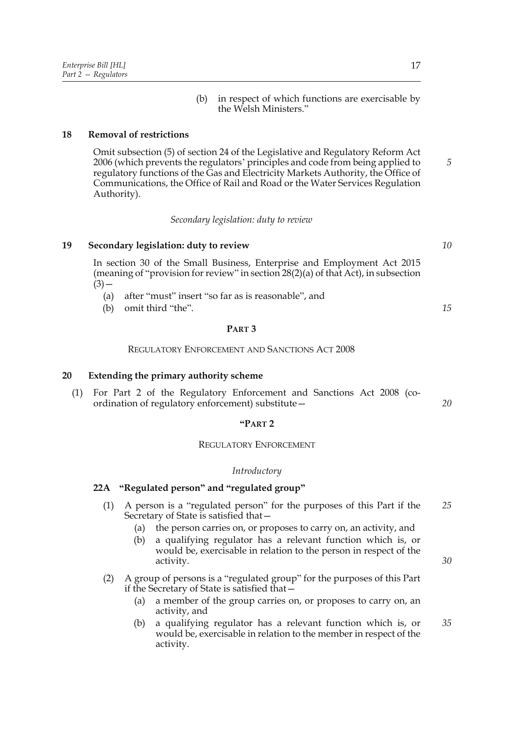(b) in respect of which functions are exercisable by the Welsh Ministers."

### 18 Removal of restrictions

Omit subsection (5) of section 24 of the Legislative and Regulatory Reform Act 2006 (which prevents the regulators' principles and code from being applied to regulatory functions of the Gas and Electricity Markets Authority, the Office of Communications, the Office of Rail and Road or the Water Services Regulation Authority).

*Secondary legislation: duty to review*

### 19 Secondary legislation: duty to review

In section 30 of the Small Business, Enterprise and Employment Act 2015 (meaning of "provision for review" in section 28(2)(a) of that Act), in subsection (3)—

(a) after "must" insert "so far as is reasonable", and

(b) omit third "the".

## PART 3

## REGULATORY ENFORCEMENT AND SANCTIONS ACT 2008

### 20 Extending the primary authority scheme

(1) For Part 2 of the Regulatory Enforcement and Sanctions Act 2008 (co-ordination of regulatory enforcement) substitute—

## "PART 2

## REGULATORY ENFORCEMENT

*Introductory*

### 22A "Regulated person" and "regulated group"

(1) A person is a "regulated person" for the purposes of this Part if the Secretary of State is satisfied that—

(a) the person carries on, or proposes to carry on, an activity, and

(b) a qualifying regulator has a relevant function which is, or would be, exercisable in relation to the person in respect of the activity.

(2) A group of persons is a "regulated group" for the purposes of this Part if the Secretary of State is satisfied that—

(a) a member of the group carries on, or proposes to carry on, an activity, and

(b) a qualifying regulator has a relevant function which is, or would be, exercisable in relation to the member in respect of the activity.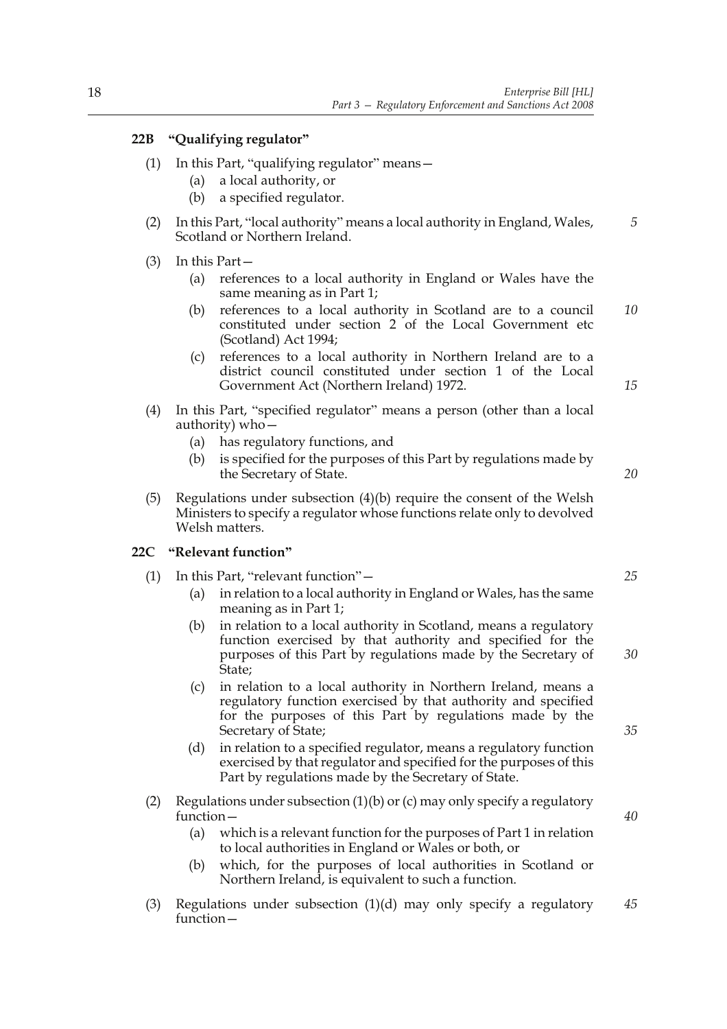**22B "Qualifying regulator"**

(1) In this Part, "qualifying regulator" means—

(a) a local authority, or

(b) a specified regulator.

(2) In this Part, "local authority" means a local authority in England, Wales, Scotland or Northern Ireland.

(3) In this Part—

(a) references to a local authority in England or Wales have the same meaning as in Part 1;

(b) references to a local authority in Scotland are to a council constituted under section 2 of the Local Government etc (Scotland) Act 1994;

(c) references to a local authority in Northern Ireland are to a district council constituted under section 1 of the Local Government Act (Northern Ireland) 1972.

(4) In this Part, "specified regulator" means a person (other than a local authority) who—

(a) has regulatory functions, and

(b) is specified for the purposes of this Part by regulations made by the Secretary of State.

(5) Regulations under subsection (4)(b) require the consent of the Welsh Ministers to specify a regulator whose functions relate only to devolved Welsh matters.

**22C "Relevant function"**

(1) In this Part, "relevant function"—

(a) in relation to a local authority in England or Wales, has the same meaning as in Part 1;

(b) in relation to a local authority in Scotland, means a regulatory function exercised by that authority and specified for the purposes of this Part by regulations made by the Secretary of State;

(c) in relation to a local authority in Northern Ireland, means a regulatory function exercised by that authority and specified for the purposes of this Part by regulations made by the Secretary of State;

(d) in relation to a specified regulator, means a regulatory function exercised by that regulator and specified for the purposes of this Part by regulations made by the Secretary of State.

(2) Regulations under subsection (1)(b) or (c) may only specify a regulatory function—

(a) which is a relevant function for the purposes of Part 1 in relation to local authorities in England or Wales or both, or

(b) which, for the purposes of local authorities in Scotland or Northern Ireland, is equivalent to such a function.

(3) Regulations under subsection (1)(d) may only specify a regulatory function—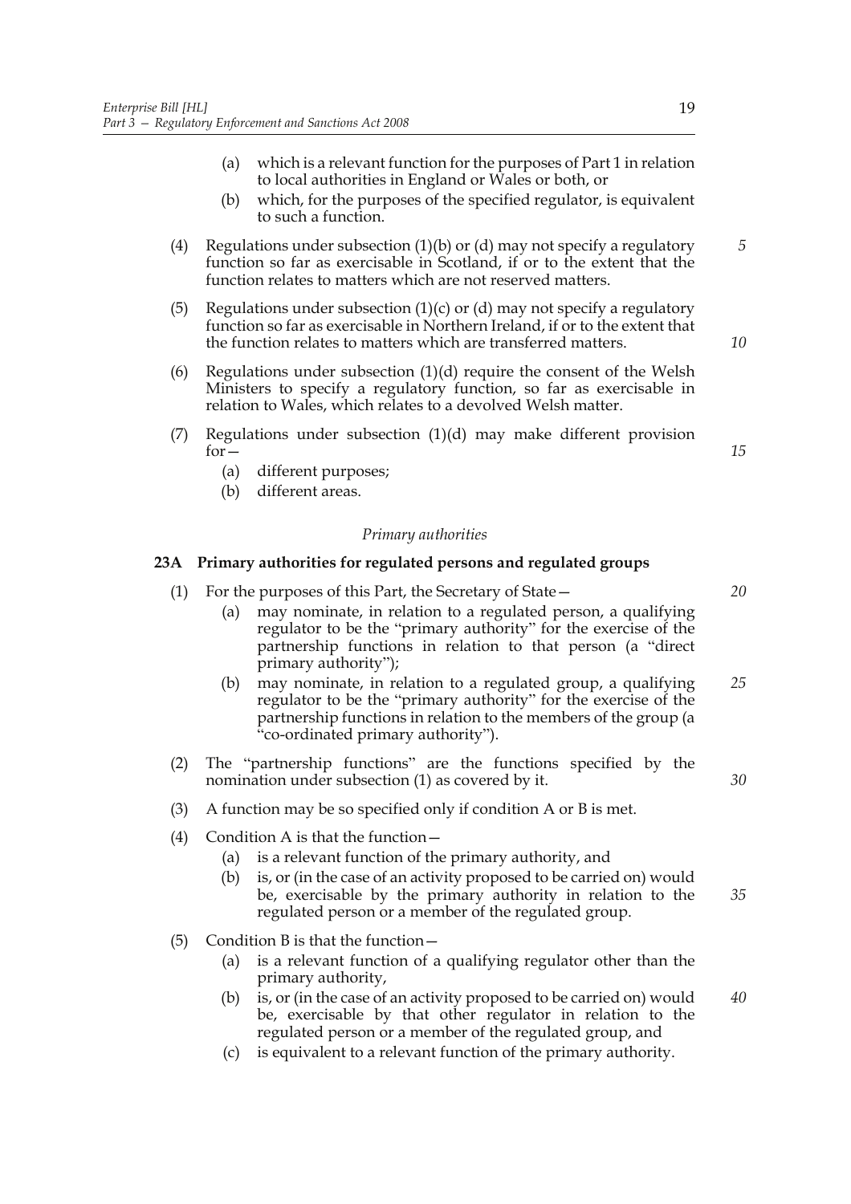(a) which is a relevant function for the purposes of Part 1 in relation to local authorities in England or Wales or both, or

(b) which, for the purposes of the specified regulator, is equivalent to such a function.

(4) Regulations under subsection (1)(b) or (d) may not specify a regulatory function so far as exercisable in Scotland, if or to the extent that the function relates to matters which are not reserved matters.

(5) Regulations under subsection (1)(c) or (d) may not specify a regulatory function so far as exercisable in Northern Ireland, if or to the extent that the function relates to matters which are transferred matters.

(6) Regulations under subsection (1)(d) require the consent of the Welsh Ministers to specify a regulatory function, so far as exercisable in relation to Wales, which relates to a devolved Welsh matter.

(7) Regulations under subsection (1)(d) may make different provision for—

(a) different purposes;

(b) different areas.

*Primary authorities*

**23A Primary authorities for regulated persons and regulated groups**

(1) For the purposes of this Part, the Secretary of State—

(a) may nominate, in relation to a regulated person, a qualifying regulator to be the "primary authority" for the exercise of the partnership functions in relation to that person (a "direct primary authority");

(b) may nominate, in relation to a regulated group, a qualifying regulator to be the "primary authority" for the exercise of the partnership functions in relation to the members of the group (a "co-ordinated primary authority").

(2) The "partnership functions" are the functions specified by the nomination under subsection (1) as covered by it.

(3) A function may be so specified only if condition A or B is met.

(4) Condition A is that the function—

(a) is a relevant function of the primary authority, and

(b) is, or (in the case of an activity proposed to be carried on) would be, exercisable by the primary authority in relation to the regulated person or a member of the regulated group.

(5) Condition B is that the function—

(a) is a relevant function of a qualifying regulator other than the primary authority,

(b) is, or (in the case of an activity proposed to be carried on) would be, exercisable by that other regulator in relation to the regulated person or a member of the regulated group, and

(c) is equivalent to a relevant function of the primary authority.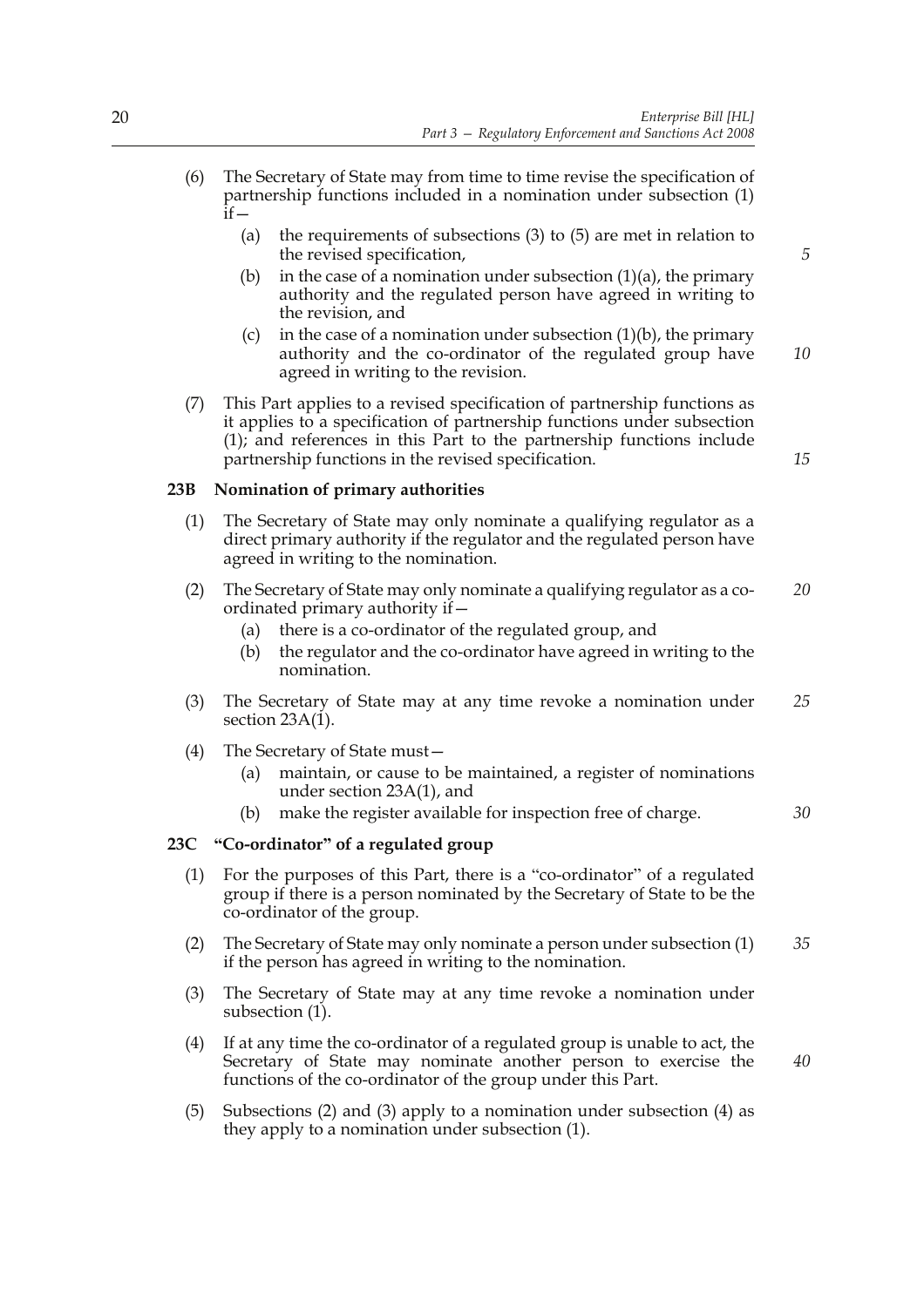(6) The Secretary of State may from time to time revise the specification of partnership functions included in a nomination under subsection (1) if—

   (a) the requirements of subsections (3) to (5) are met in relation to the revised specification,

   (b) in the case of a nomination under subsection (1)(a), the primary authority and the regulated person have agreed in writing to the revision, and

   (c) in the case of a nomination under subsection (1)(b), the primary authority and the co-ordinator of the regulated group have agreed in writing to the revision.

(7) This Part applies to a revised specification of partnership functions as it applies to a specification of partnership functions under subsection (1); and references in this Part to the partnership functions include partnership functions in the revised specification.

### 23B Nomination of primary authorities

(1) The Secretary of State may only nominate a qualifying regulator as a direct primary authority if the regulator and the regulated person have agreed in writing to the nomination.

(2) The Secretary of State may only nominate a qualifying regulator as a co-ordinated primary authority if—

   (a) there is a co-ordinator of the regulated group, and

   (b) the regulator and the co-ordinator have agreed in writing to the nomination.

(3) The Secretary of State may at any time revoke a nomination under section 23A(1).

(4) The Secretary of State must—

   (a) maintain, or cause to be maintained, a register of nominations under section 23A(1), and

   (b) make the register available for inspection free of charge.

### 23C "Co-ordinator" of a regulated group

(1) For the purposes of this Part, there is a "co-ordinator" of a regulated group if there is a person nominated by the Secretary of State to be the co-ordinator of the group.

(2) The Secretary of State may only nominate a person under subsection (1) if the person has agreed in writing to the nomination.

(3) The Secretary of State may at any time revoke a nomination under subsection (1).

(4) If at any time the co-ordinator of a regulated group is unable to act, the Secretary of State may nominate another person to exercise the functions of the co-ordinator of the group under this Part.

(5) Subsections (2) and (3) apply to a nomination under subsection (4) as they apply to a nomination under subsection (1).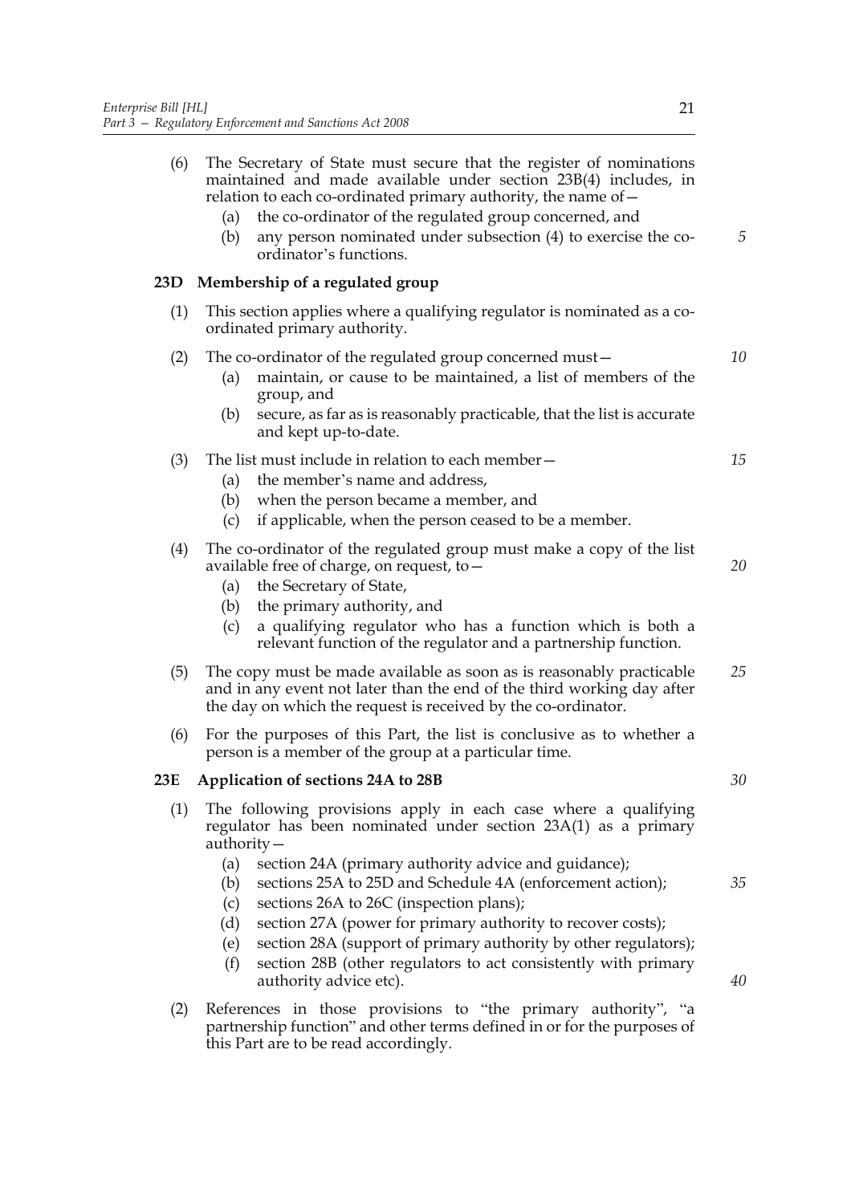(6) The Secretary of State must secure that the register of nominations maintained and made available under section 23B(4) includes, in relation to each co-ordinated primary authority, the name of—

   (a) the co-ordinator of the regulated group concerned, and

   (b) any person nominated under subsection (4) to exercise the co-ordinator's functions.

### 23D Membership of a regulated group

(1) This section applies where a qualifying regulator is nominated as a co-ordinated primary authority.

(2) The co-ordinator of the regulated group concerned must—

   (a) maintain, or cause to be maintained, a list of members of the group, and

   (b) secure, as far as is reasonably practicable, that the list is accurate and kept up-to-date.

(3) The list must include in relation to each member—

   (a) the member's name and address,

   (b) when the person became a member, and

   (c) if applicable, when the person ceased to be a member.

(4) The co-ordinator of the regulated group must make a copy of the list available free of charge, on request, to—

   (a) the Secretary of State,

   (b) the primary authority, and

   (c) a qualifying regulator who has a function which is both a relevant function of the regulator and a partnership function.

(5) The copy must be made available as soon as is reasonably practicable and in any event not later than the end of the third working day after the day on which the request is received by the co-ordinator.

(6) For the purposes of this Part, the list is conclusive as to whether a person is a member of the group at a particular time.

### 23E Application of sections 24A to 28B

(1) The following provisions apply in each case where a qualifying regulator has been nominated under section 23A(1) as a primary authority—

   (a) section 24A (primary authority advice and guidance);

   (b) sections 25A to 25D and Schedule 4A (enforcement action);

   (c) sections 26A to 26C (inspection plans);

   (d) section 27A (power for primary authority to recover costs);

   (e) section 28A (support of primary authority by other regulators);

   (f) section 28B (other regulators to act consistently with primary authority advice etc).

(2) References in those provisions to "the primary authority", "a partnership function" and other terms defined in or for the purposes of this Part are to be read accordingly.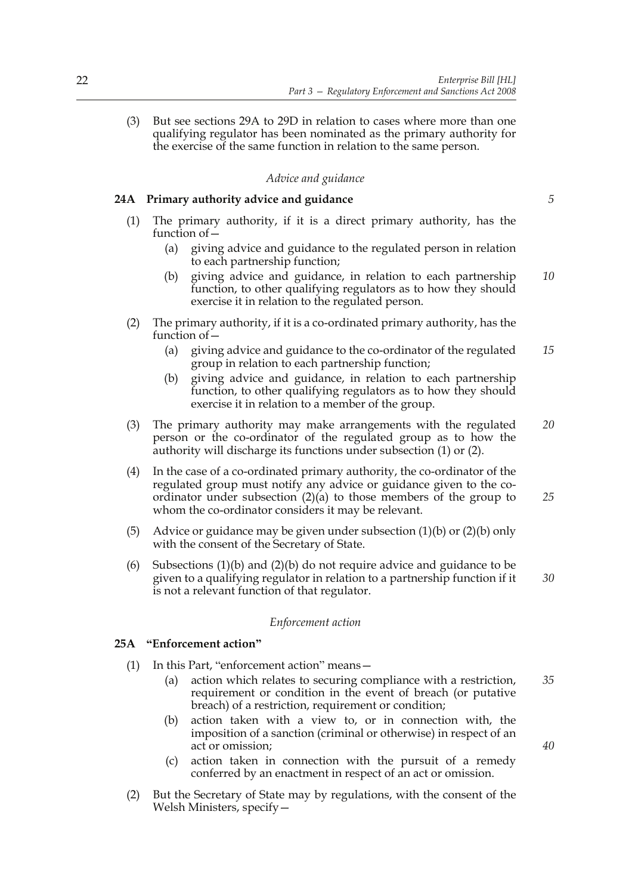(3) But see sections 29A to 29D in relation to cases where more than one qualifying regulator has been nominated as the primary authority for the exercise of the same function in relation to the same person.

*Advice and guidance*

**24A Primary authority advice and guidance**

(1) The primary authority, if it is a direct primary authority, has the function of—

(a) giving advice and guidance to the regulated person in relation to each partnership function;

(b) giving advice and guidance, in relation to each partnership function, to other qualifying regulators as to how they should exercise it in relation to the regulated person.

(2) The primary authority, if it is a co-ordinated primary authority, has the function of—

(a) giving advice and guidance to the co-ordinator of the regulated group in relation to each partnership function;

(b) giving advice and guidance, in relation to each partnership function, to other qualifying regulators as to how they should exercise it in relation to a member of the group.

(3) The primary authority may make arrangements with the regulated person or the co-ordinator of the regulated group as to how the authority will discharge its functions under subsection (1) or (2).

(4) In the case of a co-ordinated primary authority, the co-ordinator of the regulated group must notify any advice or guidance given to the co-ordinator under subsection (2)(a) to those members of the group to whom the co-ordinator considers it may be relevant.

(5) Advice or guidance may be given under subsection (1)(b) or (2)(b) only with the consent of the Secretary of State.

(6) Subsections (1)(b) and (2)(b) do not require advice and guidance to be given to a qualifying regulator in relation to a partnership function if it is not a relevant function of that regulator.

*Enforcement action*

**25A "Enforcement action"**

(1) In this Part, "enforcement action" means—

(a) action which relates to securing compliance with a restriction, requirement or condition in the event of breach (or putative breach) of a restriction, requirement or condition;

(b) action taken with a view to, or in connection with, the imposition of a sanction (criminal or otherwise) in respect of an act or omission;

(c) action taken in connection with the pursuit of a remedy conferred by an enactment in respect of an act or omission.

(2) But the Secretary of State may by regulations, with the consent of the Welsh Ministers, specify—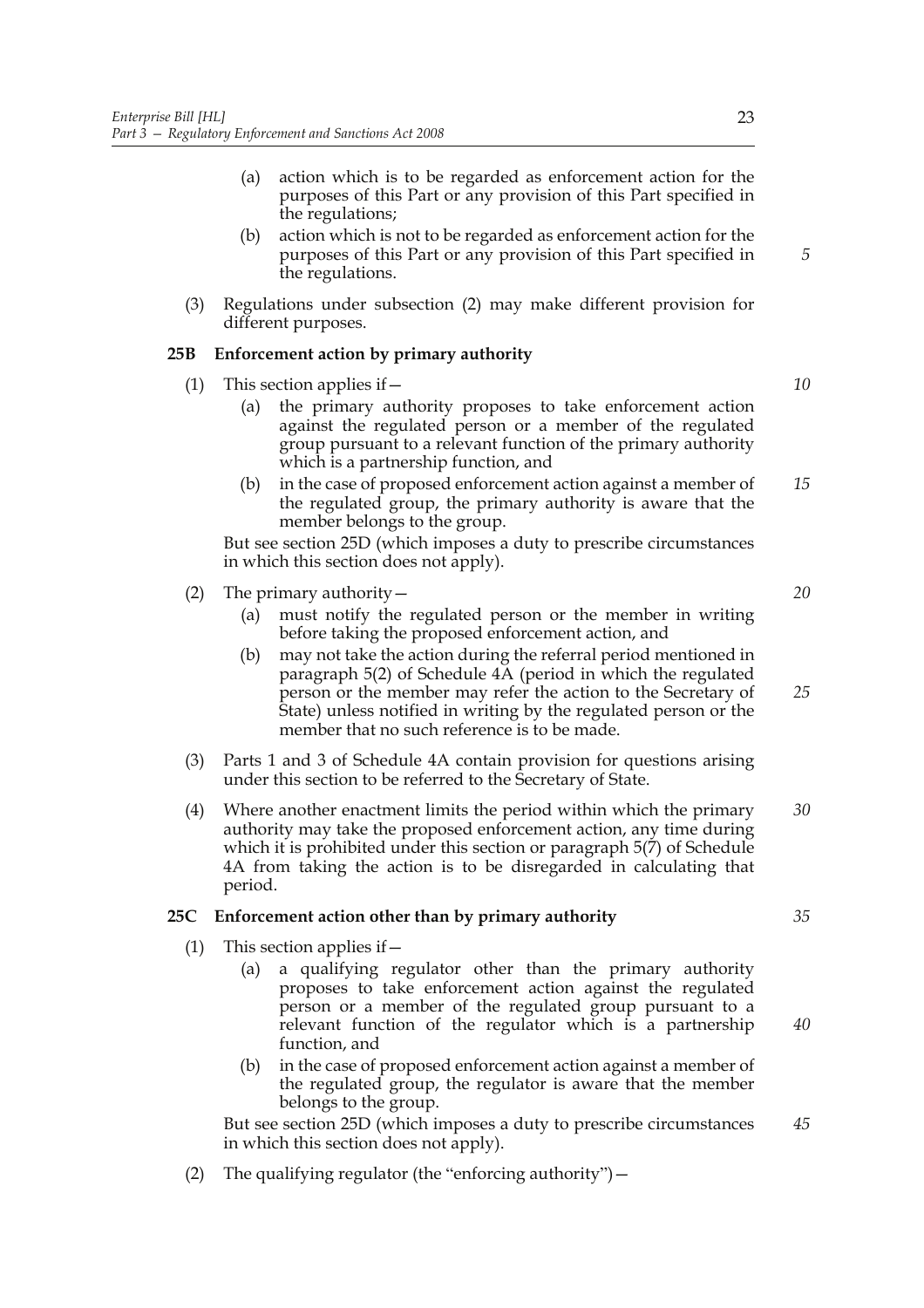(a) action which is to be regarded as enforcement action for the purposes of this Part or any provision of this Part specified in the regulations;

(b) action which is not to be regarded as enforcement action for the purposes of this Part or any provision of this Part specified in the regulations.

(3) Regulations under subsection (2) may make different provision for different purposes.

### 25B Enforcement action by primary authority

(1) This section applies if—

(a) the primary authority proposes to take enforcement action against the regulated person or a member of the regulated group pursuant to a relevant function of the primary authority which is a partnership function, and

(b) in the case of proposed enforcement action against a member of the regulated group, the primary authority is aware that the member belongs to the group.

But see section 25D (which imposes a duty to prescribe circumstances in which this section does not apply).

(2) The primary authority—

(a) must notify the regulated person or the member in writing before taking the proposed enforcement action, and

(b) may not take the action during the referral period mentioned in paragraph 5(2) of Schedule 4A (period in which the regulated person or the member may refer the action to the Secretary of State) unless notified in writing by the regulated person or the member that no such reference is to be made.

(3) Parts 1 and 3 of Schedule 4A contain provision for questions arising under this section to be referred to the Secretary of State.

(4) Where another enactment limits the period within which the primary authority may take the proposed enforcement action, any time during which it is prohibited under this section or paragraph 5(7) of Schedule 4A from taking the action is to be disregarded in calculating that period.

### 25C Enforcement action other than by primary authority

(1) This section applies if—

(a) a qualifying regulator other than the primary authority proposes to take enforcement action against the regulated person or a member of the regulated group pursuant to a relevant function of the regulator which is a partnership function, and

(b) in the case of proposed enforcement action against a member of the regulated group, the regulator is aware that the member belongs to the group.

But see section 25D (which imposes a duty to prescribe circumstances in which this section does not apply).

(2) The qualifying regulator (the "enforcing authority")—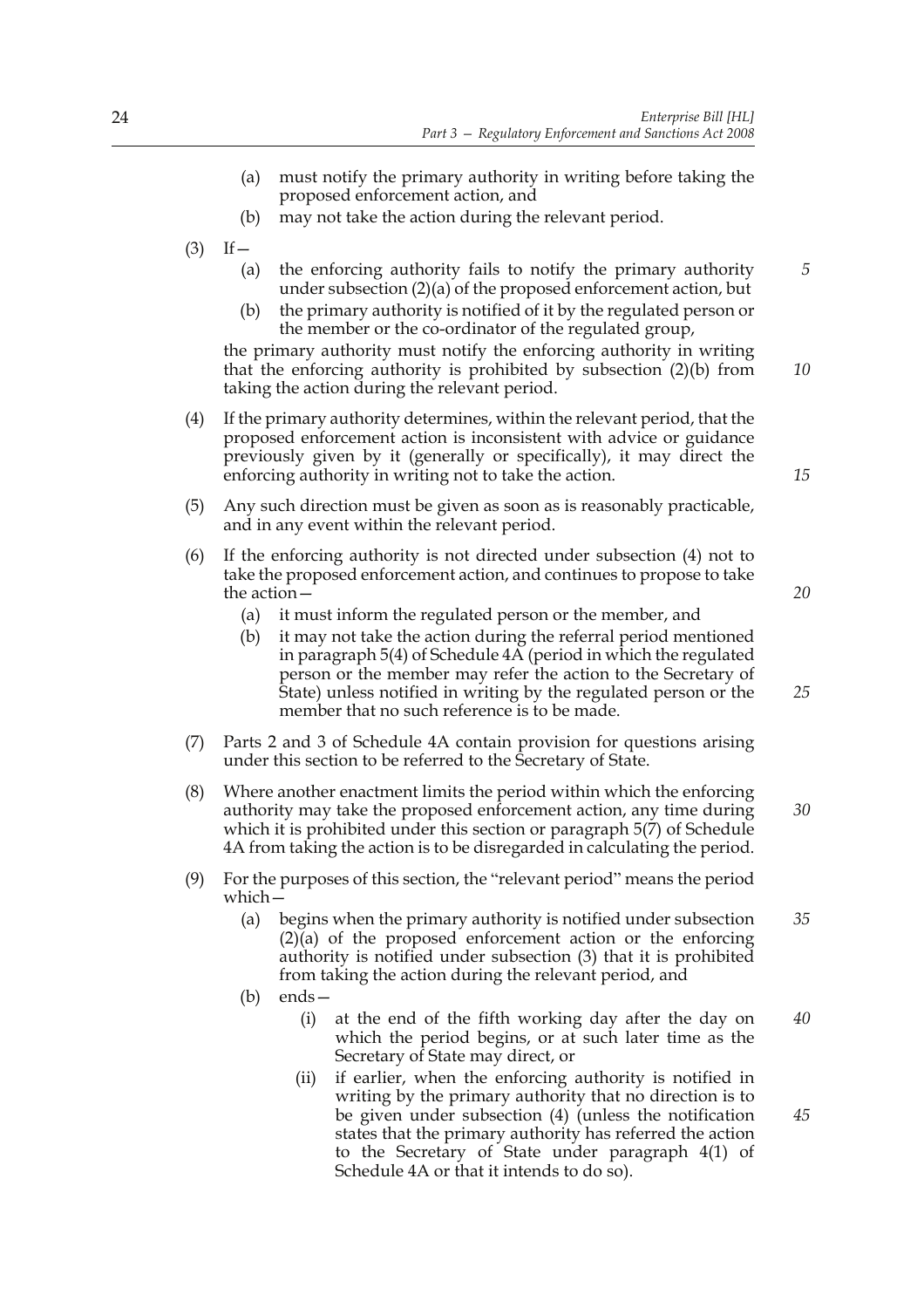(a) must notify the primary authority in writing before taking the proposed enforcement action, and

(b) may not take the action during the relevant period.

(3) If—

(a) the enforcing authority fails to notify the primary authority under subsection (2)(a) of the proposed enforcement action, but

(b) the primary authority is notified of it by the regulated person or the member or the co-ordinator of the regulated group,

the primary authority must notify the enforcing authority in writing that the enforcing authority is prohibited by subsection (2)(b) from taking the action during the relevant period.

(4) If the primary authority determines, within the relevant period, that the proposed enforcement action is inconsistent with advice or guidance previously given by it (generally or specifically), it may direct the enforcing authority in writing not to take the action.

(5) Any such direction must be given as soon as is reasonably practicable, and in any event within the relevant period.

(6) If the enforcing authority is not directed under subsection (4) not to take the proposed enforcement action, and continues to propose to take the action—

(a) it must inform the regulated person or the member, and

(b) it may not take the action during the referral period mentioned in paragraph 5(4) of Schedule 4A (period in which the regulated person or the member may refer the action to the Secretary of State) unless notified in writing by the regulated person or the member that no such reference is to be made.

(7) Parts 2 and 3 of Schedule 4A contain provision for questions arising under this section to be referred to the Secretary of State.

(8) Where another enactment limits the period within which the enforcing authority may take the proposed enforcement action, any time during which it is prohibited under this section or paragraph 5(7) of Schedule 4A from taking the action is to be disregarded in calculating the period.

(9) For the purposes of this section, the "relevant period" means the period which—

(a) begins when the primary authority is notified under subsection (2)(a) of the proposed enforcement action or the enforcing authority is notified under subsection (3) that it is prohibited from taking the action during the relevant period, and

(b) ends—

(i) at the end of the fifth working day after the day on which the period begins, or at such later time as the Secretary of State may direct, or

(ii) if earlier, when the enforcing authority is notified in writing by the primary authority that no direction is to be given under subsection (4) (unless the notification states that the primary authority has referred the action to the Secretary of State under paragraph 4(1) of Schedule 4A or that it intends to do so).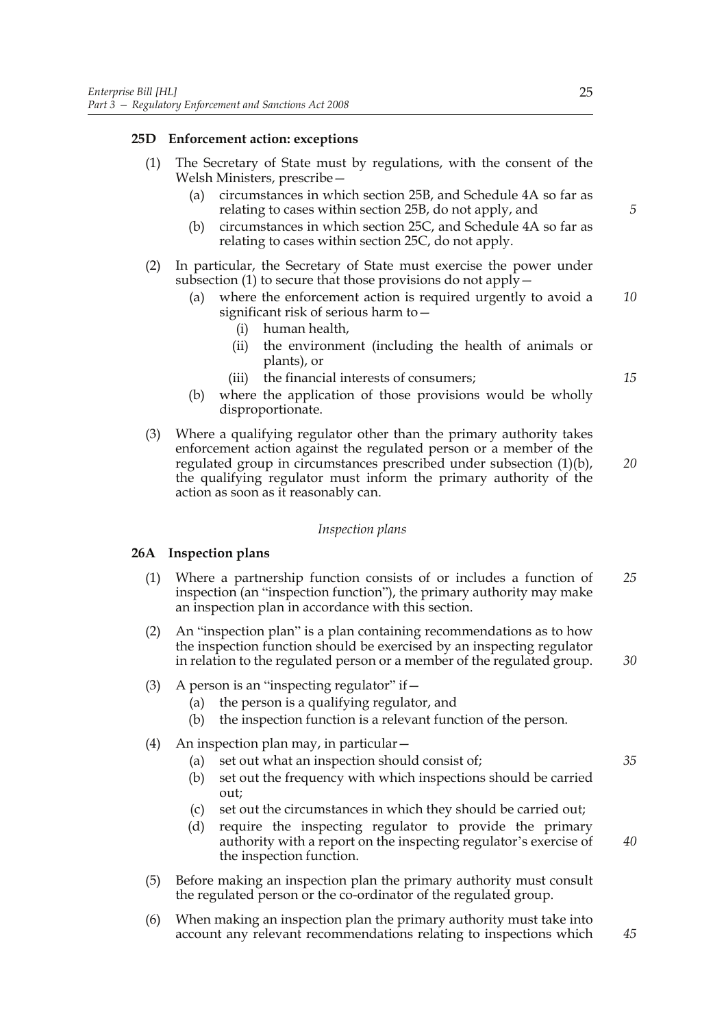### 25D Enforcement action: exceptions

(1) The Secretary of State must by regulations, with the consent of the Welsh Ministers, prescribe—

- (a) circumstances in which section 25B, and Schedule 4A so far as relating to cases within section 25B, do not apply, and
- (b) circumstances in which section 25C, and Schedule 4A so far as relating to cases within section 25C, do not apply.

(2) In particular, the Secretary of State must exercise the power under subsection (1) to secure that those provisions do not apply—

- (a) where the enforcement action is required urgently to avoid a significant risk of serious harm to—
  - (i) human health,
  - (ii) the environment (including the health of animals or plants), or
  - (iii) the financial interests of consumers;
- (b) where the application of those provisions would be wholly disproportionate.

(3) Where a qualifying regulator other than the primary authority takes enforcement action against the regulated person or a member of the regulated group in circumstances prescribed under subsection (1)(b), the qualifying regulator must inform the primary authority of the action as soon as it reasonably can.

*Inspection plans*

### 26A Inspection plans

(1) Where a partnership function consists of or includes a function of inspection (an "inspection function"), the primary authority may make an inspection plan in accordance with this section.

(2) An "inspection plan" is a plan containing recommendations as to how the inspection function should be exercised by an inspecting regulator in relation to the regulated person or a member of the regulated group.

(3) A person is an "inspecting regulator" if—

- (a) the person is a qualifying regulator, and
- (b) the inspection function is a relevant function of the person.

(4) An inspection plan may, in particular—

- (a) set out what an inspection should consist of;
- (b) set out the frequency with which inspections should be carried out;
- (c) set out the circumstances in which they should be carried out;
- (d) require the inspecting regulator to provide the primary authority with a report on the inspecting regulator's exercise of the inspection function.

(5) Before making an inspection plan the primary authority must consult the regulated person or the co-ordinator of the regulated group.

(6) When making an inspection plan the primary authority must take into account any relevant recommendations relating to inspections which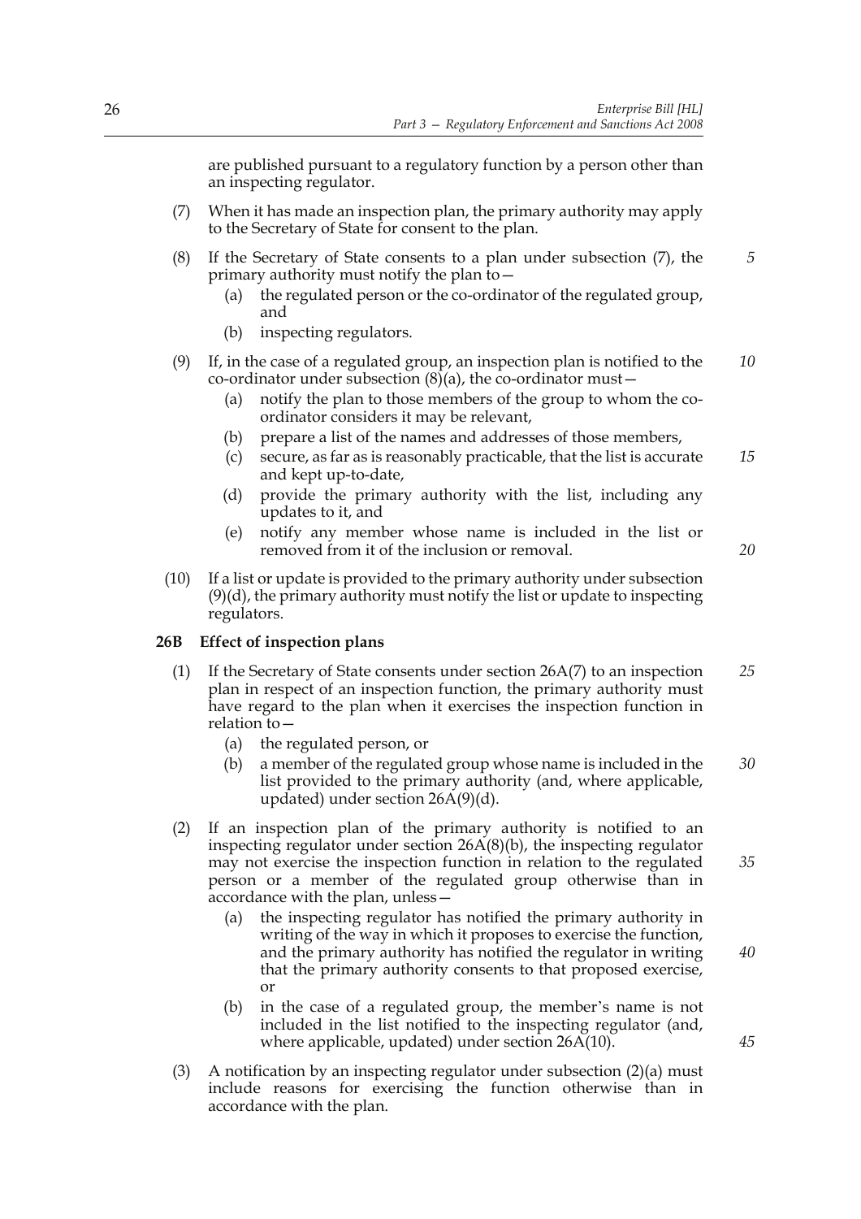are published pursuant to a regulatory function by a person other than an inspecting regulator.

(7) When it has made an inspection plan, the primary authority may apply to the Secretary of State for consent to the plan.

(8) If the Secretary of State consents to a plan under subsection (7), the primary authority must notify the plan to—

  (a) the regulated person or the co-ordinator of the regulated group, and

  (b) inspecting regulators.

(9) If, in the case of a regulated group, an inspection plan is notified to the co-ordinator under subsection (8)(a), the co-ordinator must—

  (a) notify the plan to those members of the group to whom the co-ordinator considers it may be relevant,

  (b) prepare a list of the names and addresses of those members,

  (c) secure, as far as is reasonably practicable, that the list is accurate and kept up-to-date,

  (d) provide the primary authority with the list, including any updates to it, and

  (e) notify any member whose name is included in the list or removed from it of the inclusion or removal.

(10) If a list or update is provided to the primary authority under subsection (9)(d), the primary authority must notify the list or update to inspecting regulators.

**26B Effect of inspection plans**

(1) If the Secretary of State consents under section 26A(7) to an inspection plan in respect of an inspection function, the primary authority must have regard to the plan when it exercises the inspection function in relation to—

  (a) the regulated person, or

  (b) a member of the regulated group whose name is included in the list provided to the primary authority (and, where applicable, updated) under section 26A(9)(d).

(2) If an inspection plan of the primary authority is notified to an inspecting regulator under section 26A(8)(b), the inspecting regulator may not exercise the inspection function in relation to the regulated person or a member of the regulated group otherwise than in accordance with the plan, unless—

  (a) the inspecting regulator has notified the primary authority in writing of the way in which it proposes to exercise the function, and the primary authority has notified the regulator in writing that the primary authority consents to that proposed exercise, or

  (b) in the case of a regulated group, the member's name is not included in the list notified to the inspecting regulator (and, where applicable, updated) under section 26A(10).

(3) A notification by an inspecting regulator under subsection (2)(a) must include reasons for exercising the function otherwise than in accordance with the plan.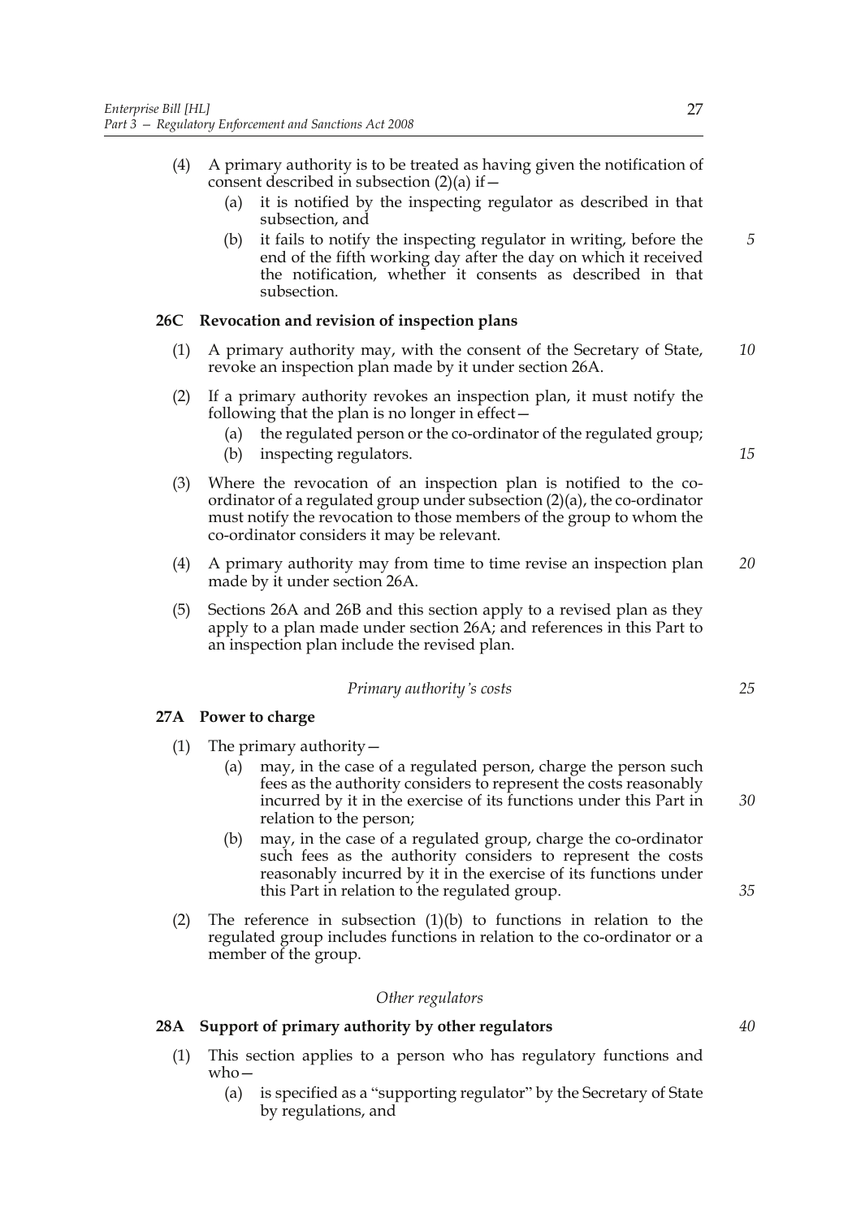(4) A primary authority is to be treated as having given the notification of consent described in subsection (2)(a) if—

   (a) it is notified by the inspecting regulator as described in that subsection, and

   (b) it fails to notify the inspecting regulator in writing, before the end of the fifth working day after the day on which it received the notification, whether it consents as described in that subsection.

### 26C Revocation and revision of inspection plans

(1) A primary authority may, with the consent of the Secretary of State, revoke an inspection plan made by it under section 26A.

(2) If a primary authority revokes an inspection plan, it must notify the following that the plan is no longer in effect—

   (a) the regulated person or the co-ordinator of the regulated group;

   (b) inspecting regulators.

(3) Where the revocation of an inspection plan is notified to the co-ordinator of a regulated group under subsection (2)(a), the co-ordinator must notify the revocation to those members of the group to whom the co-ordinator considers it may be relevant.

(4) A primary authority may from time to time revise an inspection plan made by it under section 26A.

(5) Sections 26A and 26B and this section apply to a revised plan as they apply to a plan made under section 26A; and references in this Part to an inspection plan include the revised plan.

*Primary authority's costs*

### 27A Power to charge

(1) The primary authority—

   (a) may, in the case of a regulated person, charge the person such fees as the authority considers to represent the costs reasonably incurred by it in the exercise of its functions under this Part in relation to the person;

   (b) may, in the case of a regulated group, charge the co-ordinator such fees as the authority considers to represent the costs reasonably incurred by it in the exercise of its functions under this Part in relation to the regulated group.

(2) The reference in subsection (1)(b) to functions in relation to the regulated group includes functions in relation to the co-ordinator or a member of the group.

*Other regulators*

### 28A Support of primary authority by other regulators

(1) This section applies to a person who has regulatory functions and who—

   (a) is specified as a "supporting regulator" by the Secretary of State by regulations, and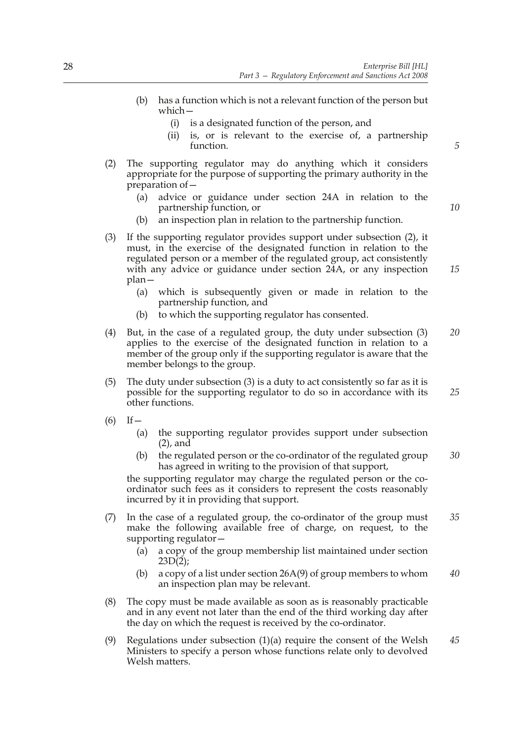(b) has a function which is not a relevant function of the person but which—

   (i) is a designated function of the person, and

   (ii) is, or is relevant to the exercise of, a partnership function.

(2) The supporting regulator may do anything which it considers appropriate for the purpose of supporting the primary authority in the preparation of—

   (a) advice or guidance under section 24A in relation to the partnership function, or

   (b) an inspection plan in relation to the partnership function.

(3) If the supporting regulator provides support under subsection (2), it must, in the exercise of the designated function in relation to the regulated person or a member of the regulated group, act consistently with any advice or guidance under section 24A, or any inspection plan—

   (a) which is subsequently given or made in relation to the partnership function, and

   (b) to which the supporting regulator has consented.

(4) But, in the case of a regulated group, the duty under subsection (3) applies to the exercise of the designated function in relation to a member of the group only if the supporting regulator is aware that the member belongs to the group.

(5) The duty under subsection (3) is a duty to act consistently so far as it is possible for the supporting regulator to do so in accordance with its other functions.

(6) If—

   (a) the supporting regulator provides support under subsection (2), and

   (b) the regulated person or the co-ordinator of the regulated group has agreed in writing to the provision of that support,

the supporting regulator may charge the regulated person or the co-ordinator such fees as it considers to represent the costs reasonably incurred by it in providing that support.

(7) In the case of a regulated group, the co-ordinator of the group must make the following available free of charge, on request, to the supporting regulator—

   (a) a copy of the group membership list maintained under section 23D(2);

   (b) a copy of a list under section 26A(9) of group members to whom an inspection plan may be relevant.

(8) The copy must be made available as soon as is reasonably practicable and in any event not later than the end of the third working day after the day on which the request is received by the co-ordinator.

(9) Regulations under subsection (1)(a) require the consent of the Welsh Ministers to specify a person whose functions relate only to devolved Welsh matters.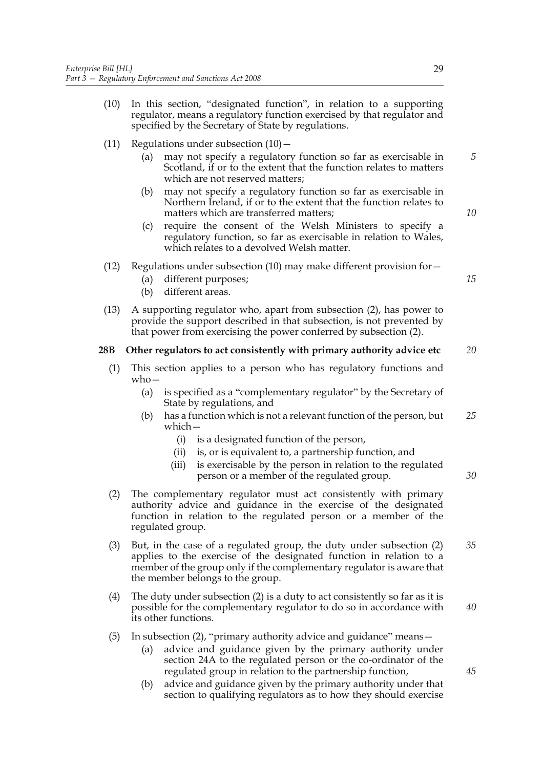(10) In this section, "designated function", in relation to a supporting regulator, means a regulatory function exercised by that regulator and specified by the Secretary of State by regulations.

(11) Regulations under subsection (10)—

  (a) may not specify a regulatory function so far as exercisable in Scotland, if or to the extent that the function relates to matters which are not reserved matters;

  (b) may not specify a regulatory function so far as exercisable in Northern Ireland, if or to the extent that the function relates to matters which are transferred matters;

  (c) require the consent of the Welsh Ministers to specify a regulatory function, so far as exercisable in relation to Wales, which relates to a devolved Welsh matter.

(12) Regulations under subsection (10) may make different provision for—

  (a) different purposes;

  (b) different areas.

(13) A supporting regulator who, apart from subsection (2), has power to provide the support described in that subsection, is not prevented by that power from exercising the power conferred by subsection (2).

**28B Other regulators to act consistently with primary authority advice etc**

(1) This section applies to a person who has regulatory functions and who—

  (a) is specified as a "complementary regulator" by the Secretary of State by regulations, and

  (b) has a function which is not a relevant function of the person, but which—

    (i) is a designated function of the person,

    (ii) is, or is equivalent to, a partnership function, and

    (iii) is exercisable by the person in relation to the regulated person or a member of the regulated group.

(2) The complementary regulator must act consistently with primary authority advice and guidance in the exercise of the designated function in relation to the regulated person or a member of the regulated group.

(3) But, in the case of a regulated group, the duty under subsection (2) applies to the exercise of the designated function in relation to a member of the group only if the complementary regulator is aware that the member belongs to the group.

(4) The duty under subsection (2) is a duty to act consistently so far as it is possible for the complementary regulator to do so in accordance with its other functions.

(5) In subsection (2), "primary authority advice and guidance" means—

  (a) advice and guidance given by the primary authority under section 24A to the regulated person or the co-ordinator of the regulated group in relation to the partnership function,

  (b) advice and guidance given by the primary authority under that section to qualifying regulators as to how they should exercise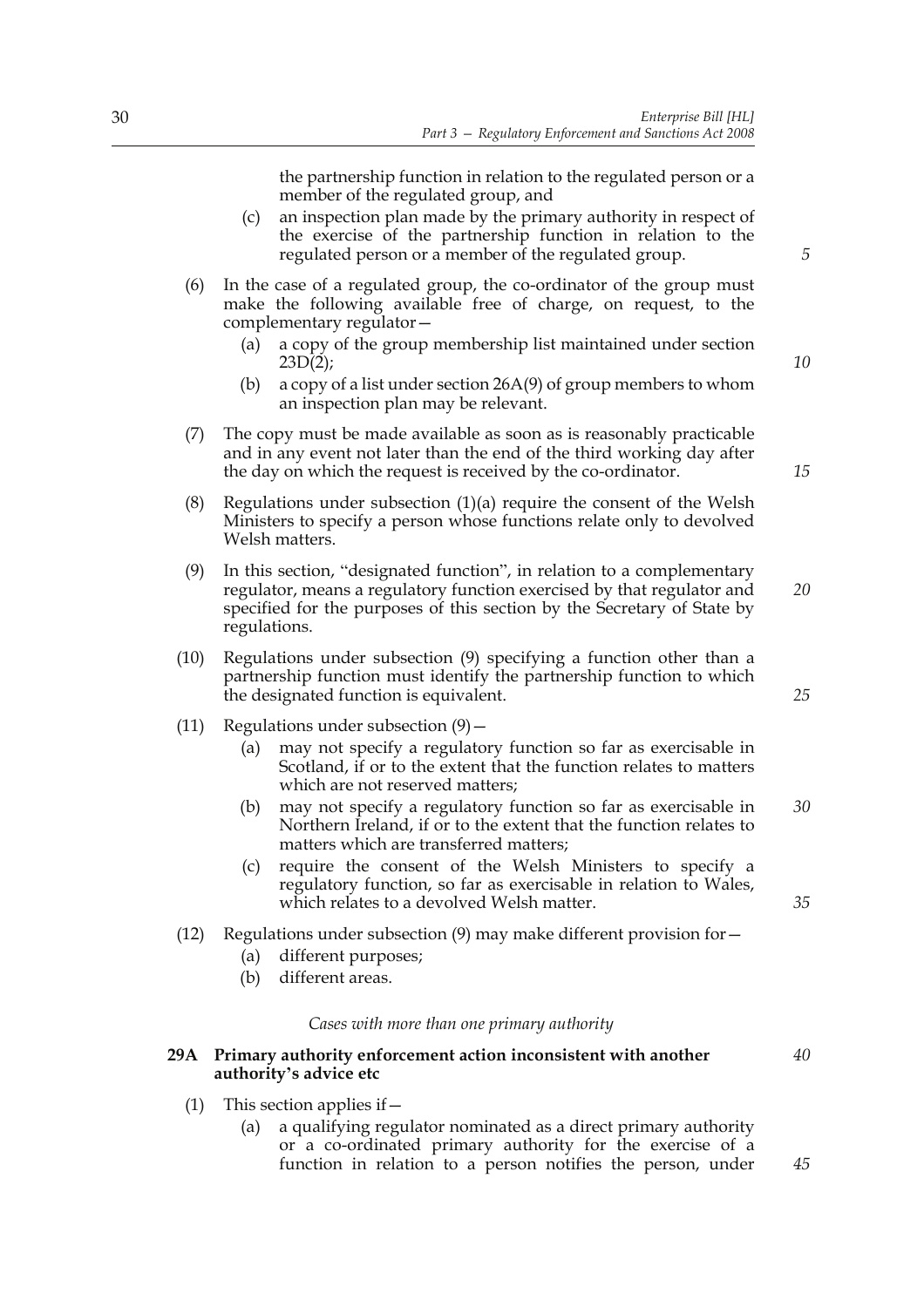the partnership function in relation to the regulated person or a member of the regulated group, and

(c) an inspection plan made by the primary authority in respect of the exercise of the partnership function in relation to the regulated person or a member of the regulated group.

(6) In the case of a regulated group, the co-ordinator of the group must make the following available free of charge, on request, to the complementary regulator—

(a) a copy of the group membership list maintained under section 23D(2);

(b) a copy of a list under section 26A(9) of group members to whom an inspection plan may be relevant.

(7) The copy must be made available as soon as is reasonably practicable and in any event not later than the end of the third working day after the day on which the request is received by the co-ordinator.

(8) Regulations under subsection (1)(a) require the consent of the Welsh Ministers to specify a person whose functions relate only to devolved Welsh matters.

(9) In this section, "designated function", in relation to a complementary regulator, means a regulatory function exercised by that regulator and specified for the purposes of this section by the Secretary of State by regulations.

(10) Regulations under subsection (9) specifying a function other than a partnership function must identify the partnership function to which the designated function is equivalent.

(11) Regulations under subsection (9)—

(a) may not specify a regulatory function so far as exercisable in Scotland, if or to the extent that the function relates to matters which are not reserved matters;

(b) may not specify a regulatory function so far as exercisable in Northern Ireland, if or to the extent that the function relates to matters which are transferred matters;

(c) require the consent of the Welsh Ministers to specify a regulatory function, so far as exercisable in relation to Wales, which relates to a devolved Welsh matter.

(12) Regulations under subsection (9) may make different provision for—

(a) different purposes;

(b) different areas.

*Cases with more than one primary authority*

**29A Primary authority enforcement action inconsistent with another authority's advice etc**

(1) This section applies if—

(a) a qualifying regulator nominated as a direct primary authority or a co-ordinated primary authority for the exercise of a function in relation to a person notifies the person, under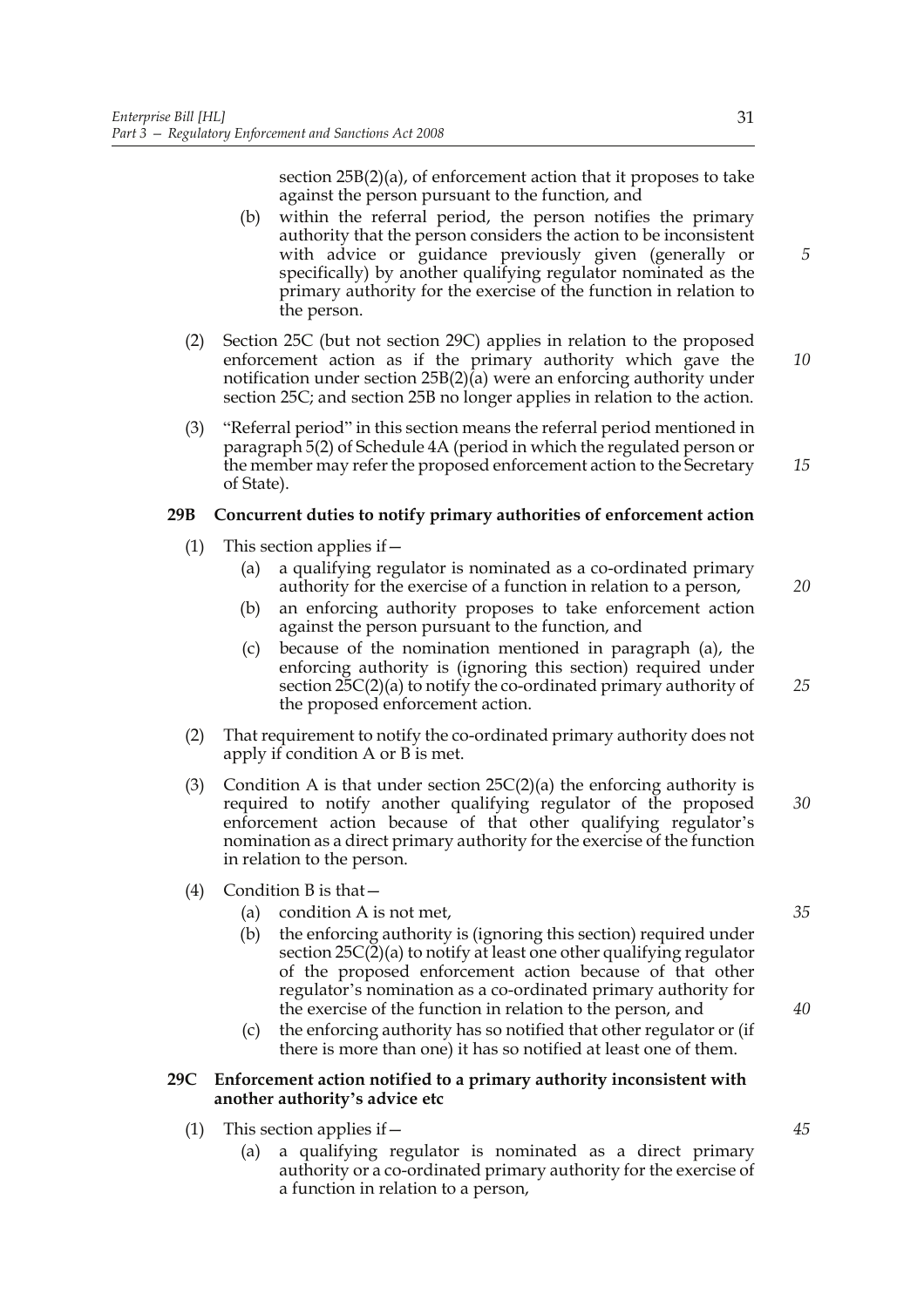section 25B(2)(a), of enforcement action that it proposes to take against the person pursuant to the function, and

(b) within the referral period, the person notifies the primary authority that the person considers the action to be inconsistent with advice or guidance previously given (generally or specifically) by another qualifying regulator nominated as the primary authority for the exercise of the function in relation to the person.

(2) Section 25C (but not section 29C) applies in relation to the proposed enforcement action as if the primary authority which gave the notification under section 25B(2)(a) were an enforcing authority under section 25C; and section 25B no longer applies in relation to the action.

(3) "Referral period" in this section means the referral period mentioned in paragraph 5(2) of Schedule 4A (period in which the regulated person or the member may refer the proposed enforcement action to the Secretary of State).

**29B Concurrent duties to notify primary authorities of enforcement action**

(1) This section applies if—

(a) a qualifying regulator is nominated as a co-ordinated primary authority for the exercise of a function in relation to a person,

(b) an enforcing authority proposes to take enforcement action against the person pursuant to the function, and

(c) because of the nomination mentioned in paragraph (a), the enforcing authority is (ignoring this section) required under section 25C(2)(a) to notify the co-ordinated primary authority of the proposed enforcement action.

(2) That requirement to notify the co-ordinated primary authority does not apply if condition A or B is met.

(3) Condition A is that under section 25C(2)(a) the enforcing authority is required to notify another qualifying regulator of the proposed enforcement action because of that other qualifying regulator's nomination as a direct primary authority for the exercise of the function in relation to the person.

(4) Condition B is that—

(a) condition A is not met,

(b) the enforcing authority is (ignoring this section) required under section 25C(2)(a) to notify at least one other qualifying regulator of the proposed enforcement action because of that other regulator's nomination as a co-ordinated primary authority for the exercise of the function in relation to the person, and

(c) the enforcing authority has so notified that other regulator or (if there is more than one) it has so notified at least one of them.

**29C Enforcement action notified to a primary authority inconsistent with another authority's advice etc**

(1) This section applies if—

(a) a qualifying regulator is nominated as a direct primary authority or a co-ordinated primary authority for the exercise of a function in relation to a person,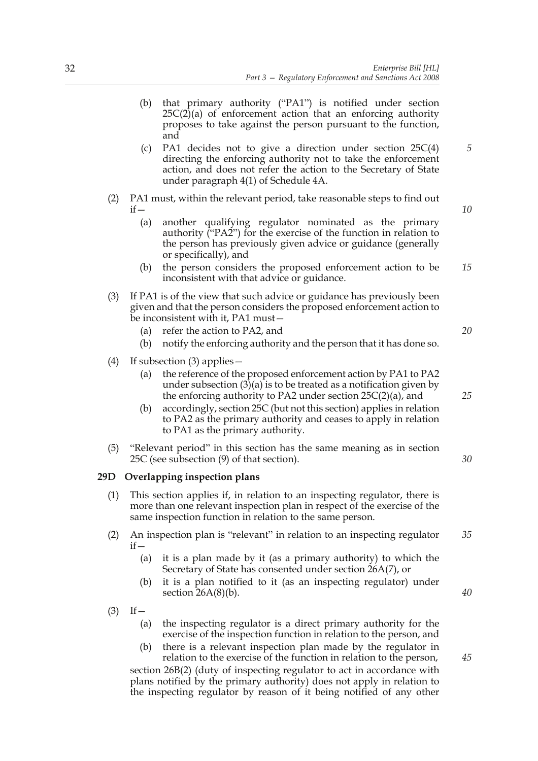(b) that primary authority ("PA1") is notified under section 25C(2)(a) of enforcement action that an enforcing authority proposes to take against the person pursuant to the function, and

(c) PA1 decides not to give a direction under section 25C(4) directing the enforcing authority not to take the enforcement action, and does not refer the action to the Secretary of State under paragraph 4(1) of Schedule 4A.

(2) PA1 must, within the relevant period, take reasonable steps to find out if—

(a) another qualifying regulator nominated as the primary authority ("PA2") for the exercise of the function in relation to the person has previously given advice or guidance (generally or specifically), and

(b) the person considers the proposed enforcement action to be inconsistent with that advice or guidance.

(3) If PA1 is of the view that such advice or guidance has previously been given and that the person considers the proposed enforcement action to be inconsistent with it, PA1 must—

(a) refer the action to PA2, and

(b) notify the enforcing authority and the person that it has done so.

(4) If subsection (3) applies—

(a) the reference of the proposed enforcement action by PA1 to PA2 under subsection (3)(a) is to be treated as a notification given by the enforcing authority to PA2 under section 25C(2)(a), and

(b) accordingly, section 25C (but not this section) applies in relation to PA2 as the primary authority and ceases to apply in relation to PA1 as the primary authority.

(5) "Relevant period" in this section has the same meaning as in section 25C (see subsection (9) of that section).

### 29D Overlapping inspection plans

(1) This section applies if, in relation to an inspecting regulator, there is more than one relevant inspection plan in respect of the exercise of the same inspection function in relation to the same person.

(2) An inspection plan is "relevant" in relation to an inspecting regulator if—

(a) it is a plan made by it (as a primary authority) to which the Secretary of State has consented under section 26A(7), or

(b) it is a plan notified to it (as an inspecting regulator) under section 26A(8)(b).

(3) If—

(a) the inspecting regulator is a direct primary authority for the exercise of the inspection function in relation to the person, and

(b) there is a relevant inspection plan made by the regulator in relation to the exercise of the function in relation to the person,

section 26B(2) (duty of inspecting regulator to act in accordance with plans notified by the primary authority) does not apply in relation to the inspecting regulator by reason of it being notified of any other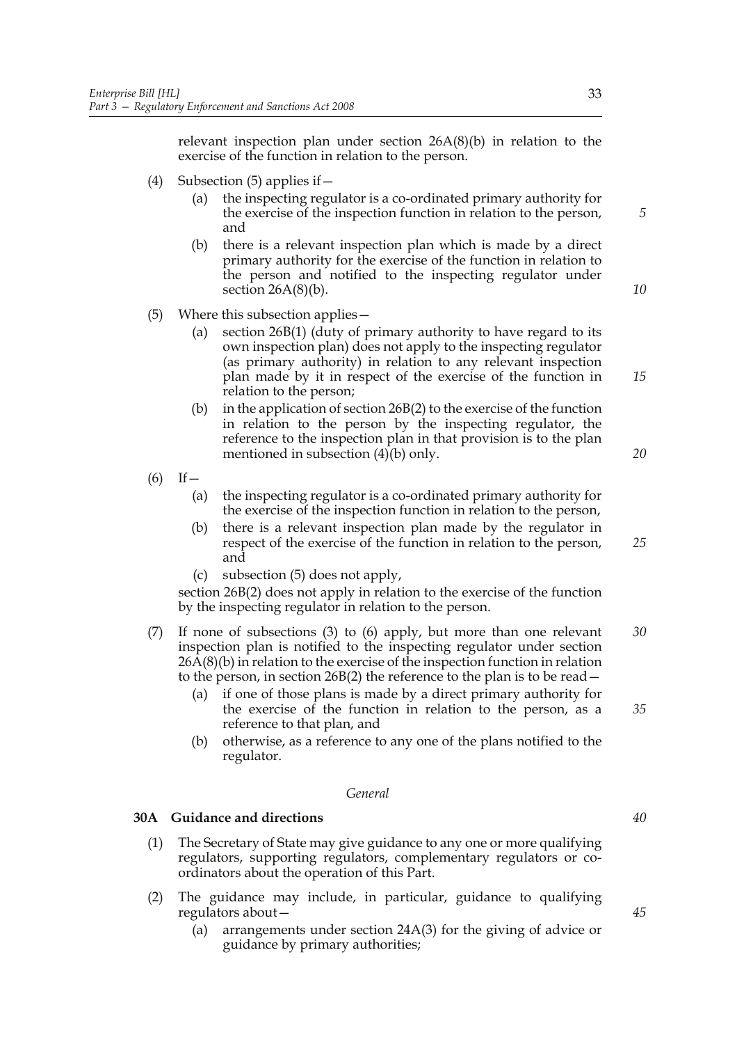relevant inspection plan under section 26A(8)(b) in relation to the exercise of the function in relation to the person.

(4) Subsection (5) applies if—

(a) the inspecting regulator is a co-ordinated primary authority for the exercise of the inspection function in relation to the person, and

(b) there is a relevant inspection plan which is made by a direct primary authority for the exercise of the function in relation to the person and notified to the inspecting regulator under section 26A(8)(b).

(5) Where this subsection applies—

(a) section 26B(1) (duty of primary authority to have regard to its own inspection plan) does not apply to the inspecting regulator (as primary authority) in relation to any relevant inspection plan made by it in respect of the exercise of the function in relation to the person;

(b) in the application of section 26B(2) to the exercise of the function in relation to the person by the inspecting regulator, the reference to the inspection plan in that provision is to the plan mentioned in subsection (4)(b) only.

(6) If—

(a) the inspecting regulator is a co-ordinated primary authority for the exercise of the inspection function in relation to the person,

(b) there is a relevant inspection plan made by the regulator in respect of the exercise of the function in relation to the person, and

(c) subsection (5) does not apply,

section 26B(2) does not apply in relation to the exercise of the function by the inspecting regulator in relation to the person.

(7) If none of subsections (3) to (6) apply, but more than one relevant inspection plan is notified to the inspecting regulator under section 26A(8)(b) in relation to the exercise of the inspection function in relation to the person, in section 26B(2) the reference to the plan is to be read—

(a) if one of those plans is made by a direct primary authority for the exercise of the function in relation to the person, as a reference to that plan, and

(b) otherwise, as a reference to any one of the plans notified to the regulator.

*General*

**30A Guidance and directions**

(1) The Secretary of State may give guidance to any one or more qualifying regulators, supporting regulators, complementary regulators or co-ordinators about the operation of this Part.

(2) The guidance may include, in particular, guidance to qualifying regulators about—

(a) arrangements under section 24A(3) for the giving of advice or guidance by primary authorities;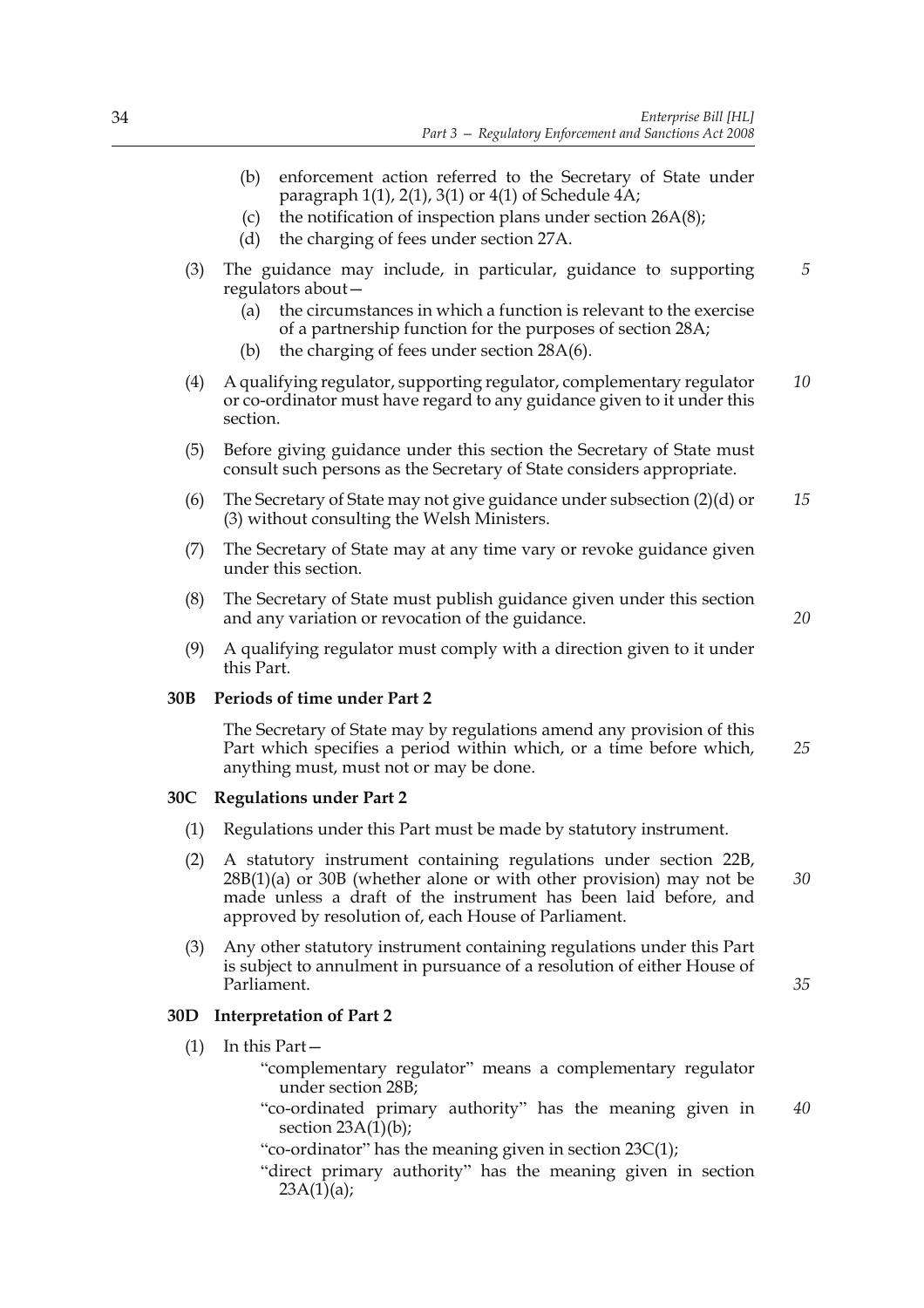(b) enforcement action referred to the Secretary of State under paragraph 1(1), 2(1), 3(1) or 4(1) of Schedule 4A;

(c) the notification of inspection plans under section 26A(8);

(d) the charging of fees under section 27A.

(3) The guidance may include, in particular, guidance to supporting regulators about—

(a) the circumstances in which a function is relevant to the exercise of a partnership function for the purposes of section 28A;

(b) the charging of fees under section 28A(6).

(4) A qualifying regulator, supporting regulator, complementary regulator or co-ordinator must have regard to any guidance given to it under this section.

(5) Before giving guidance under this section the Secretary of State must consult such persons as the Secretary of State considers appropriate.

(6) The Secretary of State may not give guidance under subsection (2)(d) or (3) without consulting the Welsh Ministers.

(7) The Secretary of State may at any time vary or revoke guidance given under this section.

(8) The Secretary of State must publish guidance given under this section and any variation or revocation of the guidance.

(9) A qualifying regulator must comply with a direction given to it under this Part.

**30B Periods of time under Part 2**

The Secretary of State may by regulations amend any provision of this Part which specifies a period within which, or a time before which, anything must, must not or may be done.

**30C Regulations under Part 2**

(1) Regulations under this Part must be made by statutory instrument.

(2) A statutory instrument containing regulations under section 22B, 28B(1)(a) or 30B (whether alone or with other provision) may not be made unless a draft of the instrument has been laid before, and approved by resolution of, each House of Parliament.

(3) Any other statutory instrument containing regulations under this Part is subject to annulment in pursuance of a resolution of either House of Parliament.

**30D Interpretation of Part 2**

(1) In this Part—

"complementary regulator" means a complementary regulator under section 28B;

"co-ordinated primary authority" has the meaning given in section 23A(1)(b);

"co-ordinator" has the meaning given in section 23C(1);

"direct primary authority" has the meaning given in section 23A(1)(a);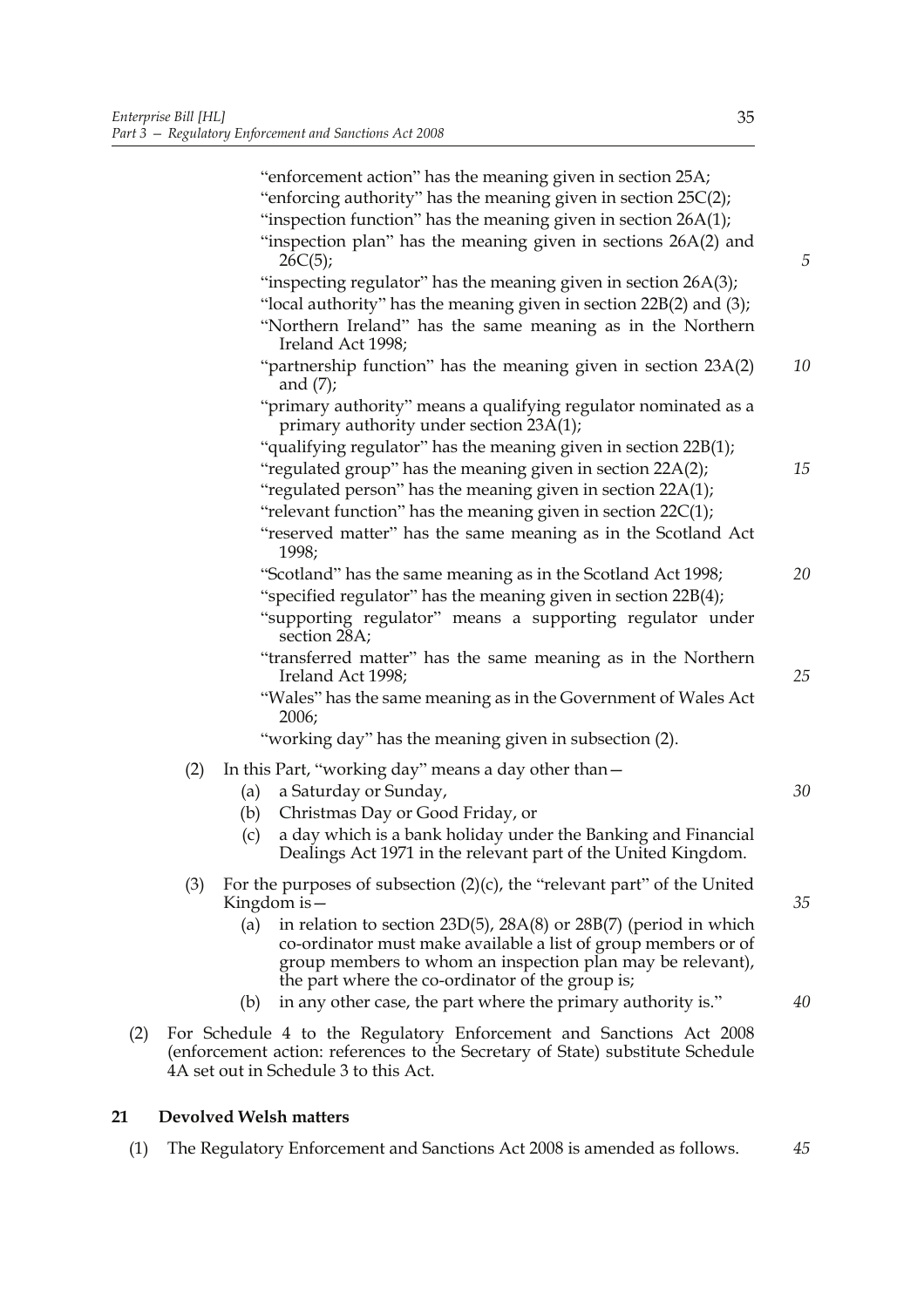"enforcement action" has the meaning given in section 25A;

"enforcing authority" has the meaning given in section 25C(2);

"inspection function" has the meaning given in section 26A(1);

"inspection plan" has the meaning given in sections 26A(2) and 26C(5);

"inspecting regulator" has the meaning given in section 26A(3);

"local authority" has the meaning given in section 22B(2) and (3);

"Northern Ireland" has the same meaning as in the Northern Ireland Act 1998;

"partnership function" has the meaning given in section 23A(2) and (7);

"primary authority" means a qualifying regulator nominated as a primary authority under section 23A(1);

"qualifying regulator" has the meaning given in section 22B(1);

"regulated group" has the meaning given in section 22A(2);

"regulated person" has the meaning given in section 22A(1);

"relevant function" has the meaning given in section 22C(1);

"reserved matter" has the same meaning as in the Scotland Act 1998;

"Scotland" has the same meaning as in the Scotland Act 1998;

"specified regulator" has the meaning given in section 22B(4);

"supporting regulator" means a supporting regulator under section 28A;

"transferred matter" has the same meaning as in the Northern Ireland Act 1998;

"Wales" has the same meaning as in the Government of Wales Act 2006;

"working day" has the meaning given in subsection (2).

(2) In this Part, "working day" means a day other than—

(a) a Saturday or Sunday,

(b) Christmas Day or Good Friday, or

(c) a day which is a bank holiday under the Banking and Financial Dealings Act 1971 in the relevant part of the United Kingdom.

(3) For the purposes of subsection (2)(c), the "relevant part" of the United Kingdom is—

(a) in relation to section 23D(5), 28A(8) or 28B(7) (period in which co-ordinator must make available a list of group members or of group members to whom an inspection plan may be relevant), the part where the co-ordinator of the group is;

(b) in any other case, the part where the primary authority is."

(2) For Schedule 4 to the Regulatory Enforcement and Sanctions Act 2008 (enforcement action: references to the Secretary of State) substitute Schedule 4A set out in Schedule 3 to this Act.

## 21 Devolved Welsh matters

(1) The Regulatory Enforcement and Sanctions Act 2008 is amended as follows.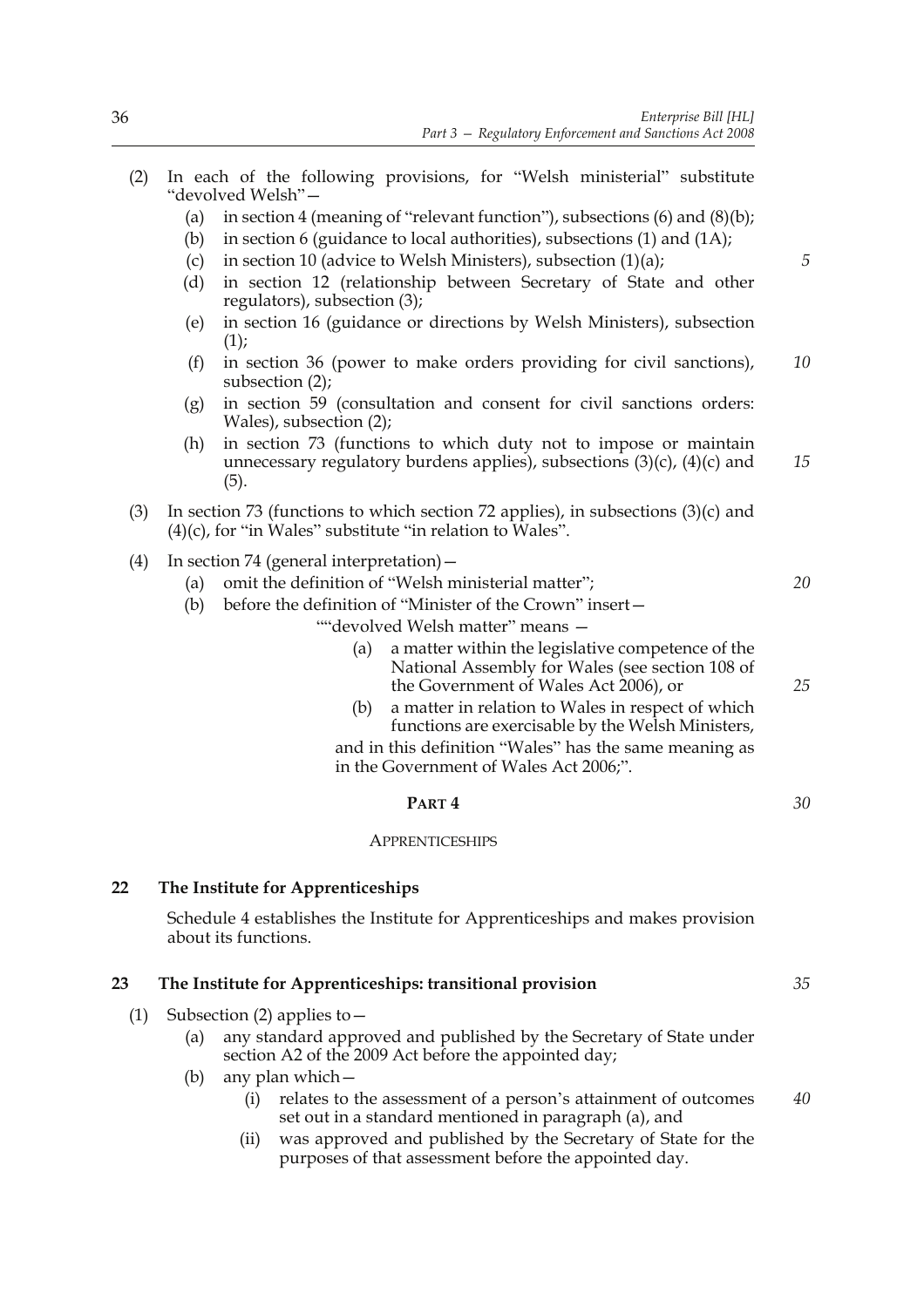(2) In each of the following provisions, for "Welsh ministerial" substitute "devolved Welsh"—

   (a) in section 4 (meaning of "relevant function"), subsections (6) and (8)(b);

   (b) in section 6 (guidance to local authorities), subsections (1) and (1A);

   (c) in section 10 (advice to Welsh Ministers), subsection (1)(a);

   (d) in section 12 (relationship between Secretary of State and other regulators), subsection (3);

   (e) in section 16 (guidance or directions by Welsh Ministers), subsection (1);

   (f) in section 36 (power to make orders providing for civil sanctions), subsection (2);

   (g) in section 59 (consultation and consent for civil sanctions orders: Wales), subsection (2);

   (h) in section 73 (functions to which duty not to impose or maintain unnecessary regulatory burdens applies), subsections (3)(c), (4)(c) and (5).

(3) In section 73 (functions to which section 72 applies), in subsections (3)(c) and (4)(c), for "in Wales" substitute "in relation to Wales".

(4) In section 74 (general interpretation)—

   (a) omit the definition of "Welsh ministerial matter";

   (b) before the definition of "Minister of the Crown" insert—

   ""devolved Welsh matter" means —

   (a) a matter within the legislative competence of the National Assembly for Wales (see section 108 of the Government of Wales Act 2006), or

   (b) a matter in relation to Wales in respect of which functions are exercisable by the Welsh Ministers,

   and in this definition "Wales" has the same meaning as in the Government of Wales Act 2006;".

## PART 4

### APPRENTICESHIPS

**22 The Institute for Apprenticeships**

Schedule 4 establishes the Institute for Apprenticeships and makes provision about its functions.

**23 The Institute for Apprenticeships: transitional provision**

(1) Subsection (2) applies to—

   (a) any standard approved and published by the Secretary of State under section A2 of the 2009 Act before the appointed day;

   (b) any plan which—

      (i) relates to the assessment of a person's attainment of outcomes set out in a standard mentioned in paragraph (a), and

      (ii) was approved and published by the Secretary of State for the purposes of that assessment before the appointed day.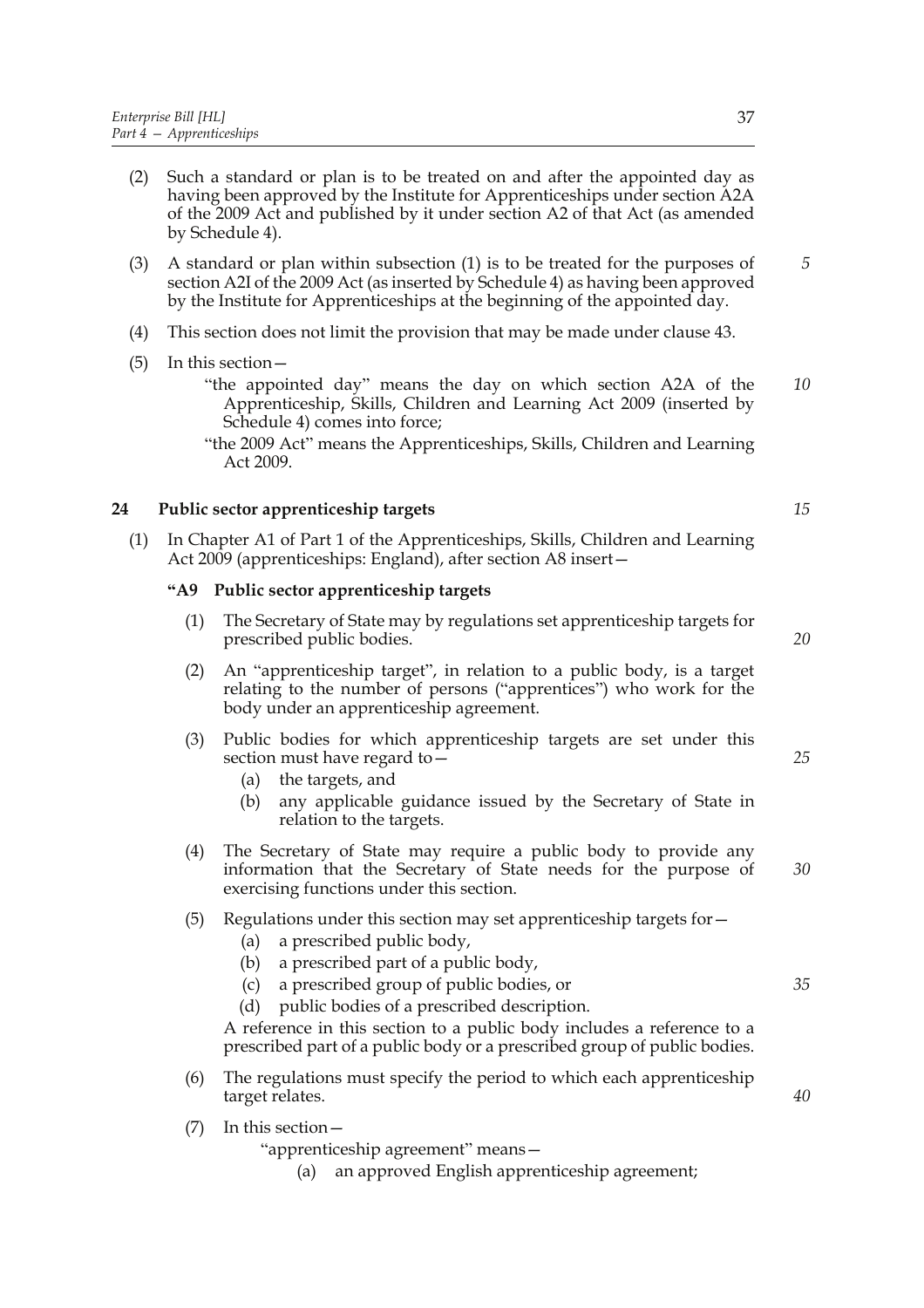(2) Such a standard or plan is to be treated on and after the appointed day as having been approved by the Institute for Apprenticeships under section A2A of the 2009 Act and published by it under section A2 of that Act (as amended by Schedule 4).

(3) A standard or plan within subsection (1) is to be treated for the purposes of section A2I of the 2009 Act (as inserted by Schedule 4) as having been approved by the Institute for Apprenticeships at the beginning of the appointed day.

(4) This section does not limit the provision that may be made under clause 43.

(5) In this section—

"the appointed day" means the day on which section A2A of the Apprenticeship, Skills, Children and Learning Act 2009 (inserted by Schedule 4) comes into force;

"the 2009 Act" means the Apprenticeships, Skills, Children and Learning Act 2009.

**24 Public sector apprenticeship targets**

(1) In Chapter A1 of Part 1 of the Apprenticeships, Skills, Children and Learning Act 2009 (apprenticeships: England), after section A8 insert—

**"A9 Public sector apprenticeship targets**

(1) The Secretary of State may by regulations set apprenticeship targets for prescribed public bodies.

(2) An "apprenticeship target", in relation to a public body, is a target relating to the number of persons ("apprentices") who work for the body under an apprenticeship agreement.

(3) Public bodies for which apprenticeship targets are set under this section must have regard to—

(a) the targets, and

(b) any applicable guidance issued by the Secretary of State in relation to the targets.

(4) The Secretary of State may require a public body to provide any information that the Secretary of State needs for the purpose of exercising functions under this section.

(5) Regulations under this section may set apprenticeship targets for—

(a) a prescribed public body,

(b) a prescribed part of a public body,

(c) a prescribed group of public bodies, or

(d) public bodies of a prescribed description.

A reference in this section to a public body includes a reference to a prescribed part of a public body or a prescribed group of public bodies.

(6) The regulations must specify the period to which each apprenticeship target relates.

(7) In this section—

"apprenticeship agreement" means—

(a) an approved English apprenticeship agreement;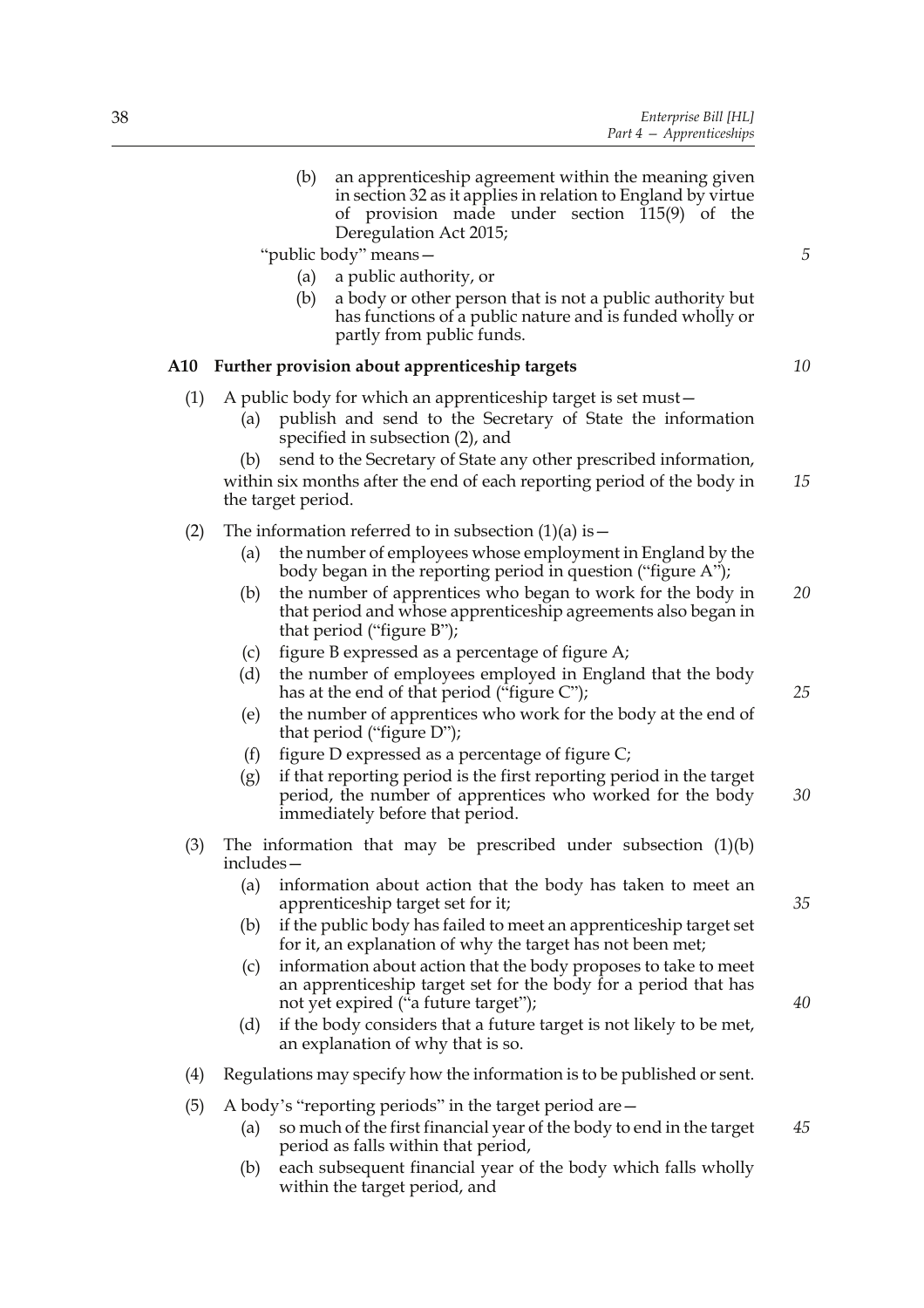(b) an apprenticeship agreement within the meaning given in section 32 as it applies in relation to England by virtue of provision made under section 115(9) of the Deregulation Act 2015;

"public body" means—

(a) a public authority, or

(b) a body or other person that is not a public authority but has functions of a public nature and is funded wholly or partly from public funds.

**A10 Further provision about apprenticeship targets**

(1) A public body for which an apprenticeship target is set must—

(a) publish and send to the Secretary of State the information specified in subsection (2), and

(b) send to the Secretary of State any other prescribed information,

within six months after the end of each reporting period of the body in the target period.

(2) The information referred to in subsection (1)(a) is—

(a) the number of employees whose employment in England by the body began in the reporting period in question ("figure A");

(b) the number of apprentices who began to work for the body in that period and whose apprenticeship agreements also began in that period ("figure B");

(c) figure B expressed as a percentage of figure A;

(d) the number of employees employed in England that the body has at the end of that period ("figure C");

(e) the number of apprentices who work for the body at the end of that period ("figure D");

(f) figure D expressed as a percentage of figure C;

(g) if that reporting period is the first reporting period in the target period, the number of apprentices who worked for the body immediately before that period.

(3) The information that may be prescribed under subsection (1)(b) includes—

(a) information about action that the body has taken to meet an apprenticeship target set for it;

(b) if the public body has failed to meet an apprenticeship target set for it, an explanation of why the target has not been met;

(c) information about action that the body proposes to take to meet an apprenticeship target set for the body for a period that has not yet expired ("a future target");

(d) if the body considers that a future target is not likely to be met, an explanation of why that is so.

(4) Regulations may specify how the information is to be published or sent.

(5) A body's "reporting periods" in the target period are—

(a) so much of the first financial year of the body to end in the target period as falls within that period,

(b) each subsequent financial year of the body which falls wholly within the target period, and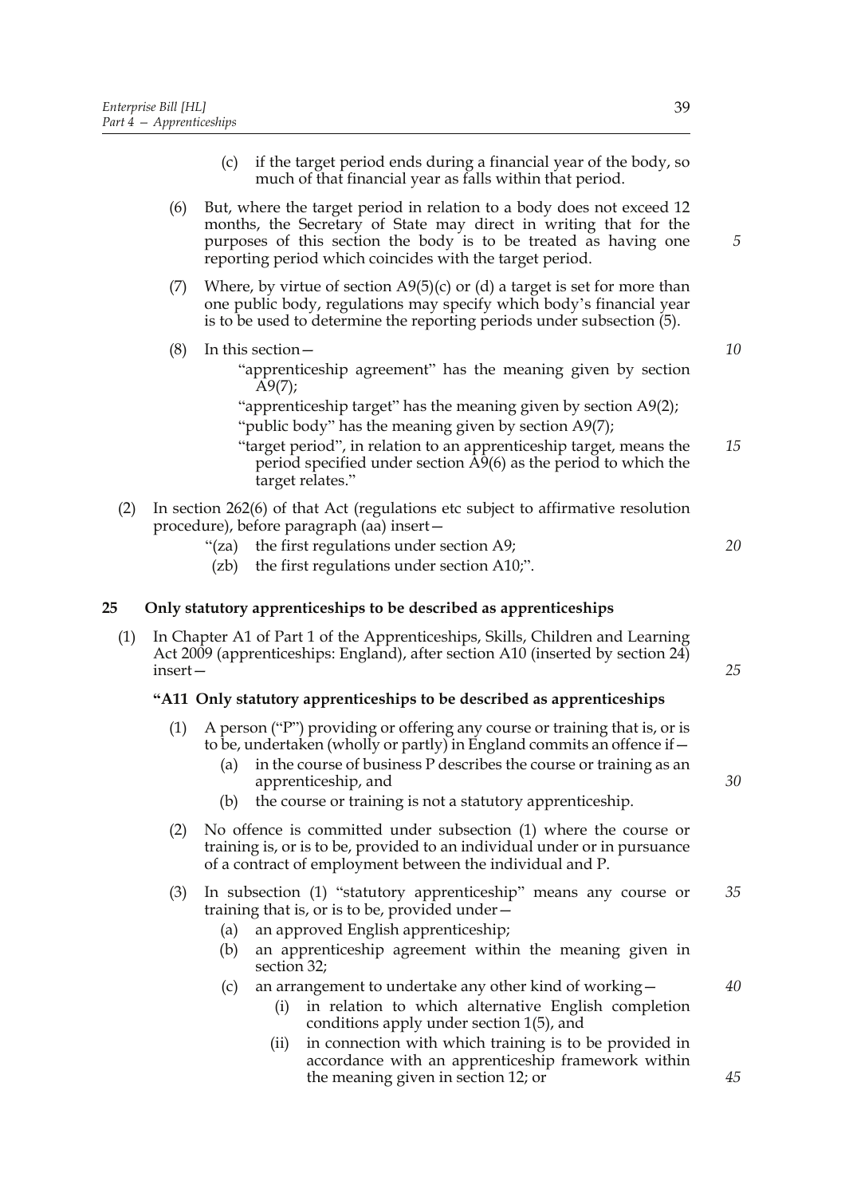(c) if the target period ends during a financial year of the body, so much of that financial year as falls within that period.

(6) But, where the target period in relation to a body does not exceed 12 months, the Secretary of State may direct in writing that for the purposes of this section the body is to be treated as having one reporting period which coincides with the target period.

(7) Where, by virtue of section A9(5)(c) or (d) a target is set for more than one public body, regulations may specify which body's financial year is to be used to determine the reporting periods under subsection (5).

(8) In this section—

"apprenticeship agreement" has the meaning given by section A9(7);

"apprenticeship target" has the meaning given by section A9(2);

"public body" has the meaning given by section A9(7);

"target period", in relation to an apprenticeship target, means the period specified under section A9(6) as the period to which the target relates."

(2) In section 262(6) of that Act (regulations etc subject to affirmative resolution procedure), before paragraph (aa) insert—

"(za) the first regulations under section A9;

(zb) the first regulations under section A10;".

## 25 Only statutory apprenticeships to be described as apprenticeships

(1) In Chapter A1 of Part 1 of the Apprenticeships, Skills, Children and Learning Act 2009 (apprenticeships: England), after section A10 (inserted by section 24) insert—

### "A11 Only statutory apprenticeships to be described as apprenticeships

(1) A person ("P") providing or offering any course or training that is, or is to be, undertaken (wholly or partly) in England commits an offence if—

(a) in the course of business P describes the course or training as an apprenticeship, and

(b) the course or training is not a statutory apprenticeship.

(2) No offence is committed under subsection (1) where the course or training is, or is to be, provided to an individual under or in pursuance of a contract of employment between the individual and P.

(3) In subsection (1) "statutory apprenticeship" means any course or training that is, or is to be, provided under—

(a) an approved English apprenticeship;

(b) an apprenticeship agreement within the meaning given in section 32;

(c) an arrangement to undertake any other kind of working—

(i) in relation to which alternative English completion conditions apply under section 1(5), and

(ii) in connection with which training is to be provided in accordance with an apprenticeship framework within the meaning given in section 12; or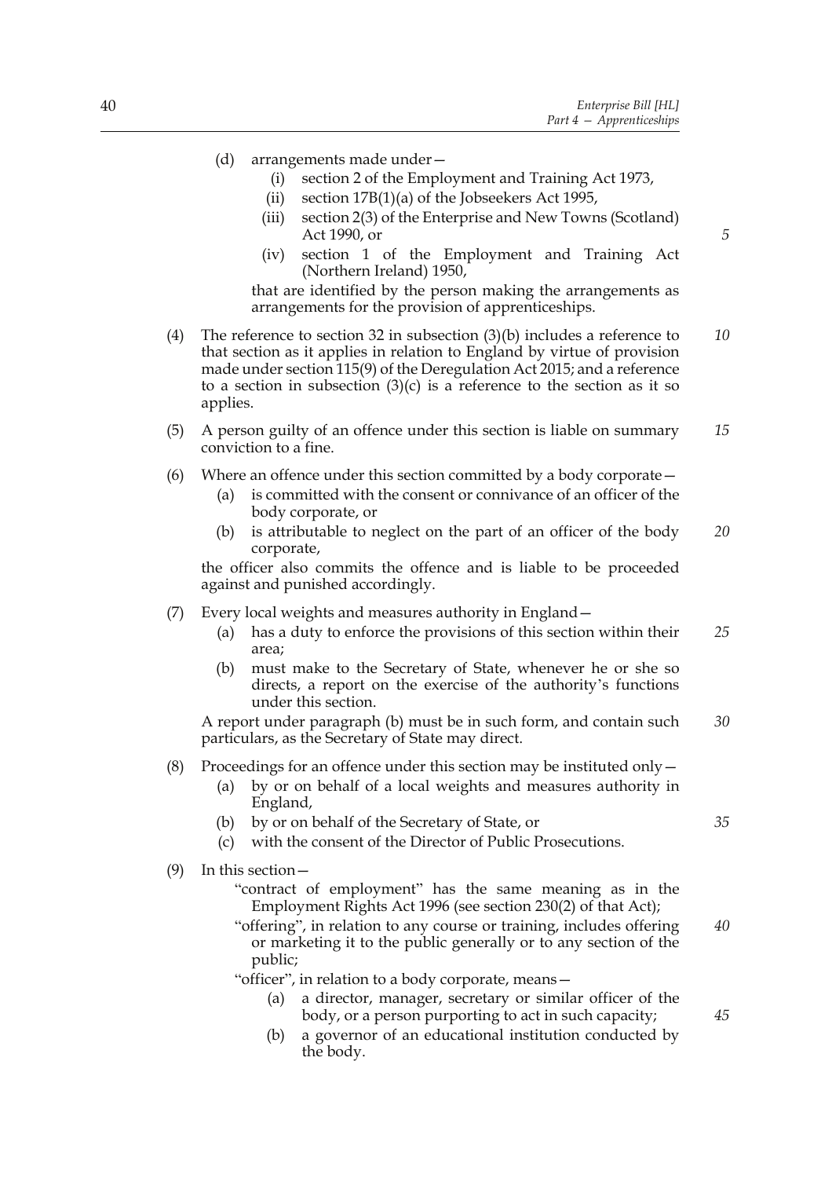(d) arrangements made under—

   (i) section 2 of the Employment and Training Act 1973,

   (ii) section 17B(1)(a) of the Jobseekers Act 1995,

   (iii) section 2(3) of the Enterprise and New Towns (Scotland) Act 1990, or

   (iv) section 1 of the Employment and Training Act (Northern Ireland) 1950,

   that are identified by the person making the arrangements as arrangements for the provision of apprenticeships.

(4) The reference to section 32 in subsection (3)(b) includes a reference to that section as it applies in relation to England by virtue of provision made under section 115(9) of the Deregulation Act 2015; and a reference to a section in subsection (3)(c) is a reference to the section as it so applies.

(5) A person guilty of an offence under this section is liable on summary conviction to a fine.

(6) Where an offence under this section committed by a body corporate—

   (a) is committed with the consent or connivance of an officer of the body corporate, or

   (b) is attributable to neglect on the part of an officer of the body corporate,

   the officer also commits the offence and is liable to be proceeded against and punished accordingly.

(7) Every local weights and measures authority in England—

   (a) has a duty to enforce the provisions of this section within their area;

   (b) must make to the Secretary of State, whenever he or she so directs, a report on the exercise of the authority's functions under this section.

   A report under paragraph (b) must be in such form, and contain such particulars, as the Secretary of State may direct.

(8) Proceedings for an offence under this section may be instituted only—

   (a) by or on behalf of a local weights and measures authority in England,

   (b) by or on behalf of the Secretary of State, or

   (c) with the consent of the Director of Public Prosecutions.

(9) In this section—

   "contract of employment" has the same meaning as in the Employment Rights Act 1996 (see section 230(2) of that Act);

   "offering", in relation to any course or training, includes offering or marketing it to the public generally or to any section of the public;

   "officer", in relation to a body corporate, means—

   (a) a director, manager, secretary or similar officer of the body, or a person purporting to act in such capacity;

   (b) a governor of an educational institution conducted by the body.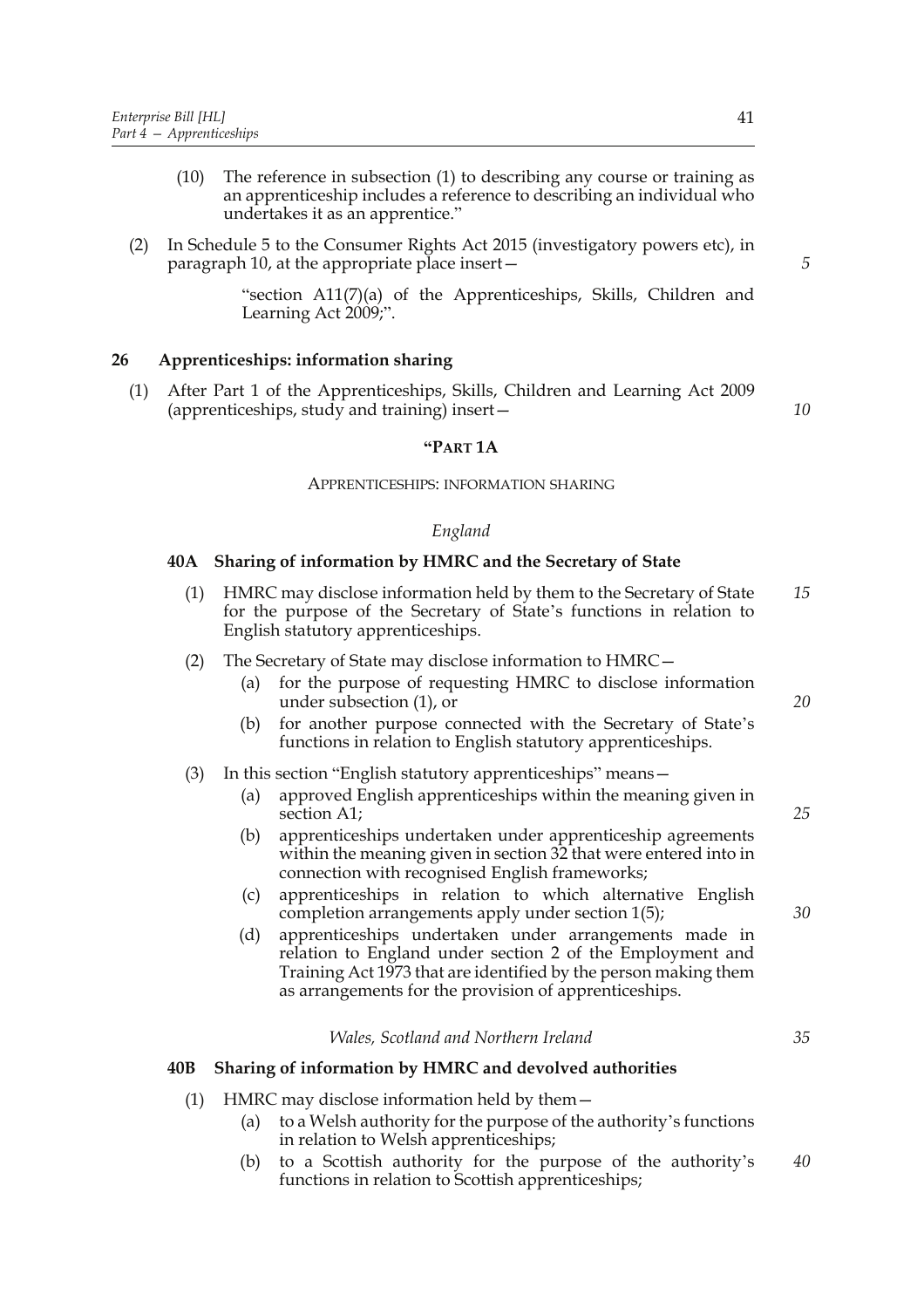(10) The reference in subsection (1) to describing any course or training as an apprenticeship includes a reference to describing an individual who undertakes it as an apprentice."

(2) In Schedule 5 to the Consumer Rights Act 2015 (investigatory powers etc), in paragraph 10, at the appropriate place insert—

"section A11(7)(a) of the Apprenticeships, Skills, Children and Learning Act 2009;".

**26 Apprenticeships: information sharing**

(1) After Part 1 of the Apprenticeships, Skills, Children and Learning Act 2009 (apprenticeships, study and training) insert—

"PART 1A

APPRENTICESHIPS: INFORMATION SHARING

*England*

**40A Sharing of information by HMRC and the Secretary of State**

(1) HMRC may disclose information held by them to the Secretary of State for the purpose of the Secretary of State's functions in relation to English statutory apprenticeships.

(2) The Secretary of State may disclose information to HMRC—

(a) for the purpose of requesting HMRC to disclose information under subsection (1), or

(b) for another purpose connected with the Secretary of State's functions in relation to English statutory apprenticeships.

(3) In this section "English statutory apprenticeships" means—

(a) approved English apprenticeships within the meaning given in section A1;

(b) apprenticeships undertaken under apprenticeship agreements within the meaning given in section 32 that were entered into in connection with recognised English frameworks;

(c) apprenticeships in relation to which alternative English completion arrangements apply under section 1(5);

(d) apprenticeships undertaken under arrangements made in relation to England under section 2 of the Employment and Training Act 1973 that are identified by the person making them as arrangements for the provision of apprenticeships.

*Wales, Scotland and Northern Ireland*

**40B Sharing of information by HMRC and devolved authorities**

(1) HMRC may disclose information held by them—

(a) to a Welsh authority for the purpose of the authority's functions in relation to Welsh apprenticeships;

(b) to a Scottish authority for the purpose of the authority's functions in relation to Scottish apprenticeships;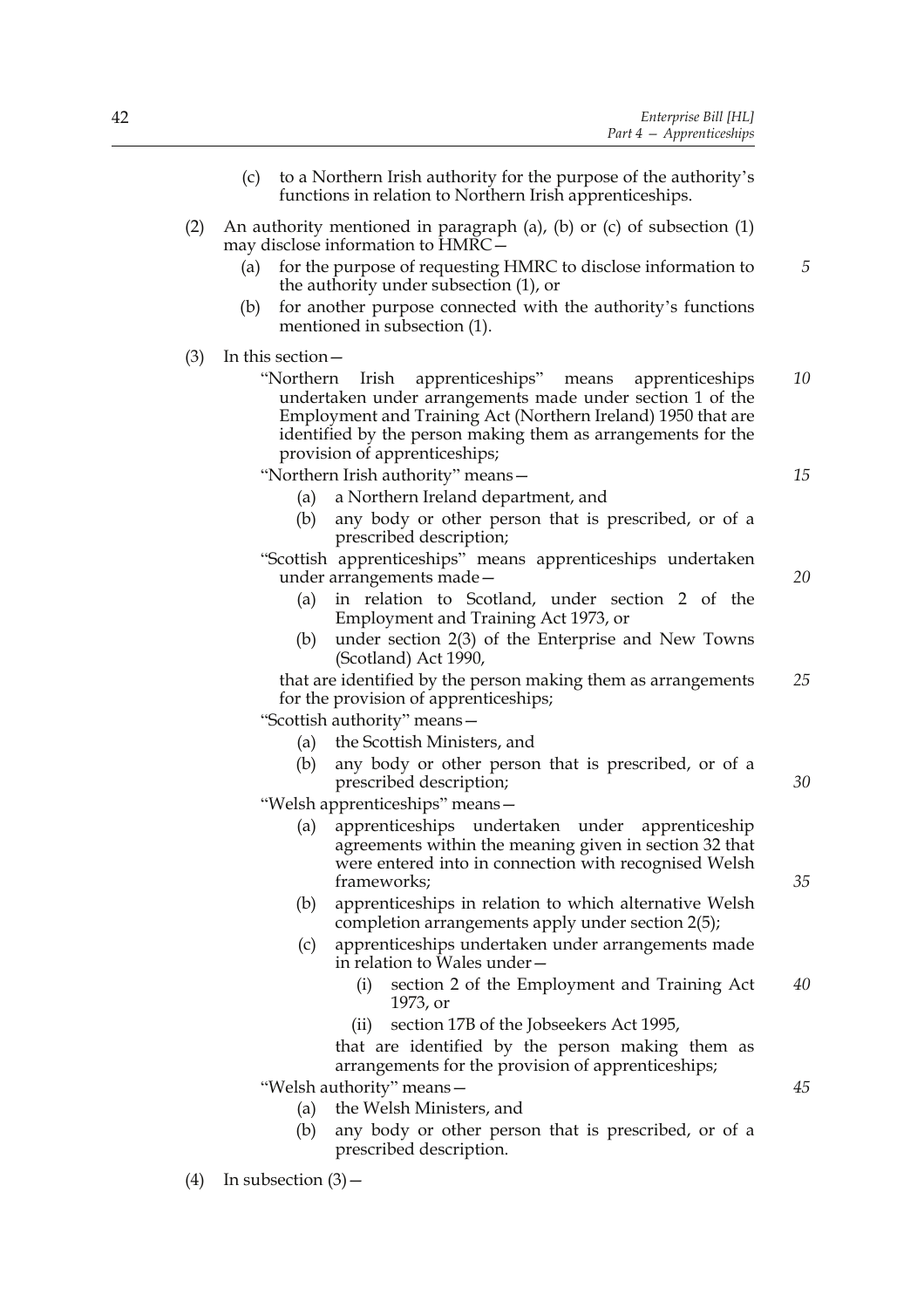(c) to a Northern Irish authority for the purpose of the authority's functions in relation to Northern Irish apprenticeships.

(2) An authority mentioned in paragraph (a), (b) or (c) of subsection (1) may disclose information to HMRC—

(a) for the purpose of requesting HMRC to disclose information to the authority under subsection (1), or

(b) for another purpose connected with the authority's functions mentioned in subsection (1).

(3) In this section—

"Northern Irish apprenticeships" means apprenticeships undertaken under arrangements made under section 1 of the Employment and Training Act (Northern Ireland) 1950 that are identified by the person making them as arrangements for the provision of apprenticeships;

"Northern Irish authority" means—

(a) a Northern Ireland department, and

(b) any body or other person that is prescribed, or of a prescribed description;

"Scottish apprenticeships" means apprenticeships undertaken under arrangements made—

(a) in relation to Scotland, under section 2 of the Employment and Training Act 1973, or

(b) under section 2(3) of the Enterprise and New Towns (Scotland) Act 1990,

that are identified by the person making them as arrangements for the provision of apprenticeships;

"Scottish authority" means—

(a) the Scottish Ministers, and

(b) any body or other person that is prescribed, or of a prescribed description;

"Welsh apprenticeships" means—

(a) apprenticeships undertaken under apprenticeship agreements within the meaning given in section 32 that were entered into in connection with recognised Welsh frameworks;

(b) apprenticeships in relation to which alternative Welsh completion arrangements apply under section 2(5);

(c) apprenticeships undertaken under arrangements made in relation to Wales under—

(i) section 2 of the Employment and Training Act 1973, or

(ii) section 17B of the Jobseekers Act 1995,

that are identified by the person making them as arrangements for the provision of apprenticeships;

"Welsh authority" means—

(a) the Welsh Ministers, and

(b) any body or other person that is prescribed, or of a prescribed description.

(4) In subsection (3)—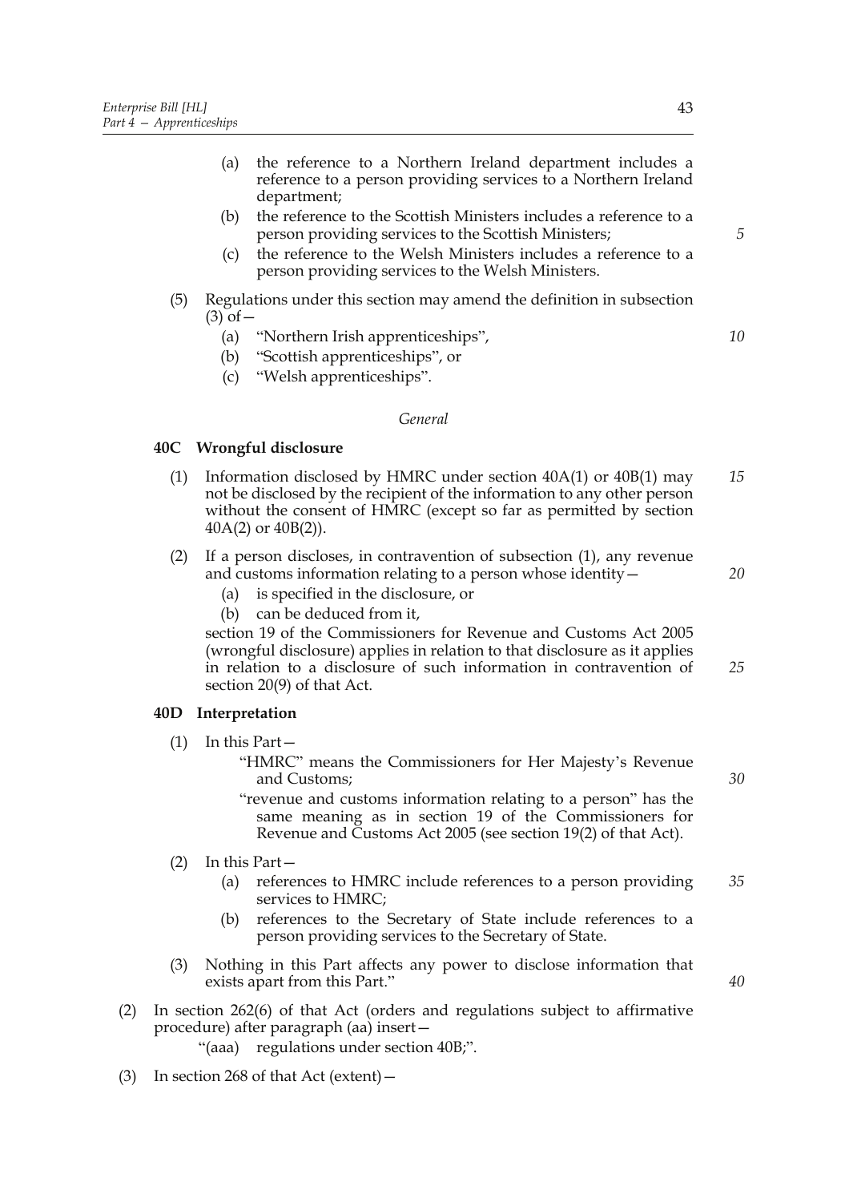(a) the reference to a Northern Ireland department includes a reference to a person providing services to a Northern Ireland department;

(b) the reference to the Scottish Ministers includes a reference to a person providing services to the Scottish Ministers;

(c) the reference to the Welsh Ministers includes a reference to a person providing services to the Welsh Ministers.

(5) Regulations under this section may amend the definition in subsection (3) of—

(a) "Northern Irish apprenticeships",

(b) "Scottish apprenticeships", or

(c) "Welsh apprenticeships".

*General*

**40C Wrongful disclosure**

(1) Information disclosed by HMRC under section 40A(1) or 40B(1) may not be disclosed by the recipient of the information to any other person without the consent of HMRC (except so far as permitted by section 40A(2) or 40B(2)).

(2) If a person discloses, in contravention of subsection (1), any revenue and customs information relating to a person whose identity—

(a) is specified in the disclosure, or

(b) can be deduced from it,

section 19 of the Commissioners for Revenue and Customs Act 2005 (wrongful disclosure) applies in relation to that disclosure as it applies in relation to a disclosure of such information in contravention of section 20(9) of that Act.

**40D Interpretation**

(1) In this Part—

"HMRC" means the Commissioners for Her Majesty's Revenue and Customs;

"revenue and customs information relating to a person" has the same meaning as in section 19 of the Commissioners for Revenue and Customs Act 2005 (see section 19(2) of that Act).

(2) In this Part—

(a) references to HMRC include references to a person providing services to HMRC;

(b) references to the Secretary of State include references to a person providing services to the Secretary of State.

(3) Nothing in this Part affects any power to disclose information that exists apart from this Part."

(2) In section 262(6) of that Act (orders and regulations subject to affirmative procedure) after paragraph (aa) insert—

"(aaa) regulations under section 40B;".

(3) In section 268 of that Act (extent)—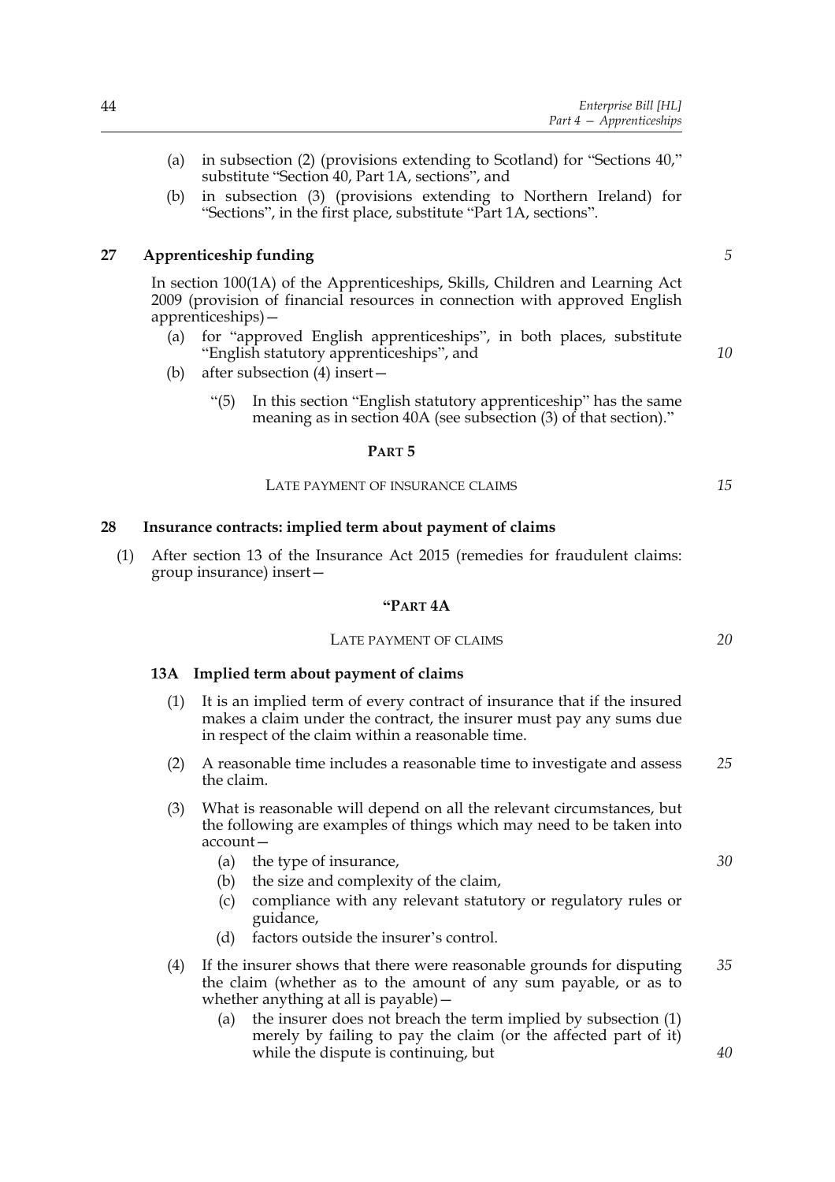(a) in subsection (2) (provisions extending to Scotland) for "Sections 40," substitute "Section 40, Part 1A, sections", and

(b) in subsection (3) (provisions extending to Northern Ireland) for "Sections", in the first place, substitute "Part 1A, sections".

## 27 Apprenticeship funding

In section 100(1A) of the Apprenticeships, Skills, Children and Learning Act 2009 (provision of financial resources in connection with approved English apprenticeships)—

(a) for "approved English apprenticeships", in both places, substitute "English statutory apprenticeships", and

(b) after subsection (4) insert—

"(5) In this section "English statutory apprenticeship" has the same meaning as in section 40A (see subsection (3) of that section)."

# PART 5

LATE PAYMENT OF INSURANCE CLAIMS

## 28 Insurance contracts: implied term about payment of claims

(1) After section 13 of the Insurance Act 2015 (remedies for fraudulent claims: group insurance) insert—

**"PART 4A**

LATE PAYMENT OF CLAIMS

### 13A Implied term about payment of claims

(1) It is an implied term of every contract of insurance that if the insured makes a claim under the contract, the insurer must pay any sums due in respect of the claim within a reasonable time.

(2) A reasonable time includes a reasonable time to investigate and assess the claim.

(3) What is reasonable will depend on all the relevant circumstances, but the following are examples of things which may need to be taken into account—

(a) the type of insurance,

(b) the size and complexity of the claim,

(c) compliance with any relevant statutory or regulatory rules or guidance,

(d) factors outside the insurer's control.

(4) If the insurer shows that there were reasonable grounds for disputing the claim (whether as to the amount of any sum payable, or as to whether anything at all is payable)—

(a) the insurer does not breach the term implied by subsection (1) merely by failing to pay the claim (or the affected part of it) while the dispute is continuing, but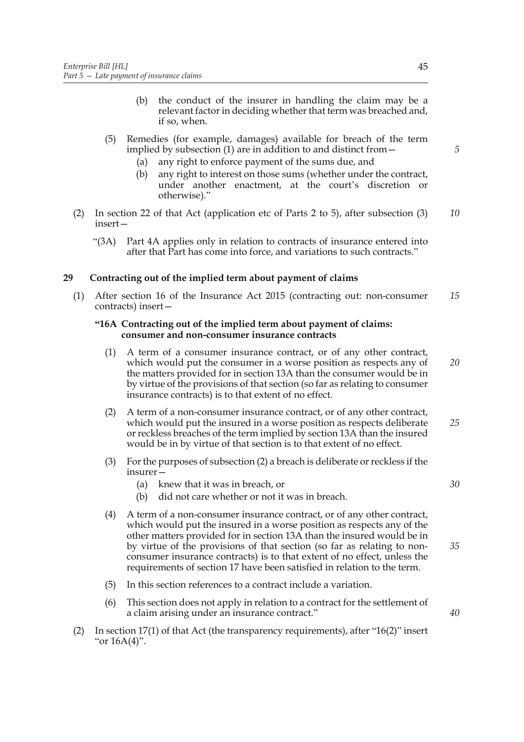(b) the conduct of the insurer in handling the claim may be a relevant factor in deciding whether that term was breached and, if so, when.

(5) Remedies (for example, damages) available for breach of the term implied by subsection (1) are in addition to and distinct from—

(a) any right to enforce payment of the sums due, and

(b) any right to interest on those sums (whether under the contract, under another enactment, at the court's discretion or otherwise)."

(2) In section 22 of that Act (application etc of Parts 2 to 5), after subsection (3) insert—

"(3A) Part 4A applies only in relation to contracts of insurance entered into after that Part has come into force, and variations to such contracts."

## 29 Contracting out of the implied term about payment of claims

(1) After section 16 of the Insurance Act 2015 (contracting out: non-consumer contracts) insert—

### "16A Contracting out of the implied term about payment of claims: consumer and non-consumer insurance contracts

(1) A term of a consumer insurance contract, or of any other contract, which would put the consumer in a worse position as respects any of the matters provided for in section 13A than the consumer would be in by virtue of the provisions of that section (so far as relating to consumer insurance contracts) is to that extent of no effect.

(2) A term of a non-consumer insurance contract, or of any other contract, which would put the insured in a worse position as respects deliberate or reckless breaches of the term implied by section 13A than the insured would be in by virtue of that section is to that extent of no effect.

(3) For the purposes of subsection (2) a breach is deliberate or reckless if the insurer—

(a) knew that it was in breach, or

(b) did not care whether or not it was in breach.

(4) A term of a non-consumer insurance contract, or of any other contract, which would put the insured in a worse position as respects any of the other matters provided for in section 13A than the insured would be in by virtue of the provisions of that section (so far as relating to non-consumer insurance contracts) is to that extent of no effect, unless the requirements of section 17 have been satisfied in relation to the term.

(5) In this section references to a contract include a variation.

(6) This section does not apply in relation to a contract for the settlement of a claim arising under an insurance contract."

(2) In section 17(1) of that Act (the transparency requirements), after "16(2)" insert "or 16A(4)".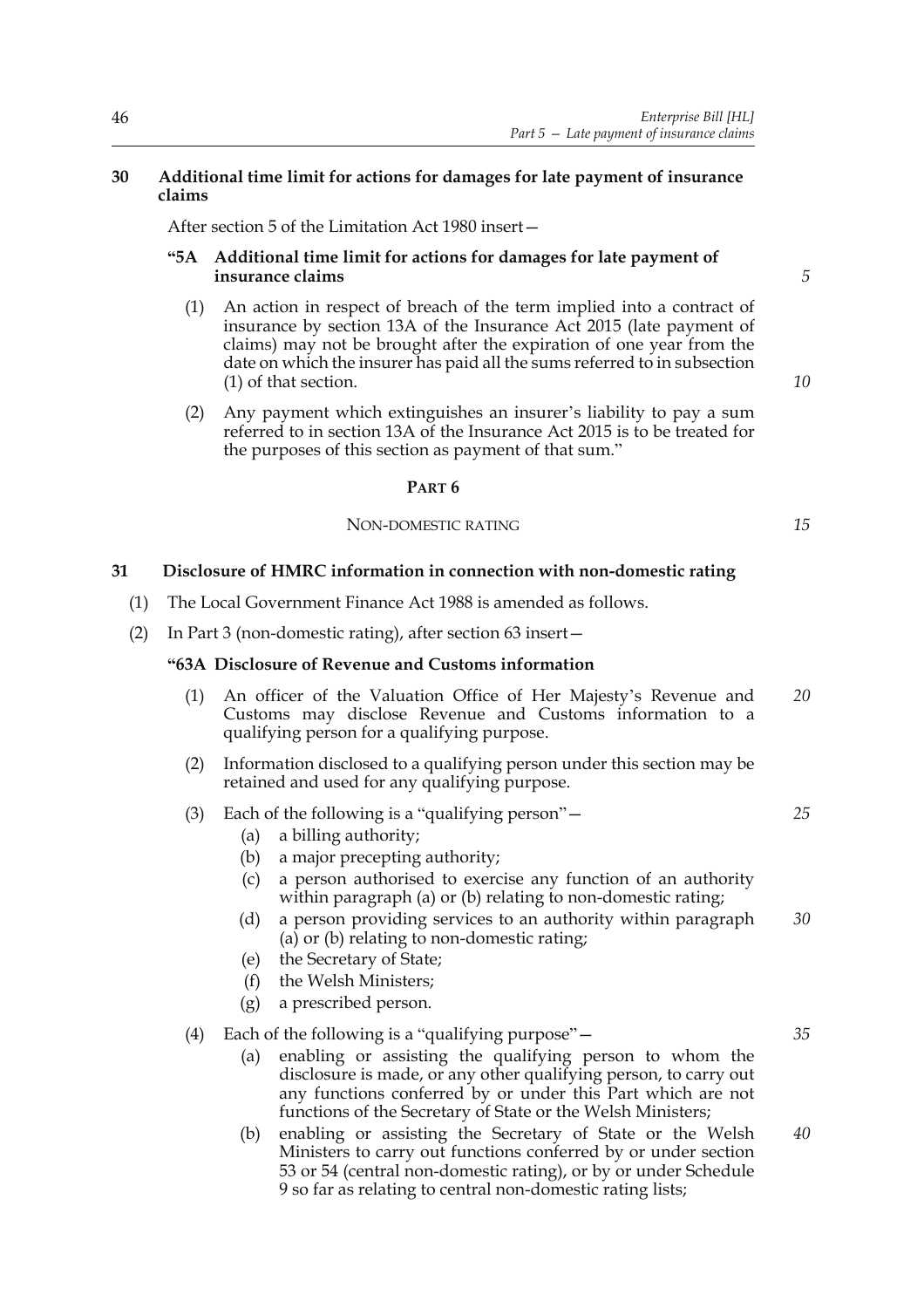**30 Additional time limit for actions for damages for late payment of insurance claims**

After section 5 of the Limitation Act 1980 insert—

**"5A Additional time limit for actions for damages for late payment of insurance claims**

(1) An action in respect of breach of the term implied into a contract of insurance by section 13A of the Insurance Act 2015 (late payment of claims) may not be brought after the expiration of one year from the date on which the insurer has paid all the sums referred to in subsection (1) of that section.

(2) Any payment which extinguishes an insurer's liability to pay a sum referred to in section 13A of the Insurance Act 2015 is to be treated for the purposes of this section as payment of that sum."

## PART 6

### NON-DOMESTIC RATING

**31 Disclosure of HMRC information in connection with non-domestic rating**

(1) The Local Government Finance Act 1988 is amended as follows.

(2) In Part 3 (non-domestic rating), after section 63 insert—

**"63A Disclosure of Revenue and Customs information**

(1) An officer of the Valuation Office of Her Majesty's Revenue and Customs may disclose Revenue and Customs information to a qualifying person for a qualifying purpose.

(2) Information disclosed to a qualifying person under this section may be retained and used for any qualifying purpose.

(3) Each of the following is a "qualifying person"—

(a) a billing authority;

(b) a major precepting authority;

(c) a person authorised to exercise any function of an authority within paragraph (a) or (b) relating to non-domestic rating;

(d) a person providing services to an authority within paragraph (a) or (b) relating to non-domestic rating;

(e) the Secretary of State;

(f) the Welsh Ministers;

(g) a prescribed person.

(4) Each of the following is a "qualifying purpose"—

(a) enabling or assisting the qualifying person to whom the disclosure is made, or any other qualifying person, to carry out any functions conferred by or under this Part which are not functions of the Secretary of State or the Welsh Ministers;

(b) enabling or assisting the Secretary of State or the Welsh Ministers to carry out functions conferred by or under section 53 or 54 (central non-domestic rating), or by or under Schedule 9 so far as relating to central non-domestic rating lists;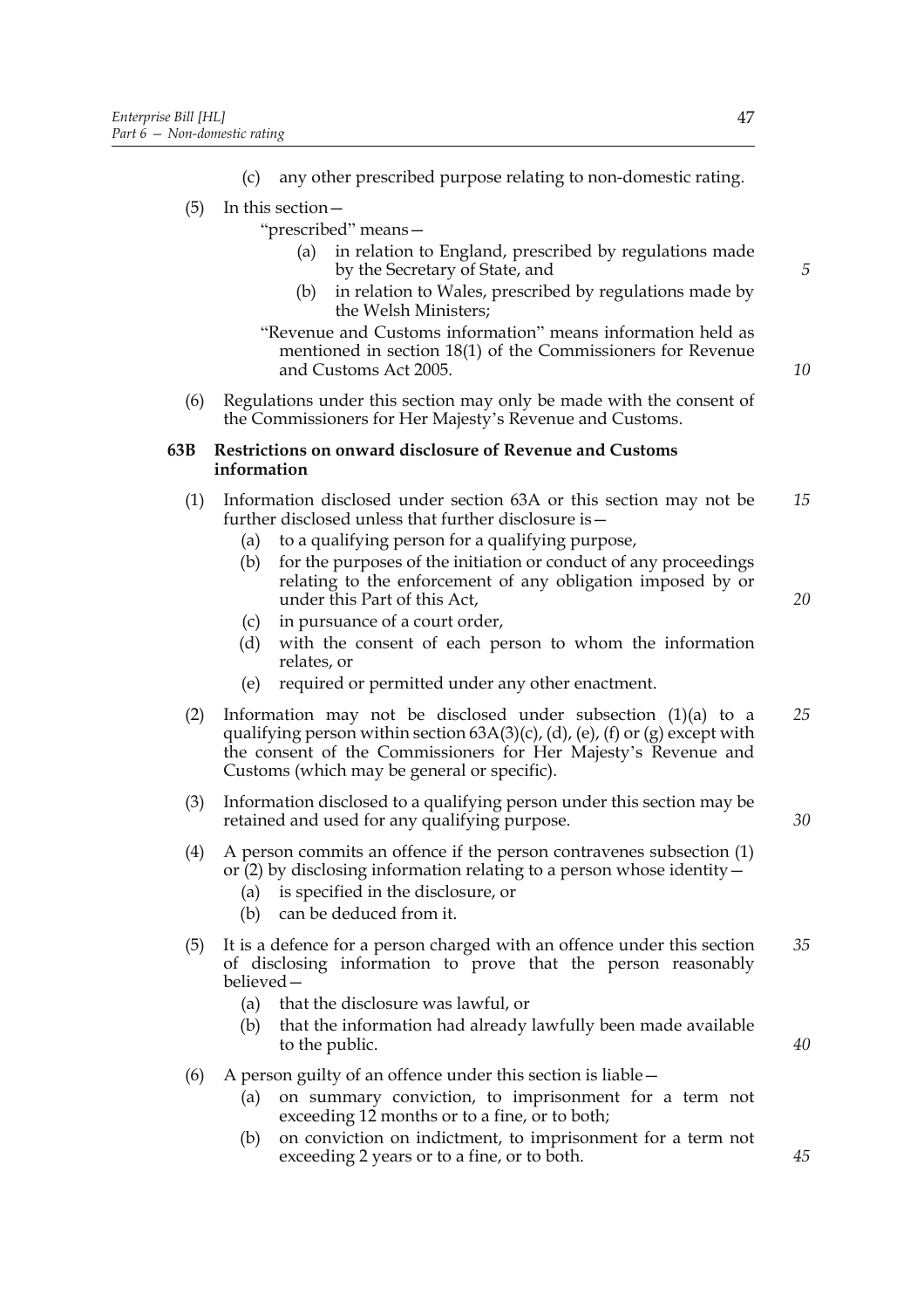(c) any other prescribed purpose relating to non-domestic rating.

(5) In this section—

"prescribed" means—

(a) in relation to England, prescribed by regulations made by the Secretary of State, and

(b) in relation to Wales, prescribed by regulations made by the Welsh Ministers;

"Revenue and Customs information" means information held as mentioned in section 18(1) of the Commissioners for Revenue and Customs Act 2005.

(6) Regulations under this section may only be made with the consent of the Commissioners for Her Majesty's Revenue and Customs.

**63B Restrictions on onward disclosure of Revenue and Customs information**

(1) Information disclosed under section 63A or this section may not be further disclosed unless that further disclosure is—

(a) to a qualifying person for a qualifying purpose,

(b) for the purposes of the initiation or conduct of any proceedings relating to the enforcement of any obligation imposed by or under this Part of this Act,

(c) in pursuance of a court order,

(d) with the consent of each person to whom the information relates, or

(e) required or permitted under any other enactment.

(2) Information may not be disclosed under subsection (1)(a) to a qualifying person within section 63A(3)(c), (d), (e), (f) or (g) except with the consent of the Commissioners for Her Majesty's Revenue and Customs (which may be general or specific).

(3) Information disclosed to a qualifying person under this section may be retained and used for any qualifying purpose.

(4) A person commits an offence if the person contravenes subsection (1) or (2) by disclosing information relating to a person whose identity—

(a) is specified in the disclosure, or

(b) can be deduced from it.

(5) It is a defence for a person charged with an offence under this section of disclosing information to prove that the person reasonably believed—

(a) that the disclosure was lawful, or

(b) that the information had already lawfully been made available to the public.

(6) A person guilty of an offence under this section is liable—

(a) on summary conviction, to imprisonment for a term not exceeding 12 months or to a fine, or to both;

(b) on conviction on indictment, to imprisonment for a term not exceeding 2 years or to a fine, or to both.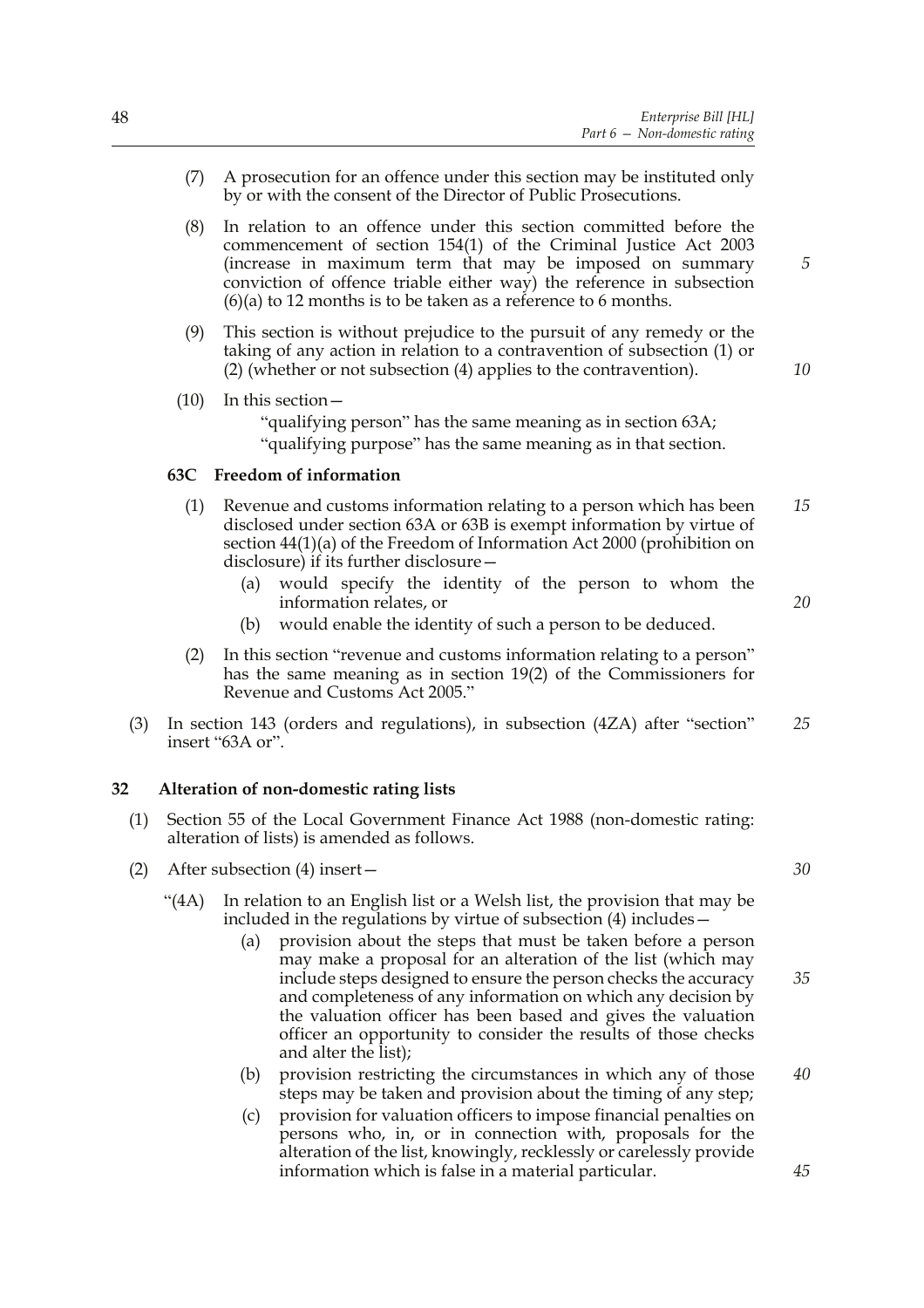(7) A prosecution for an offence under this section may be instituted only by or with the consent of the Director of Public Prosecutions.

(8) In relation to an offence under this section committed before the commencement of section 154(1) of the Criminal Justice Act 2003 (increase in maximum term that may be imposed on summary conviction of offence triable either way) the reference in subsection (6)(a) to 12 months is to be taken as a reference to 6 months.

(9) This section is without prejudice to the pursuit of any remedy or the taking of any action in relation to a contravention of subsection (1) or (2) (whether or not subsection (4) applies to the contravention).

(10) In this section—

"qualifying person" has the same meaning as in section 63A;

"qualifying purpose" has the same meaning as in that section.

### 63C Freedom of information

(1) Revenue and customs information relating to a person which has been disclosed under section 63A or 63B is exempt information by virtue of section 44(1)(a) of the Freedom of Information Act 2000 (prohibition on disclosure) if its further disclosure—

(a) would specify the identity of the person to whom the information relates, or

(b) would enable the identity of such a person to be deduced.

(2) In this section "revenue and customs information relating to a person" has the same meaning as in section 19(2) of the Commissioners for Revenue and Customs Act 2005."

(3) In section 143 (orders and regulations), in subsection (4ZA) after "section" insert "63A or".

## 32 Alteration of non-domestic rating lists

(1) Section 55 of the Local Government Finance Act 1988 (non-domestic rating: alteration of lists) is amended as follows.

(2) After subsection (4) insert—

"(4A) In relation to an English list or a Welsh list, the provision that may be included in the regulations by virtue of subsection (4) includes—

(a) provision about the steps that must be taken before a person may make a proposal for an alteration of the list (which may include steps designed to ensure the person checks the accuracy and completeness of any information on which any decision by the valuation officer has been based and gives the valuation officer an opportunity to consider the results of those checks and alter the list);

(b) provision restricting the circumstances in which any of those steps may be taken and provision about the timing of any step;

(c) provision for valuation officers to impose financial penalties on persons who, in, or in connection with, proposals for the alteration of the list, knowingly, recklessly or carelessly provide information which is false in a material particular.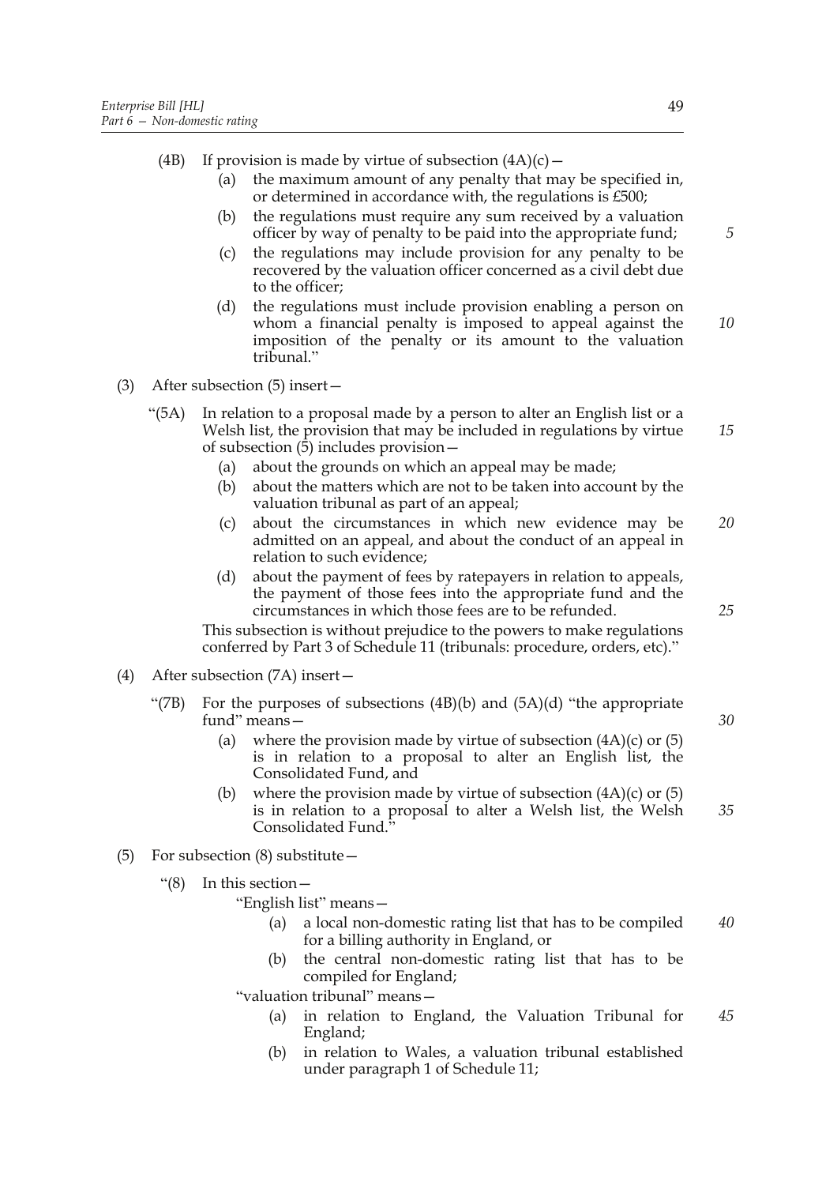(4B) If provision is made by virtue of subsection (4A)(c)—

   (a) the maximum amount of any penalty that may be specified in, or determined in accordance with, the regulations is £500;

   (b) the regulations must require any sum received by a valuation officer by way of penalty to be paid into the appropriate fund;

   (c) the regulations may include provision for any penalty to be recovered by the valuation officer concerned as a civil debt due to the officer;

   (d) the regulations must include provision enabling a person on whom a financial penalty is imposed to appeal against the imposition of the penalty or its amount to the valuation tribunal."

(3) After subsection (5) insert—

"(5A) In relation to a proposal made by a person to alter an English list or a Welsh list, the provision that may be included in regulations by virtue of subsection (5) includes provision—

   (a) about the grounds on which an appeal may be made;

   (b) about the matters which are not to be taken into account by the valuation tribunal as part of an appeal;

   (c) about the circumstances in which new evidence may be admitted on an appeal, and about the conduct of an appeal in relation to such evidence;

   (d) about the payment of fees by ratepayers in relation to appeals, the payment of those fees into the appropriate fund and the circumstances in which those fees are to be refunded.

This subsection is without prejudice to the powers to make regulations conferred by Part 3 of Schedule 11 (tribunals: procedure, orders, etc)."

(4) After subsection (7A) insert—

"(7B) For the purposes of subsections (4B)(b) and (5A)(d) "the appropriate fund" means—

   (a) where the provision made by virtue of subsection (4A)(c) or (5) is in relation to a proposal to alter an English list, the Consolidated Fund, and

   (b) where the provision made by virtue of subsection (4A)(c) or (5) is in relation to a proposal to alter a Welsh list, the Welsh Consolidated Fund."

(5) For subsection (8) substitute—

"(8) In this section—

"English list" means—

   (a) a local non-domestic rating list that has to be compiled for a billing authority in England, or

   (b) the central non-domestic rating list that has to be compiled for England;

"valuation tribunal" means—

   (a) in relation to England, the Valuation Tribunal for England;

   (b) in relation to Wales, a valuation tribunal established under paragraph 1 of Schedule 11;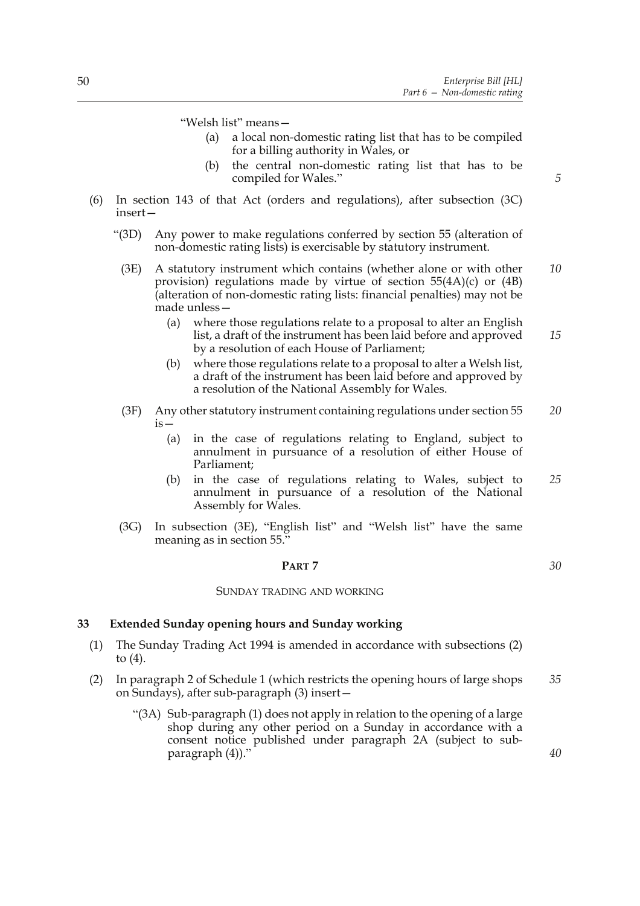"Welsh list" means—

(a) a local non-domestic rating list that has to be compiled for a billing authority in Wales, or

(b) the central non-domestic rating list that has to be compiled for Wales."

(6) In section 143 of that Act (orders and regulations), after subsection (3C) insert—

"(3D) Any power to make regulations conferred by section 55 (alteration of non-domestic rating lists) is exercisable by statutory instrument.

(3E) A statutory instrument which contains (whether alone or with other provision) regulations made by virtue of section 55(4A)(c) or (4B) (alteration of non-domestic rating lists: financial penalties) may not be made unless—

(a) where those regulations relate to a proposal to alter an English list, a draft of the instrument has been laid before and approved by a resolution of each House of Parliament;

(b) where those regulations relate to a proposal to alter a Welsh list, a draft of the instrument has been laid before and approved by a resolution of the National Assembly for Wales.

(3F) Any other statutory instrument containing regulations under section 55 is—

(a) in the case of regulations relating to England, subject to annulment in pursuance of a resolution of either House of Parliament;

(b) in the case of regulations relating to Wales, subject to annulment in pursuance of a resolution of the National Assembly for Wales.

(3G) In subsection (3E), "English list" and "Welsh list" have the same meaning as in section 55."

## PART 7

### SUNDAY TRADING AND WORKING

### 33 Extended Sunday opening hours and Sunday working

(1) The Sunday Trading Act 1994 is amended in accordance with subsections (2) to (4).

(2) In paragraph 2 of Schedule 1 (which restricts the opening hours of large shops on Sundays), after sub-paragraph (3) insert—

"(3A) Sub-paragraph (1) does not apply in relation to the opening of a large shop during any other period on a Sunday in accordance with a consent notice published under paragraph 2A (subject to sub-paragraph (4))."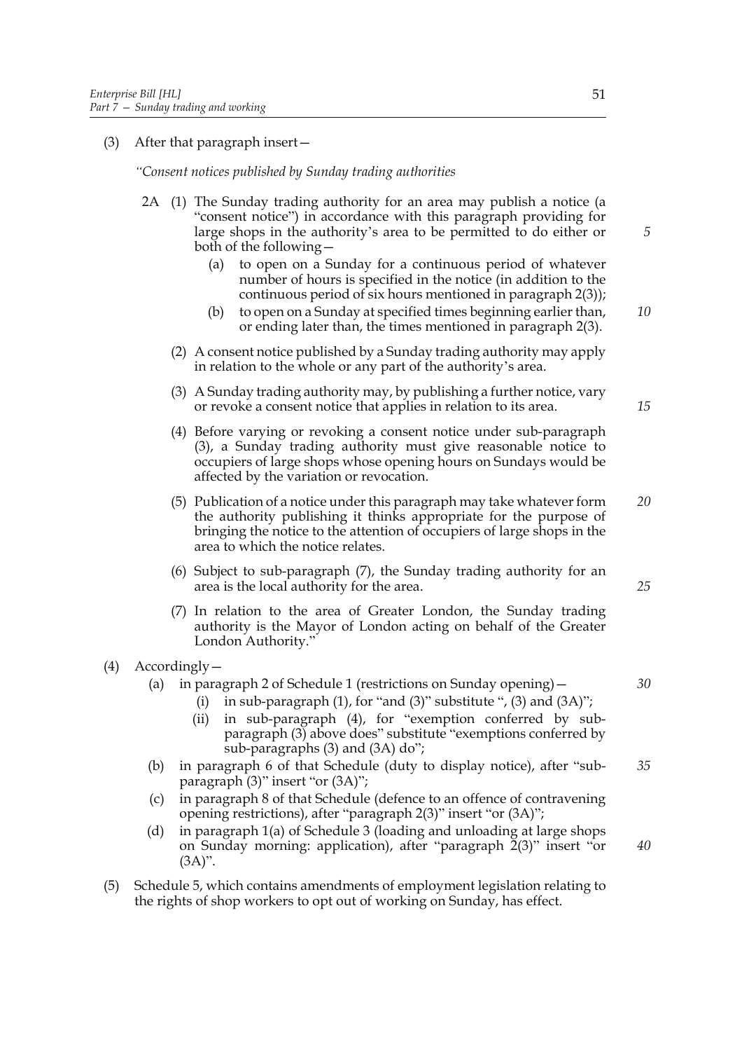(3) After that paragraph insert—

*"Consent notices published by Sunday trading authorities*

2A (1) The Sunday trading authority for an area may publish a notice (a "consent notice") in accordance with this paragraph providing for large shops in the authority's area to be permitted to do either or both of the following—

(a) to open on a Sunday for a continuous period of whatever number of hours is specified in the notice (in addition to the continuous period of six hours mentioned in paragraph 2(3));

(b) to open on a Sunday at specified times beginning earlier than, or ending later than, the times mentioned in paragraph 2(3).

(2) A consent notice published by a Sunday trading authority may apply in relation to the whole or any part of the authority's area.

(3) A Sunday trading authority may, by publishing a further notice, vary or revoke a consent notice that applies in relation to its area.

(4) Before varying or revoking a consent notice under sub-paragraph (3), a Sunday trading authority must give reasonable notice to occupiers of large shops whose opening hours on Sundays would be affected by the variation or revocation.

(5) Publication of a notice under this paragraph may take whatever form the authority publishing it thinks appropriate for the purpose of bringing the notice to the attention of occupiers of large shops in the area to which the notice relates.

(6) Subject to sub-paragraph (7), the Sunday trading authority for an area is the local authority for the area.

(7) In relation to the area of Greater London, the Sunday trading authority is the Mayor of London acting on behalf of the Greater London Authority."

(4) Accordingly—

(a) in paragraph 2 of Schedule 1 (restrictions on Sunday opening)—

(i) in sub-paragraph (1), for "and (3)" substitute ", (3) and (3A)";

(ii) in sub-paragraph (4), for "exemption conferred by sub-paragraph (3) above does" substitute "exemptions conferred by sub-paragraphs (3) and (3A) do";

(b) in paragraph 6 of that Schedule (duty to display notice), after "sub-paragraph (3)" insert "or (3A)";

(c) in paragraph 8 of that Schedule (defence to an offence of contravening opening restrictions), after "paragraph 2(3)" insert "or (3A)";

(d) in paragraph 1(a) of Schedule 3 (loading and unloading at large shops on Sunday morning: application), after "paragraph 2(3)" insert "or (3A)".

(5) Schedule 5, which contains amendments of employment legislation relating to the rights of shop workers to opt out of working on Sunday, has effect.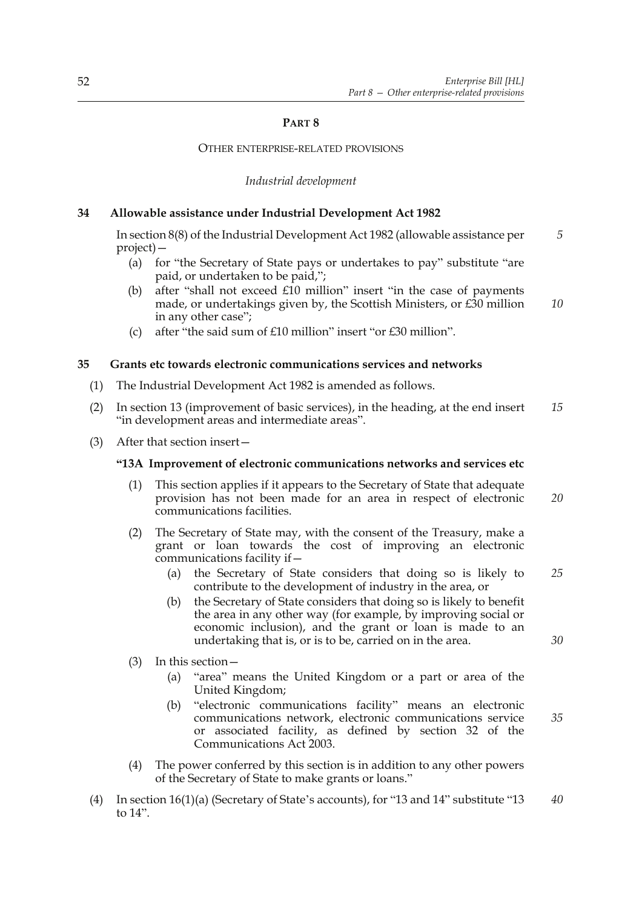## PART 8

### OTHER ENTERPRISE-RELATED PROVISIONS

*Industrial development*

**34 Allowable assistance under Industrial Development Act 1982**

In section 8(8) of the Industrial Development Act 1982 (allowable assistance per project)—

(a) for "the Secretary of State pays or undertakes to pay" substitute "are paid, or undertaken to be paid,";

(b) after "shall not exceed £10 million" insert "in the case of payments made, or undertakings given by, the Scottish Ministers, or £30 million in any other case";

(c) after "the said sum of £10 million" insert "or £30 million".

**35 Grants etc towards electronic communications services and networks**

(1) The Industrial Development Act 1982 is amended as follows.

(2) In section 13 (improvement of basic services), in the heading, at the end insert "in development areas and intermediate areas".

(3) After that section insert—

**"13A Improvement of electronic communications networks and services etc**

(1) This section applies if it appears to the Secretary of State that adequate provision has not been made for an area in respect of electronic communications facilities.

(2) The Secretary of State may, with the consent of the Treasury, make a grant or loan towards the cost of improving an electronic communications facility if—

(a) the Secretary of State considers that doing so is likely to contribute to the development of industry in the area, or

(b) the Secretary of State considers that doing so is likely to benefit the area in any other way (for example, by improving social or economic inclusion), and the grant or loan is made to an undertaking that is, or is to be, carried on in the area.

(3) In this section—

(a) "area" means the United Kingdom or a part or area of the United Kingdom;

(b) "electronic communications facility" means an electronic communications network, electronic communications service or associated facility, as defined by section 32 of the Communications Act 2003.

(4) The power conferred by this section is in addition to any other powers of the Secretary of State to make grants or loans."

(4) In section 16(1)(a) (Secretary of State's accounts), for "13 and 14" substitute "13 to 14".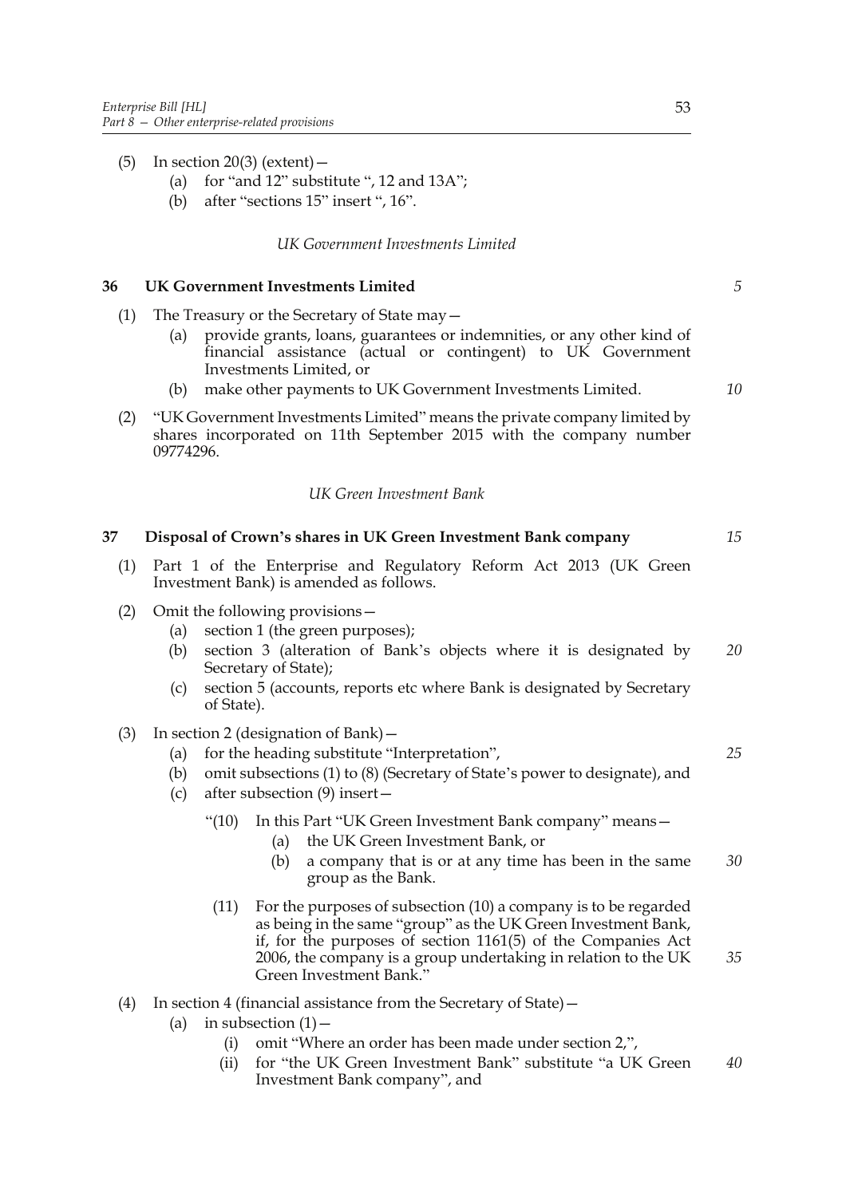(5) In section 20(3) (extent)—

   (a) for "and 12" substitute ", 12 and 13A";

   (b) after "sections 15" insert ", 16".

*UK Government Investments Limited*

**36 UK Government Investments Limited**

(1) The Treasury or the Secretary of State may—

   (a) provide grants, loans, guarantees or indemnities, or any other kind of financial assistance (actual or contingent) to UK Government Investments Limited, or

   (b) make other payments to UK Government Investments Limited.

(2) "UK Government Investments Limited" means the private company limited by shares incorporated on 11th September 2015 with the company number 09774296.

*UK Green Investment Bank*

**37 Disposal of Crown's shares in UK Green Investment Bank company**

(1) Part 1 of the Enterprise and Regulatory Reform Act 2013 (UK Green Investment Bank) is amended as follows.

(2) Omit the following provisions—

   (a) section 1 (the green purposes);

   (b) section 3 (alteration of Bank's objects where it is designated by Secretary of State);

   (c) section 5 (accounts, reports etc where Bank is designated by Secretary of State).

(3) In section 2 (designation of Bank)—

   (a) for the heading substitute "Interpretation",

   (b) omit subsections (1) to (8) (Secretary of State's power to designate), and

   (c) after subsection (9) insert—

      "(10) In this Part "UK Green Investment Bank company" means—

         (a) the UK Green Investment Bank, or

         (b) a company that is or at any time has been in the same group as the Bank.

      (11) For the purposes of subsection (10) a company is to be regarded as being in the same "group" as the UK Green Investment Bank, if, for the purposes of section 1161(5) of the Companies Act 2006, the company is a group undertaking in relation to the UK Green Investment Bank."

(4) In section 4 (financial assistance from the Secretary of State)—

   (a) in subsection (1)—

      (i) omit "Where an order has been made under section 2,",

      (ii) for "the UK Green Investment Bank" substitute "a UK Green Investment Bank company", and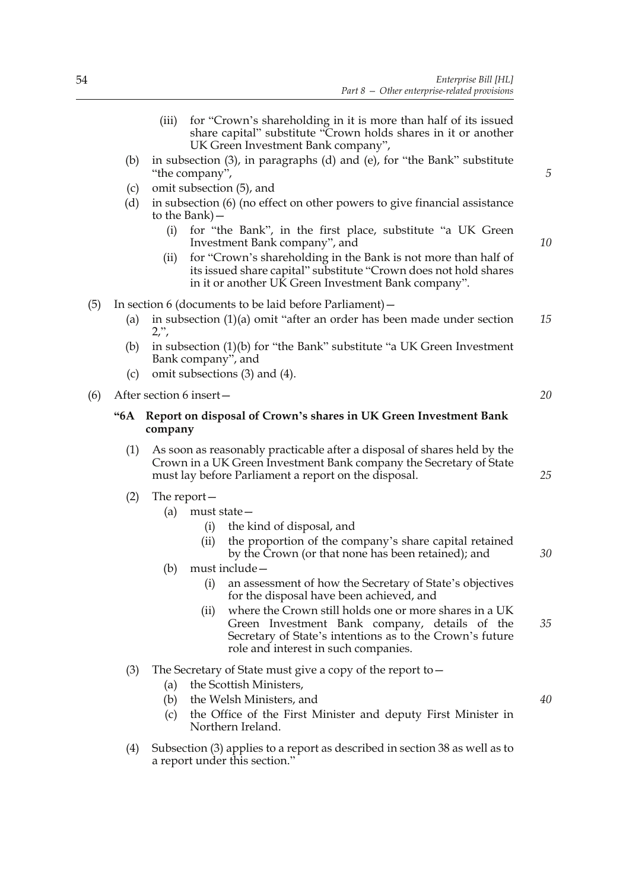(iii) for "Crown's shareholding in it is more than half of its issued share capital" substitute "Crown holds shares in it or another UK Green Investment Bank company",

(b) in subsection (3), in paragraphs (d) and (e), for "the Bank" substitute "the company",

(c) omit subsection (5), and

(d) in subsection (6) (no effect on other powers to give financial assistance to the Bank)—

(i) for "the Bank", in the first place, substitute "a UK Green Investment Bank company", and

(ii) for "Crown's shareholding in the Bank is not more than half of its issued share capital" substitute "Crown does not hold shares in it or another UK Green Investment Bank company".

(5) In section 6 (documents to be laid before Parliament)—

(a) in subsection (1)(a) omit "after an order has been made under section 2,",

(b) in subsection (1)(b) for "the Bank" substitute "a UK Green Investment Bank company", and

(c) omit subsections (3) and (4).

(6) After section 6 insert—

**"6A Report on disposal of Crown's shares in UK Green Investment Bank company**

(1) As soon as reasonably practicable after a disposal of shares held by the Crown in a UK Green Investment Bank company the Secretary of State must lay before Parliament a report on the disposal.

(2) The report—

(a) must state—

(i) the kind of disposal, and

(ii) the proportion of the company's share capital retained by the Crown (or that none has been retained); and

(b) must include—

(i) an assessment of how the Secretary of State's objectives for the disposal have been achieved, and

(ii) where the Crown still holds one or more shares in a UK Green Investment Bank company, details of the Secretary of State's intentions as to the Crown's future role and interest in such companies.

(3) The Secretary of State must give a copy of the report to—

(a) the Scottish Ministers,

(b) the Welsh Ministers, and

(c) the Office of the First Minister and deputy First Minister in Northern Ireland.

(4) Subsection (3) applies to a report as described in section 38 as well as to a report under this section."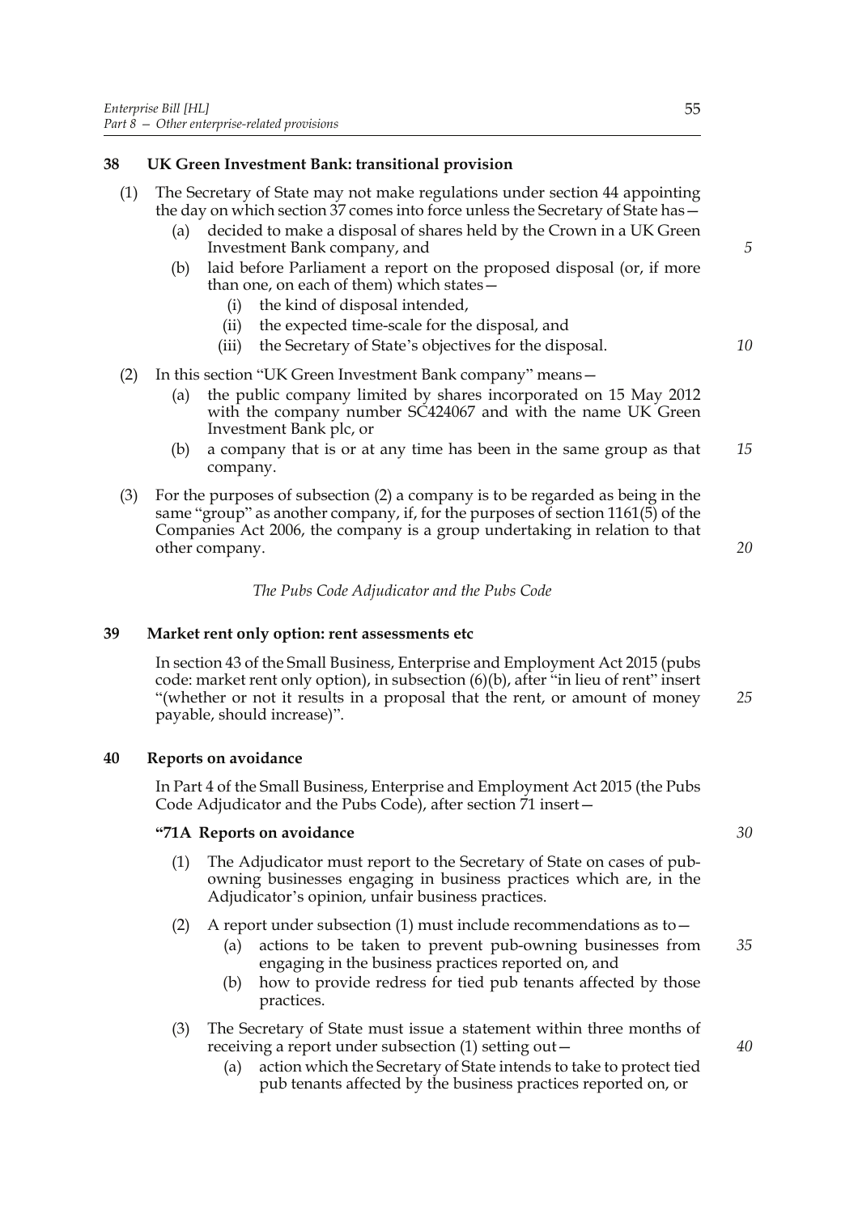## 38 UK Green Investment Bank: transitional provision

(1) The Secretary of State may not make regulations under section 44 appointing the day on which section 37 comes into force unless the Secretary of State has—

(a) decided to make a disposal of shares held by the Crown in a UK Green Investment Bank company, and

(b) laid before Parliament a report on the proposed disposal (or, if more than one, on each of them) which states—

(i) the kind of disposal intended,

(ii) the expected time-scale for the disposal, and

(iii) the Secretary of State's objectives for the disposal.

(2) In this section "UK Green Investment Bank company" means—

(a) the public company limited by shares incorporated on 15 May 2012 with the company number SC424067 and with the name UK Green Investment Bank plc, or

(b) a company that is or at any time has been in the same group as that company.

(3) For the purposes of subsection (2) a company is to be regarded as being in the same "group" as another company, if, for the purposes of section 1161(5) of the Companies Act 2006, the company is a group undertaking in relation to that other company.

*The Pubs Code Adjudicator and the Pubs Code*

## 39 Market rent only option: rent assessments etc

In section 43 of the Small Business, Enterprise and Employment Act 2015 (pubs code: market rent only option), in subsection (6)(b), after "in lieu of rent" insert "(whether or not it results in a proposal that the rent, or amount of money payable, should increase)".

## 40 Reports on avoidance

In Part 4 of the Small Business, Enterprise and Employment Act 2015 (the Pubs Code Adjudicator and the Pubs Code), after section 71 insert—

**"71A Reports on avoidance**

(1) The Adjudicator must report to the Secretary of State on cases of pub-owning businesses engaging in business practices which are, in the Adjudicator's opinion, unfair business practices.

(2) A report under subsection (1) must include recommendations as to—

(a) actions to be taken to prevent pub-owning businesses from engaging in the business practices reported on, and

(b) how to provide redress for tied pub tenants affected by those practices.

(3) The Secretary of State must issue a statement within three months of receiving a report under subsection (1) setting out—

(a) action which the Secretary of State intends to take to protect tied pub tenants affected by the business practices reported on, or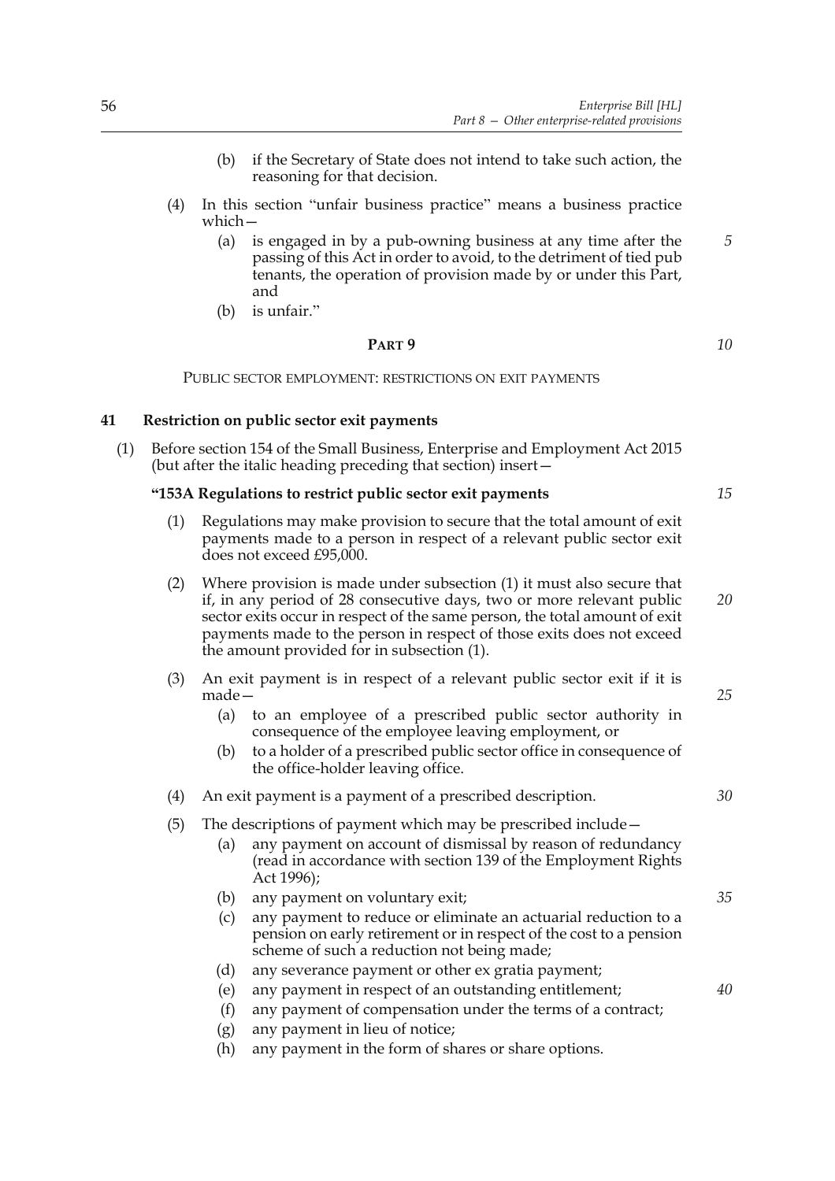(b) if the Secretary of State does not intend to take such action, the reasoning for that decision.

(4) In this section "unfair business practice" means a business practice which—

(a) is engaged in by a pub-owning business at any time after the passing of this Act in order to avoid, to the detriment of tied pub tenants, the operation of provision made by or under this Part, and

(b) is unfair."

## PART 9

### PUBLIC SECTOR EMPLOYMENT: RESTRICTIONS ON EXIT PAYMENTS

### 41 Restriction on public sector exit payments

(1) Before section 154 of the Small Business, Enterprise and Employment Act 2015 (but after the italic heading preceding that section) insert—

**"153A Regulations to restrict public sector exit payments**

(1) Regulations may make provision to secure that the total amount of exit payments made to a person in respect of a relevant public sector exit does not exceed £95,000.

(2) Where provision is made under subsection (1) it must also secure that if, in any period of 28 consecutive days, two or more relevant public sector exits occur in respect of the same person, the total amount of exit payments made to the person in respect of those exits does not exceed the amount provided for in subsection (1).

(3) An exit payment is in respect of a relevant public sector exit if it is made—

(a) to an employee of a prescribed public sector authority in consequence of the employee leaving employment, or

(b) to a holder of a prescribed public sector office in consequence of the office-holder leaving office.

(4) An exit payment is a payment of a prescribed description.

(5) The descriptions of payment which may be prescribed include—

(a) any payment on account of dismissal by reason of redundancy (read in accordance with section 139 of the Employment Rights Act 1996);

(b) any payment on voluntary exit;

(c) any payment to reduce or eliminate an actuarial reduction to a pension on early retirement or in respect of the cost to a pension scheme of such a reduction not being made;

(d) any severance payment or other ex gratia payment;

(e) any payment in respect of an outstanding entitlement;

(f) any payment of compensation under the terms of a contract;

(g) any payment in lieu of notice;

(h) any payment in the form of shares or share options.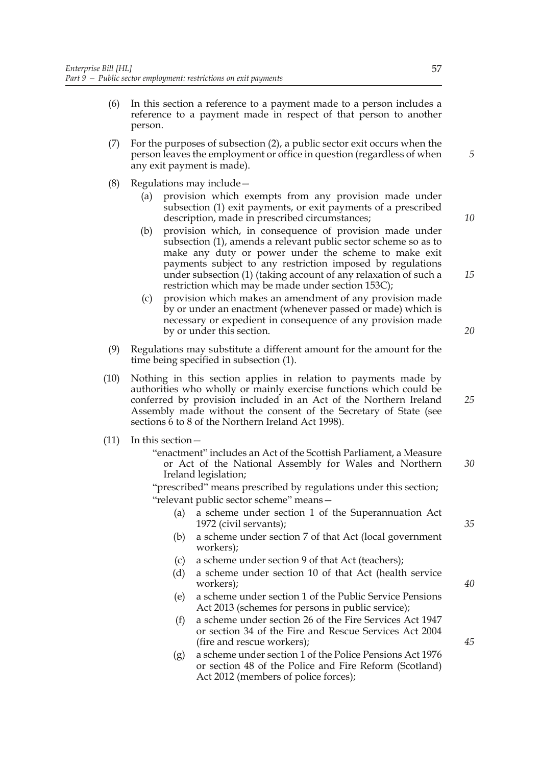(6) In this section a reference to a payment made to a person includes a reference to a payment made in respect of that person to another person.

(7) For the purposes of subsection (2), a public sector exit occurs when the person leaves the employment or office in question (regardless of when any exit payment is made).

(8) Regulations may include—

   (a) provision which exempts from any provision made under subsection (1) exit payments, or exit payments of a prescribed description, made in prescribed circumstances;

   (b) provision which, in consequence of provision made under subsection (1), amends a relevant public sector scheme so as to make any duty or power under the scheme to make exit payments subject to any restriction imposed by regulations under subsection (1) (taking account of any relaxation of such a restriction which may be made under section 153C);

   (c) provision which makes an amendment of any provision made by or under an enactment (whenever passed or made) which is necessary or expedient in consequence of any provision made by or under this section.

(9) Regulations may substitute a different amount for the amount for the time being specified in subsection (1).

(10) Nothing in this section applies in relation to payments made by authorities who wholly or mainly exercise functions which could be conferred by provision included in an Act of the Northern Ireland Assembly made without the consent of the Secretary of State (see sections 6 to 8 of the Northern Ireland Act 1998).

(11) In this section—

"enactment" includes an Act of the Scottish Parliament, a Measure or Act of the National Assembly for Wales and Northern Ireland legislation;

"prescribed" means prescribed by regulations under this section;

"relevant public sector scheme" means—

   (a) a scheme under section 1 of the Superannuation Act 1972 (civil servants);

   (b) a scheme under section 7 of that Act (local government workers);

   (c) a scheme under section 9 of that Act (teachers);

   (d) a scheme under section 10 of that Act (health service workers);

   (e) a scheme under section 1 of the Public Service Pensions Act 2013 (schemes for persons in public service);

   (f) a scheme under section 26 of the Fire Services Act 1947 or section 34 of the Fire and Rescue Services Act 2004 (fire and rescue workers);

   (g) a scheme under section 1 of the Police Pensions Act 1976 or section 48 of the Police and Fire Reform (Scotland) Act 2012 (members of police forces);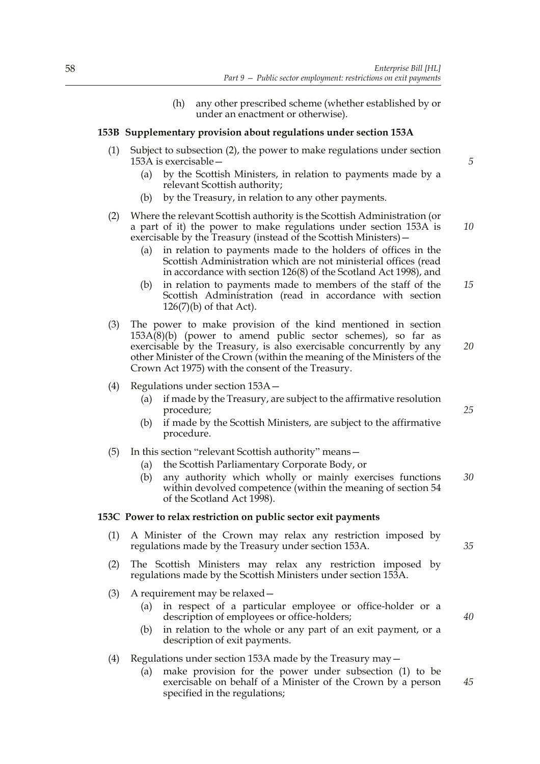(h) any other prescribed scheme (whether established by or under an enactment or otherwise).

### 153B Supplementary provision about regulations under section 153A

(1) Subject to subsection (2), the power to make regulations under section 153A is exercisable—

(a) by the Scottish Ministers, in relation to payments made by a relevant Scottish authority;

(b) by the Treasury, in relation to any other payments.

(2) Where the relevant Scottish authority is the Scottish Administration (or a part of it) the power to make regulations under section 153A is exercisable by the Treasury (instead of the Scottish Ministers)—

(a) in relation to payments made to the holders of offices in the Scottish Administration which are not ministerial offices (read in accordance with section 126(8) of the Scotland Act 1998), and

(b) in relation to payments made to members of the staff of the Scottish Administration (read in accordance with section 126(7)(b) of that Act).

(3) The power to make provision of the kind mentioned in section 153A(8)(b) (power to amend public sector schemes), so far as exercisable by the Treasury, is also exercisable concurrently by any other Minister of the Crown (within the meaning of the Ministers of the Crown Act 1975) with the consent of the Treasury.

(4) Regulations under section 153A—

(a) if made by the Treasury, are subject to the affirmative resolution procedure;

(b) if made by the Scottish Ministers, are subject to the affirmative procedure.

(5) In this section "relevant Scottish authority" means—

(a) the Scottish Parliamentary Corporate Body, or

(b) any authority which wholly or mainly exercises functions within devolved competence (within the meaning of section 54 of the Scotland Act 1998).

### 153C Power to relax restriction on public sector exit payments

(1) A Minister of the Crown may relax any restriction imposed by regulations made by the Treasury under section 153A.

(2) The Scottish Ministers may relax any restriction imposed by regulations made by the Scottish Ministers under section 153A.

(3) A requirement may be relaxed—

(a) in respect of a particular employee or office-holder or a description of employees or office-holders;

(b) in relation to the whole or any part of an exit payment, or a description of exit payments.

(4) Regulations under section 153A made by the Treasury may—

(a) make provision for the power under subsection (1) to be exercisable on behalf of a Minister of the Crown by a person specified in the regulations;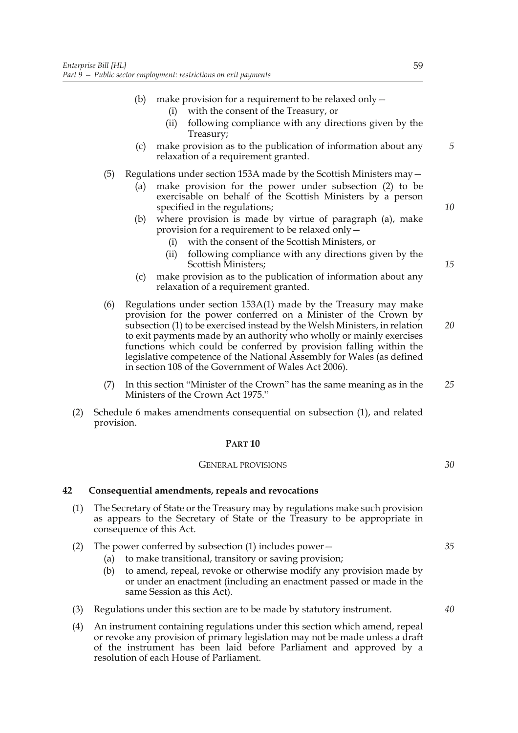(b) make provision for a requirement to be relaxed only—
   (i) with the consent of the Treasury, or
   (ii) following compliance with any directions given by the Treasury;

(c) make provision as to the publication of information about any relaxation of a requirement granted.

(5) Regulations under section 153A made by the Scottish Ministers may—
   (a) make provision for the power under subsection (2) to be exercisable on behalf of the Scottish Ministers by a person specified in the regulations;
   (b) where provision is made by virtue of paragraph (a), make provision for a requirement to be relaxed only—
      (i) with the consent of the Scottish Ministers, or
      (ii) following compliance with any directions given by the Scottish Ministers;
   (c) make provision as to the publication of information about any relaxation of a requirement granted.

(6) Regulations under section 153A(1) made by the Treasury may make provision for the power conferred on a Minister of the Crown by subsection (1) to be exercised instead by the Welsh Ministers, in relation to exit payments made by an authority who wholly or mainly exercises functions which could be conferred by provision falling within the legislative competence of the National Assembly for Wales (as defined in section 108 of the Government of Wales Act 2006).

(7) In this section "Minister of the Crown" has the same meaning as in the Ministers of the Crown Act 1975."

(2) Schedule 6 makes amendments consequential on subsection (1), and related provision.

## PART 10

### GENERAL PROVISIONS

**42 Consequential amendments, repeals and revocations**

(1) The Secretary of State or the Treasury may by regulations make such provision as appears to the Secretary of State or the Treasury to be appropriate in consequence of this Act.

(2) The power conferred by subsection (1) includes power—
   (a) to make transitional, transitory or saving provision;
   (b) to amend, repeal, revoke or otherwise modify any provision made by or under an enactment (including an enactment passed or made in the same Session as this Act).

(3) Regulations under this section are to be made by statutory instrument.

(4) An instrument containing regulations under this section which amend, repeal or revoke any provision of primary legislation may not be made unless a draft of the instrument has been laid before Parliament and approved by a resolution of each House of Parliament.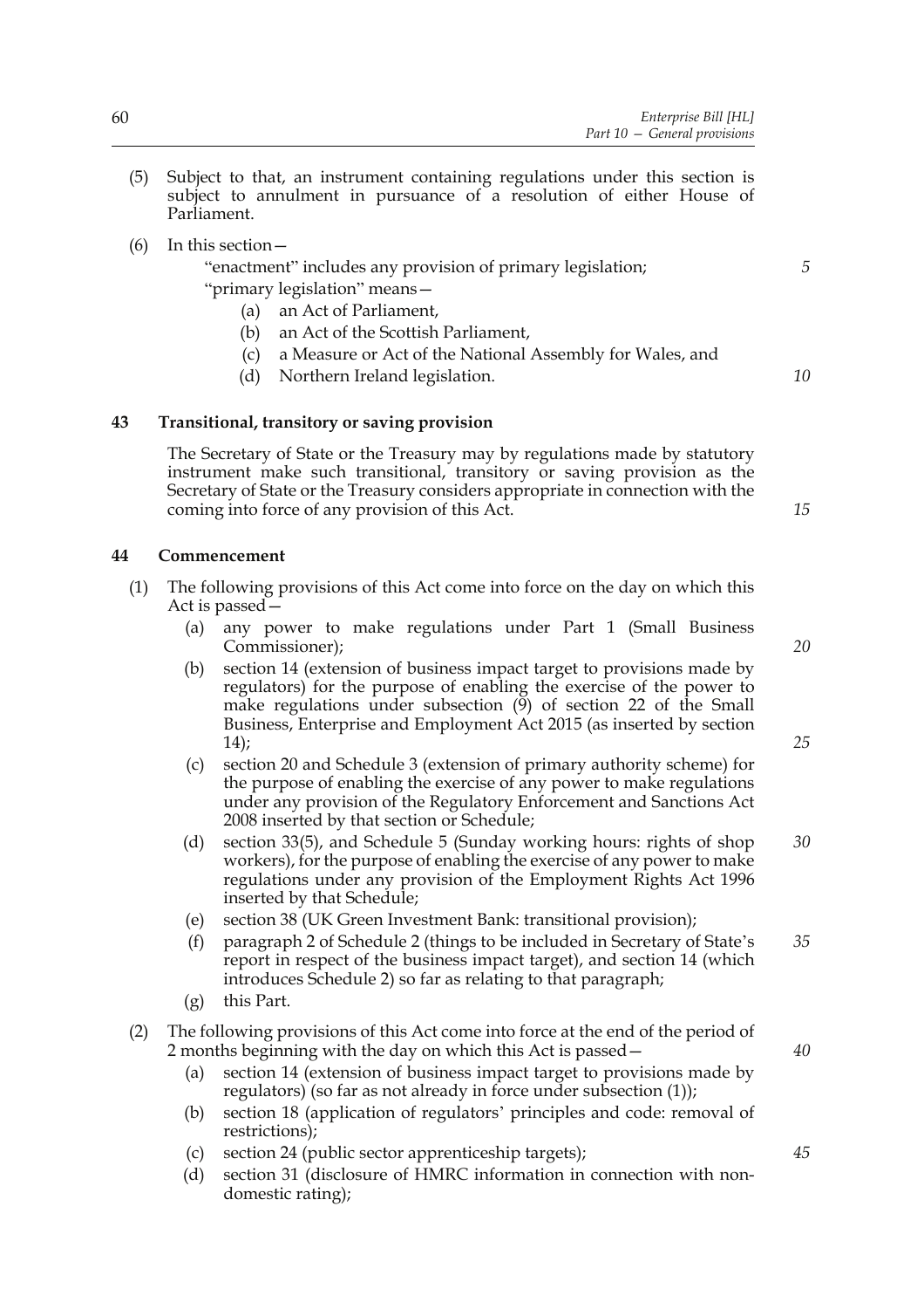(5) Subject to that, an instrument containing regulations under this section is subject to annulment in pursuance of a resolution of either House of Parliament.

(6) In this section—

"enactment" includes any provision of primary legislation;

"primary legislation" means—

(a) an Act of Parliament,

(b) an Act of the Scottish Parliament,

(c) a Measure or Act of the National Assembly for Wales, and

(d) Northern Ireland legislation.

### 43 Transitional, transitory or saving provision

The Secretary of State or the Treasury may by regulations made by statutory instrument make such transitional, transitory or saving provision as the Secretary of State or the Treasury considers appropriate in connection with the coming into force of any provision of this Act.

### 44 Commencement

(1) The following provisions of this Act come into force on the day on which this Act is passed—

(a) any power to make regulations under Part 1 (Small Business Commissioner);

(b) section 14 (extension of business impact target to provisions made by regulators) for the purpose of enabling the exercise of the power to make regulations under subsection (9) of section 22 of the Small Business, Enterprise and Employment Act 2015 (as inserted by section 14);

(c) section 20 and Schedule 3 (extension of primary authority scheme) for the purpose of enabling the exercise of any power to make regulations under any provision of the Regulatory Enforcement and Sanctions Act 2008 inserted by that section or Schedule;

(d) section 33(5), and Schedule 5 (Sunday working hours: rights of shop workers), for the purpose of enabling the exercise of any power to make regulations under any provision of the Employment Rights Act 1996 inserted by that Schedule;

(e) section 38 (UK Green Investment Bank: transitional provision);

(f) paragraph 2 of Schedule 2 (things to be included in Secretary of State's report in respect of the business impact target), and section 14 (which introduces Schedule 2) so far as relating to that paragraph;

(g) this Part.

(2) The following provisions of this Act come into force at the end of the period of 2 months beginning with the day on which this Act is passed—

(a) section 14 (extension of business impact target to provisions made by regulators) (so far as not already in force under subsection (1));

(b) section 18 (application of regulators' principles and code: removal of restrictions);

(c) section 24 (public sector apprenticeship targets);

(d) section 31 (disclosure of HMRC information in connection with non-domestic rating);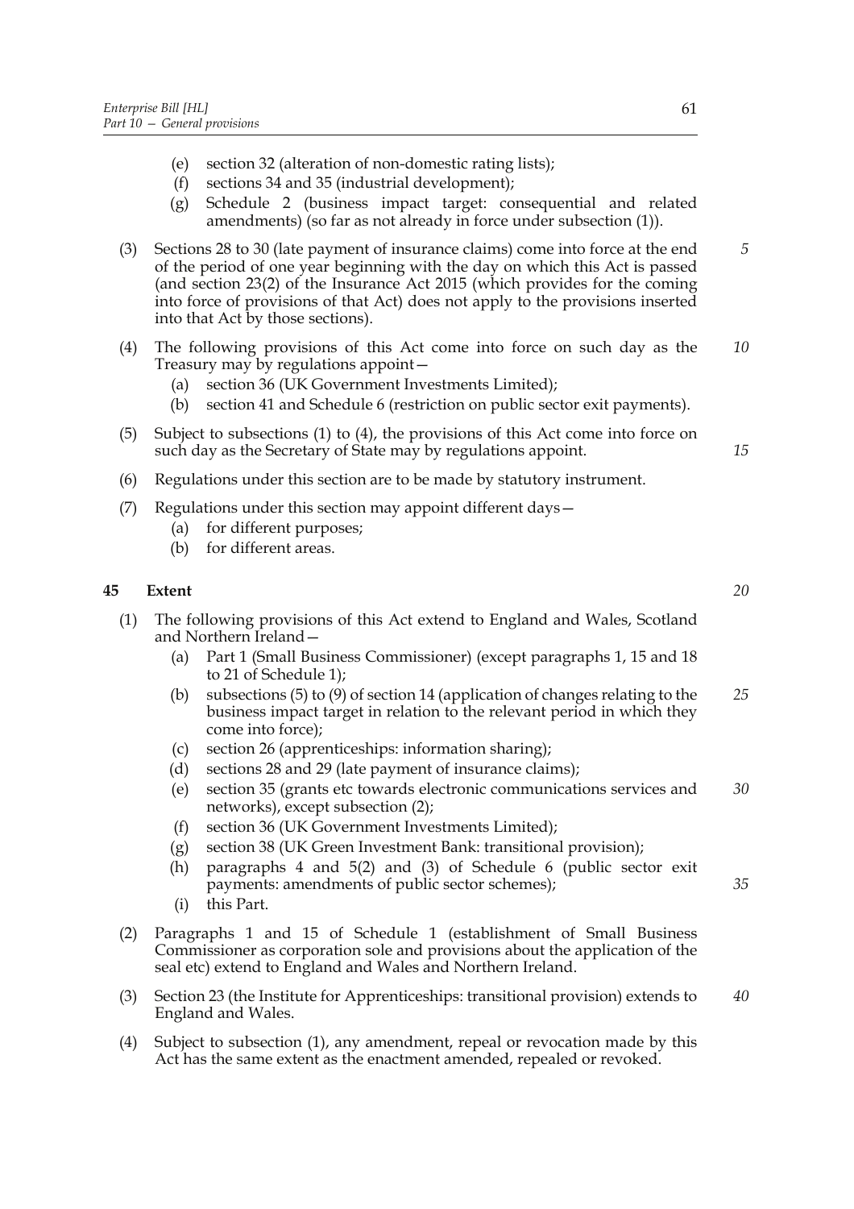(e) section 32 (alteration of non-domestic rating lists);

(f) sections 34 and 35 (industrial development);

(g) Schedule 2 (business impact target: consequential and related amendments) (so far as not already in force under subsection (1)).

(3) Sections 28 to 30 (late payment of insurance claims) come into force at the end of the period of one year beginning with the day on which this Act is passed (and section 23(2) of the Insurance Act 2015 (which provides for the coming into force of provisions of that Act) does not apply to the provisions inserted into that Act by those sections).

(4) The following provisions of this Act come into force on such day as the Treasury may by regulations appoint—

(a) section 36 (UK Government Investments Limited);

(b) section 41 and Schedule 6 (restriction on public sector exit payments).

(5) Subject to subsections (1) to (4), the provisions of this Act come into force on such day as the Secretary of State may by regulations appoint.

(6) Regulations under this section are to be made by statutory instrument.

(7) Regulations under this section may appoint different days—

(a) for different purposes;

(b) for different areas.

## 45 Extent

(1) The following provisions of this Act extend to England and Wales, Scotland and Northern Ireland—

(a) Part 1 (Small Business Commissioner) (except paragraphs 1, 15 and 18 to 21 of Schedule 1);

(b) subsections (5) to (9) of section 14 (application of changes relating to the business impact target in relation to the relevant period in which they come into force);

(c) section 26 (apprenticeships: information sharing);

(d) sections 28 and 29 (late payment of insurance claims);

(e) section 35 (grants etc towards electronic communications services and networks), except subsection (2);

(f) section 36 (UK Government Investments Limited);

(g) section 38 (UK Green Investment Bank: transitional provision);

(h) paragraphs 4 and 5(2) and (3) of Schedule 6 (public sector exit payments: amendments of public sector schemes);

(i) this Part.

(2) Paragraphs 1 and 15 of Schedule 1 (establishment of Small Business Commissioner as corporation sole and provisions about the application of the seal etc) extend to England and Wales and Northern Ireland.

(3) Section 23 (the Institute for Apprenticeships: transitional provision) extends to England and Wales.

(4) Subject to subsection (1), any amendment, repeal or revocation made by this Act has the same extent as the enactment amended, repealed or revoked.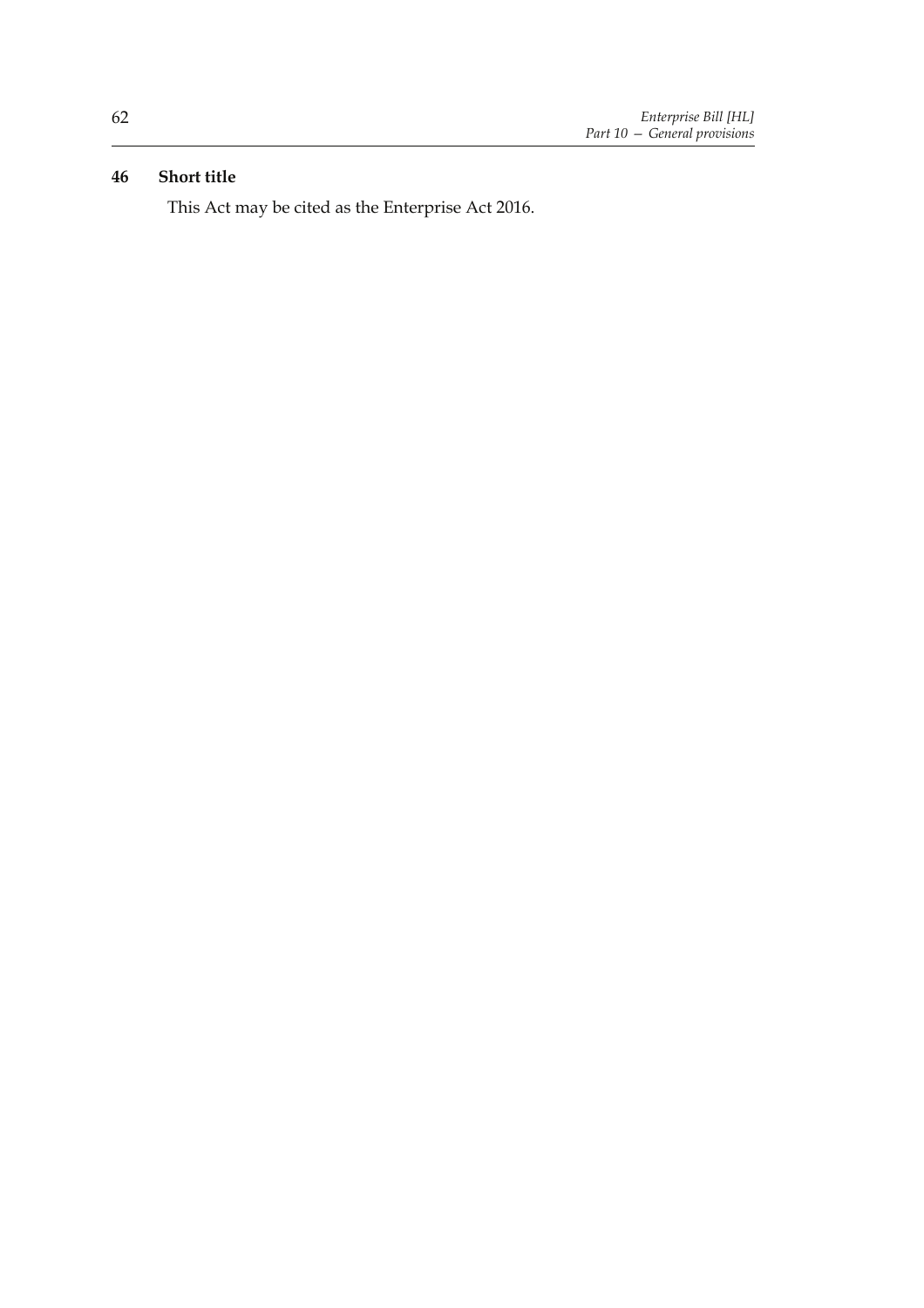**46 Short title**

This Act may be cited as the Enterprise Act 2016.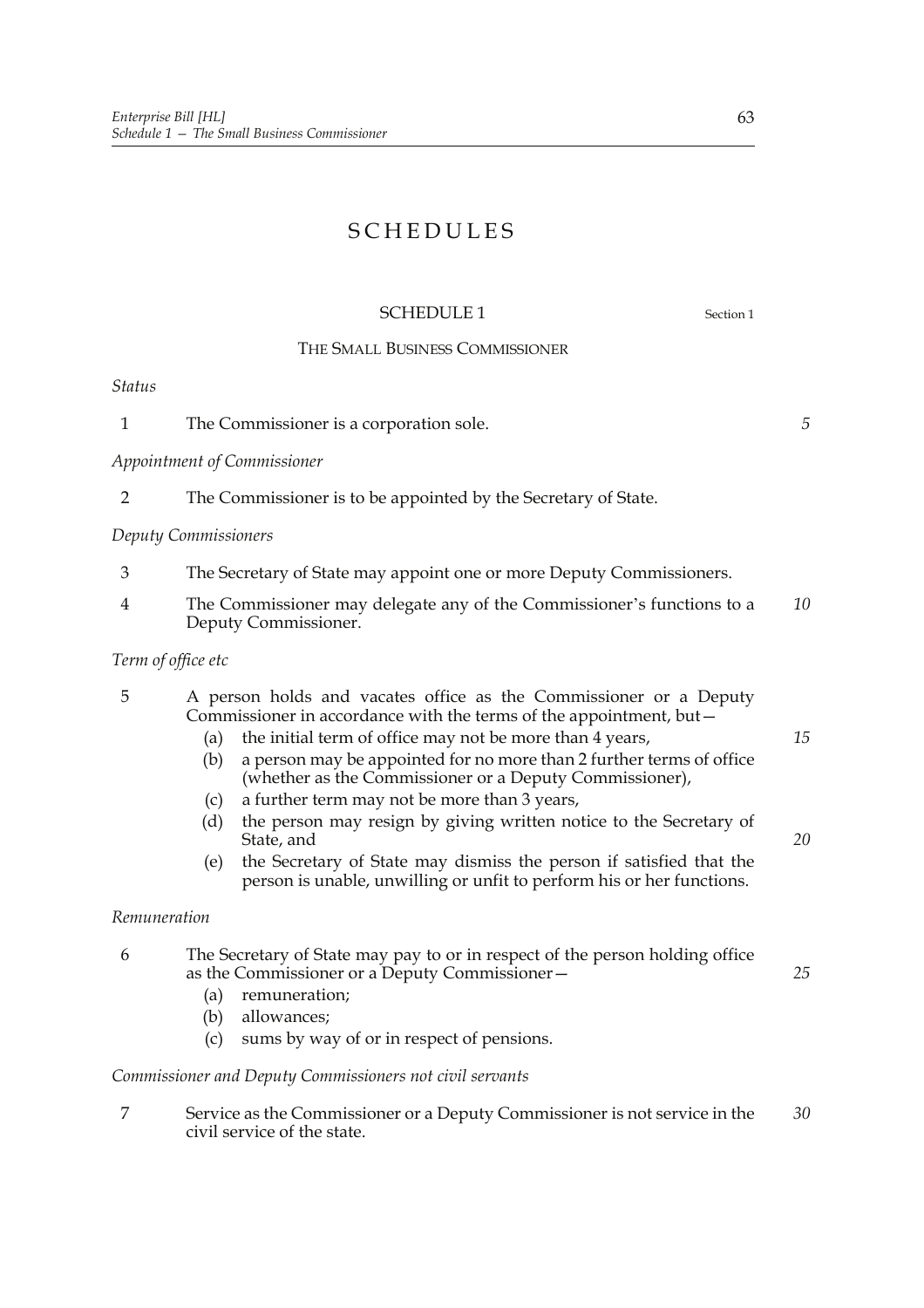# SCHEDULES

## SCHEDULE 1

Section 1

### THE SMALL BUSINESS COMMISSIONER

*Status*

1 The Commissioner is a corporation sole.

*Appointment of Commissioner*

2 The Commissioner is to be appointed by the Secretary of State.

*Deputy Commissioners*

3 The Secretary of State may appoint one or more Deputy Commissioners.

4 The Commissioner may delegate any of the Commissioner's functions to a Deputy Commissioner.

*Term of office etc*

5 A person holds and vacates office as the Commissioner or a Deputy Commissioner in accordance with the terms of the appointment, but—

- (a) the initial term of office may not be more than 4 years,
- (b) a person may be appointed for no more than 2 further terms of office (whether as the Commissioner or a Deputy Commissioner),
- (c) a further term may not be more than 3 years,
- (d) the person may resign by giving written notice to the Secretary of State, and
- (e) the Secretary of State may dismiss the person if satisfied that the person is unable, unwilling or unfit to perform his or her functions.

*Remuneration*

6 The Secretary of State may pay to or in respect of the person holding office as the Commissioner or a Deputy Commissioner—

- (a) remuneration;
- (b) allowances;
- (c) sums by way of or in respect of pensions.

*Commissioner and Deputy Commissioners not civil servants*

7 Service as the Commissioner or a Deputy Commissioner is not service in the civil service of the state.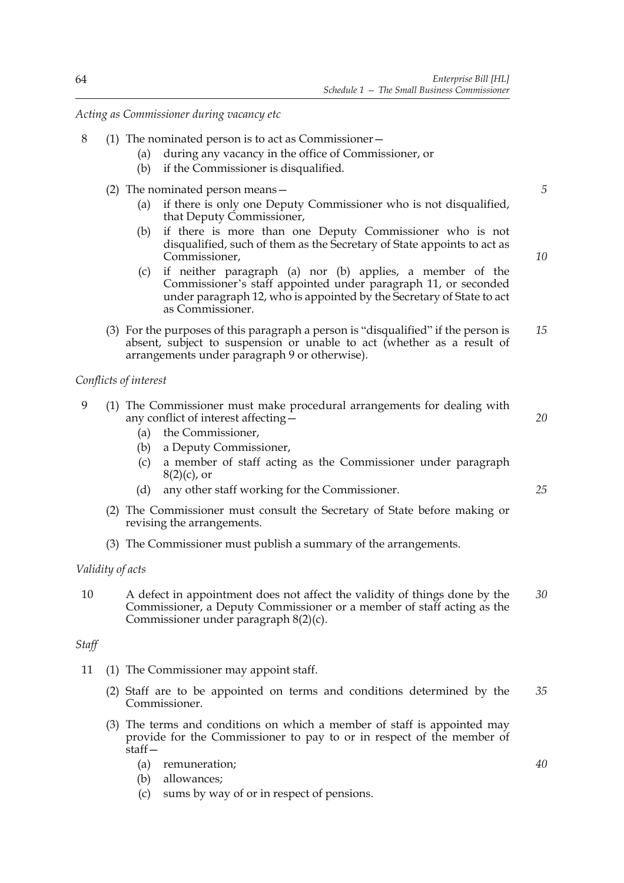*Acting as Commissioner during vacancy etc*

8 (1) The nominated person is to act as Commissioner—

(a) during any vacancy in the office of Commissioner, or

(b) if the Commissioner is disqualified.

(2) The nominated person means—

(a) if there is only one Deputy Commissioner who is not disqualified, that Deputy Commissioner,

(b) if there is more than one Deputy Commissioner who is not disqualified, such of them as the Secretary of State appoints to act as Commissioner,

(c) if neither paragraph (a) nor (b) applies, a member of the Commissioner's staff appointed under paragraph 11, or seconded under paragraph 12, who is appointed by the Secretary of State to act as Commissioner.

(3) For the purposes of this paragraph a person is "disqualified" if the person is absent, subject to suspension or unable to act (whether as a result of arrangements under paragraph 9 or otherwise).

*Conflicts of interest*

9 (1) The Commissioner must make procedural arrangements for dealing with any conflict of interest affecting—

(a) the Commissioner,

(b) a Deputy Commissioner,

(c) a member of staff acting as the Commissioner under paragraph 8(2)(c), or

(d) any other staff working for the Commissioner.

(2) The Commissioner must consult the Secretary of State before making or revising the arrangements.

(3) The Commissioner must publish a summary of the arrangements.

*Validity of acts*

10 A defect in appointment does not affect the validity of things done by the Commissioner, a Deputy Commissioner or a member of staff acting as the Commissioner under paragraph 8(2)(c).

*Staff*

11 (1) The Commissioner may appoint staff.

(2) Staff are to be appointed on terms and conditions determined by the Commissioner.

(3) The terms and conditions on which a member of staff is appointed may provide for the Commissioner to pay to or in respect of the member of staff—

(a) remuneration;

(b) allowances;

(c) sums by way of or in respect of pensions.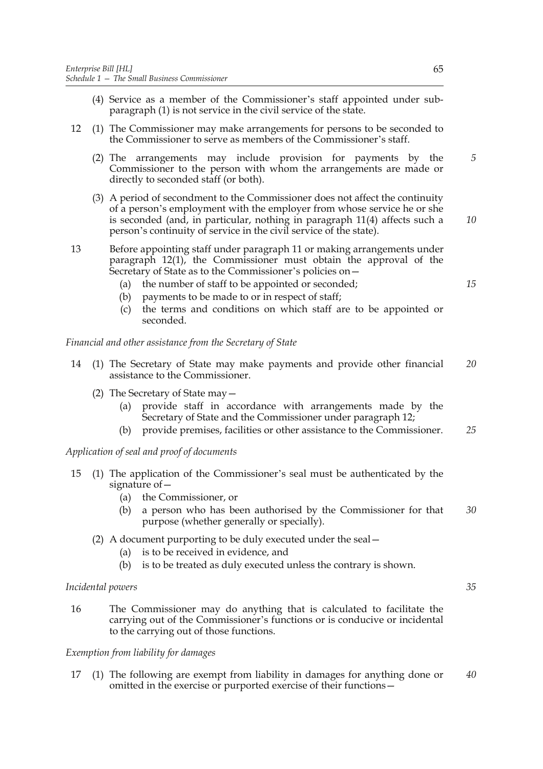(4) Service as a member of the Commissioner's staff appointed under sub-paragraph (1) is not service in the civil service of the state.

12 (1) The Commissioner may make arrangements for persons to be seconded to the Commissioner to serve as members of the Commissioner's staff.

(2) The arrangements may include provision for payments by the Commissioner to the person with whom the arrangements are made or directly to seconded staff (or both).

(3) A period of secondment to the Commissioner does not affect the continuity of a person's employment with the employer from whose service he or she is seconded (and, in particular, nothing in paragraph 11(4) affects such a person's continuity of service in the civil service of the state).

13 Before appointing staff under paragraph 11 or making arrangements under paragraph 12(1), the Commissioner must obtain the approval of the Secretary of State as to the Commissioner's policies on—

(a) the number of staff to be appointed or seconded;

(b) payments to be made to or in respect of staff;

(c) the terms and conditions on which staff are to be appointed or seconded.

*Financial and other assistance from the Secretary of State*

14 (1) The Secretary of State may make payments and provide other financial assistance to the Commissioner.

(2) The Secretary of State may—

(a) provide staff in accordance with arrangements made by the Secretary of State and the Commissioner under paragraph 12;

(b) provide premises, facilities or other assistance to the Commissioner.

*Application of seal and proof of documents*

15 (1) The application of the Commissioner's seal must be authenticated by the signature of—

(a) the Commissioner, or

(b) a person who has been authorised by the Commissioner for that purpose (whether generally or specially).

(2) A document purporting to be duly executed under the seal—

(a) is to be received in evidence, and

(b) is to be treated as duly executed unless the contrary is shown.

*Incidental powers*

16 The Commissioner may do anything that is calculated to facilitate the carrying out of the Commissioner's functions or is conducive or incidental to the carrying out of those functions.

*Exemption from liability for damages*

17 (1) The following are exempt from liability in damages for anything done or omitted in the exercise or purported exercise of their functions—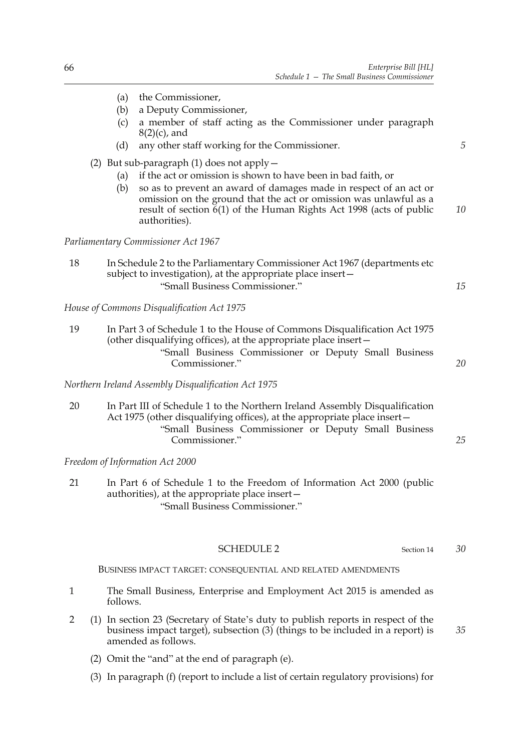(a) the Commissioner,

(b) a Deputy Commissioner,

(c) a member of staff acting as the Commissioner under paragraph 8(2)(c), and

(d) any other staff working for the Commissioner.

(2) But sub-paragraph (1) does not apply—

(a) if the act or omission is shown to have been in bad faith, or

(b) so as to prevent an award of damages made in respect of an act or omission on the ground that the act or omission was unlawful as a result of section 6(1) of the Human Rights Act 1998 (acts of public authorities).

*Parliamentary Commissioner Act 1967*

18 In Schedule 2 to the Parliamentary Commissioner Act 1967 (departments etc subject to investigation), at the appropriate place insert—

"Small Business Commissioner."

*House of Commons Disqualification Act 1975*

19 In Part 3 of Schedule 1 to the House of Commons Disqualification Act 1975 (other disqualifying offices), at the appropriate place insert—

"Small Business Commissioner or Deputy Small Business Commissioner."

*Northern Ireland Assembly Disqualification Act 1975*

20 In Part III of Schedule 1 to the Northern Ireland Assembly Disqualification Act 1975 (other disqualifying offices), at the appropriate place insert—

"Small Business Commissioner or Deputy Small Business Commissioner."

*Freedom of Information Act 2000*

21 In Part 6 of Schedule 1 to the Freedom of Information Act 2000 (public authorities), at the appropriate place insert—

"Small Business Commissioner."

## SCHEDULE 2

Section 14

### BUSINESS IMPACT TARGET: CONSEQUENTIAL AND RELATED AMENDMENTS

1 The Small Business, Enterprise and Employment Act 2015 is amended as follows.

2 (1) In section 23 (Secretary of State's duty to publish reports in respect of the business impact target), subsection (3) (things to be included in a report) is amended as follows.

(2) Omit the "and" at the end of paragraph (e).

(3) In paragraph (f) (report to include a list of certain regulatory provisions) for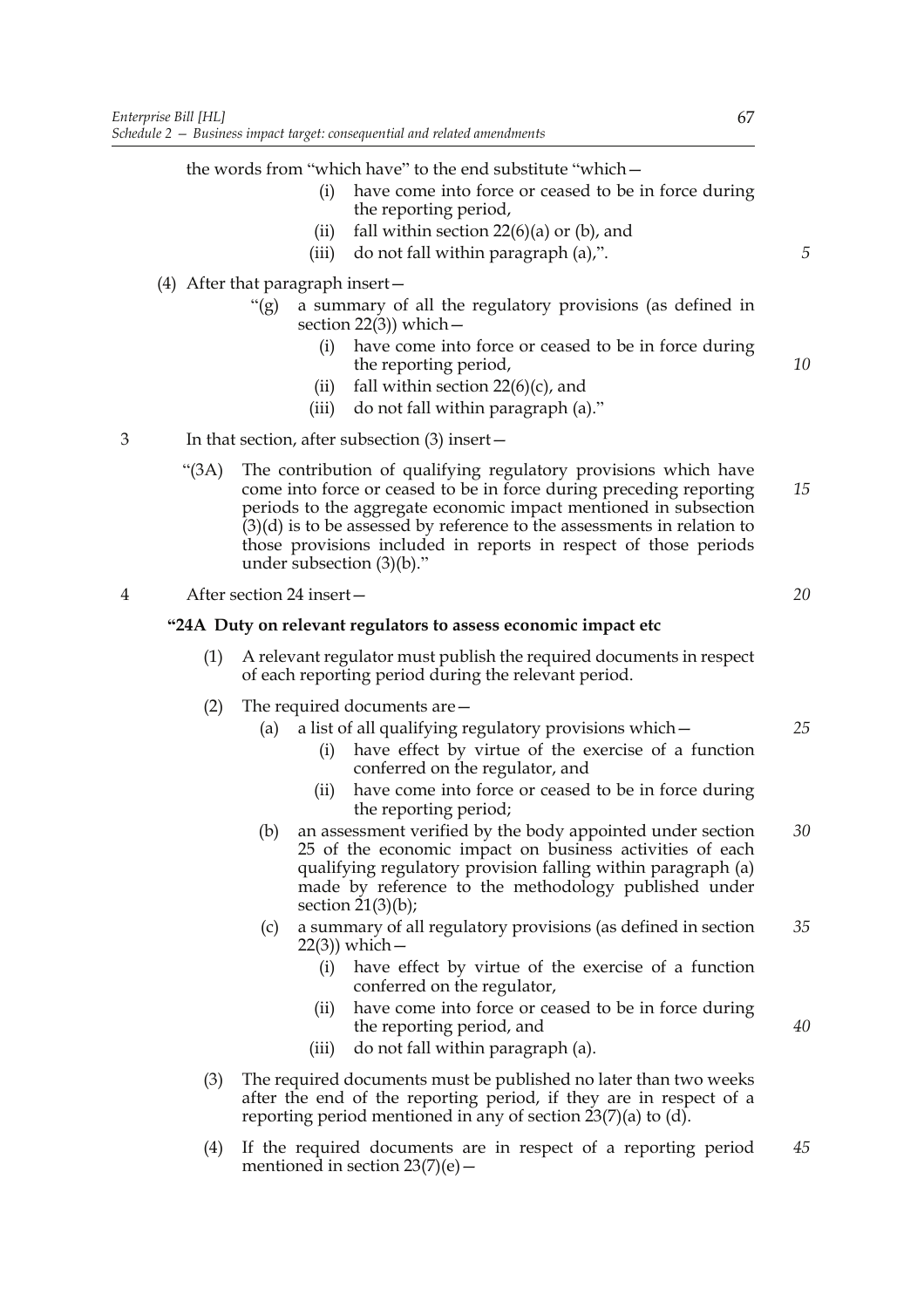the words from "which have" to the end substitute "which—

(i) have come into force or ceased to be in force during the reporting period,

(ii) fall within section 22(6)(a) or (b), and

(iii) do not fall within paragraph (a),".

(4) After that paragraph insert—

"(g) a summary of all the regulatory provisions (as defined in section 22(3)) which—

(i) have come into force or ceased to be in force during the reporting period,

(ii) fall within section 22(6)(c), and

(iii) do not fall within paragraph (a)."

3 In that section, after subsection (3) insert—

"(3A) The contribution of qualifying regulatory provisions which have come into force or ceased to be in force during preceding reporting periods to the aggregate economic impact mentioned in subsection (3)(d) is to be assessed by reference to the assessments in relation to those provisions included in reports in respect of those periods under subsection (3)(b)."

4 After section 24 insert—

**"24A Duty on relevant regulators to assess economic impact etc**

(1) A relevant regulator must publish the required documents in respect of each reporting period during the relevant period.

(2) The required documents are—

(a) a list of all qualifying regulatory provisions which—

(i) have effect by virtue of the exercise of a function conferred on the regulator, and

(ii) have come into force or ceased to be in force during the reporting period;

(b) an assessment verified by the body appointed under section 25 of the economic impact on business activities of each qualifying regulatory provision falling within paragraph (a) made by reference to the methodology published under section 21(3)(b);

(c) a summary of all regulatory provisions (as defined in section 22(3)) which—

(i) have effect by virtue of the exercise of a function conferred on the regulator,

(ii) have come into force or ceased to be in force during the reporting period, and

(iii) do not fall within paragraph (a).

(3) The required documents must be published no later than two weeks after the end of the reporting period, if they are in respect of a reporting period mentioned in any of section 23(7)(a) to (d).

(4) If the required documents are in respect of a reporting period mentioned in section 23(7)(e)—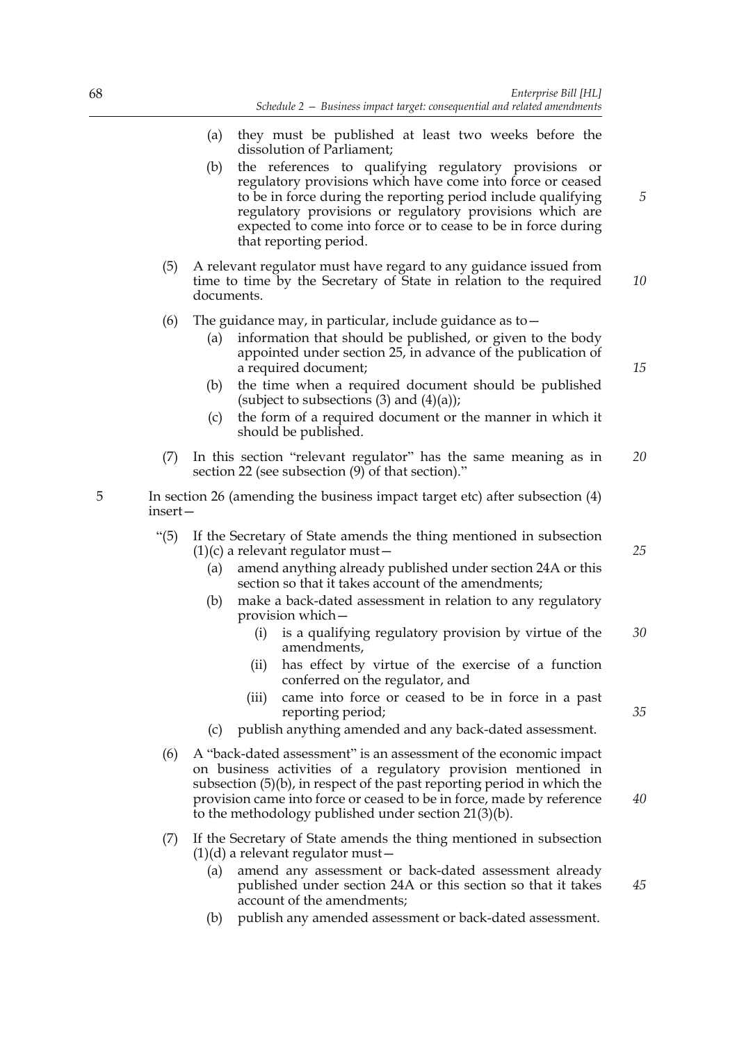(a) they must be published at least two weeks before the dissolution of Parliament;

(b) the references to qualifying regulatory provisions or regulatory provisions which have come into force or ceased to be in force during the reporting period include qualifying regulatory provisions or regulatory provisions which are expected to come into force or to cease to be in force during that reporting period.

(5) A relevant regulator must have regard to any guidance issued from time to time by the Secretary of State in relation to the required documents.

(6) The guidance may, in particular, include guidance as to—

(a) information that should be published, or given to the body appointed under section 25, in advance of the publication of a required document;

(b) the time when a required document should be published (subject to subsections (3) and (4)(a));

(c) the form of a required document or the manner in which it should be published.

(7) In this section "relevant regulator" has the same meaning as in section 22 (see subsection (9) of that section)."

5 In section 26 (amending the business impact target etc) after subsection (4) insert—

"(5) If the Secretary of State amends the thing mentioned in subsection (1)(c) a relevant regulator must—

(a) amend anything already published under section 24A or this section so that it takes account of the amendments;

(b) make a back-dated assessment in relation to any regulatory provision which—

(i) is a qualifying regulatory provision by virtue of the amendments,

(ii) has effect by virtue of the exercise of a function conferred on the regulator, and

(iii) came into force or ceased to be in force in a past reporting period;

(c) publish anything amended and any back-dated assessment.

(6) A "back-dated assessment" is an assessment of the economic impact on business activities of a regulatory provision mentioned in subsection (5)(b), in respect of the past reporting period in which the provision came into force or ceased to be in force, made by reference to the methodology published under section 21(3)(b).

(7) If the Secretary of State amends the thing mentioned in subsection (1)(d) a relevant regulator must—

(a) amend any assessment or back-dated assessment already published under section 24A or this section so that it takes account of the amendments;

(b) publish any amended assessment or back-dated assessment.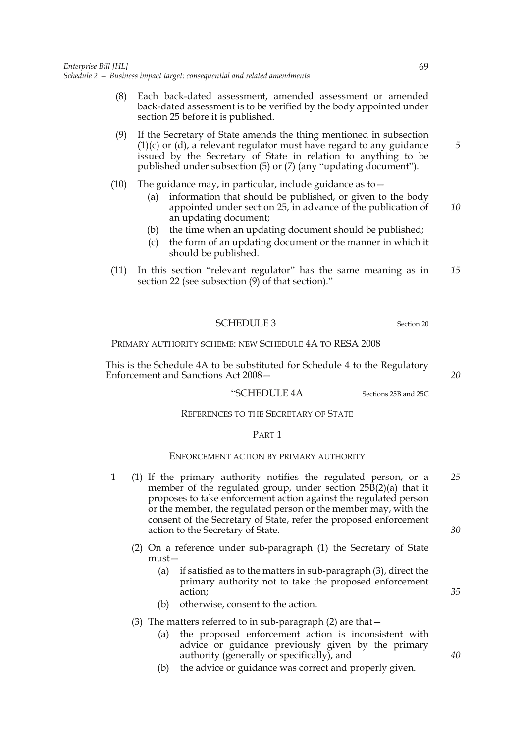(8) Each back-dated assessment, amended assessment or amended back-dated assessment is to be verified by the body appointed under section 25 before it is published.

(9) If the Secretary of State amends the thing mentioned in subsection (1)(c) or (d), a relevant regulator must have regard to any guidance issued by the Secretary of State in relation to anything to be published under subsection (5) or (7) (any "updating document").

(10) The guidance may, in particular, include guidance as to—

(a) information that should be published, or given to the body appointed under section 25, in advance of the publication of an updating document;

(b) the time when an updating document should be published;

(c) the form of an updating document or the manner in which it should be published.

(11) In this section "relevant regulator" has the same meaning as in section 22 (see subsection (9) of that section)."

## SCHEDULE 3

Section 20

PRIMARY AUTHORITY SCHEME: NEW SCHEDULE 4A TO RESA 2008

This is the Schedule 4A to be substituted for Schedule 4 to the Regulatory Enforcement and Sanctions Act 2008—

"SCHEDULE 4A

Sections 25B and 25C

REFERENCES TO THE SECRETARY OF STATE

PART 1

ENFORCEMENT ACTION BY PRIMARY AUTHORITY

1 (1) If the primary authority notifies the regulated person, or a member of the regulated group, under section 25B(2)(a) that it proposes to take enforcement action against the regulated person or the member, the regulated person or the member may, with the consent of the Secretary of State, refer the proposed enforcement action to the Secretary of State.

(2) On a reference under sub-paragraph (1) the Secretary of State must—

(a) if satisfied as to the matters in sub-paragraph (3), direct the primary authority not to take the proposed enforcement action;

(b) otherwise, consent to the action.

(3) The matters referred to in sub-paragraph (2) are that—

(a) the proposed enforcement action is inconsistent with advice or guidance previously given by the primary authority (generally or specifically), and

(b) the advice or guidance was correct and properly given.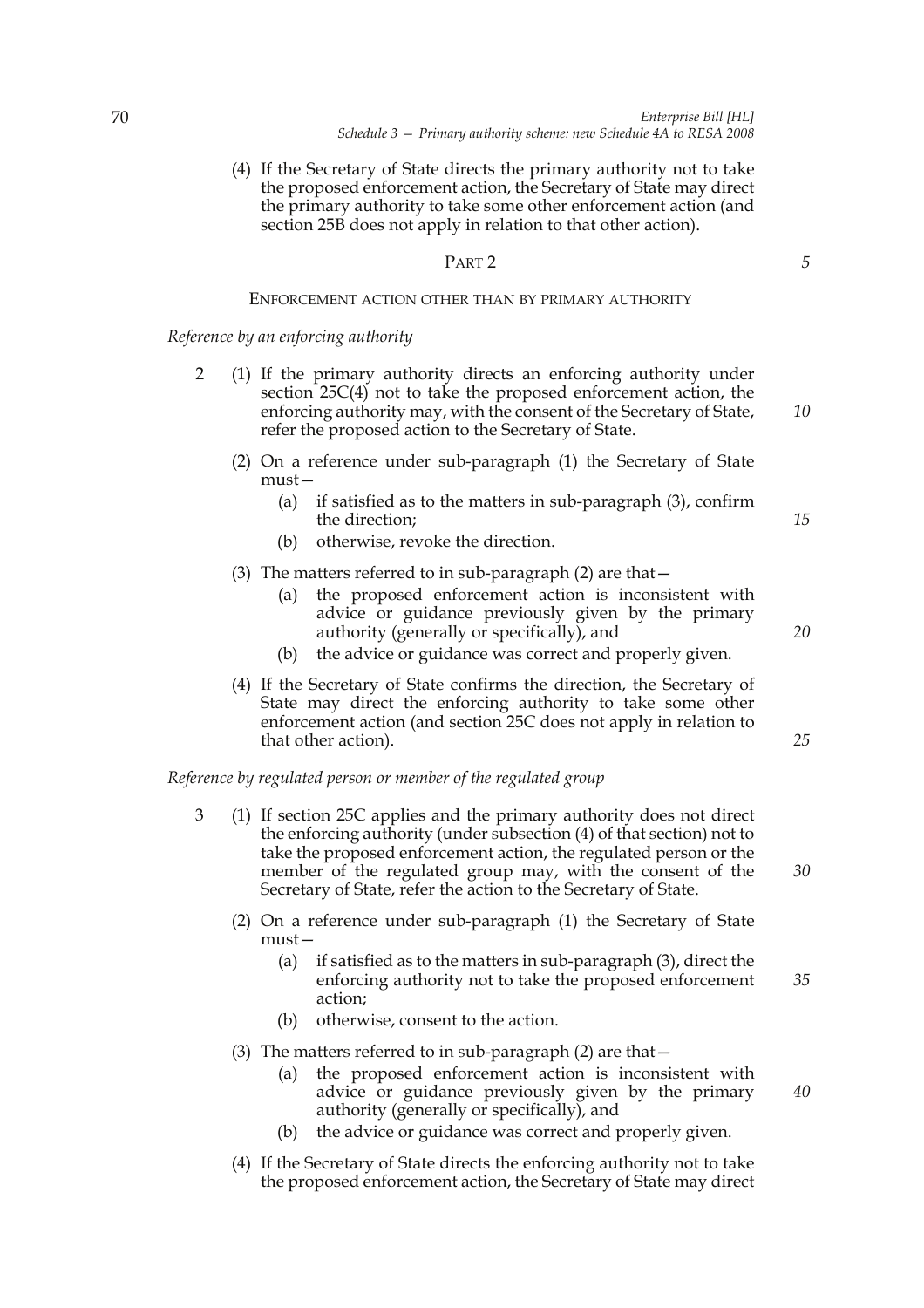(4) If the Secretary of State directs the primary authority not to take the proposed enforcement action, the Secretary of State may direct the primary authority to take some other enforcement action (and section 25B does not apply in relation to that other action).

## PART 2

### ENFORCEMENT ACTION OTHER THAN BY PRIMARY AUTHORITY

*Reference by an enforcing authority*

2 (1) If the primary authority directs an enforcing authority under section 25C(4) not to take the proposed enforcement action, the enforcing authority may, with the consent of the Secretary of State, refer the proposed action to the Secretary of State.

(2) On a reference under sub-paragraph (1) the Secretary of State must—

(a) if satisfied as to the matters in sub-paragraph (3), confirm the direction;

(b) otherwise, revoke the direction.

(3) The matters referred to in sub-paragraph (2) are that—

(a) the proposed enforcement action is inconsistent with advice or guidance previously given by the primary authority (generally or specifically), and

(b) the advice or guidance was correct and properly given.

(4) If the Secretary of State confirms the direction, the Secretary of State may direct the enforcing authority to take some other enforcement action (and section 25C does not apply in relation to that other action).

*Reference by regulated person or member of the regulated group*

3 (1) If section 25C applies and the primary authority does not direct the enforcing authority (under subsection (4) of that section) not to take the proposed enforcement action, the regulated person or the member of the regulated group may, with the consent of the Secretary of State, refer the action to the Secretary of State.

(2) On a reference under sub-paragraph (1) the Secretary of State must—

(a) if satisfied as to the matters in sub-paragraph (3), direct the enforcing authority not to take the proposed enforcement action;

(b) otherwise, consent to the action.

(3) The matters referred to in sub-paragraph (2) are that—

(a) the proposed enforcement action is inconsistent with advice or guidance previously given by the primary authority (generally or specifically), and

(b) the advice or guidance was correct and properly given.

(4) If the Secretary of State directs the enforcing authority not to take the proposed enforcement action, the Secretary of State may direct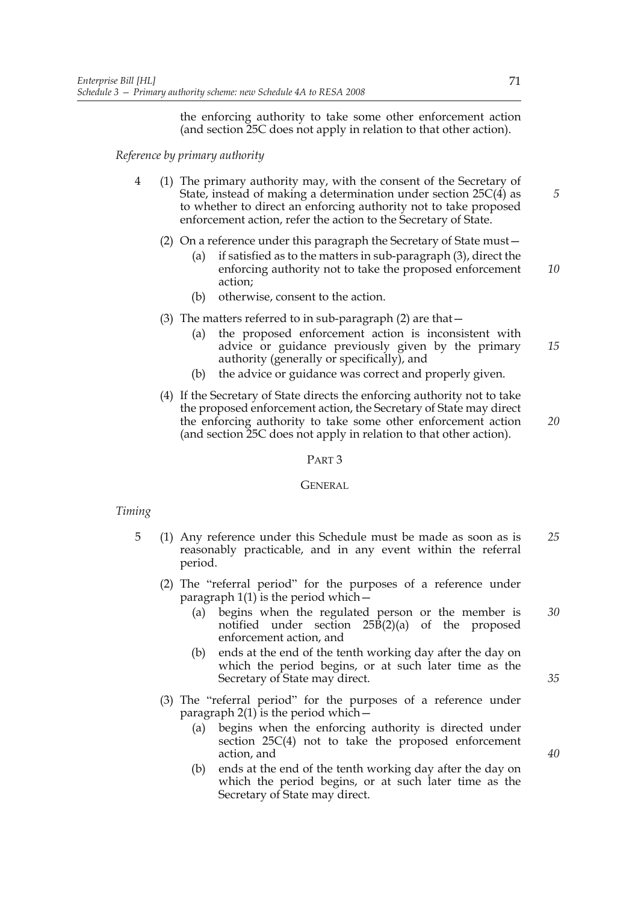the enforcing authority to take some other enforcement action (and section 25C does not apply in relation to that other action).

*Reference by primary authority*

4 (1) The primary authority may, with the consent of the Secretary of State, instead of making a determination under section 25C(4) as to whether to direct an enforcing authority not to take proposed enforcement action, refer the action to the Secretary of State.

(2) On a reference under this paragraph the Secretary of State must—

(a) if satisfied as to the matters in sub-paragraph (3), direct the enforcing authority not to take the proposed enforcement action;

(b) otherwise, consent to the action.

(3) The matters referred to in sub-paragraph (2) are that—

(a) the proposed enforcement action is inconsistent with advice or guidance previously given by the primary authority (generally or specifically), and

(b) the advice or guidance was correct and properly given.

(4) If the Secretary of State directs the enforcing authority not to take the proposed enforcement action, the Secretary of State may direct the enforcing authority to take some other enforcement action (and section 25C does not apply in relation to that other action).

## PART 3

## GENERAL

*Timing*

5 (1) Any reference under this Schedule must be made as soon as is reasonably practicable, and in any event within the referral period.

(2) The "referral period" for the purposes of a reference under paragraph 1(1) is the period which—

(a) begins when the regulated person or the member is notified under section 25B(2)(a) of the proposed enforcement action, and

(b) ends at the end of the tenth working day after the day on which the period begins, or at such later time as the Secretary of State may direct.

(3) The "referral period" for the purposes of a reference under paragraph 2(1) is the period which—

(a) begins when the enforcing authority is directed under section 25C(4) not to take the proposed enforcement action, and

(b) ends at the end of the tenth working day after the day on which the period begins, or at such later time as the Secretary of State may direct.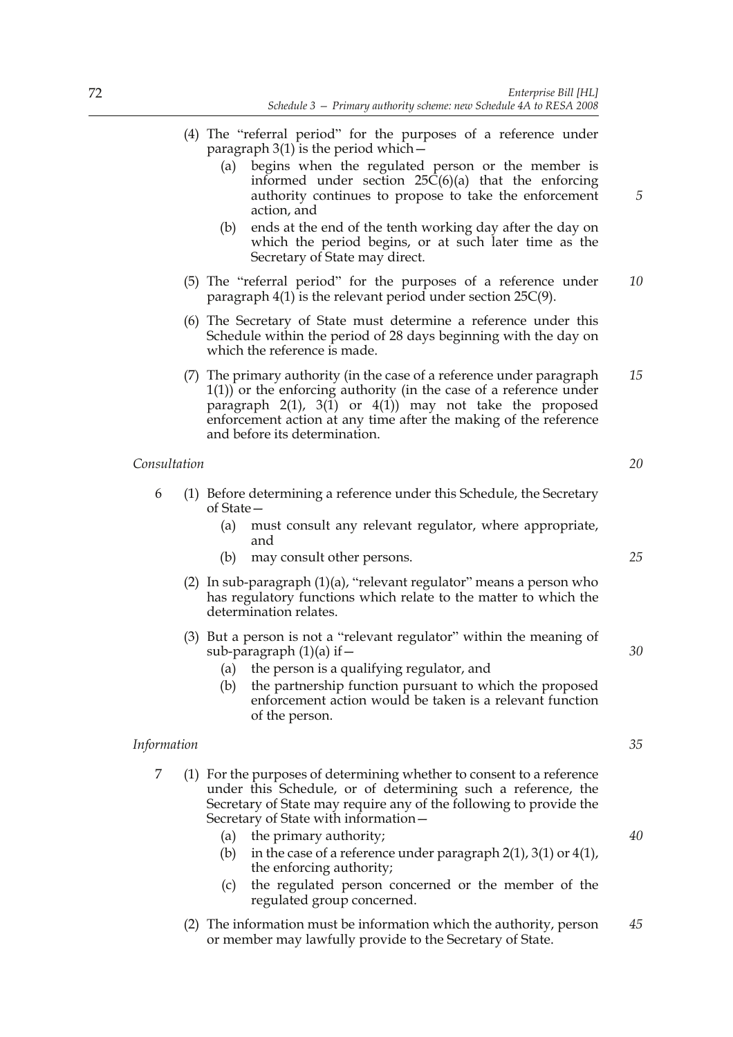(4) The "referral period" for the purposes of a reference under paragraph 3(1) is the period which—

   (a) begins when the regulated person or the member is informed under section 25C(6)(a) that the enforcing authority continues to propose to take the enforcement action, and

   (b) ends at the end of the tenth working day after the day on which the period begins, or at such later time as the Secretary of State may direct.

(5) The "referral period" for the purposes of a reference under paragraph 4(1) is the relevant period under section 25C(9).

(6) The Secretary of State must determine a reference under this Schedule within the period of 28 days beginning with the day on which the reference is made.

(7) The primary authority (in the case of a reference under paragraph 1(1)) or the enforcing authority (in the case of a reference under paragraph 2(1), 3(1) or 4(1)) may not take the proposed enforcement action at any time after the making of the reference and before its determination.

*Consultation*

6 (1) Before determining a reference under this Schedule, the Secretary of State—

   (a) must consult any relevant regulator, where appropriate, and

   (b) may consult other persons.

(2) In sub-paragraph (1)(a), "relevant regulator" means a person who has regulatory functions which relate to the matter to which the determination relates.

(3) But a person is not a "relevant regulator" within the meaning of sub-paragraph (1)(a) if—

   (a) the person is a qualifying regulator, and

   (b) the partnership function pursuant to which the proposed enforcement action would be taken is a relevant function of the person.

*Information*

7 (1) For the purposes of determining whether to consent to a reference under this Schedule, or of determining such a reference, the Secretary of State may require any of the following to provide the Secretary of State with information—

   (a) the primary authority;

   (b) in the case of a reference under paragraph 2(1), 3(1) or 4(1), the enforcing authority;

   (c) the regulated person concerned or the member of the regulated group concerned.

(2) The information must be information which the authority, person or member may lawfully provide to the Secretary of State.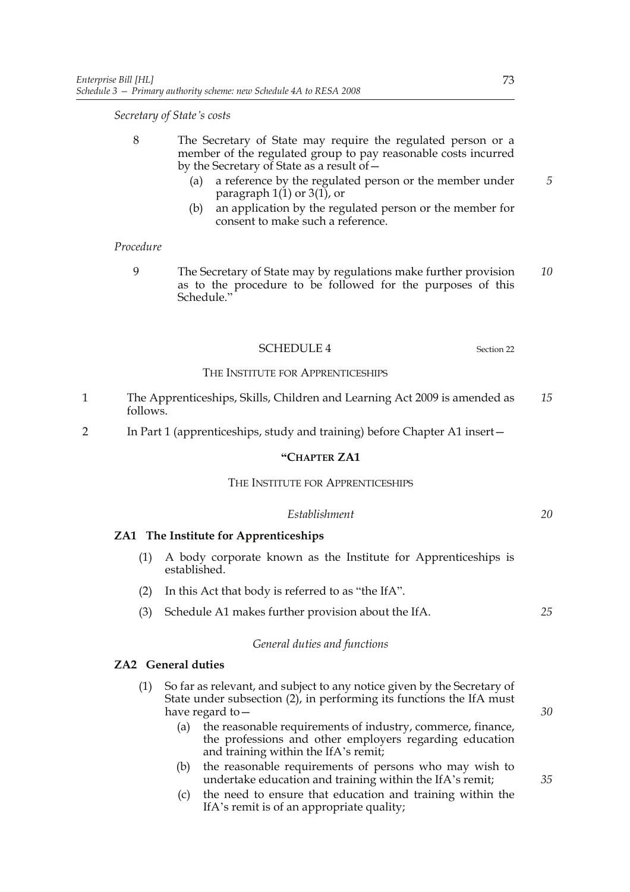*Secretary of State's costs*

8 The Secretary of State may require the regulated person or a member of the regulated group to pay reasonable costs incurred by the Secretary of State as a result of—

   (a) a reference by the regulated person or the member under paragraph 1(1) or 3(1), or

   (b) an application by the regulated person or the member for consent to make such a reference.

*Procedure*

9 The Secretary of State may by regulations make further provision as to the procedure to be followed for the purposes of this Schedule."

## SCHEDULE 4

Section 22

THE INSTITUTE FOR APPRENTICESHIPS

1 The Apprenticeships, Skills, Children and Learning Act 2009 is amended as follows.

2 In Part 1 (apprenticeships, study and training) before Chapter A1 insert—

### "CHAPTER ZA1

THE INSTITUTE FOR APPRENTICESHIPS

*Establishment*

**ZA1 The Institute for Apprenticeships**

(1) A body corporate known as the Institute for Apprenticeships is established.

(2) In this Act that body is referred to as "the IfA".

(3) Schedule A1 makes further provision about the IfA.

*General duties and functions*

**ZA2 General duties**

(1) So far as relevant, and subject to any notice given by the Secretary of State under subsection (2), in performing its functions the IfA must have regard to—

   (a) the reasonable requirements of industry, commerce, finance, the professions and other employers regarding education and training within the IfA's remit;

   (b) the reasonable requirements of persons who may wish to undertake education and training within the IfA's remit;

   (c) the need to ensure that education and training within the IfA's remit is of an appropriate quality;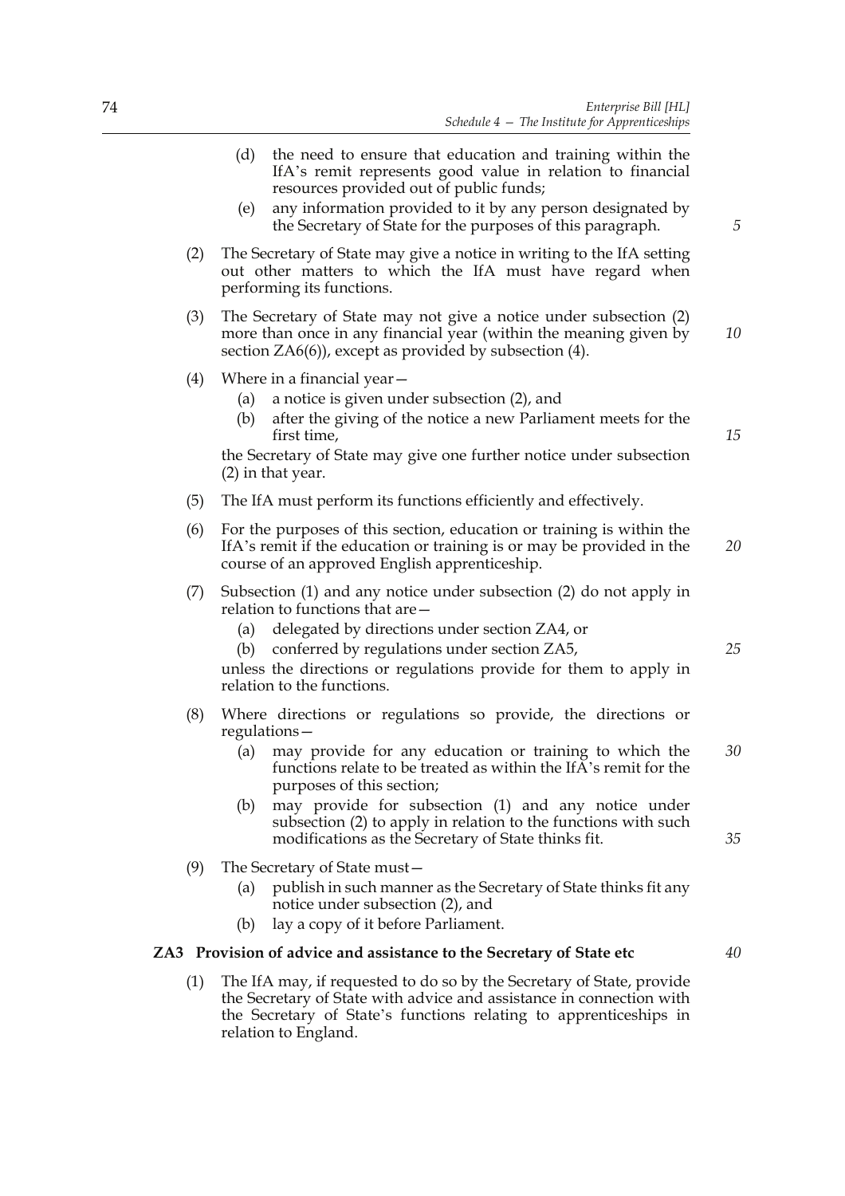(d) the need to ensure that education and training within the IfA's remit represents good value in relation to financial resources provided out of public funds;

(e) any information provided to it by any person designated by the Secretary of State for the purposes of this paragraph.

(2) The Secretary of State may give a notice in writing to the IfA setting out other matters to which the IfA must have regard when performing its functions.

(3) The Secretary of State may not give a notice under subsection (2) more than once in any financial year (within the meaning given by section ZA6(6)), except as provided by subsection (4).

(4) Where in a financial year—

(a) a notice is given under subsection (2), and

(b) after the giving of the notice a new Parliament meets for the first time,

the Secretary of State may give one further notice under subsection (2) in that year.

(5) The IfA must perform its functions efficiently and effectively.

(6) For the purposes of this section, education or training is within the IfA's remit if the education or training is or may be provided in the course of an approved English apprenticeship.

(7) Subsection (1) and any notice under subsection (2) do not apply in relation to functions that are—

(a) delegated by directions under section ZA4, or

(b) conferred by regulations under section ZA5,

unless the directions or regulations provide for them to apply in relation to the functions.

(8) Where directions or regulations so provide, the directions or regulations—

(a) may provide for any education or training to which the functions relate to be treated as within the IfA's remit for the purposes of this section;

(b) may provide for subsection (1) and any notice under subsection (2) to apply in relation to the functions with such modifications as the Secretary of State thinks fit.

(9) The Secretary of State must—

(a) publish in such manner as the Secretary of State thinks fit any notice under subsection (2), and

(b) lay a copy of it before Parliament.

**ZA3 Provision of advice and assistance to the Secretary of State etc**

(1) The IfA may, if requested to do so by the Secretary of State, provide the Secretary of State with advice and assistance in connection with the Secretary of State's functions relating to apprenticeships in relation to England.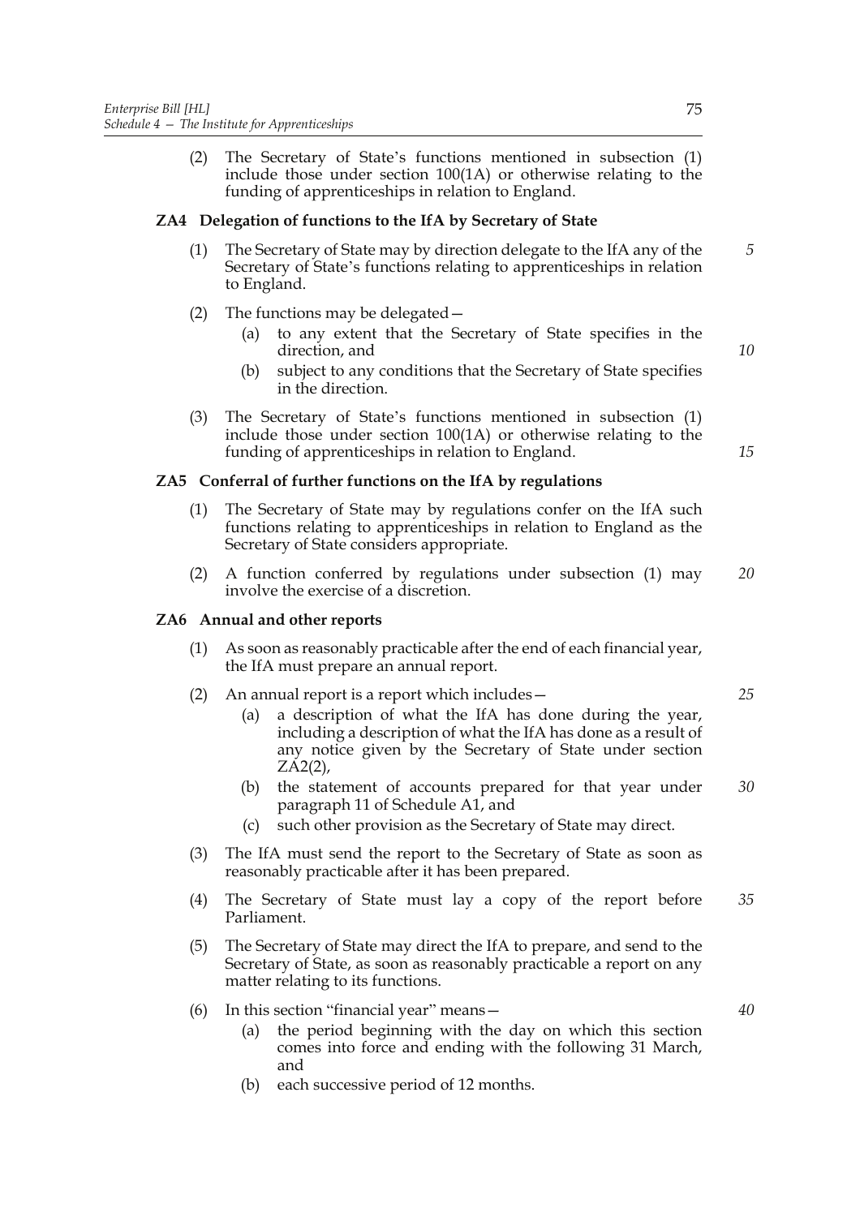(2) The Secretary of State's functions mentioned in subsection (1) include those under section 100(1A) or otherwise relating to the funding of apprenticeships in relation to England.

**ZA4 Delegation of functions to the IfA by Secretary of State**

(1) The Secretary of State may by direction delegate to the IfA any of the Secretary of State's functions relating to apprenticeships in relation to England.

(2) The functions may be delegated—

(a) to any extent that the Secretary of State specifies in the direction, and

(b) subject to any conditions that the Secretary of State specifies in the direction.

(3) The Secretary of State's functions mentioned in subsection (1) include those under section 100(1A) or otherwise relating to the funding of apprenticeships in relation to England.

**ZA5 Conferral of further functions on the IfA by regulations**

(1) The Secretary of State may by regulations confer on the IfA such functions relating to apprenticeships in relation to England as the Secretary of State considers appropriate.

(2) A function conferred by regulations under subsection (1) may involve the exercise of a discretion.

**ZA6 Annual and other reports**

(1) As soon as reasonably practicable after the end of each financial year, the IfA must prepare an annual report.

(2) An annual report is a report which includes—

(a) a description of what the IfA has done during the year, including a description of what the IfA has done as a result of any notice given by the Secretary of State under section ZA2(2),

(b) the statement of accounts prepared for that year under paragraph 11 of Schedule A1, and

(c) such other provision as the Secretary of State may direct.

(3) The IfA must send the report to the Secretary of State as soon as reasonably practicable after it has been prepared.

(4) The Secretary of State must lay a copy of the report before Parliament.

(5) The Secretary of State may direct the IfA to prepare, and send to the Secretary of State, as soon as reasonably practicable a report on any matter relating to its functions.

(6) In this section "financial year" means—

(a) the period beginning with the day on which this section comes into force and ending with the following 31 March, and

(b) each successive period of 12 months.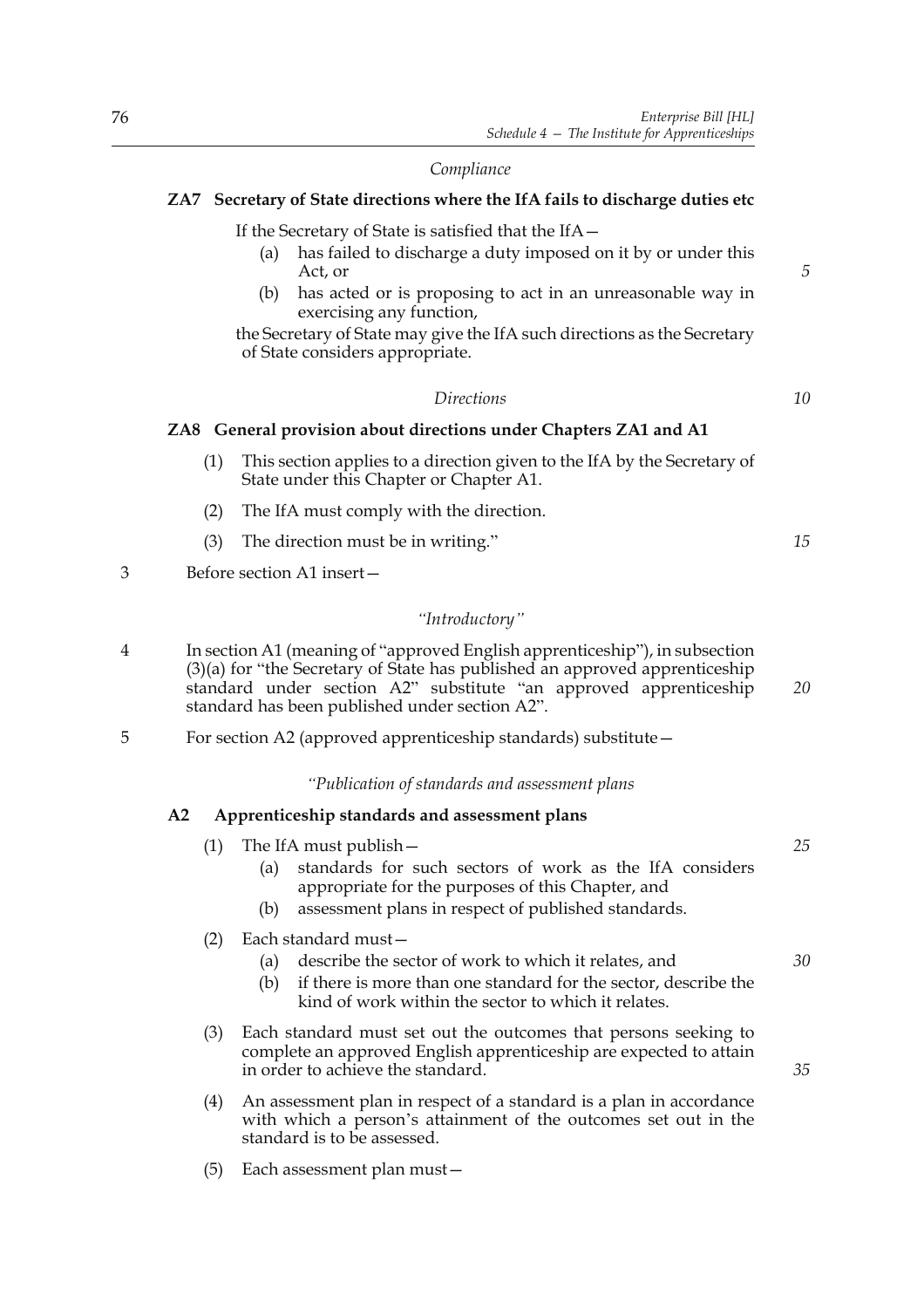*Compliance*

**ZA7 Secretary of State directions where the IfA fails to discharge duties etc**

If the Secretary of State is satisfied that the IfA—

(a) has failed to discharge a duty imposed on it by or under this Act, or

(b) has acted or is proposing to act in an unreasonable way in exercising any function,

the Secretary of State may give the IfA such directions as the Secretary of State considers appropriate.

*Directions*

**ZA8 General provision about directions under Chapters ZA1 and A1**

(1) This section applies to a direction given to the IfA by the Secretary of State under this Chapter or Chapter A1.

(2) The IfA must comply with the direction.

(3) The direction must be in writing."

3 Before section A1 insert—

*"Introductory"*

4 In section A1 (meaning of "approved English apprenticeship"), in subsection (3)(a) for "the Secretary of State has published an approved apprenticeship standard under section A2" substitute "an approved apprenticeship standard has been published under section A2".

5 For section A2 (approved apprenticeship standards) substitute—

*"Publication of standards and assessment plans*

**A2 Apprenticeship standards and assessment plans**

(1) The IfA must publish—

(a) standards for such sectors of work as the IfA considers appropriate for the purposes of this Chapter, and

(b) assessment plans in respect of published standards.

(2) Each standard must—

(a) describe the sector of work to which it relates, and

(b) if there is more than one standard for the sector, describe the kind of work within the sector to which it relates.

(3) Each standard must set out the outcomes that persons seeking to complete an approved English apprenticeship are expected to attain in order to achieve the standard.

(4) An assessment plan in respect of a standard is a plan in accordance with which a person's attainment of the outcomes set out in the standard is to be assessed.

(5) Each assessment plan must—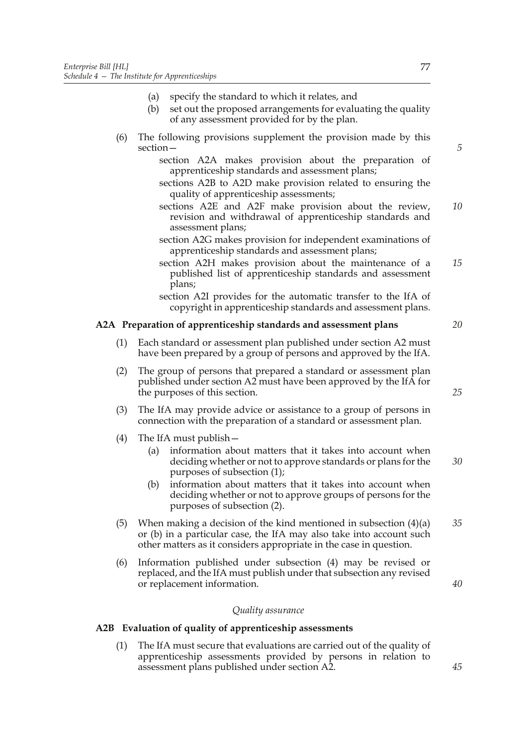(a) specify the standard to which it relates, and

(b) set out the proposed arrangements for evaluating the quality of any assessment provided for by the plan.

(6) The following provisions supplement the provision made by this section—

section A2A makes provision about the preparation of apprenticeship standards and assessment plans;

sections A2B to A2D make provision related to ensuring the quality of apprenticeship assessments;

sections A2E and A2F make provision about the review, revision and withdrawal of apprenticeship standards and assessment plans;

section A2G makes provision for independent examinations of apprenticeship standards and assessment plans;

section A2H makes provision about the maintenance of a published list of apprenticeship standards and assessment plans;

section A2I provides for the automatic transfer to the IfA of copyright in apprenticeship standards and assessment plans.

**A2A Preparation of apprenticeship standards and assessment plans**

(1) Each standard or assessment plan published under section A2 must have been prepared by a group of persons and approved by the IfA.

(2) The group of persons that prepared a standard or assessment plan published under section A2 must have been approved by the IfA for the purposes of this section.

(3) The IfA may provide advice or assistance to a group of persons in connection with the preparation of a standard or assessment plan.

(4) The IfA must publish—

(a) information about matters that it takes into account when deciding whether or not to approve standards or plans for the purposes of subsection (1);

(b) information about matters that it takes into account when deciding whether or not to approve groups of persons for the purposes of subsection (2).

(5) When making a decision of the kind mentioned in subsection (4)(a) or (b) in a particular case, the IfA may also take into account such other matters as it considers appropriate in the case in question.

(6) Information published under subsection (4) may be revised or replaced, and the IfA must publish under that subsection any revised or replacement information.

*Quality assurance*

**A2B Evaluation of quality of apprenticeship assessments**

(1) The IfA must secure that evaluations are carried out of the quality of apprenticeship assessments provided by persons in relation to assessment plans published under section A2.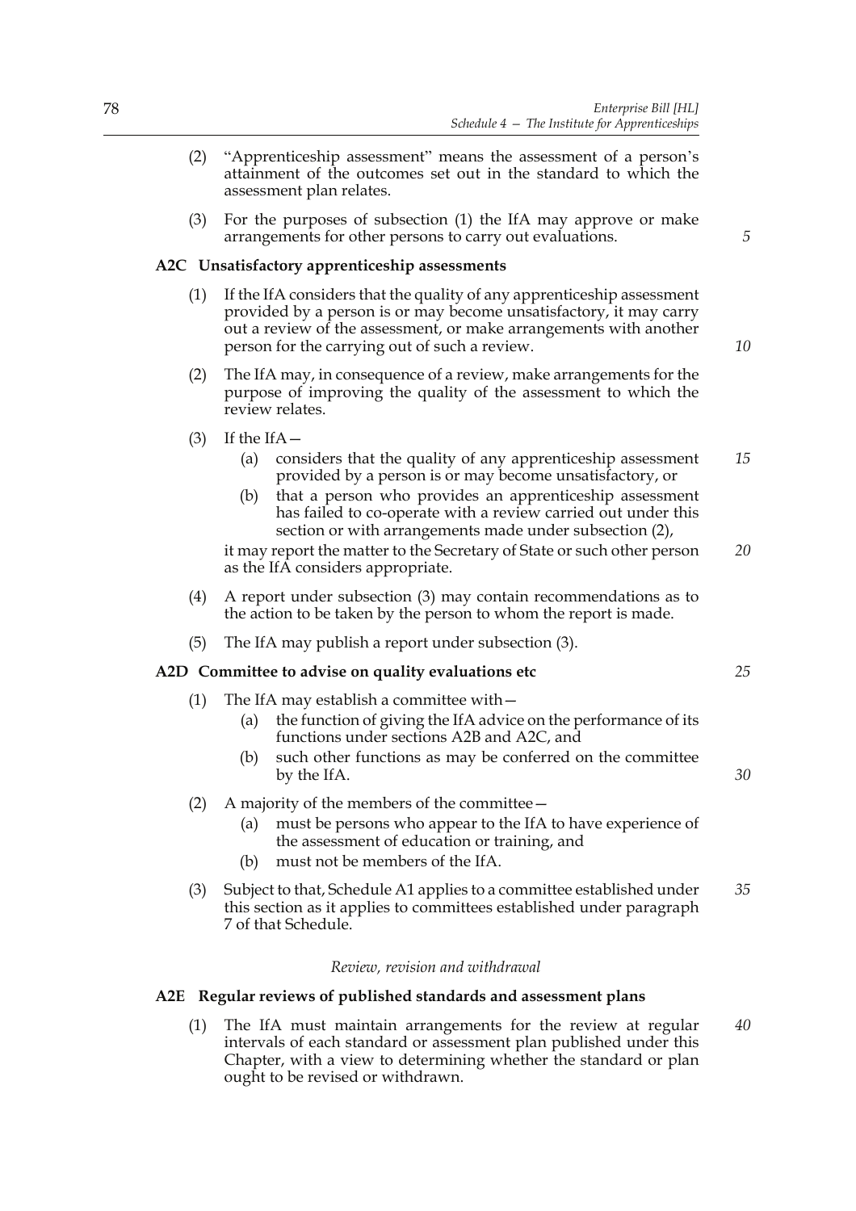(2) "Apprenticeship assessment" means the assessment of a person's attainment of the outcomes set out in the standard to which the assessment plan relates.

(3) For the purposes of subsection (1) the IfA may approve or make arrangements for other persons to carry out evaluations.

**A2C Unsatisfactory apprenticeship assessments**

(1) If the IfA considers that the quality of any apprenticeship assessment provided by a person is or may become unsatisfactory, it may carry out a review of the assessment, or make arrangements with another person for the carrying out of such a review.

(2) The IfA may, in consequence of a review, make arrangements for the purpose of improving the quality of the assessment to which the review relates.

(3) If the IfA—

(a) considers that the quality of any apprenticeship assessment provided by a person is or may become unsatisfactory, or

(b) that a person who provides an apprenticeship assessment has failed to co-operate with a review carried out under this section or with arrangements made under subsection (2),

it may report the matter to the Secretary of State or such other person as the IfA considers appropriate.

(4) A report under subsection (3) may contain recommendations as to the action to be taken by the person to whom the report is made.

(5) The IfA may publish a report under subsection (3).

**A2D Committee to advise on quality evaluations etc**

(1) The IfA may establish a committee with—

(a) the function of giving the IfA advice on the performance of its functions under sections A2B and A2C, and

(b) such other functions as may be conferred on the committee by the IfA.

(2) A majority of the members of the committee—

(a) must be persons who appear to the IfA to have experience of the assessment of education or training, and

(b) must not be members of the IfA.

(3) Subject to that, Schedule A1 applies to a committee established under this section as it applies to committees established under paragraph 7 of that Schedule.

*Review, revision and withdrawal*

**A2E Regular reviews of published standards and assessment plans**

(1) The IfA must maintain arrangements for the review at regular intervals of each standard or assessment plan published under this Chapter, with a view to determining whether the standard or plan ought to be revised or withdrawn.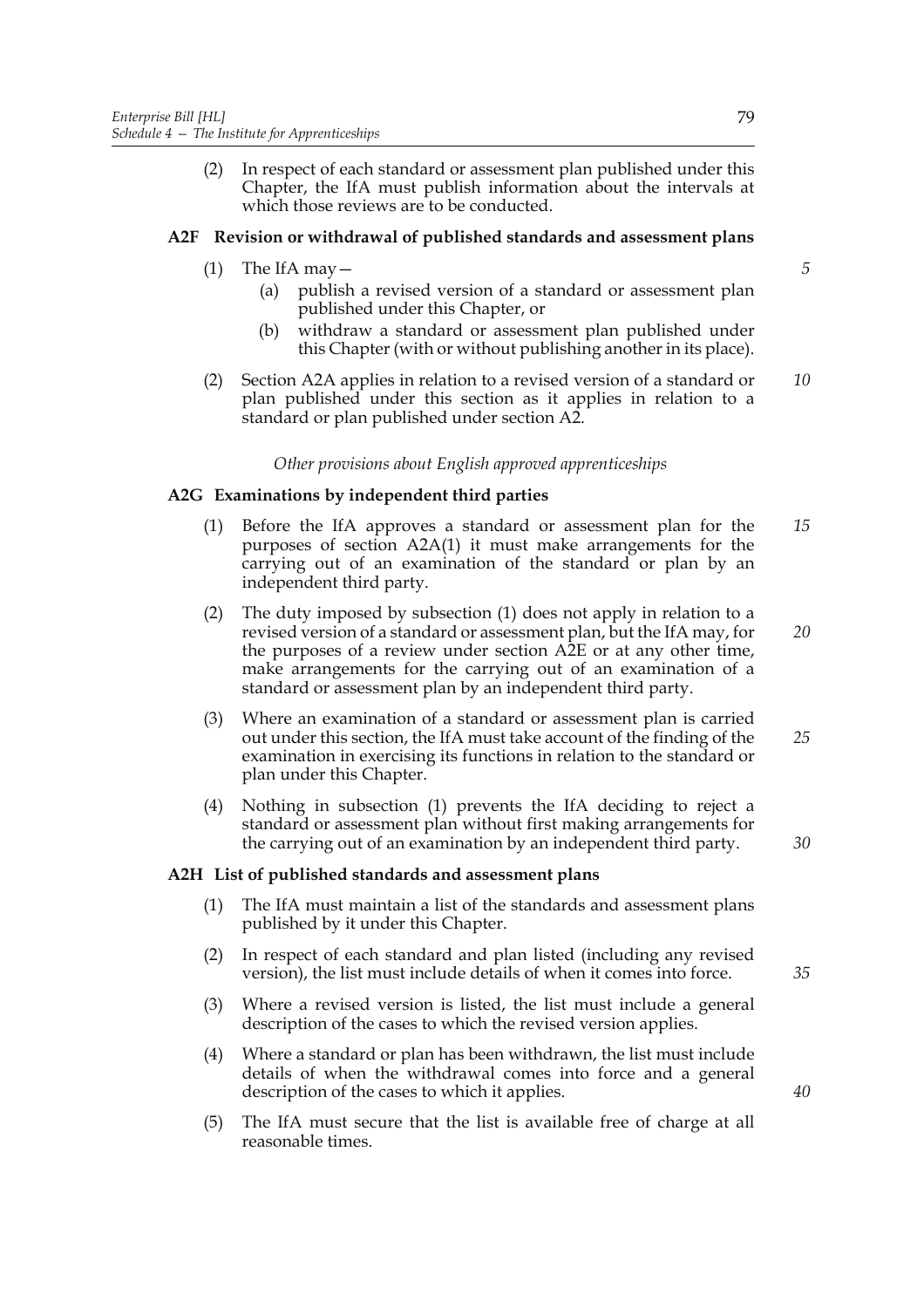(2) In respect of each standard or assessment plan published under this Chapter, the IfA must publish information about the intervals at which those reviews are to be conducted.

**A2F Revision or withdrawal of published standards and assessment plans**

(1) The IfA may—

(a) publish a revised version of a standard or assessment plan published under this Chapter, or

(b) withdraw a standard or assessment plan published under this Chapter (with or without publishing another in its place).

(2) Section A2A applies in relation to a revised version of a standard or plan published under this section as it applies in relation to a standard or plan published under section A2.

*Other provisions about English approved apprenticeships*

**A2G Examinations by independent third parties**

(1) Before the IfA approves a standard or assessment plan for the purposes of section A2A(1) it must make arrangements for the carrying out of an examination of the standard or plan by an independent third party.

(2) The duty imposed by subsection (1) does not apply in relation to a revised version of a standard or assessment plan, but the IfA may, for the purposes of a review under section A2E or at any other time, make arrangements for the carrying out of an examination of a standard or assessment plan by an independent third party.

(3) Where an examination of a standard or assessment plan is carried out under this section, the IfA must take account of the finding of the examination in exercising its functions in relation to the standard or plan under this Chapter.

(4) Nothing in subsection (1) prevents the IfA deciding to reject a standard or assessment plan without first making arrangements for the carrying out of an examination by an independent third party.

**A2H List of published standards and assessment plans**

(1) The IfA must maintain a list of the standards and assessment plans published by it under this Chapter.

(2) In respect of each standard and plan listed (including any revised version), the list must include details of when it comes into force.

(3) Where a revised version is listed, the list must include a general description of the cases to which the revised version applies.

(4) Where a standard or plan has been withdrawn, the list must include details of when the withdrawal comes into force and a general description of the cases to which it applies.

(5) The IfA must secure that the list is available free of charge at all reasonable times.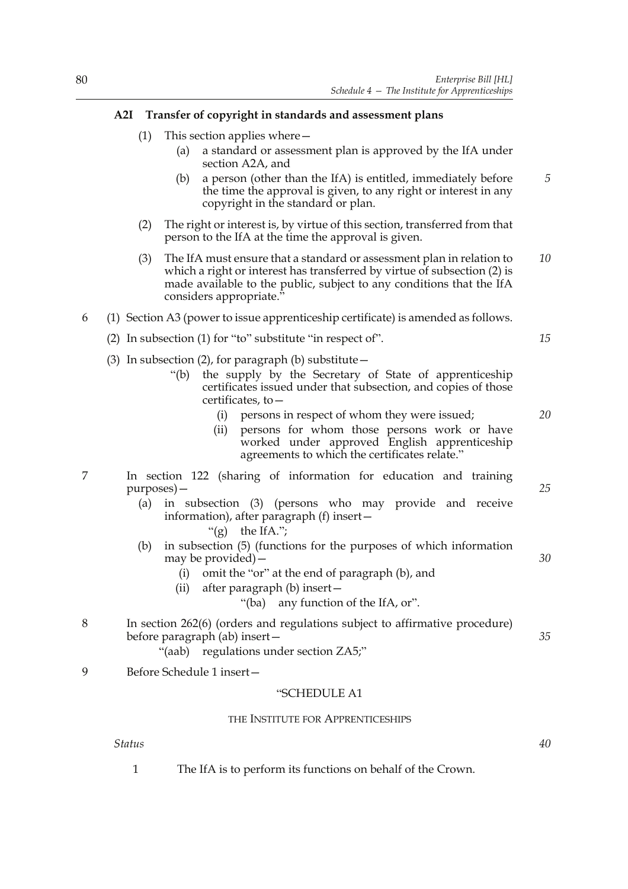**A2I Transfer of copyright in standards and assessment plans**

(1) This section applies where—

(a) a standard or assessment plan is approved by the IfA under section A2A, and

(b) a person (other than the IfA) is entitled, immediately before the time the approval is given, to any right or interest in any copyright in the standard or plan.

(2) The right or interest is, by virtue of this section, transferred from that person to the IfA at the time the approval is given.

(3) The IfA must ensure that a standard or assessment plan in relation to which a right or interest has transferred by virtue of subsection (2) is made available to the public, subject to any conditions that the IfA considers appropriate."

6 (1) Section A3 (power to issue apprenticeship certificate) is amended as follows.

(2) In subsection (1) for "to" substitute "in respect of".

(3) In subsection (2), for paragraph (b) substitute—

"(b) the supply by the Secretary of State of apprenticeship certificates issued under that subsection, and copies of those certificates, to—

(i) persons in respect of whom they were issued;

(ii) persons for whom those persons work or have worked under approved English apprenticeship agreements to which the certificates relate."

7 In section 122 (sharing of information for education and training purposes)—

(a) in subsection (3) (persons who may provide and receive information), after paragraph (f) insert—

"(g) the IfA.";

(b) in subsection (5) (functions for the purposes of which information may be provided)—

(i) omit the "or" at the end of paragraph (b), and

(ii) after paragraph (b) insert—

"(ba) any function of the IfA, or".

8 In section 262(6) (orders and regulations subject to affirmative procedure) before paragraph (ab) insert—

"(aab) regulations under section ZA5;"

9 Before Schedule 1 insert—

"SCHEDULE A1

THE INSTITUTE FOR APPRENTICESHIPS

*Status*

1 The IfA is to perform its functions on behalf of the Crown.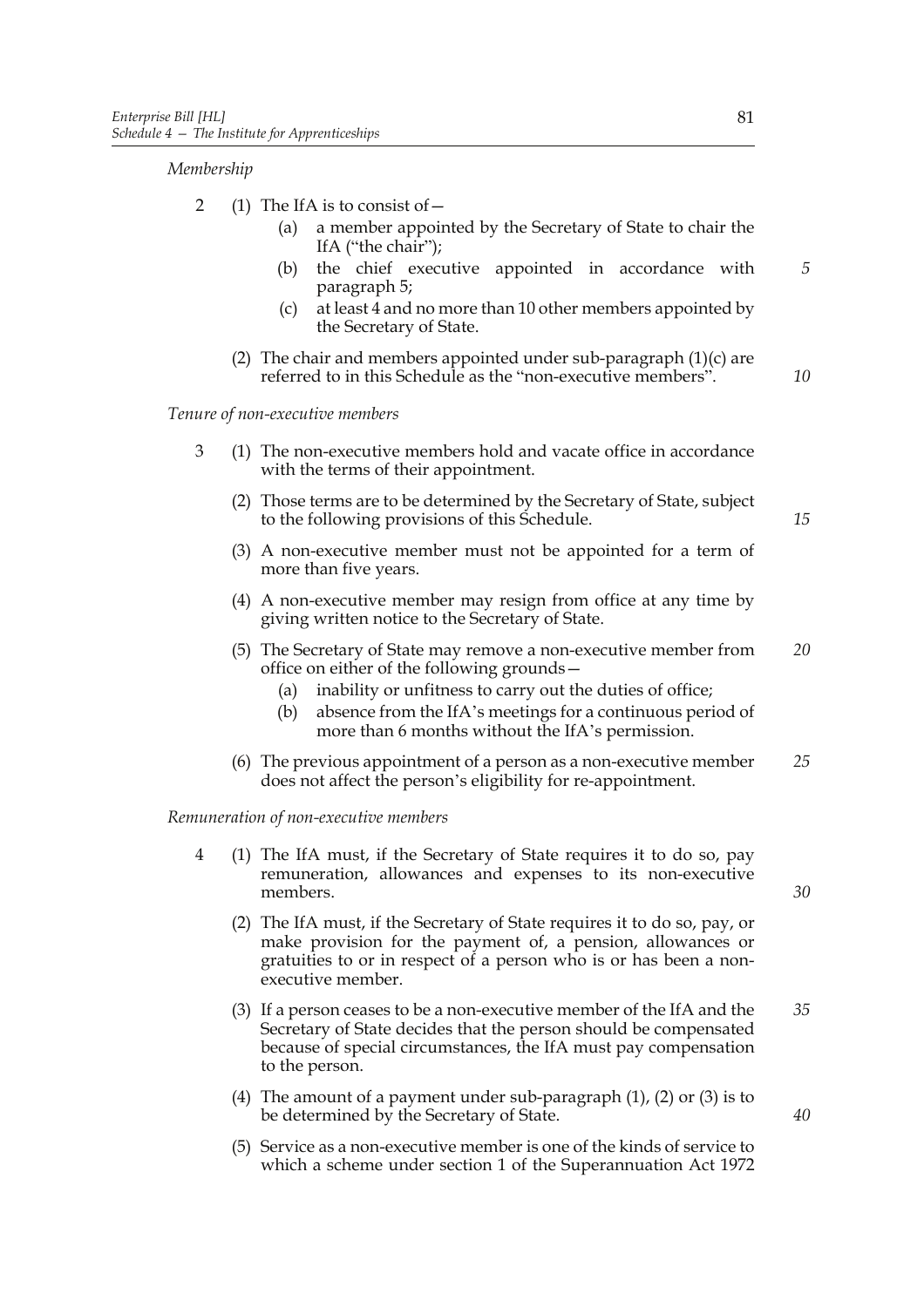*Membership*

2 (1) The IfA is to consist of—

- (a) a member appointed by the Secretary of State to chair the IfA ("the chair");
- (b) the chief executive appointed in accordance with paragraph 5;
- (c) at least 4 and no more than 10 other members appointed by the Secretary of State.

(2) The chair and members appointed under sub-paragraph (1)(c) are referred to in this Schedule as the "non-executive members".

*Tenure of non-executive members*

3 (1) The non-executive members hold and vacate office in accordance with the terms of their appointment.

(2) Those terms are to be determined by the Secretary of State, subject to the following provisions of this Schedule.

(3) A non-executive member must not be appointed for a term of more than five years.

(4) A non-executive member may resign from office at any time by giving written notice to the Secretary of State.

(5) The Secretary of State may remove a non-executive member from office on either of the following grounds—

- (a) inability or unfitness to carry out the duties of office;
- (b) absence from the IfA's meetings for a continuous period of more than 6 months without the IfA's permission.

(6) The previous appointment of a person as a non-executive member does not affect the person's eligibility for re-appointment.

*Remuneration of non-executive members*

4 (1) The IfA must, if the Secretary of State requires it to do so, pay remuneration, allowances and expenses to its non-executive members.

(2) The IfA must, if the Secretary of State requires it to do so, pay, or make provision for the payment of, a pension, allowances or gratuities to or in respect of a person who is or has been a non-executive member.

(3) If a person ceases to be a non-executive member of the IfA and the Secretary of State decides that the person should be compensated because of special circumstances, the IfA must pay compensation to the person.

(4) The amount of a payment under sub-paragraph (1), (2) or (3) is to be determined by the Secretary of State.

(5) Service as a non-executive member is one of the kinds of service to which a scheme under section 1 of the Superannuation Act 1972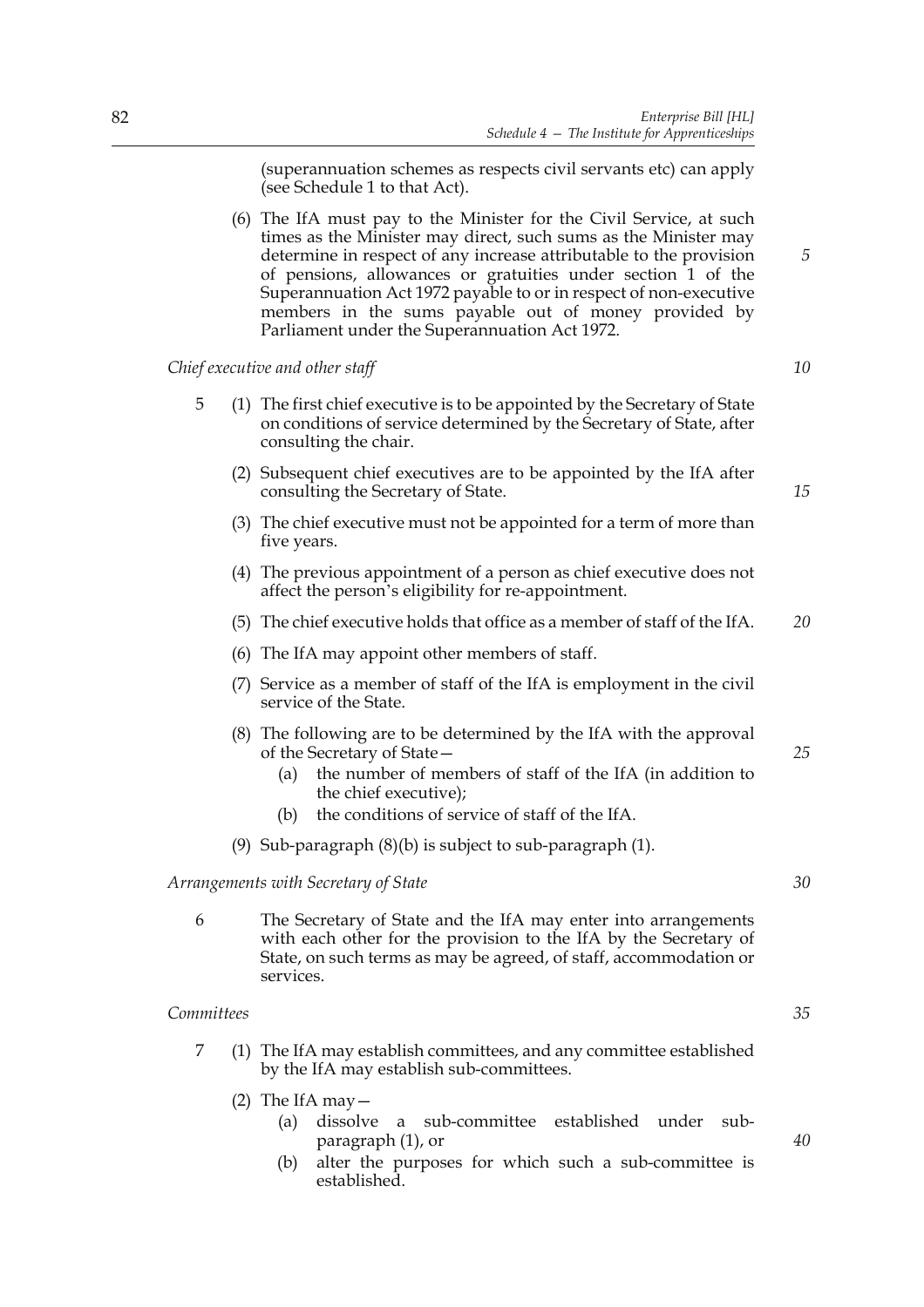(superannuation schemes as respects civil servants etc) can apply (see Schedule 1 to that Act).

(6) The IfA must pay to the Minister for the Civil Service, at such times as the Minister may direct, such sums as the Minister may determine in respect of any increase attributable to the provision of pensions, allowances or gratuities under section 1 of the Superannuation Act 1972 payable to or in respect of non-executive members in the sums payable out of money provided by Parliament under the Superannuation Act 1972.

*Chief executive and other staff*

5 (1) The first chief executive is to be appointed by the Secretary of State on conditions of service determined by the Secretary of State, after consulting the chair.

(2) Subsequent chief executives are to be appointed by the IfA after consulting the Secretary of State.

(3) The chief executive must not be appointed for a term of more than five years.

(4) The previous appointment of a person as chief executive does not affect the person's eligibility for re-appointment.

(5) The chief executive holds that office as a member of staff of the IfA.

(6) The IfA may appoint other members of staff.

(7) Service as a member of staff of the IfA is employment in the civil service of the State.

(8) The following are to be determined by the IfA with the approval of the Secretary of State—

(a) the number of members of staff of the IfA (in addition to the chief executive);

(b) the conditions of service of staff of the IfA.

(9) Sub-paragraph (8)(b) is subject to sub-paragraph (1).

*Arrangements with Secretary of State*

6 The Secretary of State and the IfA may enter into arrangements with each other for the provision to the IfA by the Secretary of State, on such terms as may be agreed, of staff, accommodation or services.

*Committees*

7 (1) The IfA may establish committees, and any committee established by the IfA may establish sub-committees.

(2) The IfA may—

(a) dissolve a sub-committee established under sub-paragraph (1), or

(b) alter the purposes for which such a sub-committee is established.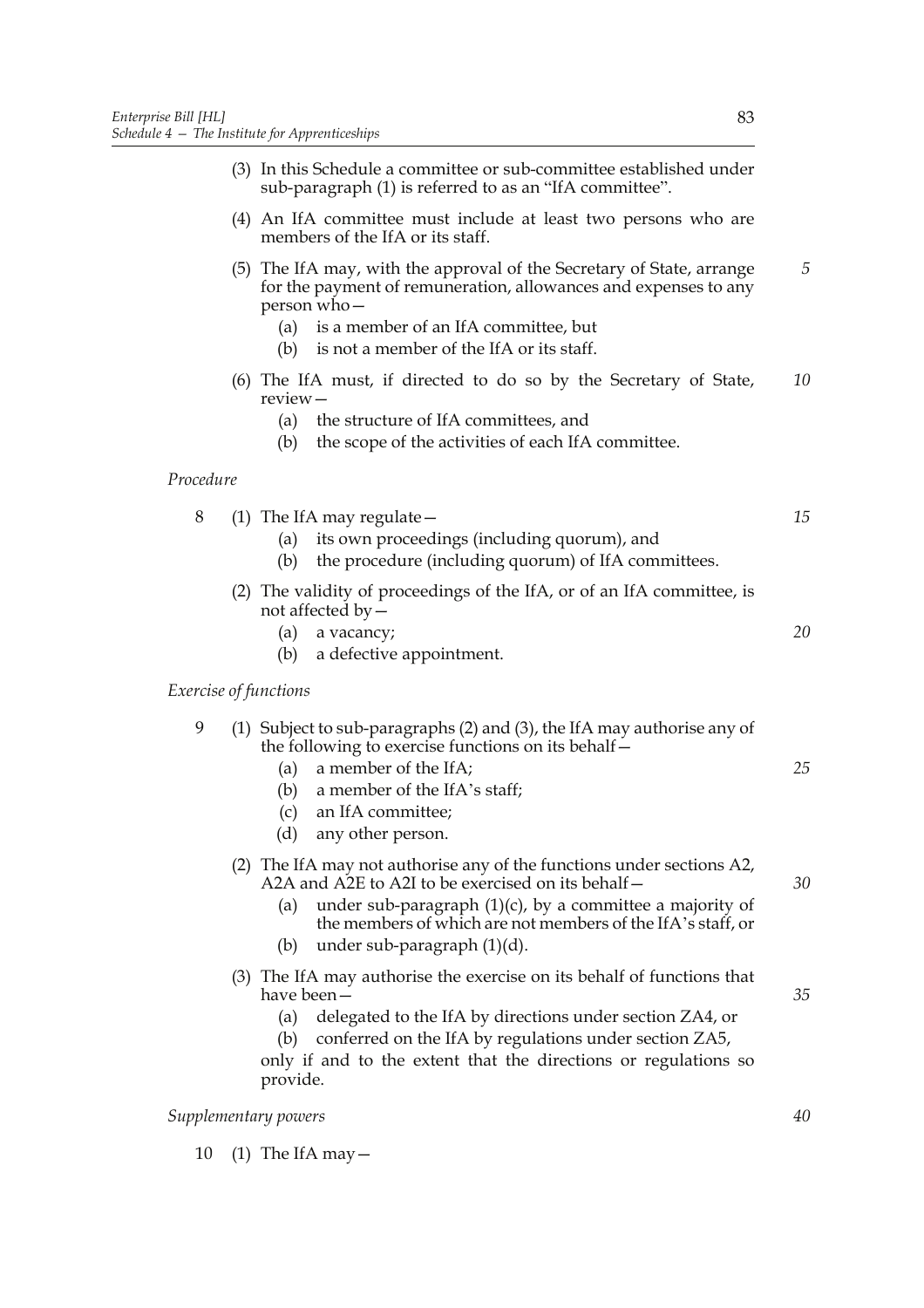(3) In this Schedule a committee or sub-committee established under sub-paragraph (1) is referred to as an "IfA committee".

(4) An IfA committee must include at least two persons who are members of the IfA or its staff.

(5) The IfA may, with the approval of the Secretary of State, arrange for the payment of remuneration, allowances and expenses to any person who—

(a) is a member of an IfA committee, but

(b) is not a member of the IfA or its staff.

(6) The IfA must, if directed to do so by the Secretary of State, review—

(a) the structure of IfA committees, and

(b) the scope of the activities of each IfA committee.

*Procedure*

8 (1) The IfA may regulate—

(a) its own proceedings (including quorum), and

(b) the procedure (including quorum) of IfA committees.

(2) The validity of proceedings of the IfA, or of an IfA committee, is not affected by—

(a) a vacancy;

(b) a defective appointment.

*Exercise of functions*

9 (1) Subject to sub-paragraphs (2) and (3), the IfA may authorise any of the following to exercise functions on its behalf—

(a) a member of the IfA;

(b) a member of the IfA's staff;

(c) an IfA committee;

(d) any other person.

(2) The IfA may not authorise any of the functions under sections A2, A2A and A2E to A2I to be exercised on its behalf—

(a) under sub-paragraph (1)(c), by a committee a majority of the members of which are not members of the IfA's staff, or

(b) under sub-paragraph (1)(d).

(3) The IfA may authorise the exercise on its behalf of functions that have been—

(a) delegated to the IfA by directions under section ZA4, or

(b) conferred on the IfA by regulations under section ZA5,

only if and to the extent that the directions or regulations so provide.

*Supplementary powers*

10 (1) The IfA may—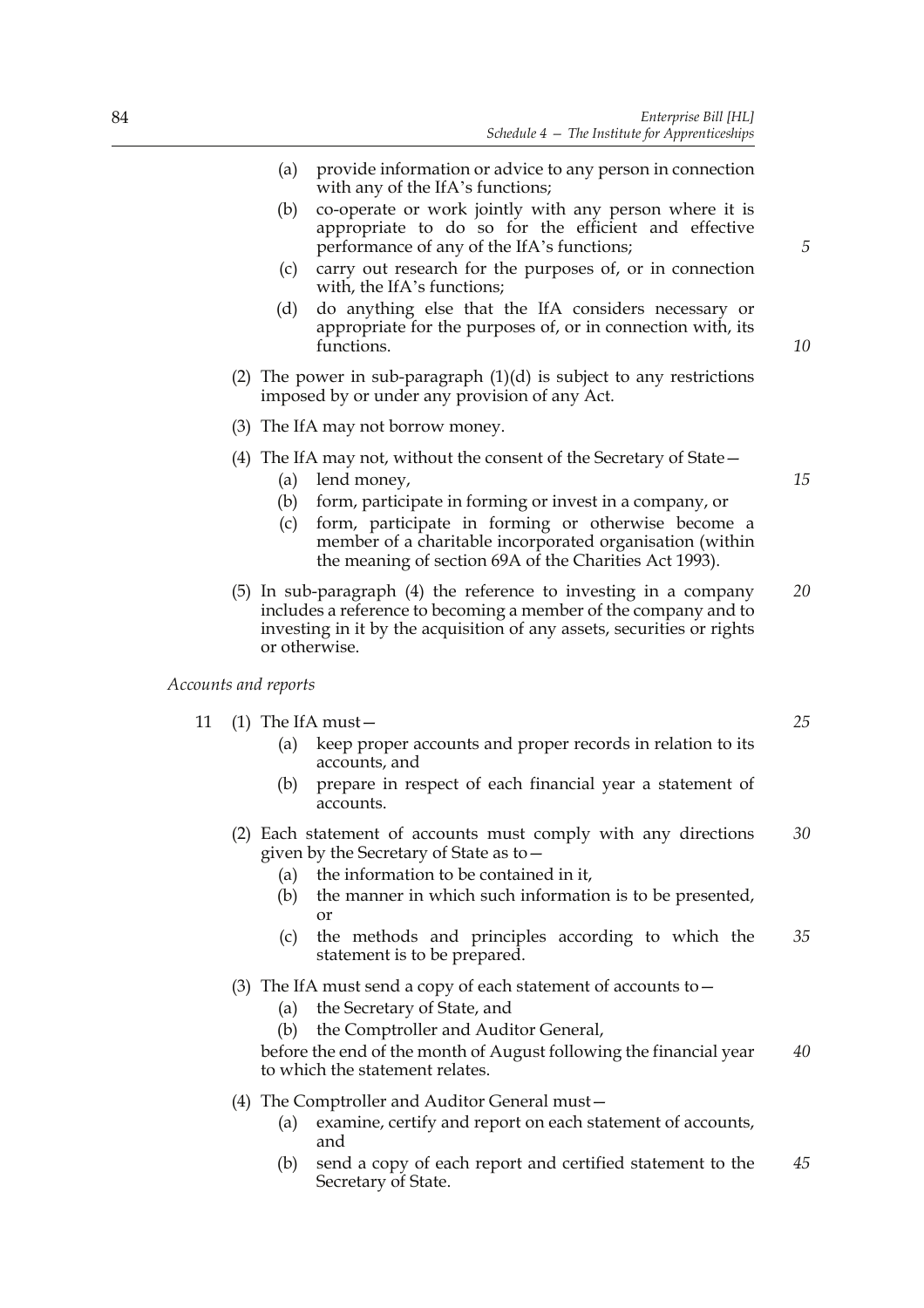(a) provide information or advice to any person in connection with any of the IfA's functions;

(b) co-operate or work jointly with any person where it is appropriate to do so for the efficient and effective performance of any of the IfA's functions;

(c) carry out research for the purposes of, or in connection with, the IfA's functions;

(d) do anything else that the IfA considers necessary or appropriate for the purposes of, or in connection with, its functions.

(2) The power in sub-paragraph (1)(d) is subject to any restrictions imposed by or under any provision of any Act.

(3) The IfA may not borrow money.

(4) The IfA may not, without the consent of the Secretary of State—

(a) lend money,

(b) form, participate in forming or invest in a company, or

(c) form, participate in forming or otherwise become a member of a charitable incorporated organisation (within the meaning of section 69A of the Charities Act 1993).

(5) In sub-paragraph (4) the reference to investing in a company includes a reference to becoming a member of the company and to investing in it by the acquisition of any assets, securities or rights or otherwise.

*Accounts and reports*

11 (1) The IfA must—

(a) keep proper accounts and proper records in relation to its accounts, and

(b) prepare in respect of each financial year a statement of accounts.

(2) Each statement of accounts must comply with any directions given by the Secretary of State as to—

(a) the information to be contained in it,

(b) the manner in which such information is to be presented, or

(c) the methods and principles according to which the statement is to be prepared.

(3) The IfA must send a copy of each statement of accounts to—

(a) the Secretary of State, and

(b) the Comptroller and Auditor General,

before the end of the month of August following the financial year to which the statement relates.

(4) The Comptroller and Auditor General must—

(a) examine, certify and report on each statement of accounts, and

(b) send a copy of each report and certified statement to the Secretary of State.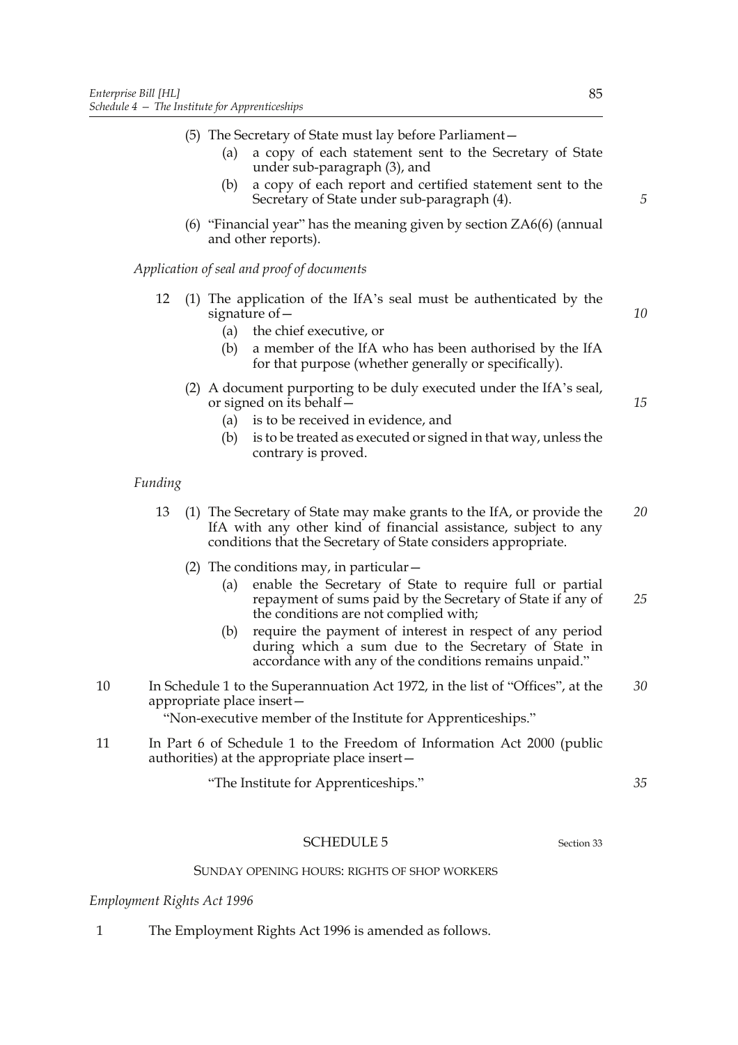(5) The Secretary of State must lay before Parliament—

   (a) a copy of each statement sent to the Secretary of State under sub-paragraph (3), and

   (b) a copy of each report and certified statement sent to the Secretary of State under sub-paragraph (4).

(6) "Financial year" has the meaning given by section ZA6(6) (annual and other reports).

*Application of seal and proof of documents*

12 (1) The application of the IfA's seal must be authenticated by the signature of—

   (a) the chief executive, or

   (b) a member of the IfA who has been authorised by the IfA for that purpose (whether generally or specifically).

(2) A document purporting to be duly executed under the IfA's seal, or signed on its behalf—

   (a) is to be received in evidence, and

   (b) is to be treated as executed or signed in that way, unless the contrary is proved.

*Funding*

13 (1) The Secretary of State may make grants to the IfA, or provide the IfA with any other kind of financial assistance, subject to any conditions that the Secretary of State considers appropriate.

(2) The conditions may, in particular—

   (a) enable the Secretary of State to require full or partial repayment of sums paid by the Secretary of State if any of the conditions are not complied with;

   (b) require the payment of interest in respect of any period during which a sum due to the Secretary of State in accordance with any of the conditions remains unpaid."

10 In Schedule 1 to the Superannuation Act 1972, in the list of "Offices", at the appropriate place insert—

"Non-executive member of the Institute for Apprenticeships."

11 In Part 6 of Schedule 1 to the Freedom of Information Act 2000 (public authorities) at the appropriate place insert—

"The Institute for Apprenticeships."

## SCHEDULE 5

Section 33

### SUNDAY OPENING HOURS: RIGHTS OF SHOP WORKERS

*Employment Rights Act 1996*

1 The Employment Rights Act 1996 is amended as follows.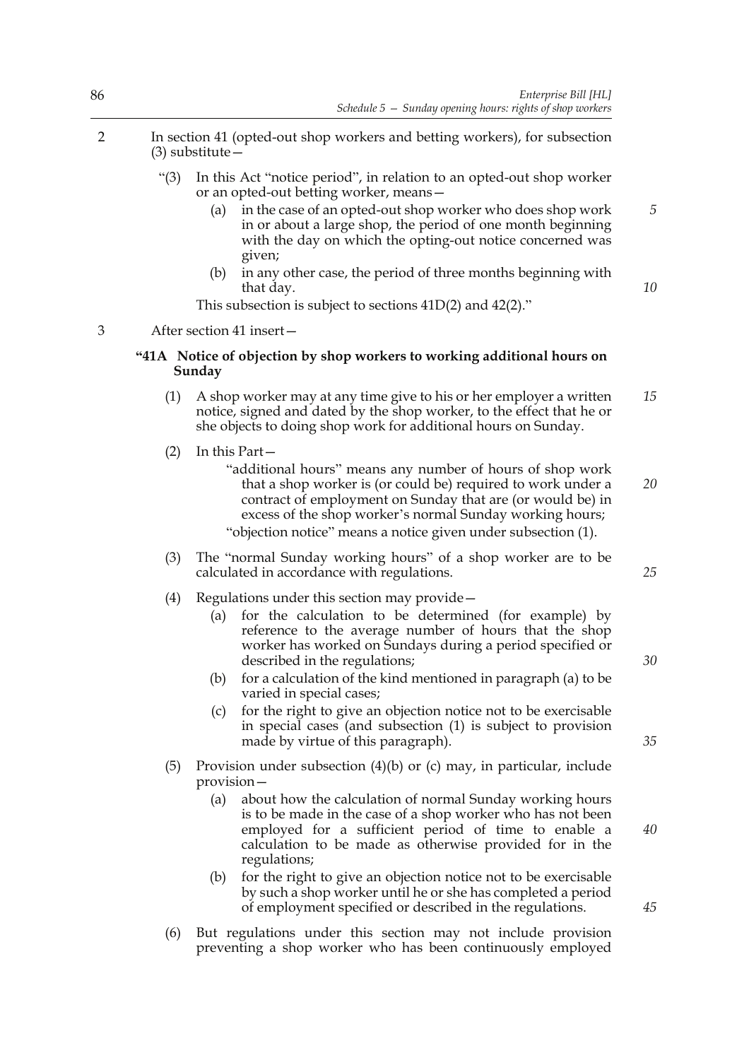2 In section 41 (opted-out shop workers and betting workers), for subsection (3) substitute—

"(3) In this Act "notice period", in relation to an opted-out shop worker or an opted-out betting worker, means—

(a) in the case of an opted-out shop worker who does shop work in or about a large shop, the period of one month beginning with the day on which the opting-out notice concerned was given;

(b) in any other case, the period of three months beginning with that day.

This subsection is subject to sections 41D(2) and 42(2)."

3 After section 41 insert—

**"41A Notice of objection by shop workers to working additional hours on Sunday**

(1) A shop worker may at any time give to his or her employer a written notice, signed and dated by the shop worker, to the effect that he or she objects to doing shop work for additional hours on Sunday.

(2) In this Part—

"additional hours" means any number of hours of shop work that a shop worker is (or could be) required to work under a contract of employment on Sunday that are (or would be) in excess of the shop worker's normal Sunday working hours;

"objection notice" means a notice given under subsection (1).

(3) The "normal Sunday working hours" of a shop worker are to be calculated in accordance with regulations.

(4) Regulations under this section may provide—

(a) for the calculation to be determined (for example) by reference to the average number of hours that the shop worker has worked on Sundays during a period specified or described in the regulations;

(b) for a calculation of the kind mentioned in paragraph (a) to be varied in special cases;

(c) for the right to give an objection notice not to be exercisable in special cases (and subsection (1) is subject to provision made by virtue of this paragraph).

(5) Provision under subsection (4)(b) or (c) may, in particular, include provision—

(a) about how the calculation of normal Sunday working hours is to be made in the case of a shop worker who has not been employed for a sufficient period of time to enable a calculation to be made as otherwise provided for in the regulations;

(b) for the right to give an objection notice not to be exercisable by such a shop worker until he or she has completed a period of employment specified or described in the regulations.

(6) But regulations under this section may not include provision preventing a shop worker who has been continuously employed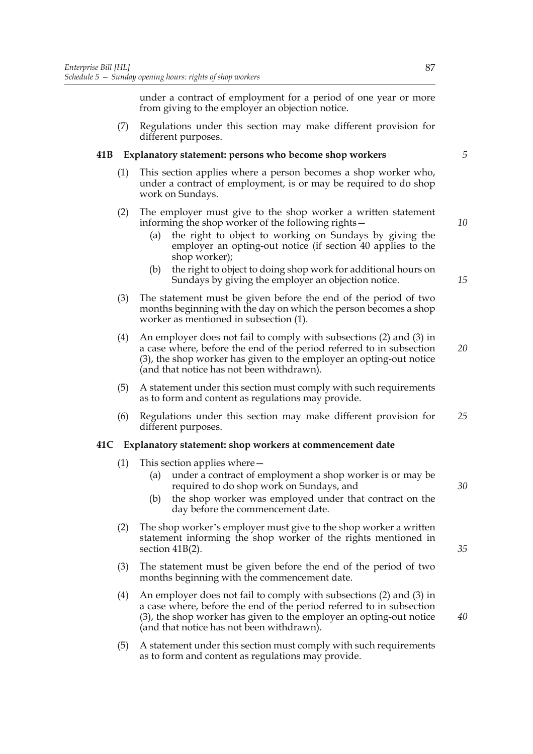under a contract of employment for a period of one year or more from giving to the employer an objection notice.

(7) Regulations under this section may make different provision for different purposes.

### 41B Explanatory statement: persons who become shop workers

(1) This section applies where a person becomes a shop worker who, under a contract of employment, is or may be required to do shop work on Sundays.

(2) The employer must give to the shop worker a written statement informing the shop worker of the following rights—

   (a) the right to object to working on Sundays by giving the employer an opting-out notice (if section 40 applies to the shop worker);

   (b) the right to object to doing shop work for additional hours on Sundays by giving the employer an objection notice.

(3) The statement must be given before the end of the period of two months beginning with the day on which the person becomes a shop worker as mentioned in subsection (1).

(4) An employer does not fail to comply with subsections (2) and (3) in a case where, before the end of the period referred to in subsection (3), the shop worker has given to the employer an opting-out notice (and that notice has not been withdrawn).

(5) A statement under this section must comply with such requirements as to form and content as regulations may provide.

(6) Regulations under this section may make different provision for different purposes.

### 41C Explanatory statement: shop workers at commencement date

(1) This section applies where—

   (a) under a contract of employment a shop worker is or may be required to do shop work on Sundays, and

   (b) the shop worker was employed under that contract on the day before the commencement date.

(2) The shop worker's employer must give to the shop worker a written statement informing the shop worker of the rights mentioned in section 41B(2).

(3) The statement must be given before the end of the period of two months beginning with the commencement date.

(4) An employer does not fail to comply with subsections (2) and (3) in a case where, before the end of the period referred to in subsection (3), the shop worker has given to the employer an opting-out notice (and that notice has not been withdrawn).

(5) A statement under this section must comply with such requirements as to form and content as regulations may provide.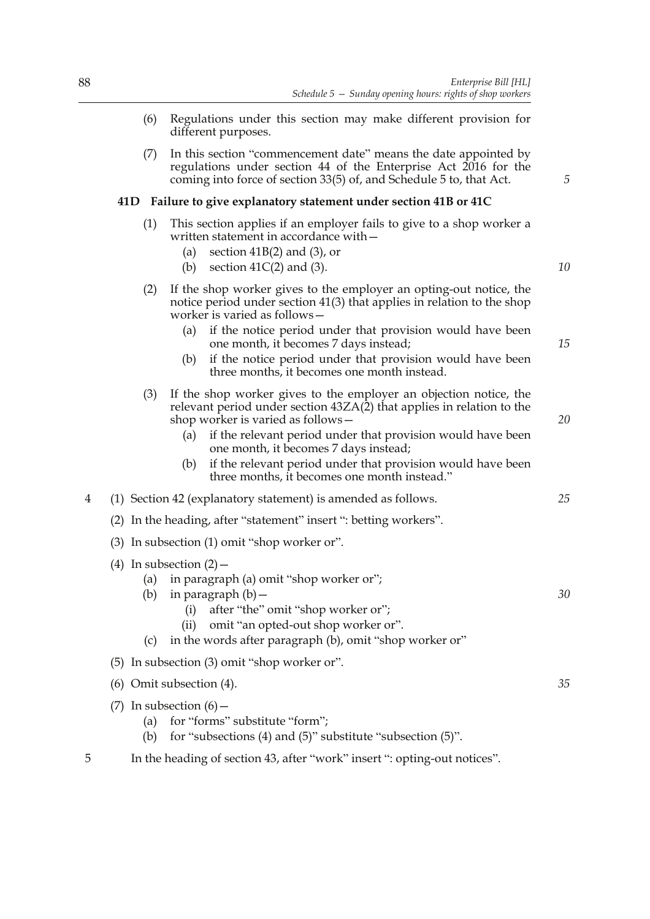(6) Regulations under this section may make different provision for different purposes.

(7) In this section "commencement date" means the date appointed by regulations under section 44 of the Enterprise Act 2016 for the coming into force of section 33(5) of, and Schedule 5 to, that Act.

**41D Failure to give explanatory statement under section 41B or 41C**

(1) This section applies if an employer fails to give to a shop worker a written statement in accordance with—

(a) section 41B(2) and (3), or

(b) section 41C(2) and (3).

(2) If the shop worker gives to the employer an opting-out notice, the notice period under section 41(3) that applies in relation to the shop worker is varied as follows—

(a) if the notice period under that provision would have been one month, it becomes 7 days instead;

(b) if the notice period under that provision would have been three months, it becomes one month instead.

(3) If the shop worker gives to the employer an objection notice, the relevant period under section 43ZA(2) that applies in relation to the shop worker is varied as follows—

(a) if the relevant period under that provision would have been one month, it becomes 7 days instead;

(b) if the relevant period under that provision would have been three months, it becomes one month instead."

4 (1) Section 42 (explanatory statement) is amended as follows.

(2) In the heading, after "statement" insert ": betting workers".

(3) In subsection (1) omit "shop worker or".

(4) In subsection (2)—

(a) in paragraph (a) omit "shop worker or";

(b) in paragraph (b)—

(i) after "the" omit "shop worker or";

(ii) omit "an opted-out shop worker or".

(c) in the words after paragraph (b), omit "shop worker or"

(5) In subsection (3) omit "shop worker or".

(6) Omit subsection (4).

(7) In subsection (6)—

(a) for "forms" substitute "form";

(b) for "subsections (4) and (5)" substitute "subsection (5)".

5 In the heading of section 43, after "work" insert ": opting-out notices".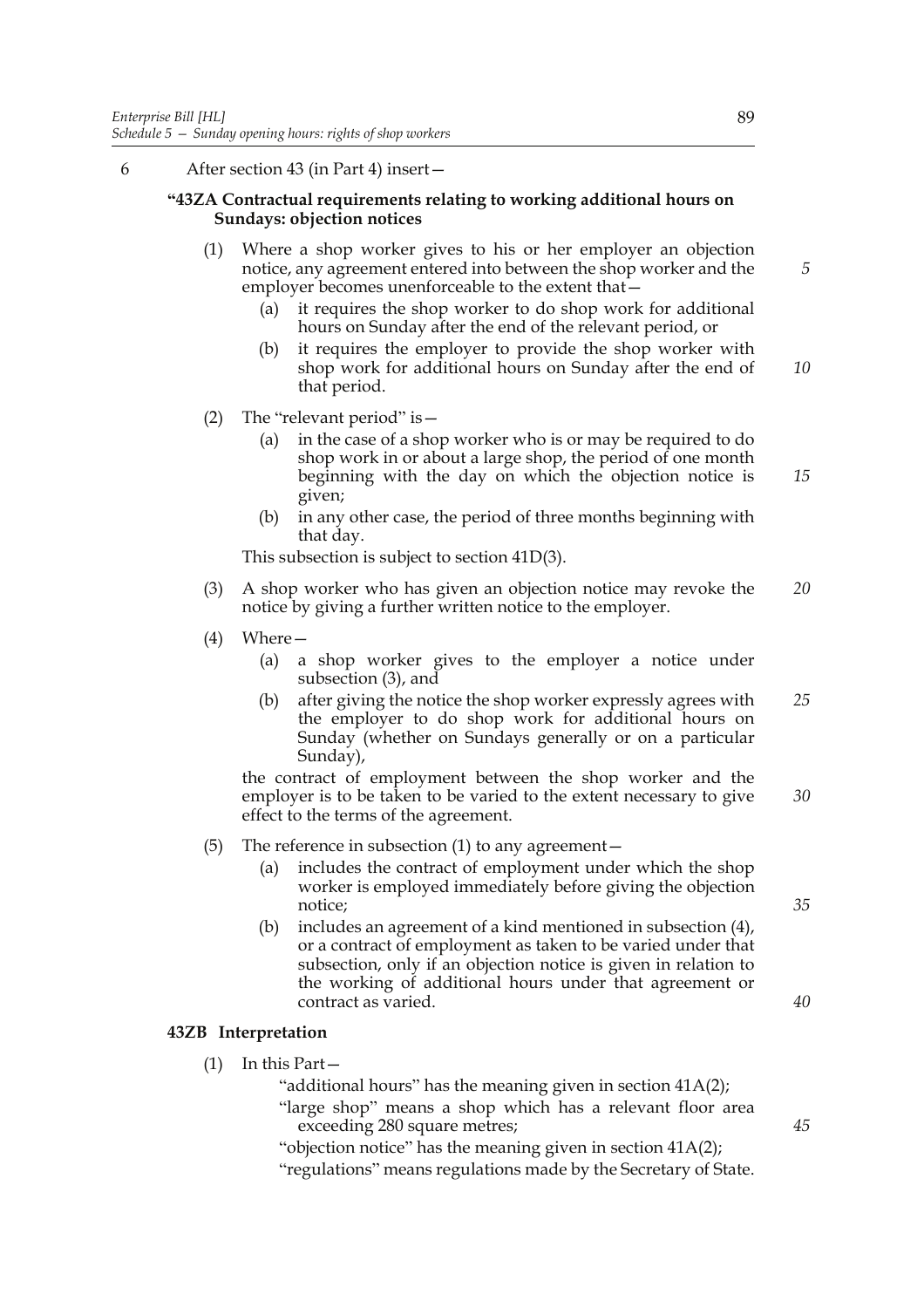6 After section 43 (in Part 4) insert—

**"43ZA Contractual requirements relating to working additional hours on Sundays: objection notices**

(1) Where a shop worker gives to his or her employer an objection notice, any agreement entered into between the shop worker and the employer becomes unenforceable to the extent that—

(a) it requires the shop worker to do shop work for additional hours on Sunday after the end of the relevant period, or

(b) it requires the employer to provide the shop worker with shop work for additional hours on Sunday after the end of that period.

(2) The "relevant period" is—

(a) in the case of a shop worker who is or may be required to do shop work in or about a large shop, the period of one month beginning with the day on which the objection notice is given;

(b) in any other case, the period of three months beginning with that day.

This subsection is subject to section 41D(3).

(3) A shop worker who has given an objection notice may revoke the notice by giving a further written notice to the employer.

(4) Where—

(a) a shop worker gives to the employer a notice under subsection (3), and

(b) after giving the notice the shop worker expressly agrees with the employer to do shop work for additional hours on Sunday (whether on Sundays generally or on a particular Sunday),

the contract of employment between the shop worker and the employer is to be taken to be varied to the extent necessary to give effect to the terms of the agreement.

(5) The reference in subsection (1) to any agreement—

(a) includes the contract of employment under which the shop worker is employed immediately before giving the objection notice;

(b) includes an agreement of a kind mentioned in subsection (4), or a contract of employment as taken to be varied under that subsection, only if an objection notice is given in relation to the working of additional hours under that agreement or contract as varied.

**43ZB Interpretation**

(1) In this Part—

"additional hours" has the meaning given in section 41A(2);

"large shop" means a shop which has a relevant floor area exceeding 280 square metres;

"objection notice" has the meaning given in section 41A(2);

"regulations" means regulations made by the Secretary of State.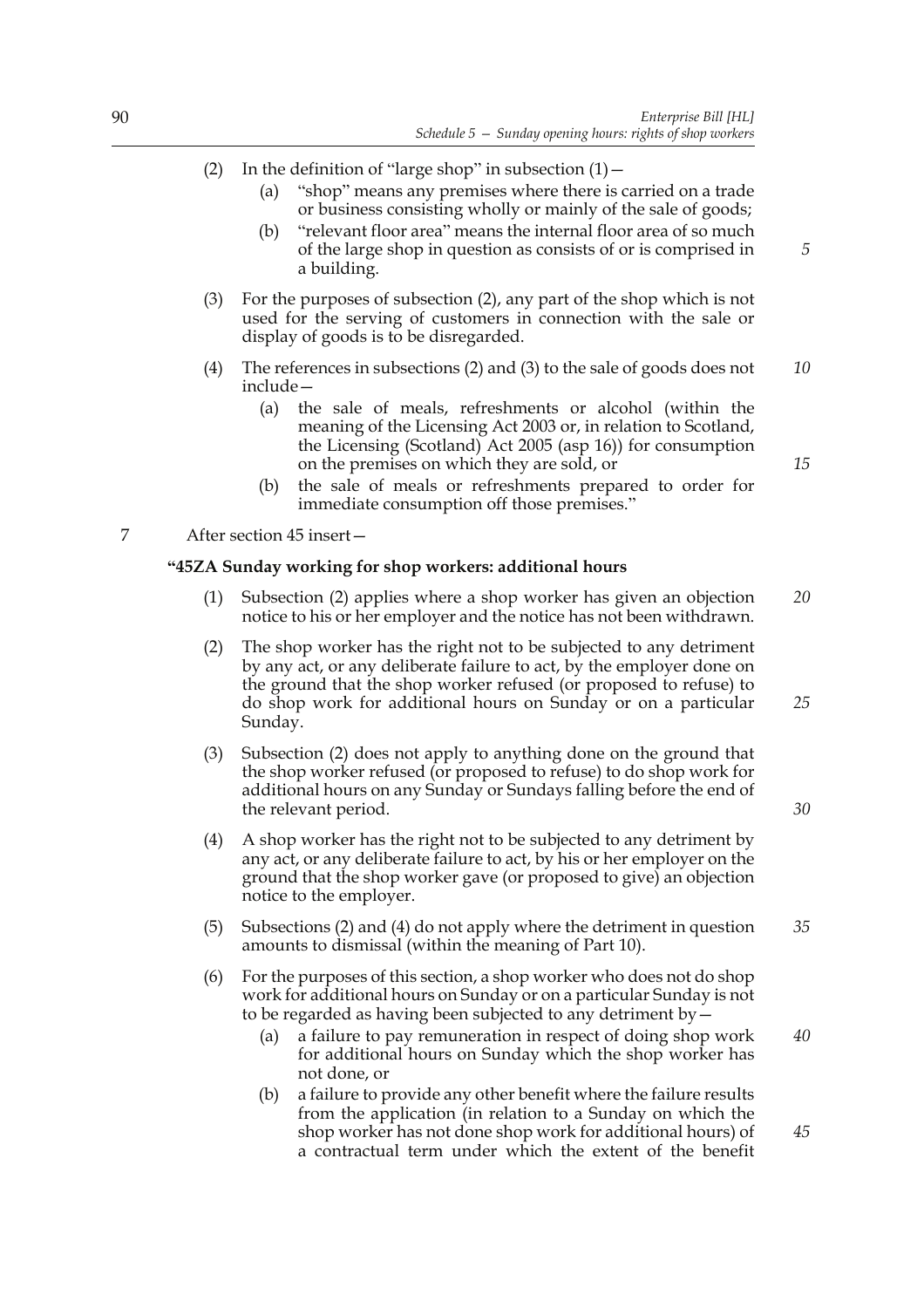(2) In the definition of "large shop" in subsection (1)—

(a) "shop" means any premises where there is carried on a trade or business consisting wholly or mainly of the sale of goods;

(b) "relevant floor area" means the internal floor area of so much of the large shop in question as consists of or is comprised in a building.

(3) For the purposes of subsection (2), any part of the shop which is not used for the serving of customers in connection with the sale or display of goods is to be disregarded.

(4) The references in subsections (2) and (3) to the sale of goods does not include—

(a) the sale of meals, refreshments or alcohol (within the meaning of the Licensing Act 2003 or, in relation to Scotland, the Licensing (Scotland) Act 2005 (asp 16)) for consumption on the premises on which they are sold, or

(b) the sale of meals or refreshments prepared to order for immediate consumption off those premises."

7 After section 45 insert—

**"45ZA Sunday working for shop workers: additional hours**

(1) Subsection (2) applies where a shop worker has given an objection notice to his or her employer and the notice has not been withdrawn.

(2) The shop worker has the right not to be subjected to any detriment by any act, or any deliberate failure to act, by the employer done on the ground that the shop worker refused (or proposed to refuse) to do shop work for additional hours on Sunday or on a particular Sunday.

(3) Subsection (2) does not apply to anything done on the ground that the shop worker refused (or proposed to refuse) to do shop work for additional hours on any Sunday or Sundays falling before the end of the relevant period.

(4) A shop worker has the right not to be subjected to any detriment by any act, or any deliberate failure to act, by his or her employer on the ground that the shop worker gave (or proposed to give) an objection notice to the employer.

(5) Subsections (2) and (4) do not apply where the detriment in question amounts to dismissal (within the meaning of Part 10).

(6) For the purposes of this section, a shop worker who does not do shop work for additional hours on Sunday or on a particular Sunday is not to be regarded as having been subjected to any detriment by—

(a) a failure to pay remuneration in respect of doing shop work for additional hours on Sunday which the shop worker has not done, or

(b) a failure to provide any other benefit where the failure results from the application (in relation to a Sunday on which the shop worker has not done shop work for additional hours) of a contractual term under which the extent of the benefit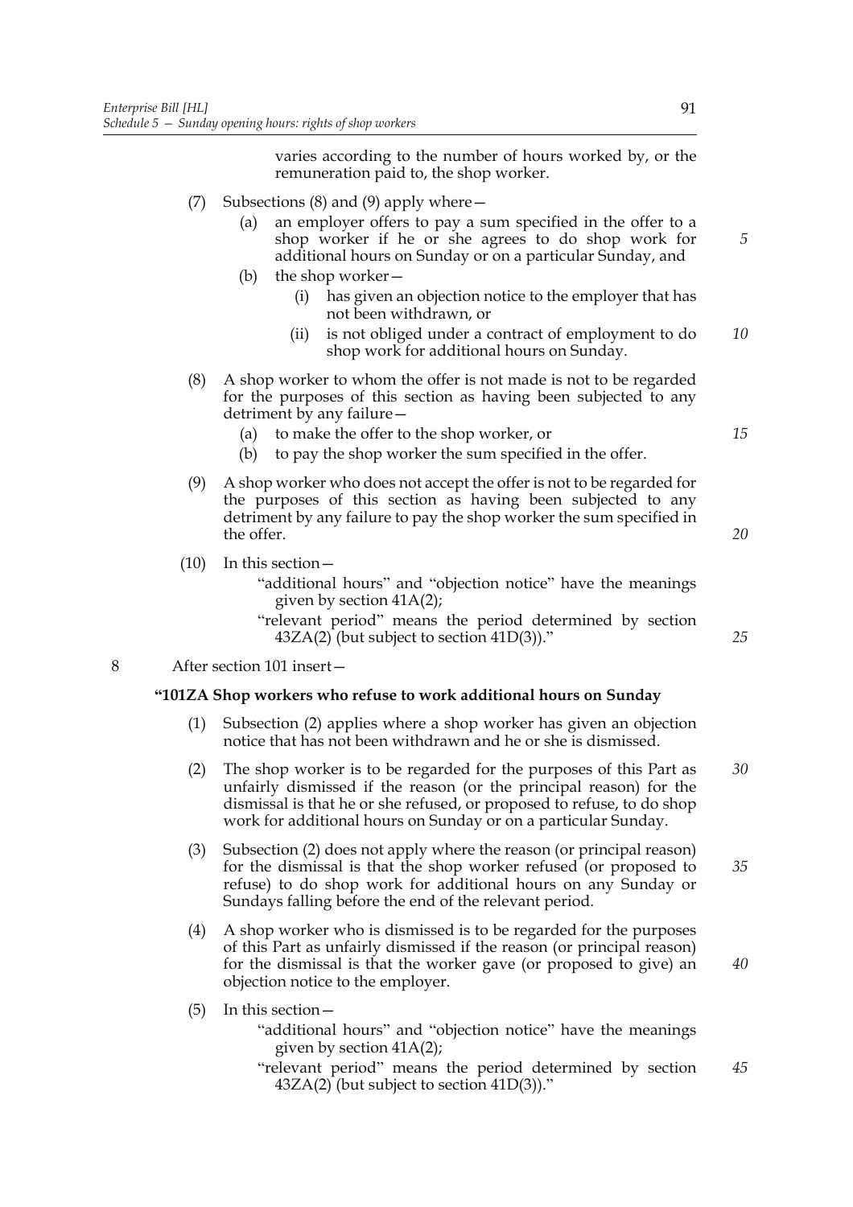varies according to the number of hours worked by, or the remuneration paid to, the shop worker.

(7) Subsections (8) and (9) apply where—

(a) an employer offers to pay a sum specified in the offer to a shop worker if he or she agrees to do shop work for additional hours on Sunday or on a particular Sunday, and

(b) the shop worker—

(i) has given an objection notice to the employer that has not been withdrawn, or

(ii) is not obliged under a contract of employment to do shop work for additional hours on Sunday.

(8) A shop worker to whom the offer is not made is not to be regarded for the purposes of this section as having been subjected to any detriment by any failure—

(a) to make the offer to the shop worker, or

(b) to pay the shop worker the sum specified in the offer.

(9) A shop worker who does not accept the offer is not to be regarded for the purposes of this section as having been subjected to any detriment by any failure to pay the shop worker the sum specified in the offer.

(10) In this section—

"additional hours" and "objection notice" have the meanings given by section 41A(2);

"relevant period" means the period determined by section 43ZA(2) (but subject to section 41D(3))."

8 After section 101 insert—

**"101ZA Shop workers who refuse to work additional hours on Sunday**

(1) Subsection (2) applies where a shop worker has given an objection notice that has not been withdrawn and he or she is dismissed.

(2) The shop worker is to be regarded for the purposes of this Part as unfairly dismissed if the reason (or the principal reason) for the dismissal is that he or she refused, or proposed to refuse, to do shop work for additional hours on Sunday or on a particular Sunday.

(3) Subsection (2) does not apply where the reason (or principal reason) for the dismissal is that the shop worker refused (or proposed to refuse) to do shop work for additional hours on any Sunday or Sundays falling before the end of the relevant period.

(4) A shop worker who is dismissed is to be regarded for the purposes of this Part as unfairly dismissed if the reason (or principal reason) for the dismissal is that the worker gave (or proposed to give) an objection notice to the employer.

(5) In this section—

"additional hours" and "objection notice" have the meanings given by section 41A(2);

"relevant period" means the period determined by section 43ZA(2) (but subject to section 41D(3))."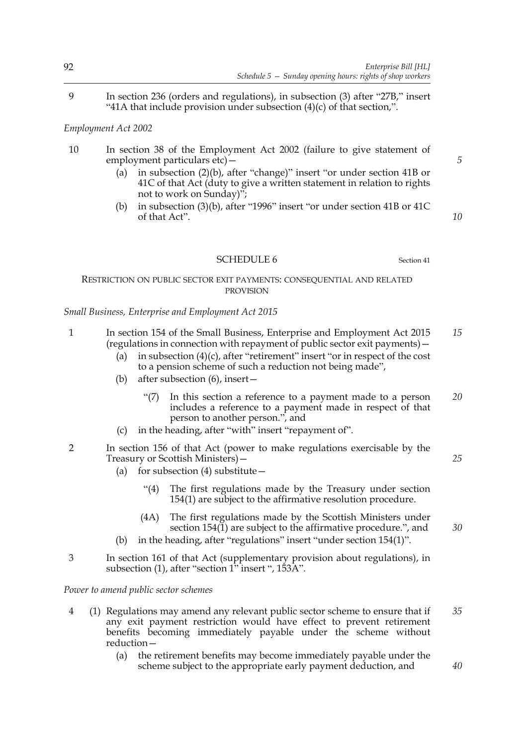9 In section 236 (orders and regulations), in subsection (3) after "27B," insert "41A that include provision under subsection (4)(c) of that section,".

*Employment Act 2002*

10 In section 38 of the Employment Act 2002 (failure to give statement of employment particulars etc)—

(a) in subsection (2)(b), after "change)" insert "or under section 41B or 41C of that Act (duty to give a written statement in relation to rights not to work on Sunday)";

(b) in subsection (3)(b), after "1996" insert "or under section 41B or 41C of that Act".

## SCHEDULE 6

Section 41

### RESTRICTION ON PUBLIC SECTOR EXIT PAYMENTS: CONSEQUENTIAL AND RELATED PROVISION

*Small Business, Enterprise and Employment Act 2015*

1 In section 154 of the Small Business, Enterprise and Employment Act 2015 (regulations in connection with repayment of public sector exit payments)—

(a) in subsection (4)(c), after "retirement" insert "or in respect of the cost to a pension scheme of such a reduction not being made",

(b) after subsection (6), insert—

"(7) In this section a reference to a payment made to a person includes a reference to a payment made in respect of that person to another person.", and

(c) in the heading, after "with" insert "repayment of".

2 In section 156 of that Act (power to make regulations exercisable by the Treasury or Scottish Ministers)—

(a) for subsection (4) substitute—

"(4) The first regulations made by the Treasury under section 154(1) are subject to the affirmative resolution procedure.

(4A) The first regulations made by the Scottish Ministers under section 154(1) are subject to the affirmative procedure.", and

(b) in the heading, after "regulations" insert "under section 154(1)".

3 In section 161 of that Act (supplementary provision about regulations), in subsection (1), after "section 1" insert ", 153A".

*Power to amend public sector schemes*

4 (1) Regulations may amend any relevant public sector scheme to ensure that if any exit payment restriction would have effect to prevent retirement benefits becoming immediately payable under the scheme without reduction—

(a) the retirement benefits may become immediately payable under the scheme subject to the appropriate early payment deduction, and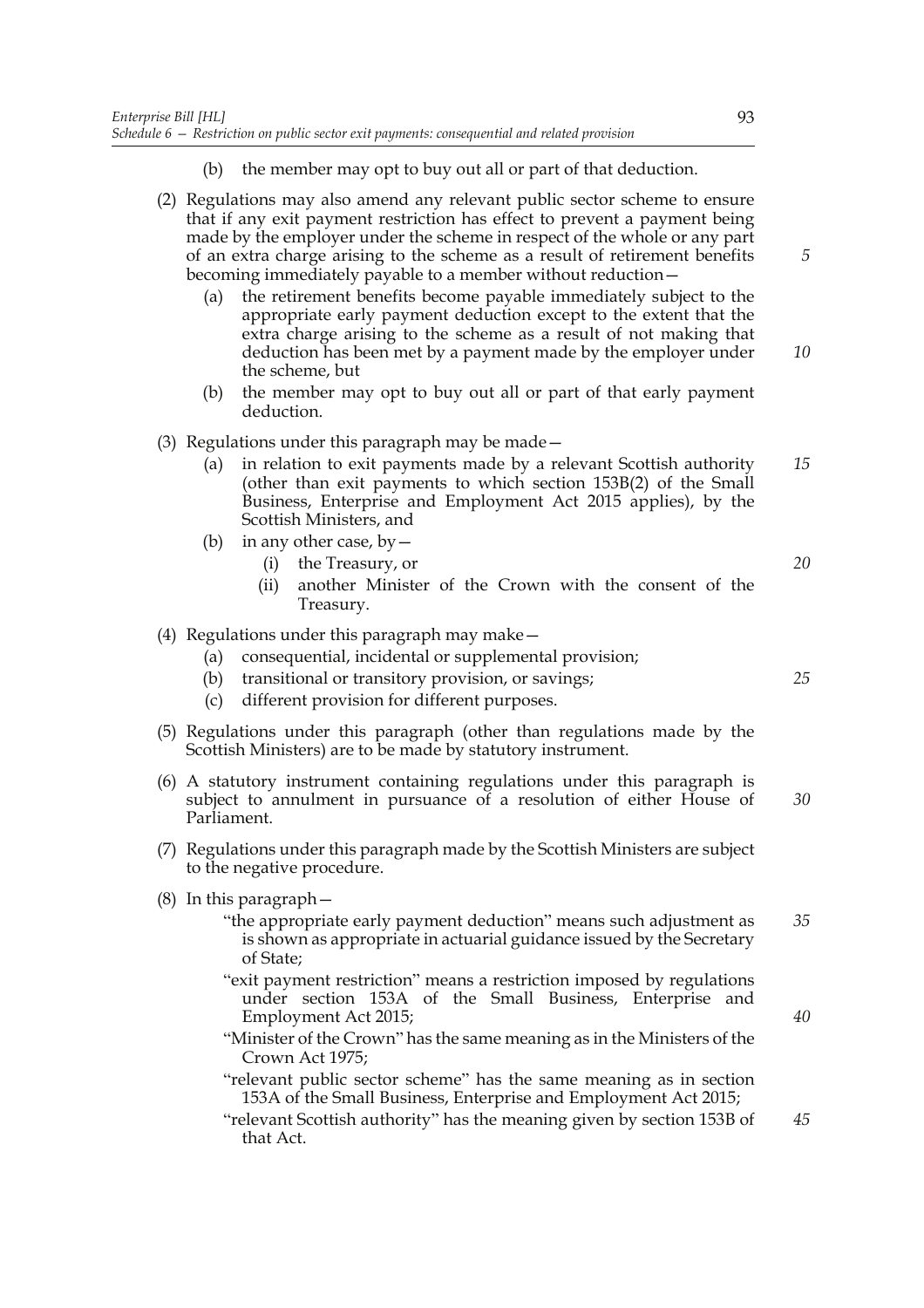(b) the member may opt to buy out all or part of that deduction.

(2) Regulations may also amend any relevant public sector scheme to ensure that if any exit payment restriction has effect to prevent a payment being made by the employer under the scheme in respect of the whole or any part of an extra charge arising to the scheme as a result of retirement benefits becoming immediately payable to a member without reduction—

(a) the retirement benefits become payable immediately subject to the appropriate early payment deduction except to the extent that the extra charge arising to the scheme as a result of not making that deduction has been met by a payment made by the employer under the scheme, but

(b) the member may opt to buy out all or part of that early payment deduction.

(3) Regulations under this paragraph may be made—

(a) in relation to exit payments made by a relevant Scottish authority (other than exit payments to which section 153B(2) of the Small Business, Enterprise and Employment Act 2015 applies), by the Scottish Ministers, and

(b) in any other case, by—

(i) the Treasury, or

(ii) another Minister of the Crown with the consent of the Treasury.

(4) Regulations under this paragraph may make—

(a) consequential, incidental or supplemental provision;

(b) transitional or transitory provision, or savings;

(c) different provision for different purposes.

(5) Regulations under this paragraph (other than regulations made by the Scottish Ministers) are to be made by statutory instrument.

(6) A statutory instrument containing regulations under this paragraph is subject to annulment in pursuance of a resolution of either House of Parliament.

(7) Regulations under this paragraph made by the Scottish Ministers are subject to the negative procedure.

(8) In this paragraph—

"the appropriate early payment deduction" means such adjustment as is shown as appropriate in actuarial guidance issued by the Secretary of State;

"exit payment restriction" means a restriction imposed by regulations under section 153A of the Small Business, Enterprise and Employment Act 2015;

"Minister of the Crown" has the same meaning as in the Ministers of the Crown Act 1975;

"relevant public sector scheme" has the same meaning as in section 153A of the Small Business, Enterprise and Employment Act 2015;

"relevant Scottish authority" has the meaning given by section 153B of that Act.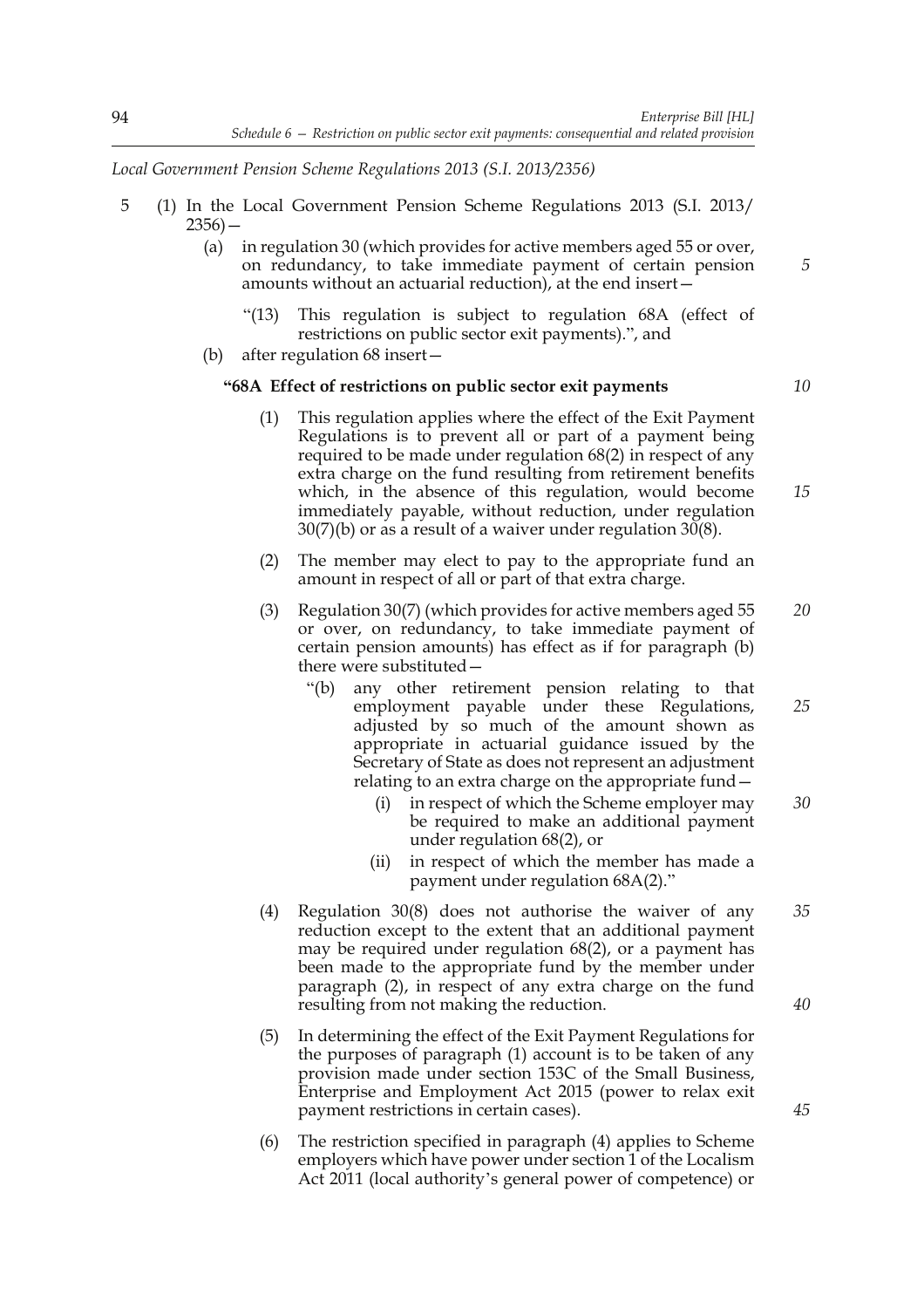*Local Government Pension Scheme Regulations 2013 (S.I. 2013/2356)*

5 (1) In the Local Government Pension Scheme Regulations 2013 (S.I. 2013/2356)—

(a) in regulation 30 (which provides for active members aged 55 or over, on redundancy, to take immediate payment of certain pension amounts without an actuarial reduction), at the end insert—

"(13) This regulation is subject to regulation 68A (effect of restrictions on public sector exit payments).", and

(b) after regulation 68 insert—

**"68A Effect of restrictions on public sector exit payments**

(1) This regulation applies where the effect of the Exit Payment Regulations is to prevent all or part of a payment being required to be made under regulation 68(2) in respect of any extra charge on the fund resulting from retirement benefits which, in the absence of this regulation, would become immediately payable, without reduction, under regulation 30(7)(b) or as a result of a waiver under regulation 30(8).

(2) The member may elect to pay to the appropriate fund an amount in respect of all or part of that extra charge.

(3) Regulation 30(7) (which provides for active members aged 55 or over, on redundancy, to take immediate payment of certain pension amounts) has effect as if for paragraph (b) there were substituted—

"(b) any other retirement pension relating to that employment payable under these Regulations, adjusted by so much of the amount shown as appropriate in actuarial guidance issued by the Secretary of State as does not represent an adjustment relating to an extra charge on the appropriate fund—

(i) in respect of which the Scheme employer may be required to make an additional payment under regulation 68(2), or

(ii) in respect of which the member has made a payment under regulation 68A(2)."

(4) Regulation 30(8) does not authorise the waiver of any reduction except to the extent that an additional payment may be required under regulation 68(2), or a payment has been made to the appropriate fund by the member under paragraph (2), in respect of any extra charge on the fund resulting from not making the reduction.

(5) In determining the effect of the Exit Payment Regulations for the purposes of paragraph (1) account is to be taken of any provision made under section 153C of the Small Business, Enterprise and Employment Act 2015 (power to relax exit payment restrictions in certain cases).

(6) The restriction specified in paragraph (4) applies to Scheme employers which have power under section 1 of the Localism Act 2011 (local authority's general power of competence) or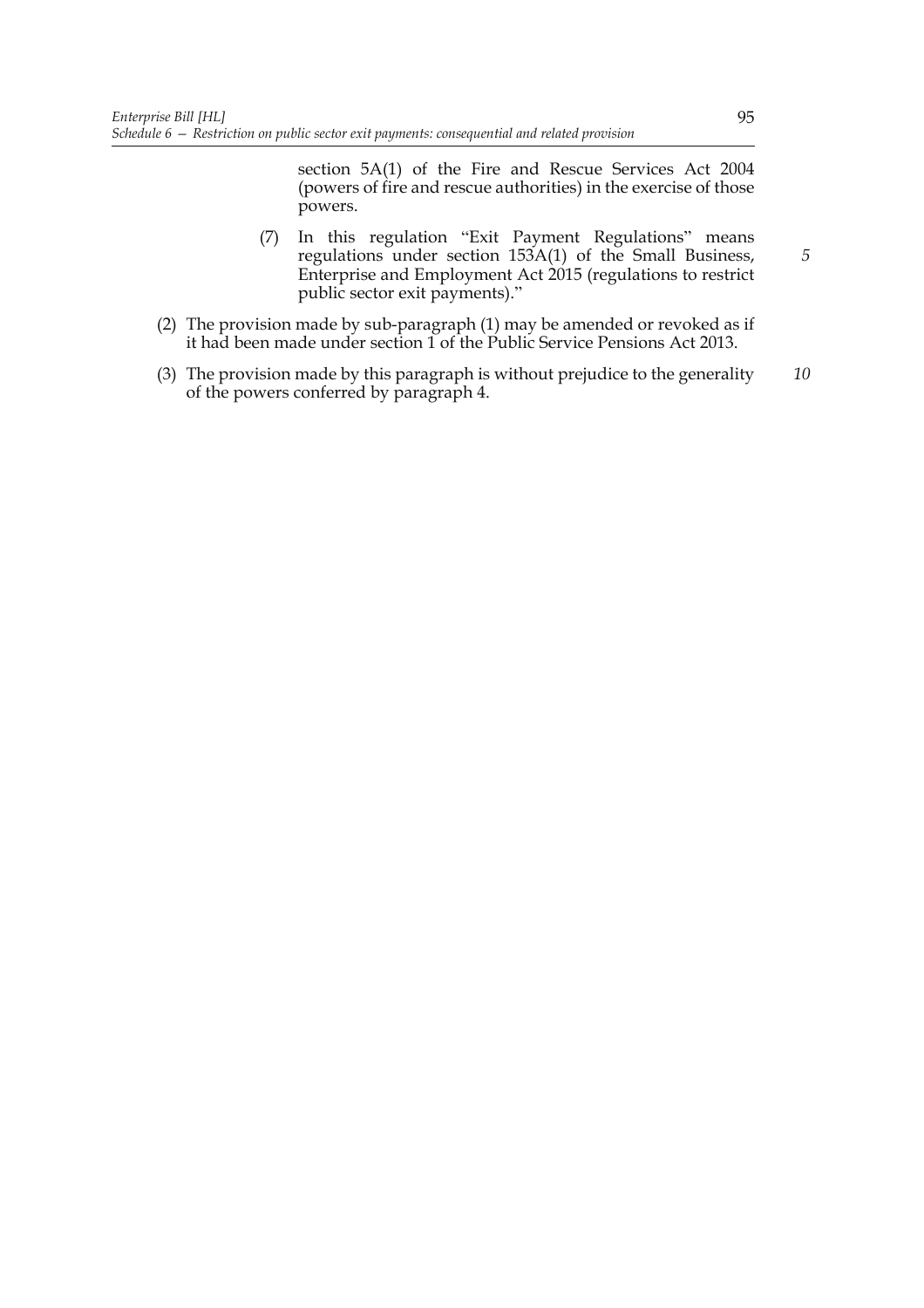section 5A(1) of the Fire and Rescue Services Act 2004 (powers of fire and rescue authorities) in the exercise of those powers.

(7) In this regulation "Exit Payment Regulations" means regulations under section 153A(1) of the Small Business, Enterprise and Employment Act 2015 (regulations to restrict public sector exit payments)."

(2) The provision made by sub-paragraph (1) may be amended or revoked as if it had been made under section 1 of the Public Service Pensions Act 2013.

(3) The provision made by this paragraph is without prejudice to the generality of the powers conferred by paragraph 4.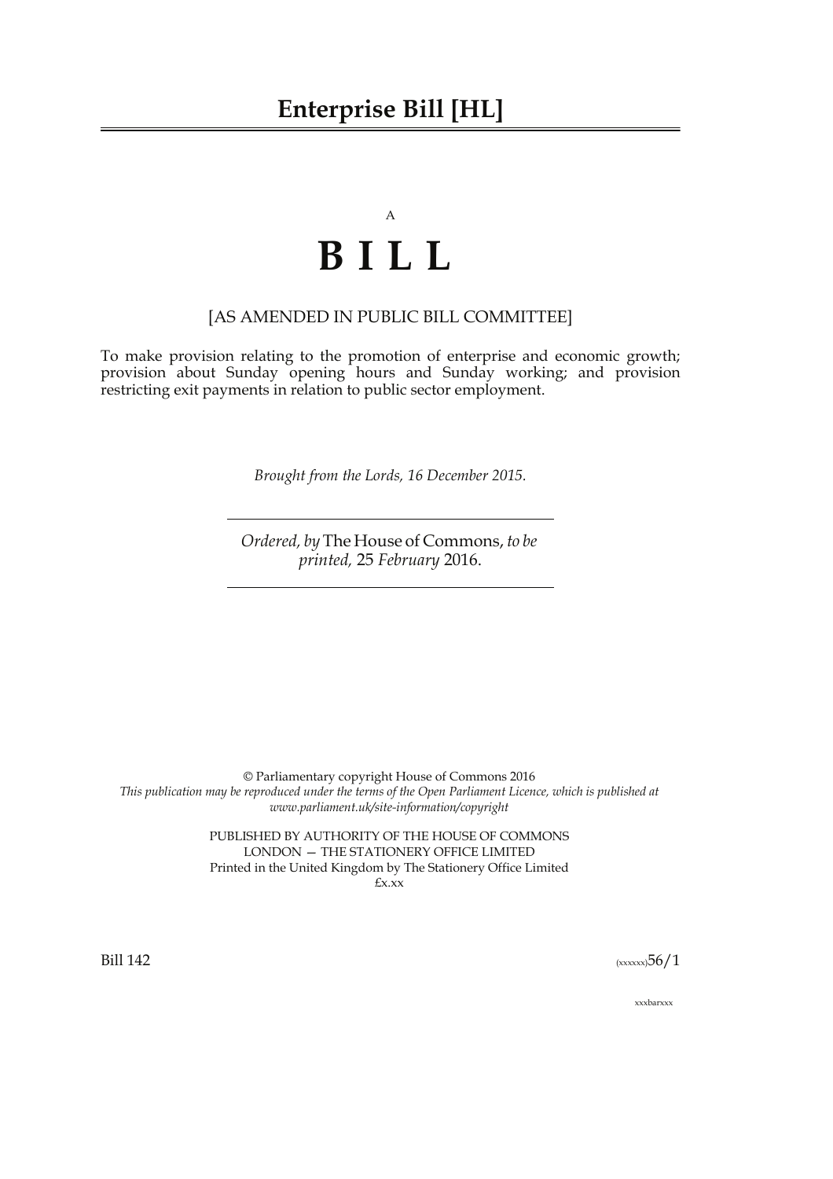# Enterprise Bill [HL]

A

# BILL

[AS AMENDED IN PUBLIC BILL COMMITTEE]

To make provision relating to the promotion of enterprise and economic growth; provision about Sunday opening hours and Sunday working; and provision restricting exit payments in relation to public sector employment.

*Brought from the Lords, 16 December 2015.*

*Ordered, by* The House of Commons, *to be printed,* 25 *February* 2016.

© Parliamentary copyright House of Commons 2016
*This publication may be reproduced under the terms of the Open Parliament Licence, which is published at www.parliament.uk/site-information/copyright*

PUBLISHED BY AUTHORITY OF THE HOUSE OF COMMONS
LONDON — THE STATIONERY OFFICE LIMITED
Printed in the United Kingdom by The Stationery Office Limited
£x.xx

Bill 142 (xxxxxx)56/1

xxxbarxxx